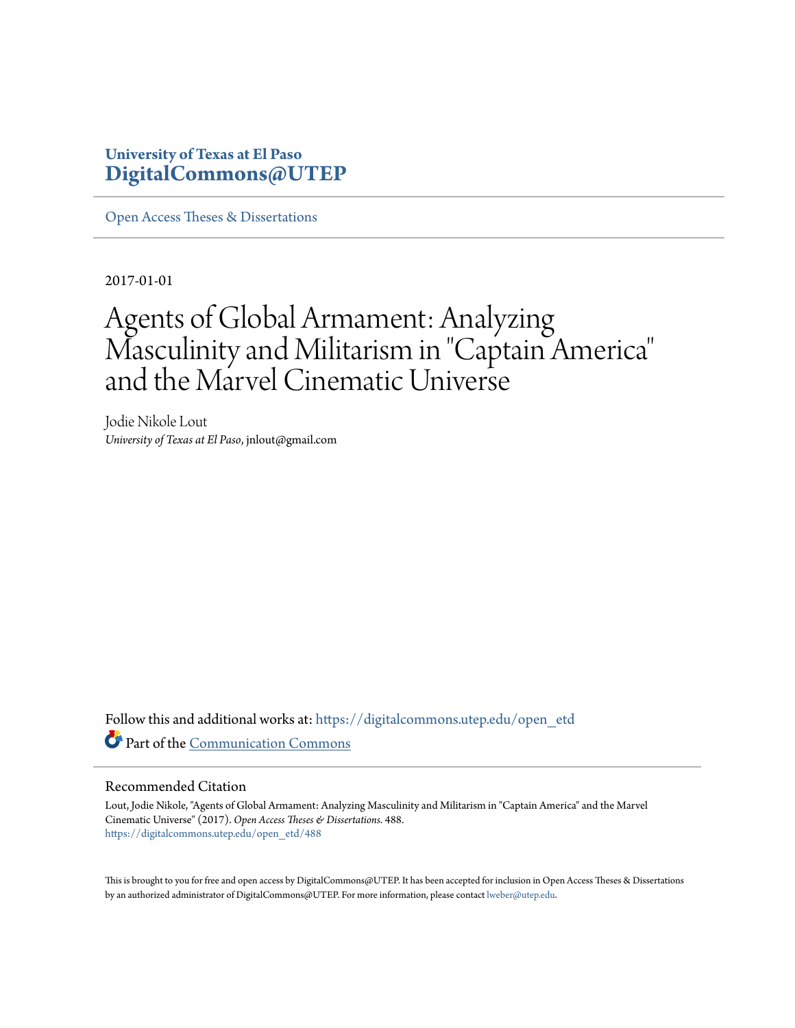University of Texas at El Paso
**DigitalCommons@UTEP**

Open Access Theses & Dissertations

2017-01-01

# Agents of Global Armament: Analyzing Masculinity and Militarism in "Captain America" and the Marvel Cinematic Universe

Jodie Nikole Lout
*University of Texas at El Paso*, jnlout@gmail.com

Follow this and additional works at: https://digitalcommons.utep.edu/open_etd

Part of the Communication Commons

## Recommended Citation

Lout, Jodie Nikole, "Agents of Global Armament: Analyzing Masculinity and Militarism in "Captain America" and the Marvel Cinematic Universe" (2017). *Open Access Theses & Dissertations*. 488.
https://digitalcommons.utep.edu/open_etd/488

This is brought to you for free and open access by DigitalCommons@UTEP. It has been accepted for inclusion in Open Access Theses & Dissertations by an authorized administrator of DigitalCommons@UTEP. For more information, please contact lweber@utep.edu.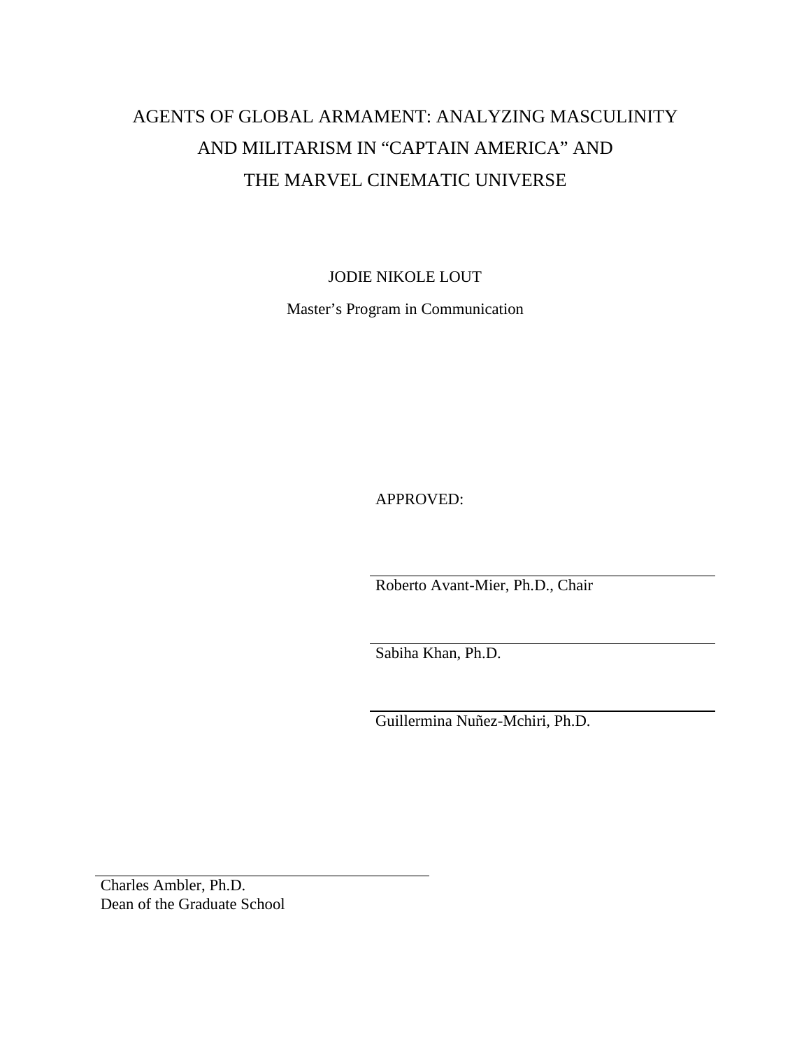# AGENTS OF GLOBAL ARMAMENT: ANALYZING MASCULINITY AND MILITARISM IN "CAPTAIN AMERICA" AND THE MARVEL CINEMATIC UNIVERSE

JODIE NIKOLE LOUT

Master's Program in Communication

APPROVED:

Roberto Avant-Mier, Ph.D., Chair

Sabiha Khan, Ph.D.

Guillermina Nuñez-Mchiri, Ph.D.

Charles Ambler, Ph.D.
Dean of the Graduate School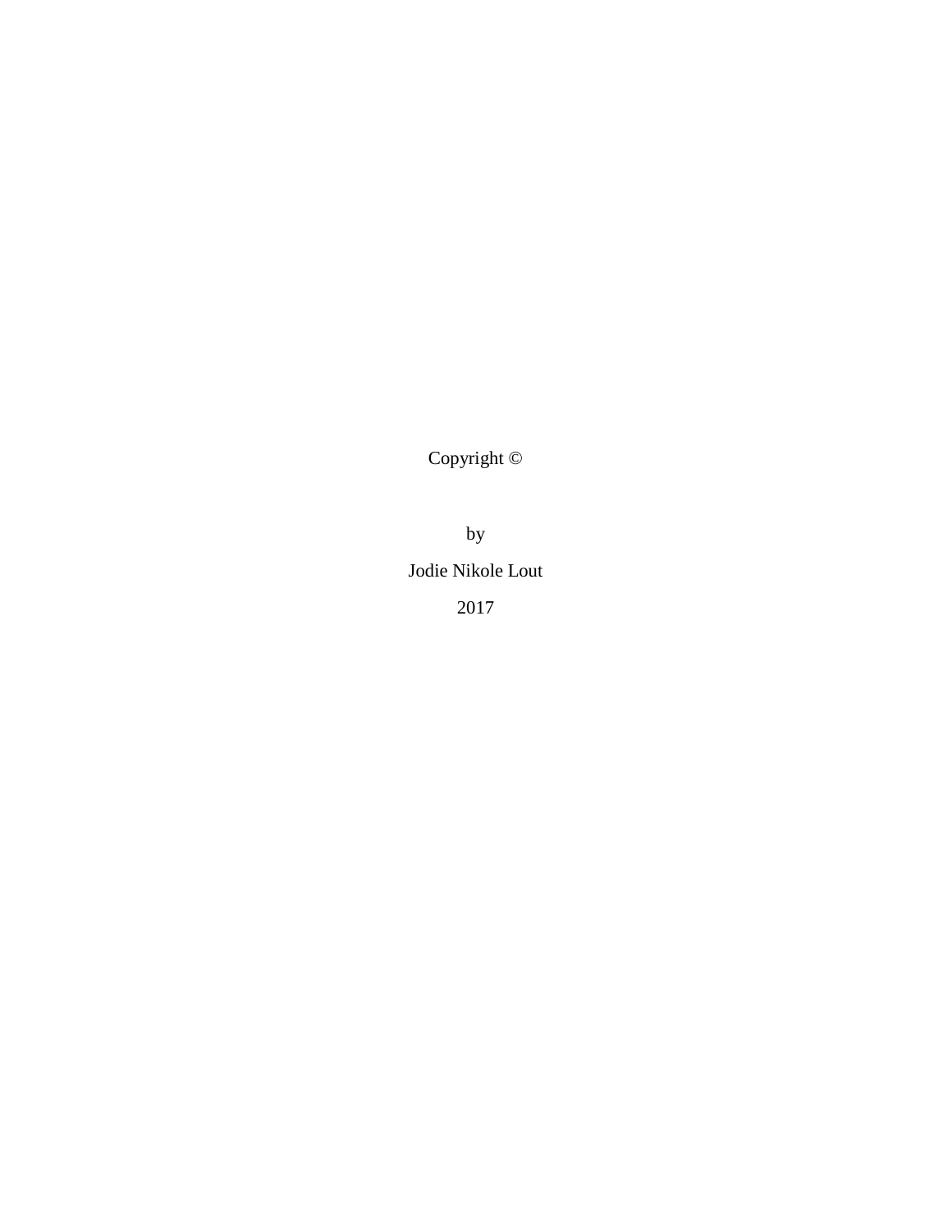Copyright ©

by

Jodie Nikole Lout

2017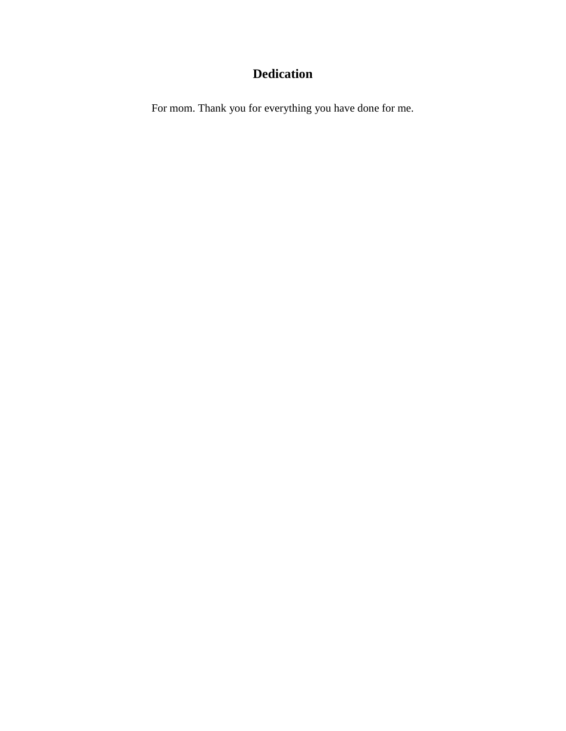# Dedication

For mom. Thank you for everything you have done for me.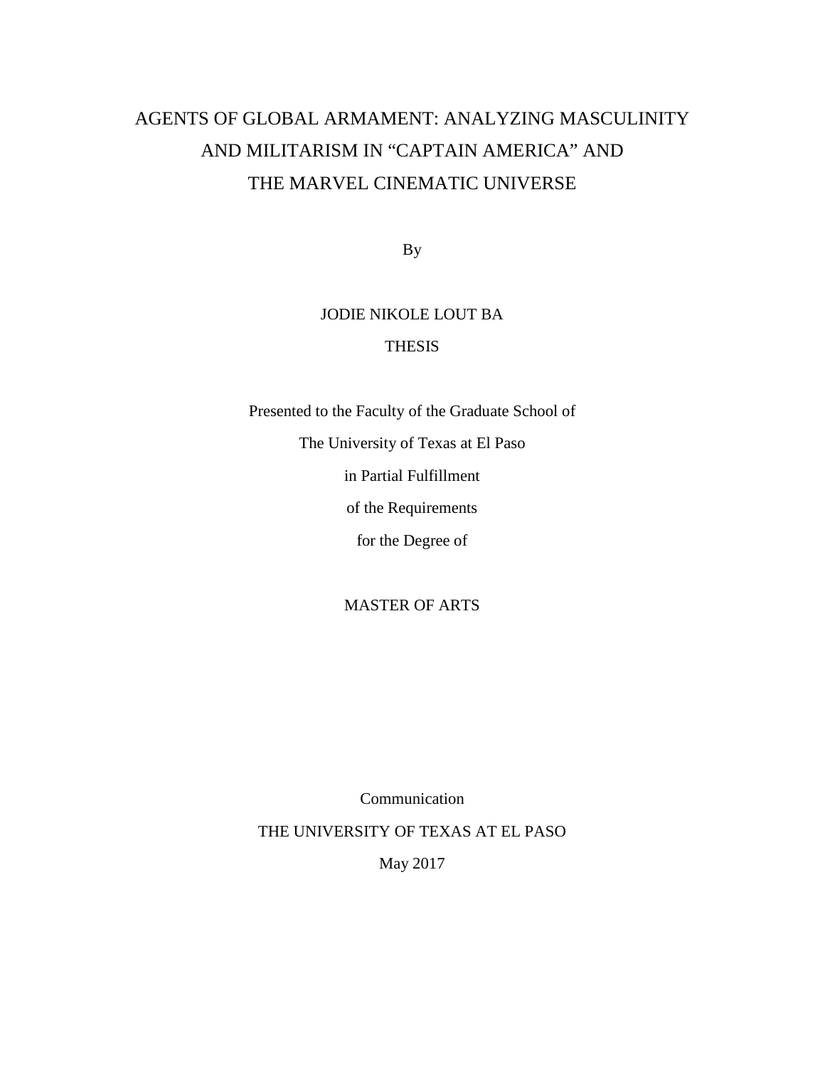# AGENTS OF GLOBAL ARMAMENT: ANALYZING MASCULINITY AND MILITARISM IN "CAPTAIN AMERICA" AND THE MARVEL CINEMATIC UNIVERSE

By

JODIE NIKOLE LOUT BA

THESIS

Presented to the Faculty of the Graduate School of

The University of Texas at El Paso

in Partial Fulfillment

of the Requirements

for the Degree of

MASTER OF ARTS

Communication

THE UNIVERSITY OF TEXAS AT EL PASO

May 2017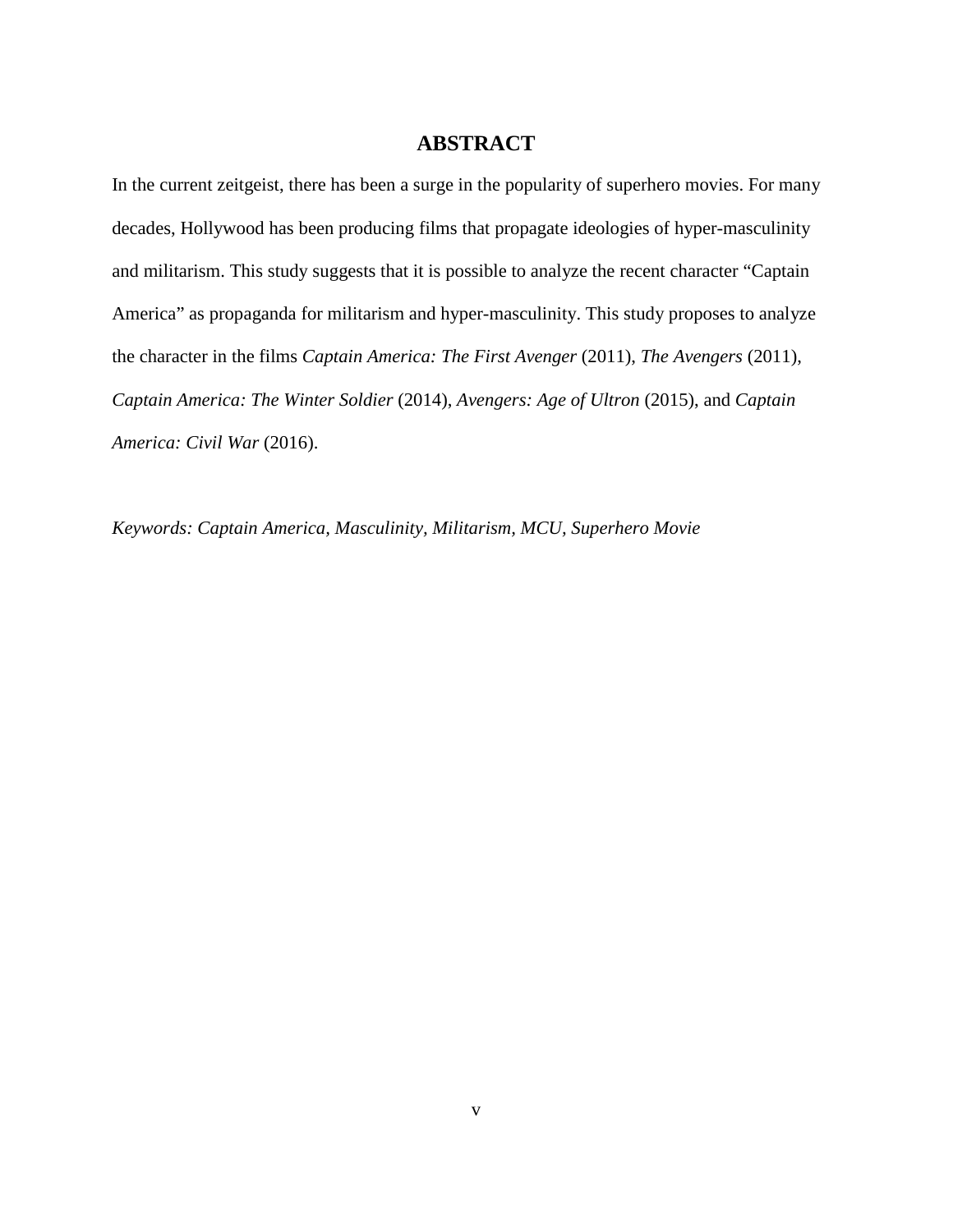# ABSTRACT

In the current zeitgeist, there has been a surge in the popularity of superhero movies. For many decades, Hollywood has been producing films that propagate ideologies of hyper-masculinity and militarism. This study suggests that it is possible to analyze the recent character "Captain America" as propaganda for militarism and hyper-masculinity. This study proposes to analyze the character in the films *Captain America: The First Avenger* (2011), *The Avengers* (2011), *Captain America: The Winter Soldier* (2014), *Avengers: Age of Ultron* (2015), and *Captain America: Civil War* (2016).

*Keywords: Captain America, Masculinity, Militarism, MCU, Superhero Movie*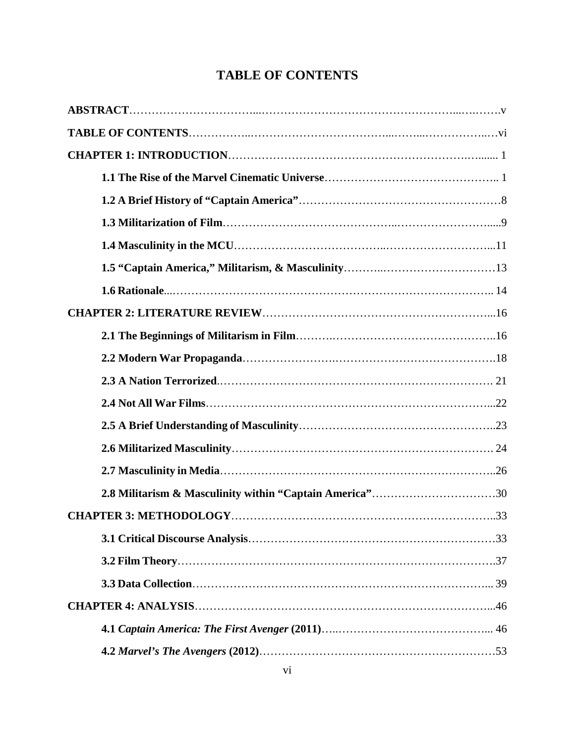# TABLE OF CONTENTS

**ABSTRACT**……………………………...…………………………………………...….…….v

**TABLE OF CONTENTS**……………..……………………………...……...……………..…vi

**CHAPTER 1: INTRODUCTION**………………………………………………………….…...... 1

**1.1 The Rise of the Marvel Cinematic Universe**……………………………………….. 1

**1.2 A Brief History of "Captain America"**………………………………………………8

**1.3 Militarization of Film**……………………………………..……………………….....9

**1.4 Masculinity in the MCU**………………………………...………………………...11

**1.5 "Captain America," Militarism, & Masculinity**………..…………………………13

**1.6 Rationale**...………………………………………………………………………….. 14

**CHAPTER 2: LITERATURE REVIEW**…………………………………………………...16

**2.1 The Beginnings of Militarism in Film**……….……………………………………..16

**2.2 Modern War Propaganda**………………….…………………………………….18

**2.3 A Nation Terrorized**.……………………………………………………………. 21

**2.4 Not All War Films**…………………………………………………………….…...22

**2.5 A Brief Understanding of Masculinity**…….……………………………………..23

**2.6 Militarized Masculinity**……………………………………….…………………. 24

**2.7 Masculinity in Media**………………………………………………………………..26

**2.8 Militarism & Masculinity within "Captain America"**……………………………30

**CHAPTER 3: METHODOLOGY**…………………………………………………………..33

**3.1 Critical Discourse Analysis**……………………………….…………………………33

**3.2 Film Theory**……………………………………………………….………………….37

**3.3 Data Collection**………………………………………………………….……….... 39

**CHAPTER 4: ANALYSIS**……………………………………………………………………...46

**4.1 *Captain America: The First Avenger* (2011)**…..………………………………….... 46

**4.2 *Marvel's The Avengers* (2012)**……………………………….…………………53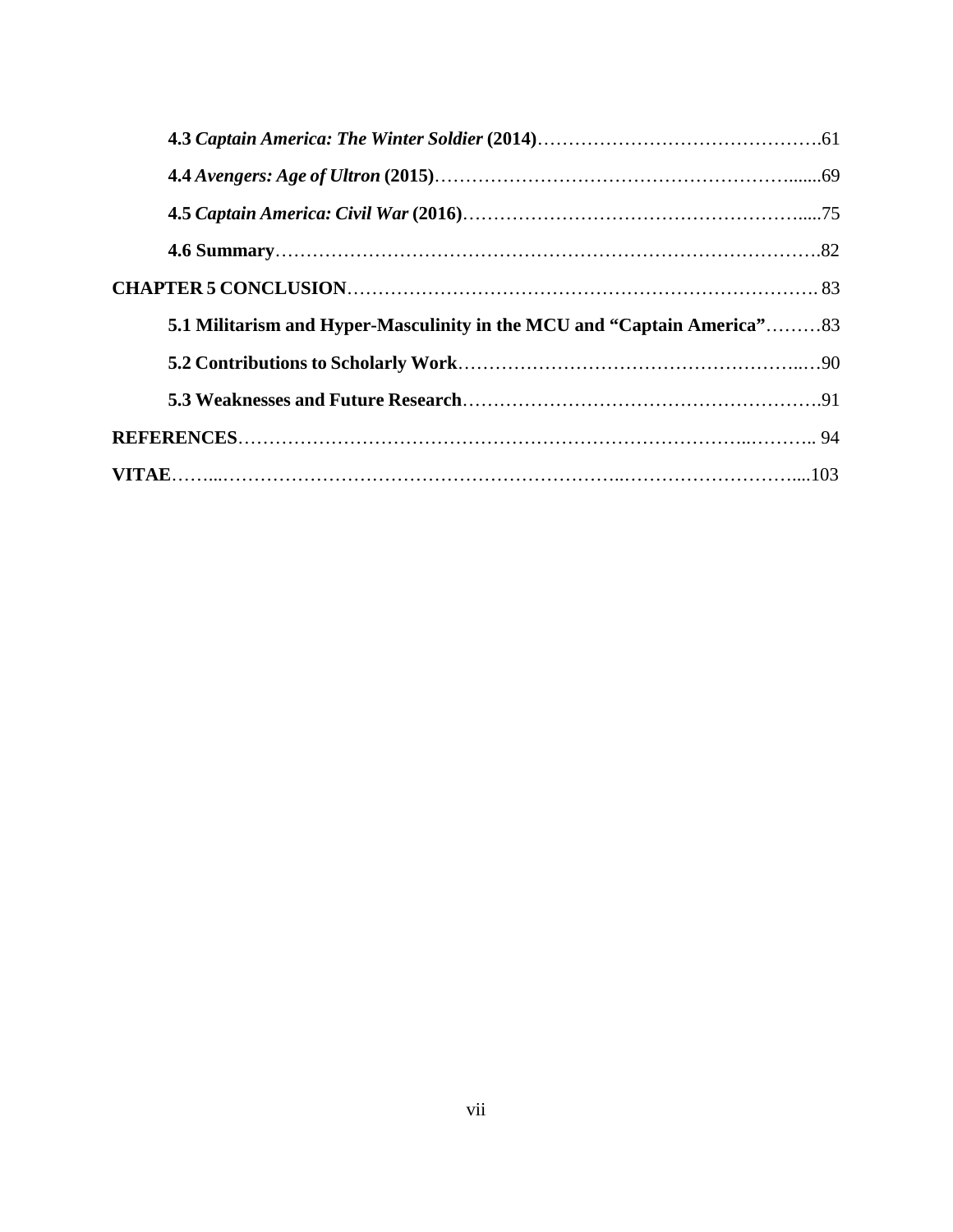**4.3** ***Captain America: The Winter Soldier*** **(2014)**……………………………………….61

**4.4** ***Avengers: Age of Ultron*** **(2015)**……………………………………………….......69

**4.5** ***Captain America: Civil War*** **(2016)**……………………………………………….....75

**4.6 Summary**………………………………………………………………………….82

**CHAPTER 5 CONCLUSION**………………………………………………………………. 83

**5.1 Militarism and Hyper-Masculinity in the MCU and "Captain America"**………83

**5.2 Contributions to Scholarly Work**……………………………………………..…90

**5.3 Weaknesses and Future Research**……………………………………………….91

**REFERENCES**……………………………………………………………………..……….. 94

**VITAE**……...…………………………………………………..………………………....103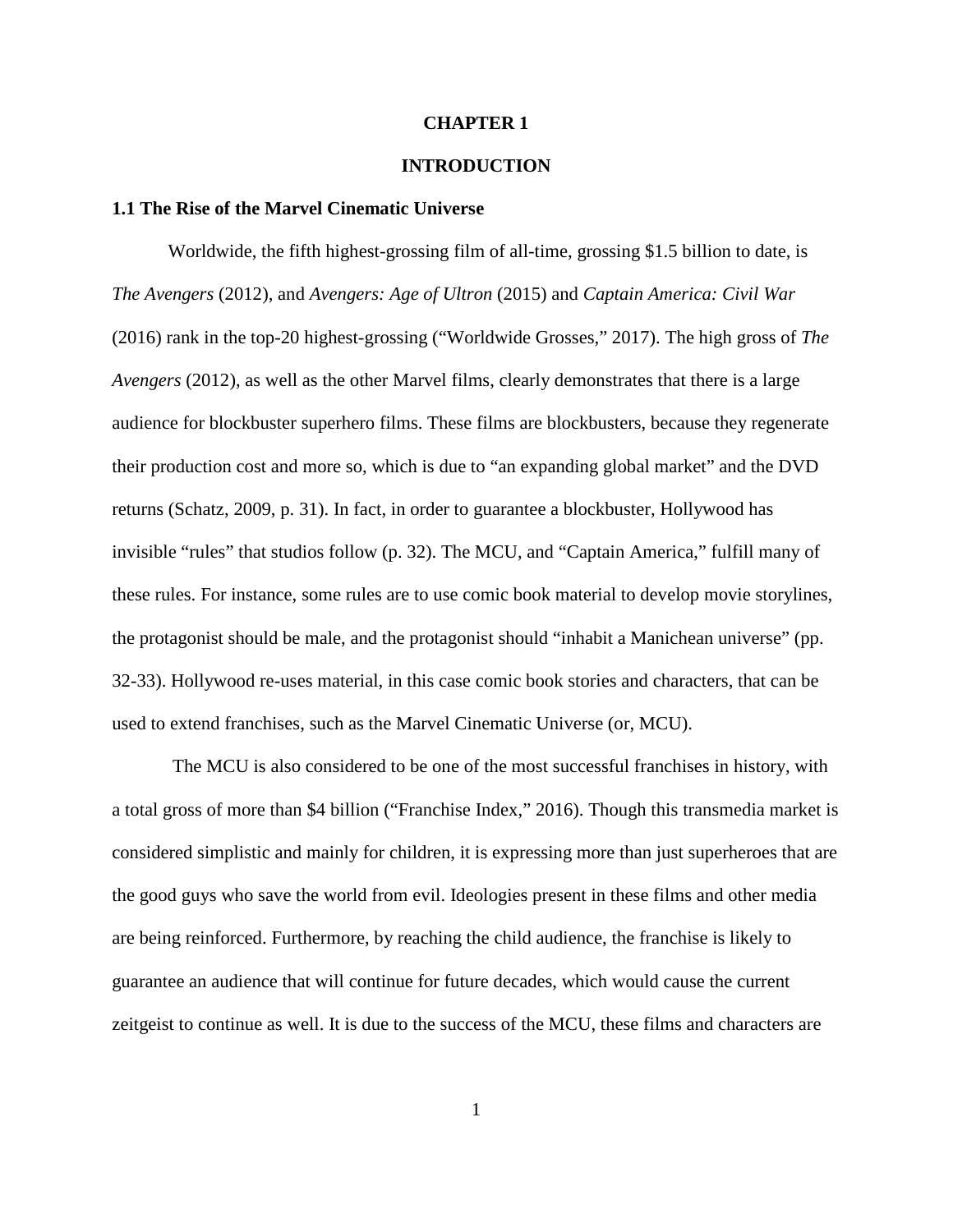# CHAPTER 1

# INTRODUCTION

## 1.1 The Rise of the Marvel Cinematic Universe

Worldwide, the fifth highest-grossing film of all-time, grossing $1.5 billion to date, is *The Avengers* (2012), and *Avengers: Age of Ultron* (2015) and *Captain America: Civil War* (2016) rank in the top-20 highest-grossing ("Worldwide Grosses," 2017). The high gross of *The Avengers* (2012), as well as the other Marvel films, clearly demonstrates that there is a large audience for blockbuster superhero films. These films are blockbusters, because they regenerate their production cost and more so, which is due to "an expanding global market" and the DVD returns (Schatz, 2009, p. 31). In fact, in order to guarantee a blockbuster, Hollywood has invisible "rules" that studios follow (p. 32). The MCU, and "Captain America," fulfill many of these rules. For instance, some rules are to use comic book material to develop movie storylines, the protagonist should be male, and the protagonist should "inhabit a Manichean universe" (pp. 32-33). Hollywood re-uses material, in this case comic book stories and characters, that can be used to extend franchises, such as the Marvel Cinematic Universe (or, MCU).

The MCU is also considered to be one of the most successful franchises in history, with a total gross of more than $4 billion ("Franchise Index," 2016). Though this transmedia market is considered simplistic and mainly for children, it is expressing more than just superheroes that are the good guys who save the world from evil. Ideologies present in these films and other media are being reinforced. Furthermore, by reaching the child audience, the franchise is likely to guarantee an audience that will continue for future decades, which would cause the current zeitgeist to continue as well. It is due to the success of the MCU, these films and characters are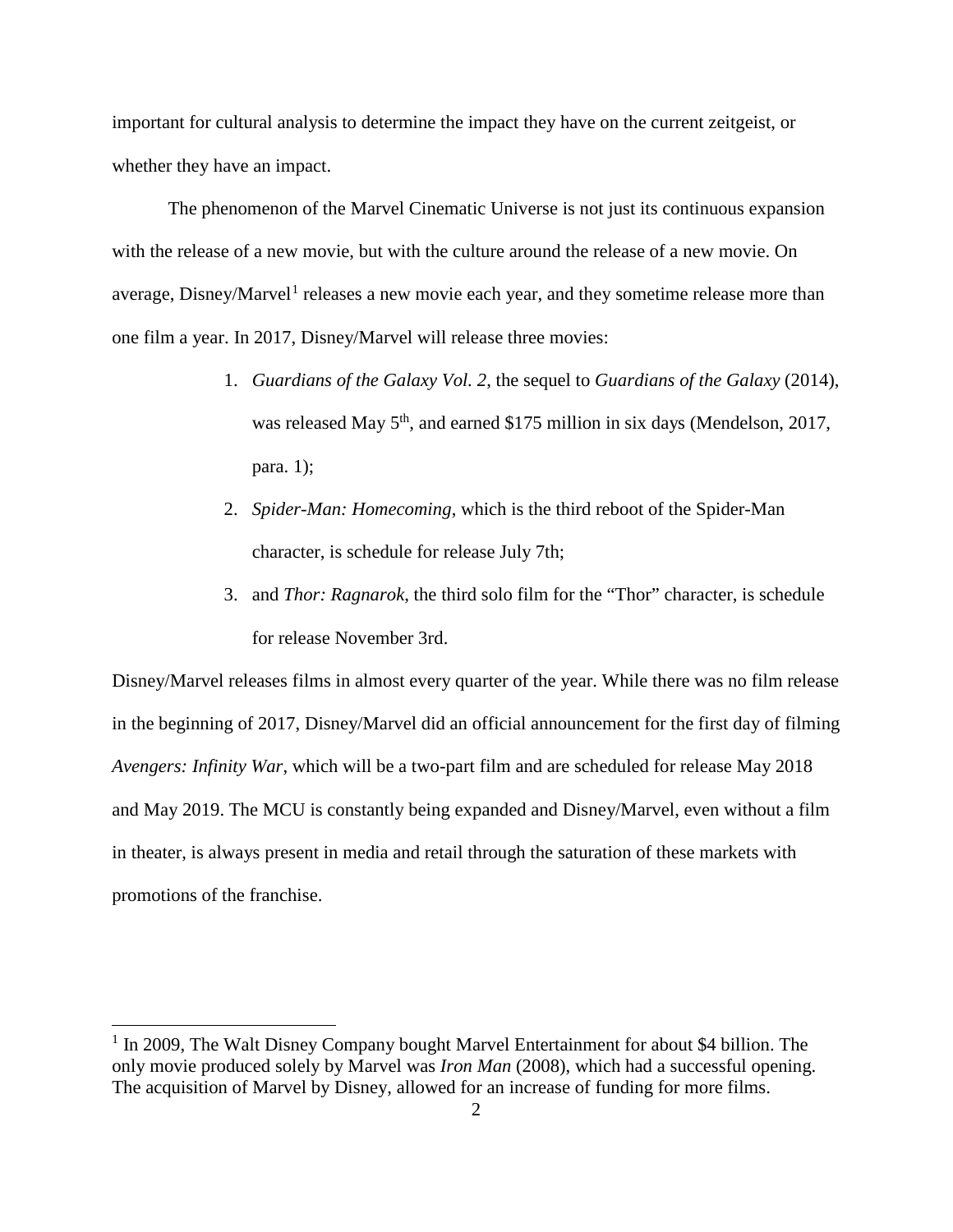important for cultural analysis to determine the impact they have on the current zeitgeist, or whether they have an impact.

The phenomenon of the Marvel Cinematic Universe is not just its continuous expansion with the release of a new movie, but with the culture around the release of a new movie. On average, Disney/Marvel[1] releases a new movie each year, and they sometime release more than one film a year. In 2017, Disney/Marvel will release three movies:

1. *Guardians of the Galaxy Vol. 2*, the sequel to *Guardians of the Galaxy* (2014), was released May 5th, and earned $175 million in six days (Mendelson, 2017, para. 1);
2. *Spider-Man: Homecoming*, which is the third reboot of the Spider-Man character, is schedule for release July 7th;
3. and *Thor: Ragnarok*, the third solo film for the "Thor" character, is schedule for release November 3rd.

Disney/Marvel releases films in almost every quarter of the year. While there was no film release in the beginning of 2017, Disney/Marvel did an official announcement for the first day of filming *Avengers: Infinity War*, which will be a two-part film and are scheduled for release May 2018 and May 2019. The MCU is constantly being expanded and Disney/Marvel, even without a film in theater, is always present in media and retail through the saturation of these markets with promotions of the franchise.

---

[1] In 2009, The Walt Disney Company bought Marvel Entertainment for about $4 billion. The only movie produced solely by Marvel was *Iron Man* (2008), which had a successful opening. The acquisition of Marvel by Disney, allowed for an increase of funding for more films.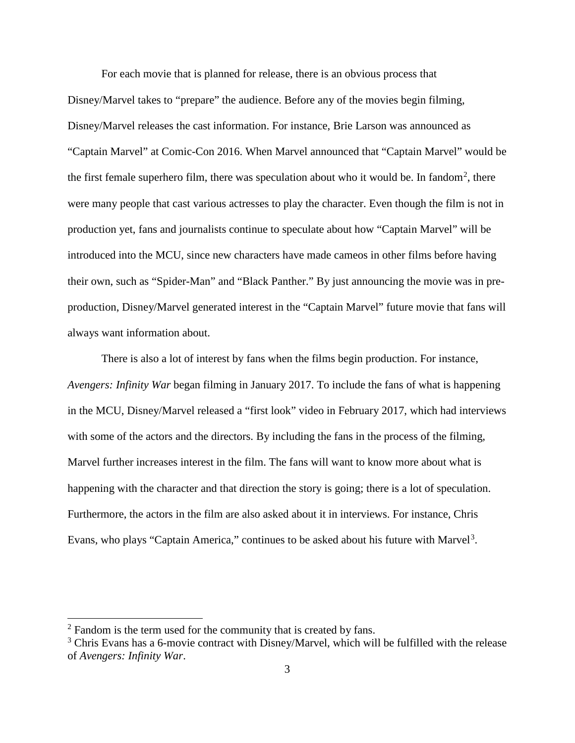For each movie that is planned for release, there is an obvious process that Disney/Marvel takes to "prepare" the audience. Before any of the movies begin filming, Disney/Marvel releases the cast information. For instance, Brie Larson was announced as "Captain Marvel" at Comic-Con 2016. When Marvel announced that "Captain Marvel" would be the first female superhero film, there was speculation about who it would be. In fandom[2], there were many people that cast various actresses to play the character. Even though the film is not in production yet, fans and journalists continue to speculate about how "Captain Marvel" will be introduced into the MCU, since new characters have made cameos in other films before having their own, such as "Spider-Man" and "Black Panther." By just announcing the movie was in pre-production, Disney/Marvel generated interest in the "Captain Marvel" future movie that fans will always want information about.

There is also a lot of interest by fans when the films begin production. For instance, *Avengers: Infinity War* began filming in January 2017. To include the fans of what is happening in the MCU, Disney/Marvel released a "first look" video in February 2017, which had interviews with some of the actors and the directors. By including the fans in the process of the filming, Marvel further increases interest in the film. The fans will want to know more about what is happening with the character and that direction the story is going; there is a lot of speculation. Furthermore, the actors in the film are also asked about it in interviews. For instance, Chris Evans, who plays "Captain America," continues to be asked about his future with Marvel[3].

---

[2] Fandom is the term used for the community that is created by fans.

[3] Chris Evans has a 6-movie contract with Disney/Marvel, which will be fulfilled with the release of *Avengers: Infinity War*.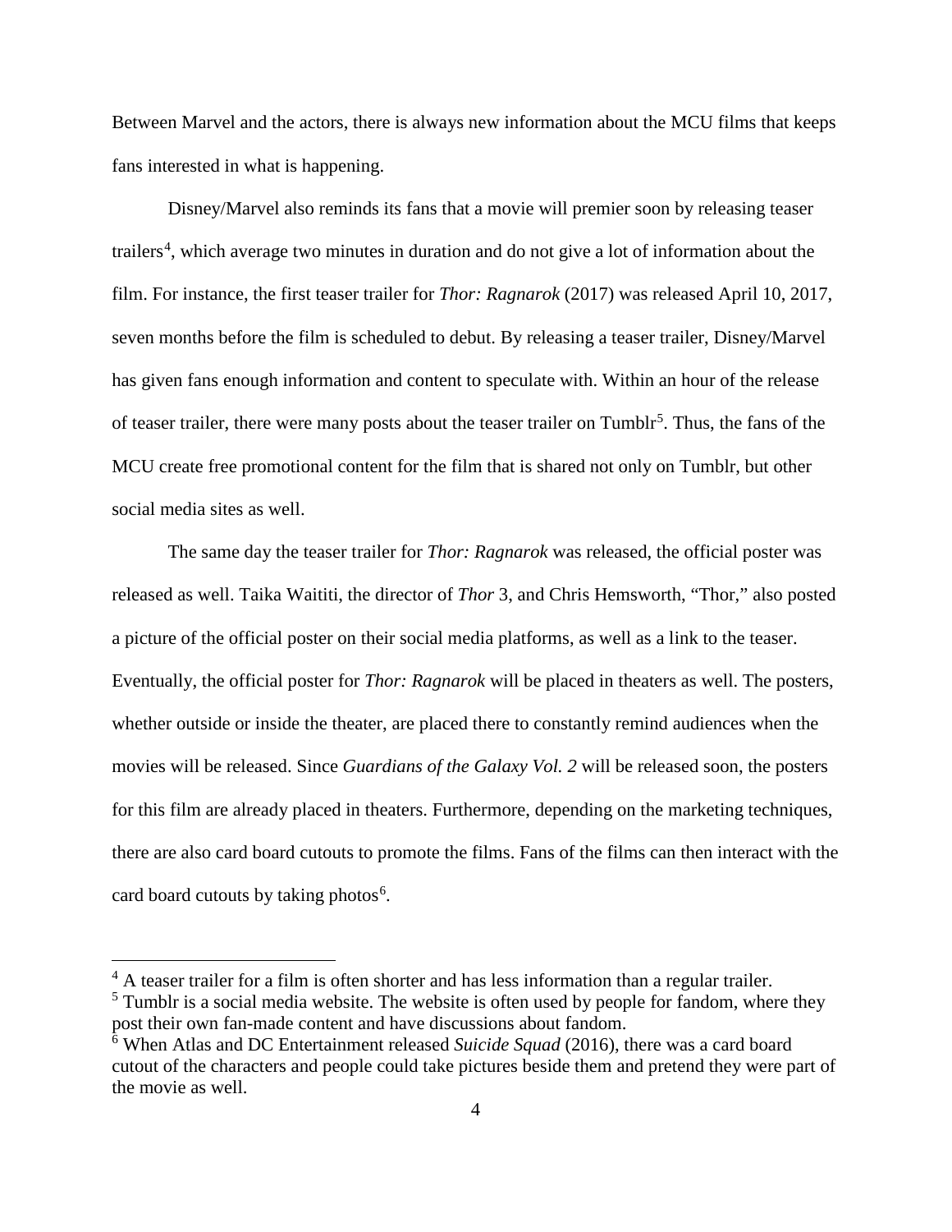Between Marvel and the actors, there is always new information about the MCU films that keeps fans interested in what is happening.

Disney/Marvel also reminds its fans that a movie will premier soon by releasing teaser trailers[4], which average two minutes in duration and do not give a lot of information about the film. For instance, the first teaser trailer for *Thor: Ragnarok* (2017) was released April 10, 2017, seven months before the film is scheduled to debut. By releasing a teaser trailer, Disney/Marvel has given fans enough information and content to speculate with. Within an hour of the release of teaser trailer, there were many posts about the teaser trailer on Tumblr[5]. Thus, the fans of the MCU create free promotional content for the film that is shared not only on Tumblr, but other social media sites as well.

The same day the teaser trailer for *Thor: Ragnarok* was released, the official poster was released as well. Taika Waititi, the director of *Thor* 3, and Chris Hemsworth, "Thor," also posted a picture of the official poster on their social media platforms, as well as a link to the teaser. Eventually, the official poster for *Thor: Ragnarok* will be placed in theaters as well. The posters, whether outside or inside the theater, are placed there to constantly remind audiences when the movies will be released. Since *Guardians of the Galaxy Vol. 2* will be released soon, the posters for this film are already placed in theaters. Furthermore, depending on the marketing techniques, there are also card board cutouts to promote the films. Fans of the films can then interact with the card board cutouts by taking photos[6].

---

[4] A teaser trailer for a film is often shorter and has less information than a regular trailer.

[5] Tumblr is a social media website. The website is often used by people for fandom, where they post their own fan-made content and have discussions about fandom.

[6] When Atlas and DC Entertainment released *Suicide Squad* (2016), there was a card board cutout of the characters and people could take pictures beside them and pretend they were part of the movie as well.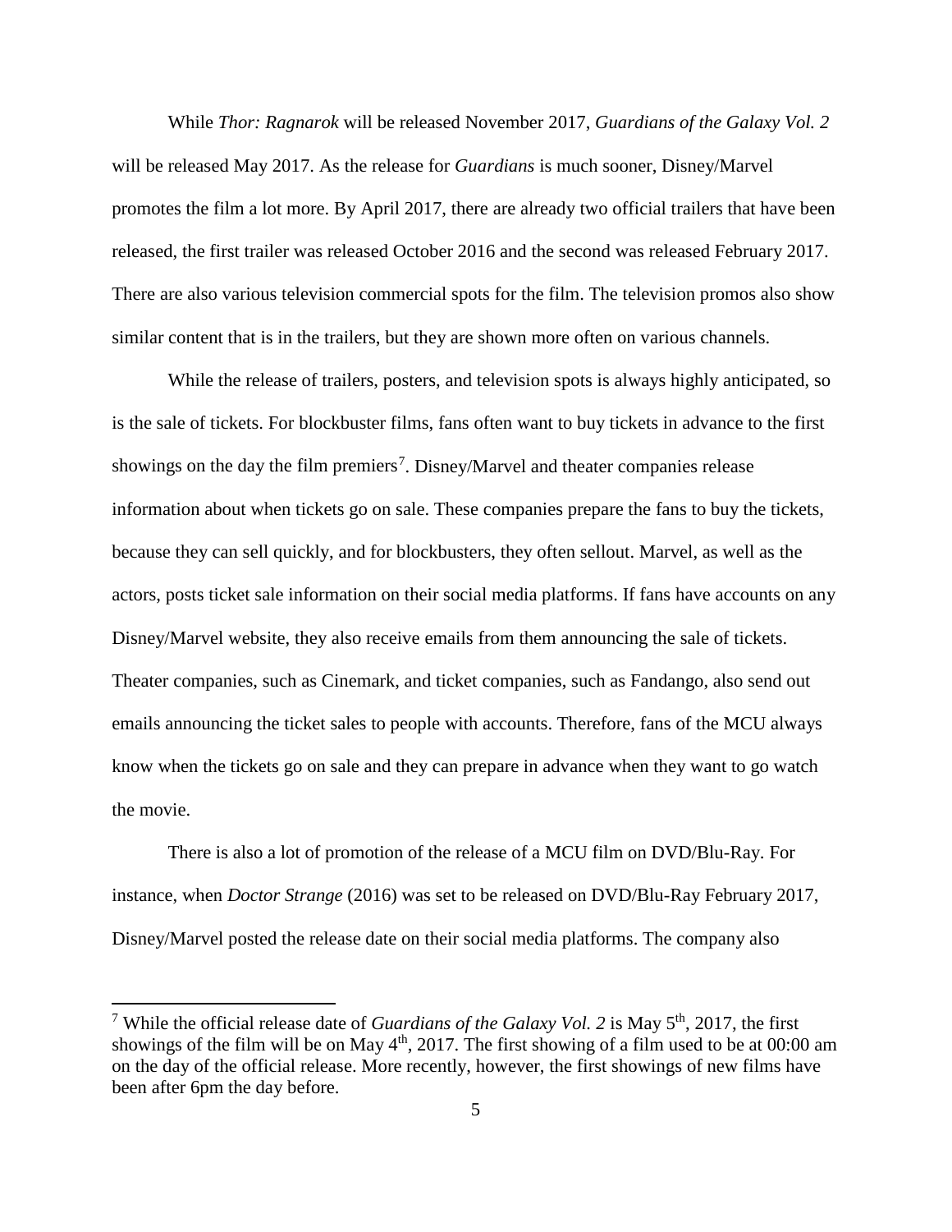While *Thor: Ragnarok* will be released November 2017, *Guardians of the Galaxy Vol. 2* will be released May 2017. As the release for *Guardians* is much sooner, Disney/Marvel promotes the film a lot more. By April 2017, there are already two official trailers that have been released, the first trailer was released October 2016 and the second was released February 2017. There are also various television commercial spots for the film. The television promos also show similar content that is in the trailers, but they are shown more often on various channels.

While the release of trailers, posters, and television spots is always highly anticipated, so is the sale of tickets. For blockbuster films, fans often want to buy tickets in advance to the first showings on the day the film premiers[7]. Disney/Marvel and theater companies release information about when tickets go on sale. These companies prepare the fans to buy the tickets, because they can sell quickly, and for blockbusters, they often sellout. Marvel, as well as the actors, posts ticket sale information on their social media platforms. If fans have accounts on any Disney/Marvel website, they also receive emails from them announcing the sale of tickets. Theater companies, such as Cinemark, and ticket companies, such as Fandango, also send out emails announcing the ticket sales to people with accounts. Therefore, fans of the MCU always know when the tickets go on sale and they can prepare in advance when they want to go watch the movie.

There is also a lot of promotion of the release of a MCU film on DVD/Blu-Ray. For instance, when *Doctor Strange* (2016) was set to be released on DVD/Blu-Ray February 2017, Disney/Marvel posted the release date on their social media platforms. The company also

---

[7] While the official release date of *Guardians of the Galaxy Vol. 2* is May 5th, 2017, the first showings of the film will be on May 4th, 2017. The first showing of a film used to be at 00:00 am on the day of the official release. More recently, however, the first showings of new films have been after 6pm the day before.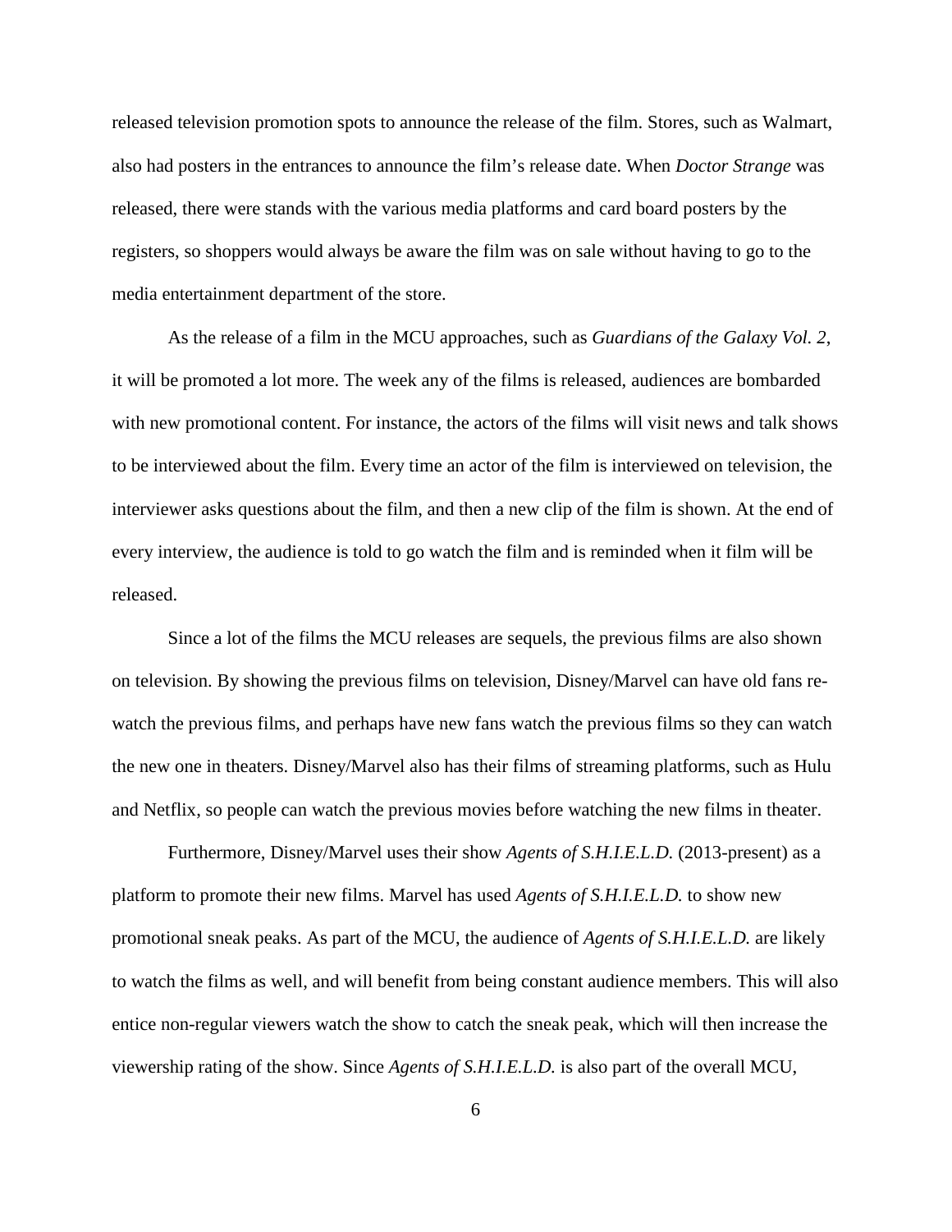released television promotion spots to announce the release of the film. Stores, such as Walmart, also had posters in the entrances to announce the film's release date. When *Doctor Strange* was released, there were stands with the various media platforms and card board posters by the registers, so shoppers would always be aware the film was on sale without having to go to the media entertainment department of the store.

As the release of a film in the MCU approaches, such as *Guardians of the Galaxy Vol. 2*, it will be promoted a lot more. The week any of the films is released, audiences are bombarded with new promotional content. For instance, the actors of the films will visit news and talk shows to be interviewed about the film. Every time an actor of the film is interviewed on television, the interviewer asks questions about the film, and then a new clip of the film is shown. At the end of every interview, the audience is told to go watch the film and is reminded when it film will be released.

Since a lot of the films the MCU releases are sequels, the previous films are also shown on television. By showing the previous films on television, Disney/Marvel can have old fans re-watch the previous films, and perhaps have new fans watch the previous films so they can watch the new one in theaters. Disney/Marvel also has their films of streaming platforms, such as Hulu and Netflix, so people can watch the previous movies before watching the new films in theater.

Furthermore, Disney/Marvel uses their show *Agents of S.H.I.E.L.D.* (2013-present) as a platform to promote their new films. Marvel has used *Agents of S.H.I.E.L.D.* to show new promotional sneak peaks. As part of the MCU, the audience of *Agents of S.H.I.E.L.D.* are likely to watch the films as well, and will benefit from being constant audience members. This will also entice non-regular viewers watch the show to catch the sneak peak, which will then increase the viewership rating of the show. Since *Agents of S.H.I.E.L.D.* is also part of the overall MCU,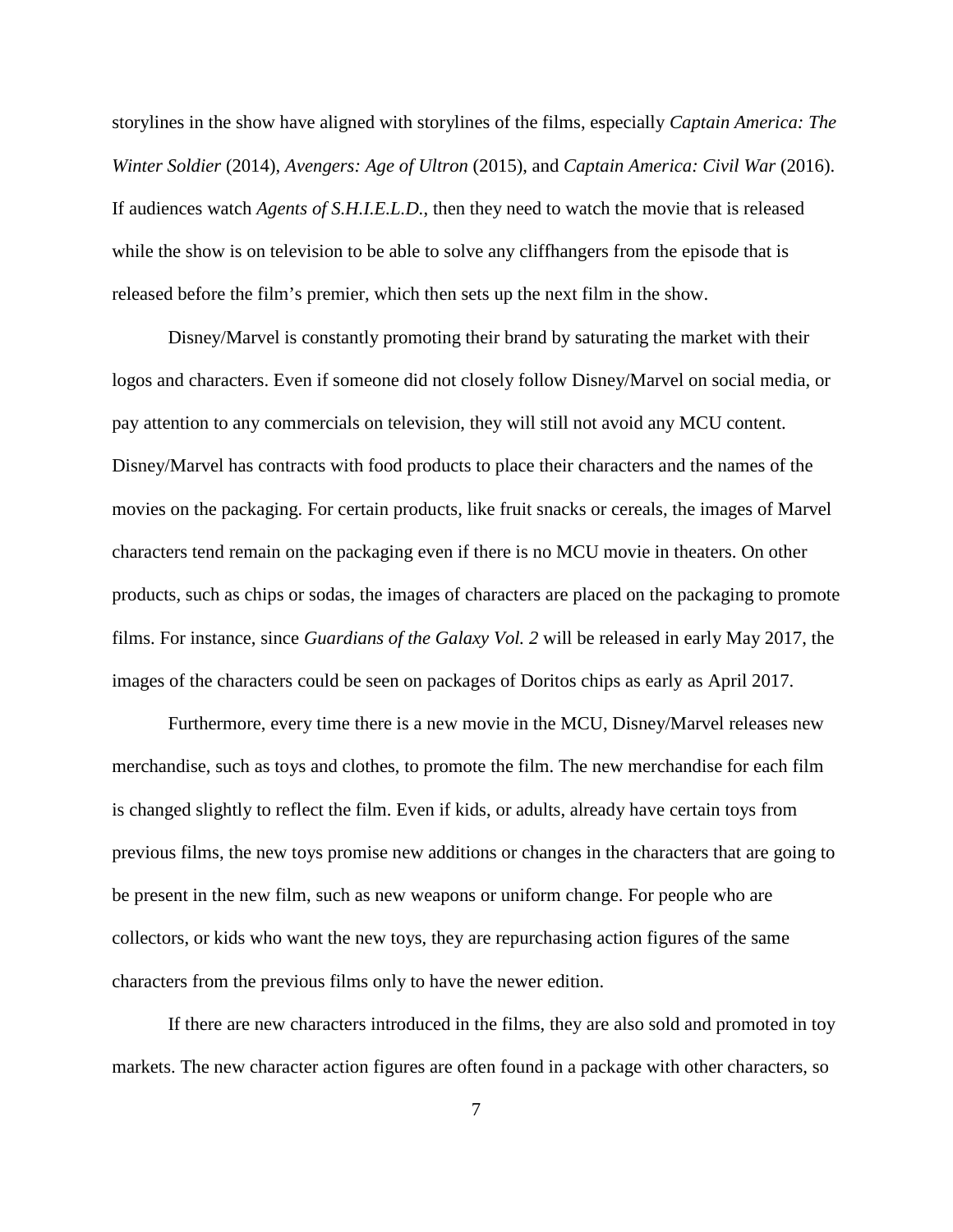storylines in the show have aligned with storylines of the films, especially *Captain America: The Winter Soldier* (2014), *Avengers: Age of Ultron* (2015), and *Captain America: Civil War* (2016). If audiences watch *Agents of S.H.I.E.L.D.*, then they need to watch the movie that is released while the show is on television to be able to solve any cliffhangers from the episode that is released before the film's premier, which then sets up the next film in the show.

Disney/Marvel is constantly promoting their brand by saturating the market with their logos and characters. Even if someone did not closely follow Disney/Marvel on social media, or pay attention to any commercials on television, they will still not avoid any MCU content. Disney/Marvel has contracts with food products to place their characters and the names of the movies on the packaging. For certain products, like fruit snacks or cereals, the images of Marvel characters tend remain on the packaging even if there is no MCU movie in theaters. On other products, such as chips or sodas, the images of characters are placed on the packaging to promote films. For instance, since *Guardians of the Galaxy Vol. 2* will be released in early May 2017, the images of the characters could be seen on packages of Doritos chips as early as April 2017.

Furthermore, every time there is a new movie in the MCU, Disney/Marvel releases new merchandise, such as toys and clothes, to promote the film. The new merchandise for each film is changed slightly to reflect the film. Even if kids, or adults, already have certain toys from previous films, the new toys promise new additions or changes in the characters that are going to be present in the new film, such as new weapons or uniform change. For people who are collectors, or kids who want the new toys, they are repurchasing action figures of the same characters from the previous films only to have the newer edition.

If there are new characters introduced in the films, they are also sold and promoted in toy markets. The new character action figures are often found in a package with other characters, so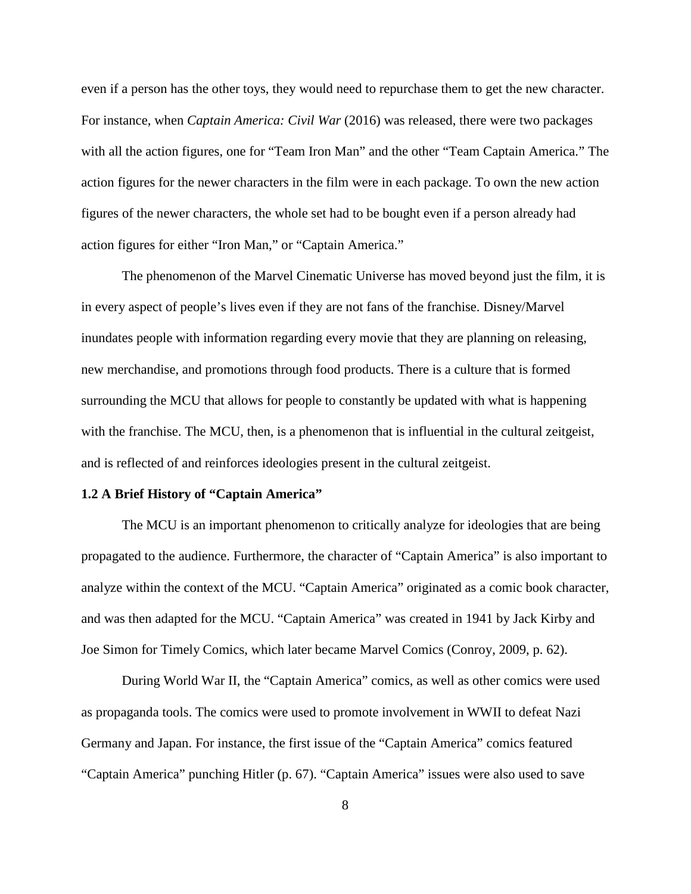even if a person has the other toys, they would need to repurchase them to get the new character. For instance, when *Captain America: Civil War* (2016) was released, there were two packages with all the action figures, one for "Team Iron Man" and the other "Team Captain America." The action figures for the newer characters in the film were in each package. To own the new action figures of the newer characters, the whole set had to be bought even if a person already had action figures for either "Iron Man," or "Captain America."

The phenomenon of the Marvel Cinematic Universe has moved beyond just the film, it is in every aspect of people's lives even if they are not fans of the franchise. Disney/Marvel inundates people with information regarding every movie that they are planning on releasing, new merchandise, and promotions through food products. There is a culture that is formed surrounding the MCU that allows for people to constantly be updated with what is happening with the franchise. The MCU, then, is a phenomenon that is influential in the cultural zeitgeist, and is reflected of and reinforces ideologies present in the cultural zeitgeist.

**1.2 A Brief History of "Captain America"**

The MCU is an important phenomenon to critically analyze for ideologies that are being propagated to the audience. Furthermore, the character of "Captain America" is also important to analyze within the context of the MCU. "Captain America" originated as a comic book character, and was then adapted for the MCU. "Captain America" was created in 1941 by Jack Kirby and Joe Simon for Timely Comics, which later became Marvel Comics (Conroy, 2009, p. 62).

During World War II, the "Captain America" comics, as well as other comics were used as propaganda tools. The comics were used to promote involvement in WWII to defeat Nazi Germany and Japan. For instance, the first issue of the "Captain America" comics featured "Captain America" punching Hitler (p. 67). "Captain America" issues were also used to save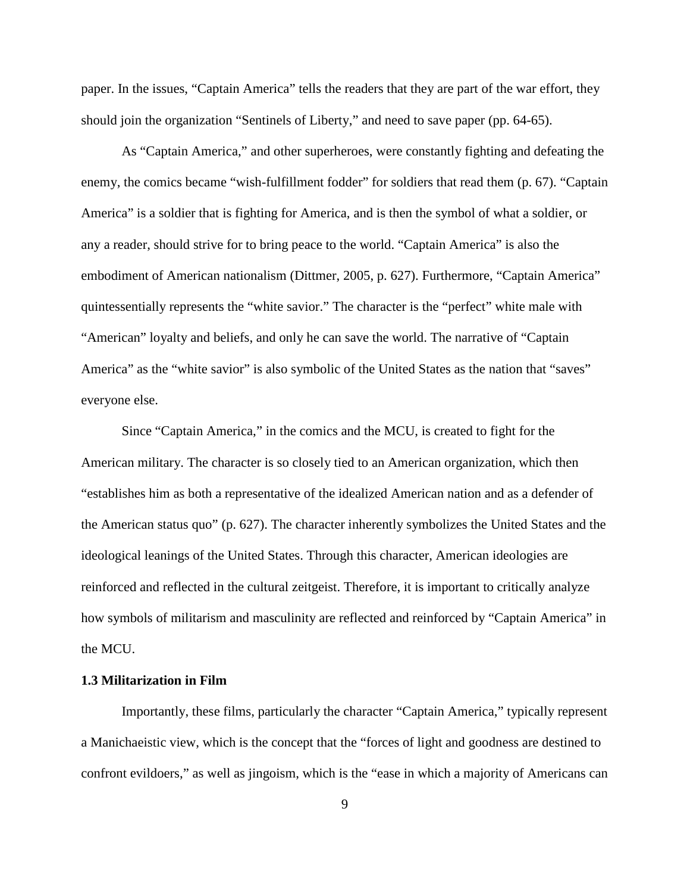paper. In the issues, "Captain America" tells the readers that they are part of the war effort, they should join the organization "Sentinels of Liberty," and need to save paper (pp. 64-65).

As "Captain America," and other superheroes, were constantly fighting and defeating the enemy, the comics became "wish-fulfillment fodder" for soldiers that read them (p. 67). "Captain America" is a soldier that is fighting for America, and is then the symbol of what a soldier, or any a reader, should strive for to bring peace to the world. "Captain America" is also the embodiment of American nationalism (Dittmer, 2005, p. 627). Furthermore, "Captain America" quintessentially represents the "white savior." The character is the "perfect" white male with "American" loyalty and beliefs, and only he can save the world. The narrative of "Captain America" as the "white savior" is also symbolic of the United States as the nation that "saves" everyone else.

Since "Captain America," in the comics and the MCU, is created to fight for the American military. The character is so closely tied to an American organization, which then "establishes him as both a representative of the idealized American nation and as a defender of the American status quo" (p. 627). The character inherently symbolizes the United States and the ideological leanings of the United States. Through this character, American ideologies are reinforced and reflected in the cultural zeitgeist. Therefore, it is important to critically analyze how symbols of militarism and masculinity are reflected and reinforced by "Captain America" in the MCU.

### 1.3 Militarization in Film

Importantly, these films, particularly the character "Captain America," typically represent a Manichaeistic view, which is the concept that the "forces of light and goodness are destined to confront evildoers," as well as jingoism, which is the "ease in which a majority of Americans can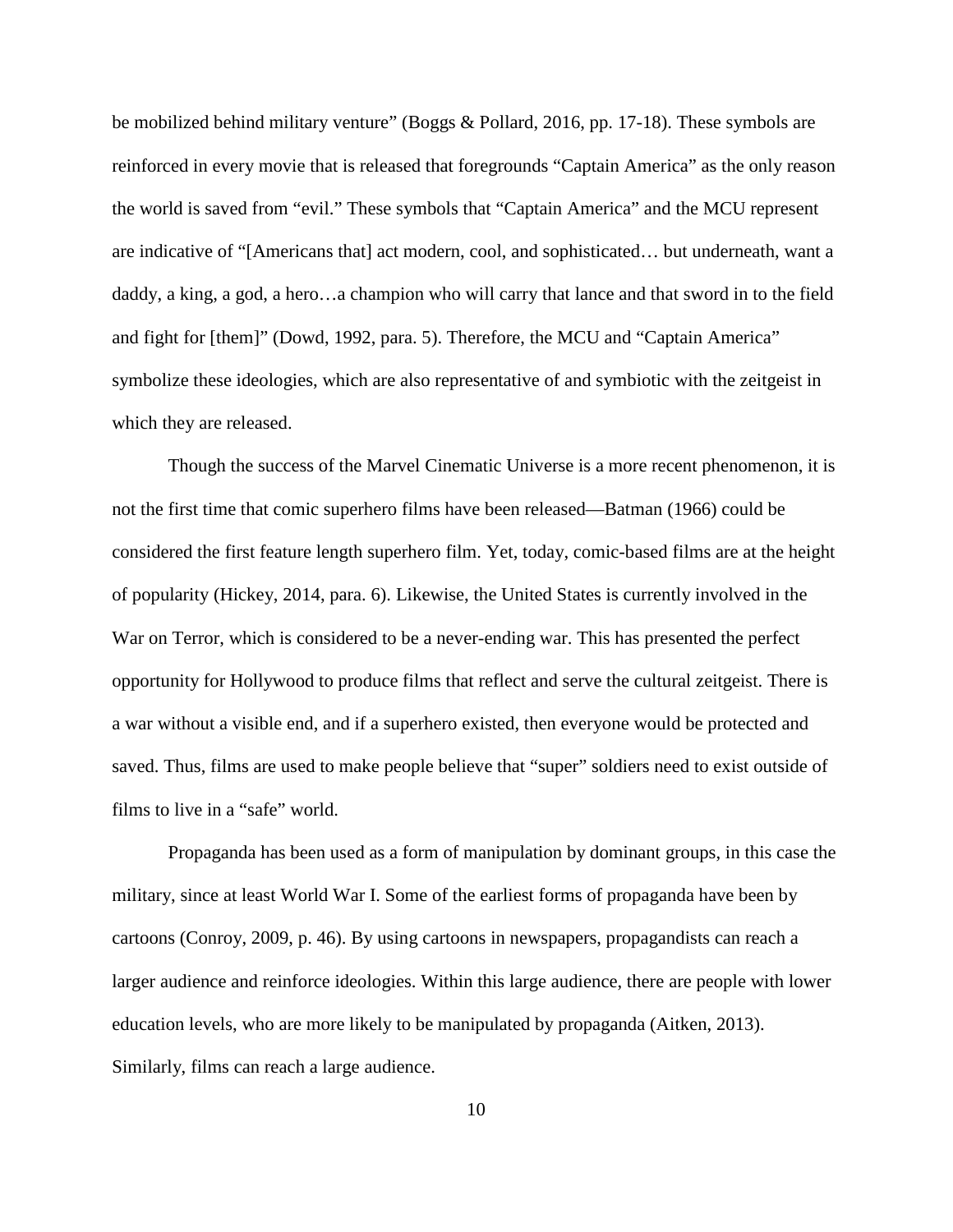be mobilized behind military venture" (Boggs & Pollard, 2016, pp. 17-18). These symbols are reinforced in every movie that is released that foregrounds "Captain America" as the only reason the world is saved from "evil." These symbols that "Captain America" and the MCU represent are indicative of "[Americans that] act modern, cool, and sophisticated… but underneath, want a daddy, a king, a god, a hero…a champion who will carry that lance and that sword in to the field and fight for [them]" (Dowd, 1992, para. 5). Therefore, the MCU and "Captain America" symbolize these ideologies, which are also representative of and symbiotic with the zeitgeist in which they are released.

Though the success of the Marvel Cinematic Universe is a more recent phenomenon, it is not the first time that comic superhero films have been released—Batman (1966) could be considered the first feature length superhero film. Yet, today, comic-based films are at the height of popularity (Hickey, 2014, para. 6). Likewise, the United States is currently involved in the War on Terror, which is considered to be a never-ending war. This has presented the perfect opportunity for Hollywood to produce films that reflect and serve the cultural zeitgeist. There is a war without a visible end, and if a superhero existed, then everyone would be protected and saved. Thus, films are used to make people believe that "super" soldiers need to exist outside of films to live in a "safe" world.

Propaganda has been used as a form of manipulation by dominant groups, in this case the military, since at least World War I. Some of the earliest forms of propaganda have been by cartoons (Conroy, 2009, p. 46). By using cartoons in newspapers, propagandists can reach a larger audience and reinforce ideologies. Within this large audience, there are people with lower education levels, who are more likely to be manipulated by propaganda (Aitken, 2013). Similarly, films can reach a large audience.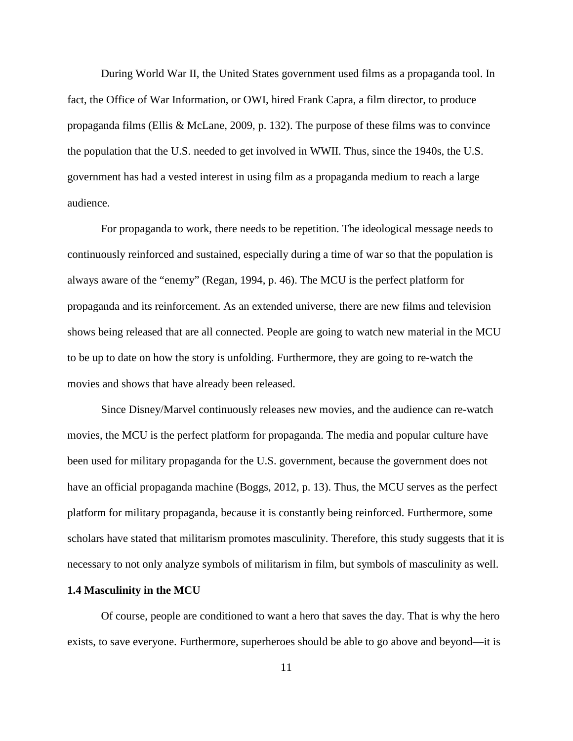During World War II, the United States government used films as a propaganda tool. In fact, the Office of War Information, or OWI, hired Frank Capra, a film director, to produce propaganda films (Ellis & McLane, 2009, p. 132). The purpose of these films was to convince the population that the U.S. needed to get involved in WWII. Thus, since the 1940s, the U.S. government has had a vested interest in using film as a propaganda medium to reach a large audience.

For propaganda to work, there needs to be repetition. The ideological message needs to continuously reinforced and sustained, especially during a time of war so that the population is always aware of the "enemy" (Regan, 1994, p. 46). The MCU is the perfect platform for propaganda and its reinforcement. As an extended universe, there are new films and television shows being released that are all connected. People are going to watch new material in the MCU to be up to date on how the story is unfolding. Furthermore, they are going to re-watch the movies and shows that have already been released.

Since Disney/Marvel continuously releases new movies, and the audience can re-watch movies, the MCU is the perfect platform for propaganda. The media and popular culture have been used for military propaganda for the U.S. government, because the government does not have an official propaganda machine (Boggs, 2012, p. 13). Thus, the MCU serves as the perfect platform for military propaganda, because it is constantly being reinforced. Furthermore, some scholars have stated that militarism promotes masculinity. Therefore, this study suggests that it is necessary to not only analyze symbols of militarism in film, but symbols of masculinity as well.

### 1.4 Masculinity in the MCU

Of course, people are conditioned to want a hero that saves the day. That is why the hero exists, to save everyone. Furthermore, superheroes should be able to go above and beyond—it is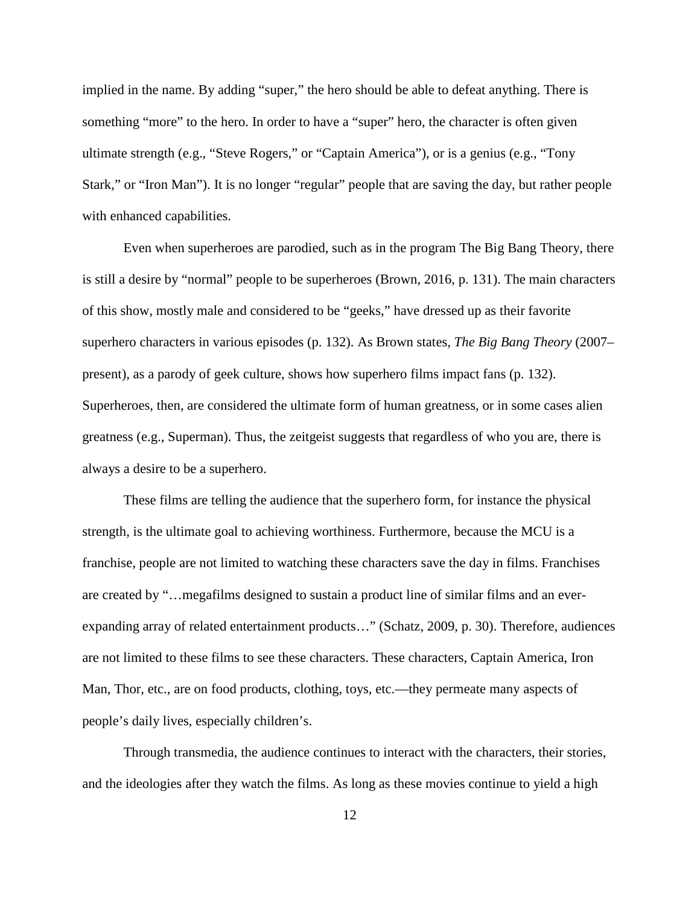implied in the name. By adding “super,” the hero should be able to defeat anything. There is something “more” to the hero. In order to have a “super” hero, the character is often given ultimate strength (e.g., “Steve Rogers,” or “Captain America”), or is a genius (e.g., “Tony Stark,” or “Iron Man”). It is no longer “regular” people that are saving the day, but rather people with enhanced capabilities.

Even when superheroes are parodied, such as in the program The Big Bang Theory, there is still a desire by “normal” people to be superheroes (Brown, 2016, p. 131). The main characters of this show, mostly male and considered to be “geeks,” have dressed up as their favorite superhero characters in various episodes (p. 132). As Brown states, *The Big Bang Theory* (2007–present), as a parody of geek culture, shows how superhero films impact fans (p. 132). Superheroes, then, are considered the ultimate form of human greatness, or in some cases alien greatness (e.g., Superman). Thus, the zeitgeist suggests that regardless of who you are, there is always a desire to be a superhero.

These films are telling the audience that the superhero form, for instance the physical strength, is the ultimate goal to achieving worthiness. Furthermore, because the MCU is a franchise, people are not limited to watching these characters save the day in films. Franchises are created by “…megafilms designed to sustain a product line of similar films and an ever-expanding array of related entertainment products…” (Schatz, 2009, p. 30). Therefore, audiences are not limited to these films to see these characters. These characters, Captain America, Iron Man, Thor, etc., are on food products, clothing, toys, etc.—they permeate many aspects of people’s daily lives, especially children’s.

Through transmedia, the audience continues to interact with the characters, their stories, and the ideologies after they watch the films. As long as these movies continue to yield a high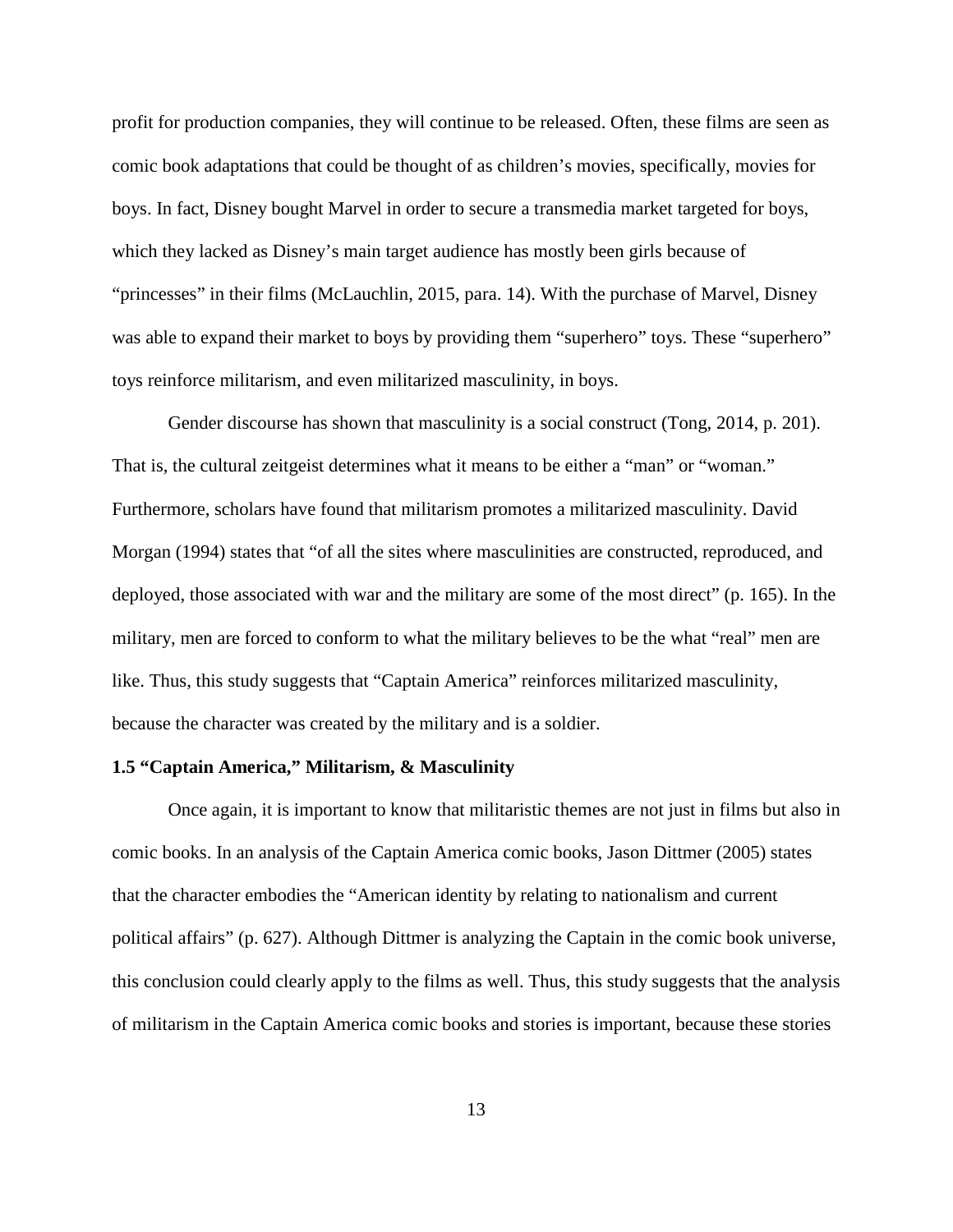profit for production companies, they will continue to be released. Often, these films are seen as comic book adaptations that could be thought of as children's movies, specifically, movies for boys. In fact, Disney bought Marvel in order to secure a transmedia market targeted for boys, which they lacked as Disney's main target audience has mostly been girls because of "princesses" in their films (McLauchlin, 2015, para. 14). With the purchase of Marvel, Disney was able to expand their market to boys by providing them "superhero" toys. These "superhero" toys reinforce militarism, and even militarized masculinity, in boys.

Gender discourse has shown that masculinity is a social construct (Tong, 2014, p. 201). That is, the cultural zeitgeist determines what it means to be either a "man" or "woman." Furthermore, scholars have found that militarism promotes a militarized masculinity. David Morgan (1994) states that "of all the sites where masculinities are constructed, reproduced, and deployed, those associated with war and the military are some of the most direct" (p. 165). In the military, men are forced to conform to what the military believes to be the what "real" men are like. Thus, this study suggests that "Captain America" reinforces militarized masculinity, because the character was created by the military and is a soldier.

### 1.5 "Captain America," Militarism, & Masculinity

Once again, it is important to know that militaristic themes are not just in films but also in comic books. In an analysis of the Captain America comic books, Jason Dittmer (2005) states that the character embodies the "American identity by relating to nationalism and current political affairs" (p. 627). Although Dittmer is analyzing the Captain in the comic book universe, this conclusion could clearly apply to the films as well. Thus, this study suggests that the analysis of militarism in the Captain America comic books and stories is important, because these stories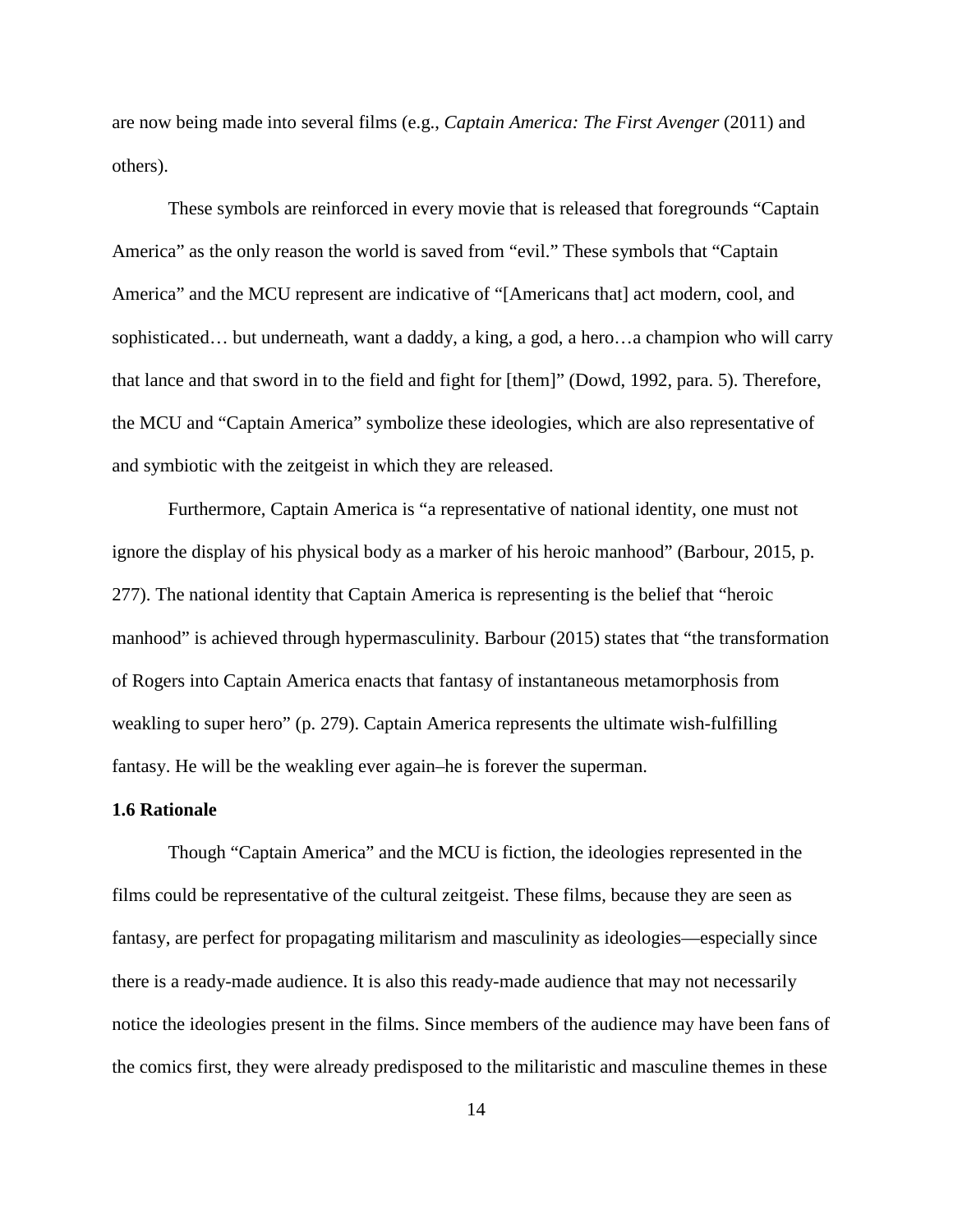are now being made into several films (e.g., *Captain America: The First Avenger* (2011) and others).

These symbols are reinforced in every movie that is released that foregrounds "Captain America" as the only reason the world is saved from "evil." These symbols that "Captain America" and the MCU represent are indicative of "[Americans that] act modern, cool, and sophisticated… but underneath, want a daddy, a king, a god, a hero…a champion who will carry that lance and that sword in to the field and fight for [them]" (Dowd, 1992, para. 5). Therefore, the MCU and "Captain America" symbolize these ideologies, which are also representative of and symbiotic with the zeitgeist in which they are released.

Furthermore, Captain America is "a representative of national identity, one must not ignore the display of his physical body as a marker of his heroic manhood" (Barbour, 2015, p. 277). The national identity that Captain America is representing is the belief that "heroic manhood" is achieved through hypermasculinity. Barbour (2015) states that "the transformation of Rogers into Captain America enacts that fantasy of instantaneous metamorphosis from weakling to super hero" (p. 279). Captain America represents the ultimate wish-fulfilling fantasy. He will be the weakling ever again–he is forever the superman.

**1.6 Rationale**

Though "Captain America" and the MCU is fiction, the ideologies represented in the films could be representative of the cultural zeitgeist. These films, because they are seen as fantasy, are perfect for propagating militarism and masculinity as ideologies—especially since there is a ready-made audience. It is also this ready-made audience that may not necessarily notice the ideologies present in the films. Since members of the audience may have been fans of the comics first, they were already predisposed to the militaristic and masculine themes in these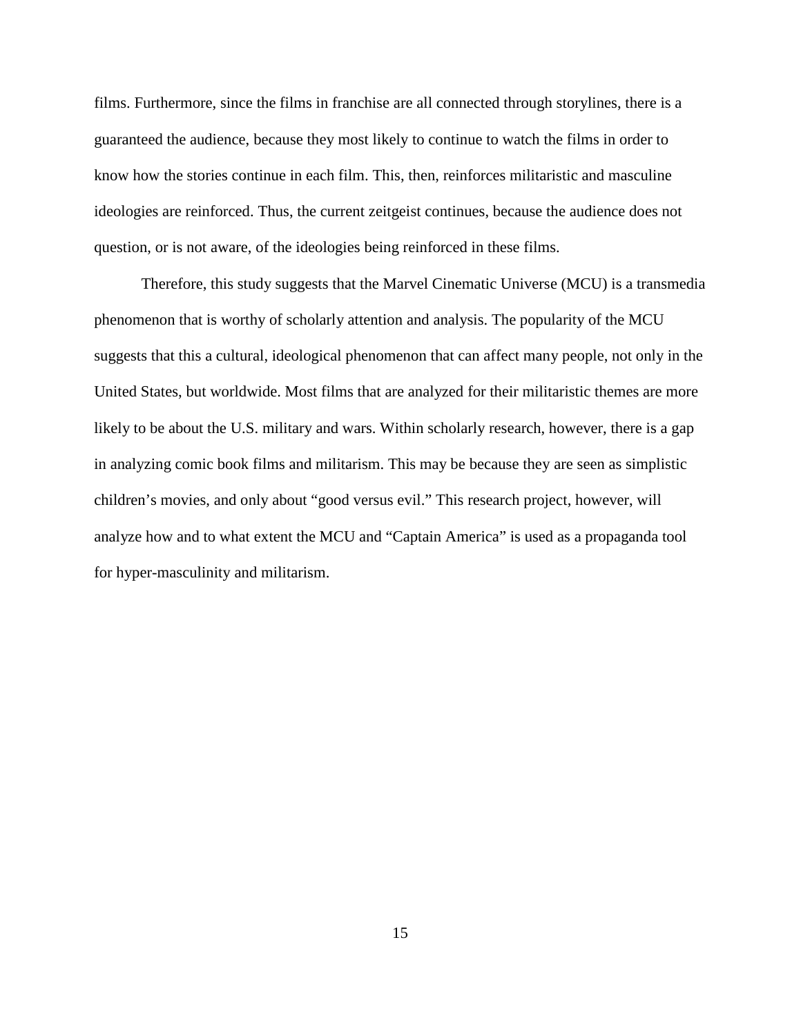films. Furthermore, since the films in franchise are all connected through storylines, there is a guaranteed the audience, because they most likely to continue to watch the films in order to know how the stories continue in each film. This, then, reinforces militaristic and masculine ideologies are reinforced. Thus, the current zeitgeist continues, because the audience does not question, or is not aware, of the ideologies being reinforced in these films.

Therefore, this study suggests that the Marvel Cinematic Universe (MCU) is a transmedia phenomenon that is worthy of scholarly attention and analysis. The popularity of the MCU suggests that this a cultural, ideological phenomenon that can affect many people, not only in the United States, but worldwide. Most films that are analyzed for their militaristic themes are more likely to be about the U.S. military and wars. Within scholarly research, however, there is a gap in analyzing comic book films and militarism. This may be because they are seen as simplistic children's movies, and only about "good versus evil." This research project, however, will analyze how and to what extent the MCU and "Captain America" is used as a propaganda tool for hyper-masculinity and militarism.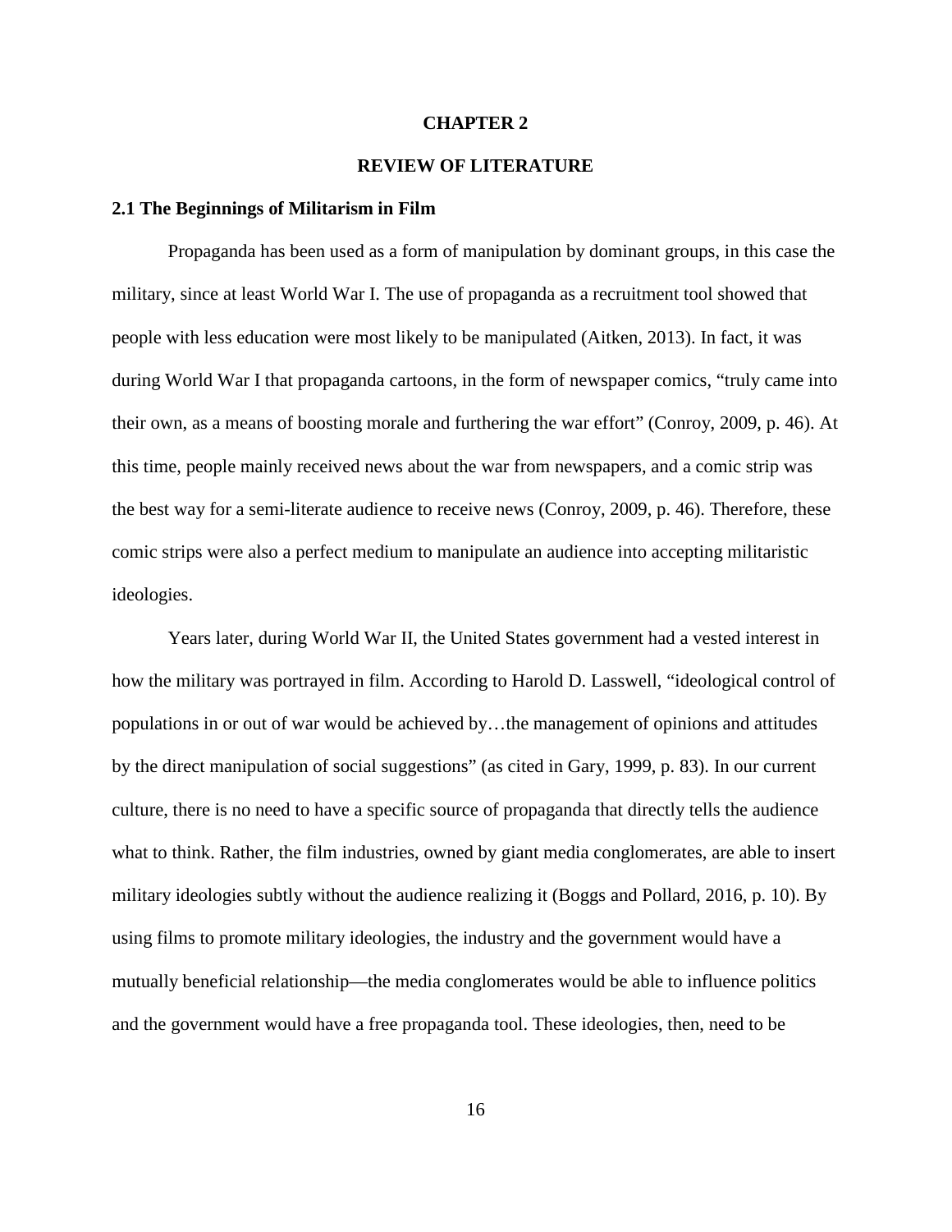# CHAPTER 2

# REVIEW OF LITERATURE

### 2.1 The Beginnings of Militarism in Film

Propaganda has been used as a form of manipulation by dominant groups, in this case the military, since at least World War I. The use of propaganda as a recruitment tool showed that people with less education were most likely to be manipulated (Aitken, 2013). In fact, it was during World War I that propaganda cartoons, in the form of newspaper comics, "truly came into their own, as a means of boosting morale and furthering the war effort" (Conroy, 2009, p. 46). At this time, people mainly received news about the war from newspapers, and a comic strip was the best way for a semi-literate audience to receive news (Conroy, 2009, p. 46). Therefore, these comic strips were also a perfect medium to manipulate an audience into accepting militaristic ideologies.

Years later, during World War II, the United States government had a vested interest in how the military was portrayed in film. According to Harold D. Lasswell, "ideological control of populations in or out of war would be achieved by…the management of opinions and attitudes by the direct manipulation of social suggestions" (as cited in Gary, 1999, p. 83). In our current culture, there is no need to have a specific source of propaganda that directly tells the audience what to think. Rather, the film industries, owned by giant media conglomerates, are able to insert military ideologies subtly without the audience realizing it (Boggs and Pollard, 2016, p. 10). By using films to promote military ideologies, the industry and the government would have a mutually beneficial relationship—the media conglomerates would be able to influence politics and the government would have a free propaganda tool. These ideologies, then, need to be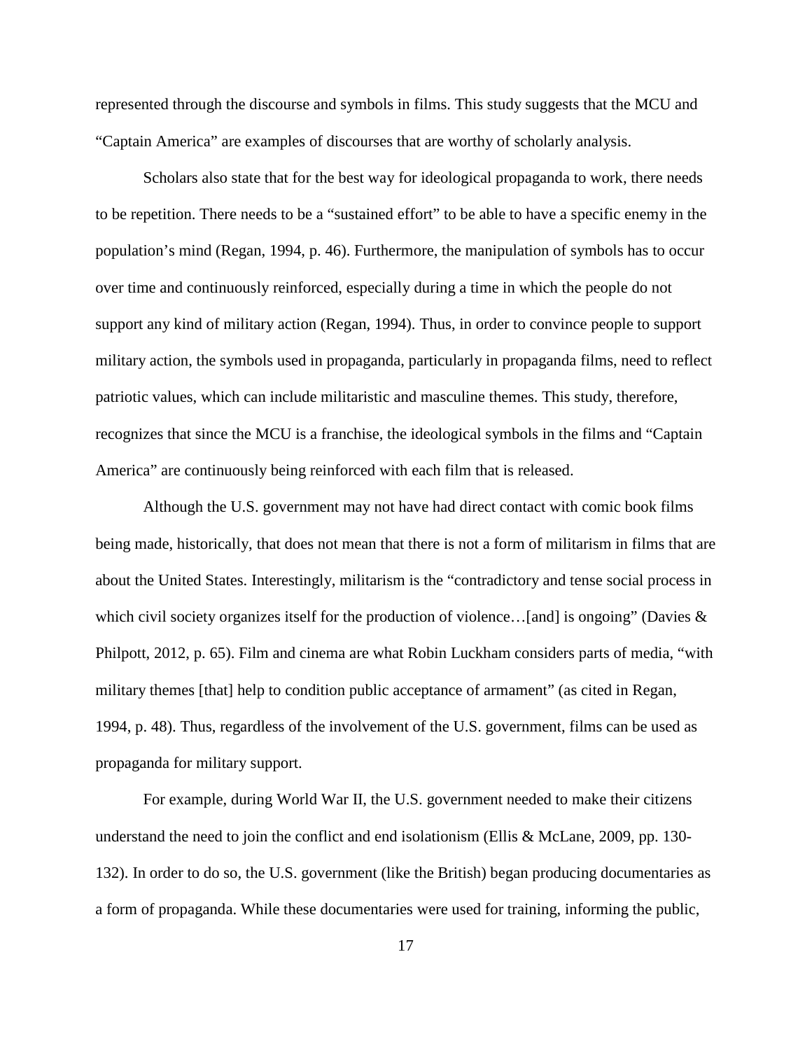represented through the discourse and symbols in films. This study suggests that the MCU and "Captain America" are examples of discourses that are worthy of scholarly analysis.

Scholars also state that for the best way for ideological propaganda to work, there needs to be repetition. There needs to be a "sustained effort" to be able to have a specific enemy in the population's mind (Regan, 1994, p. 46). Furthermore, the manipulation of symbols has to occur over time and continuously reinforced, especially during a time in which the people do not support any kind of military action (Regan, 1994). Thus, in order to convince people to support military action, the symbols used in propaganda, particularly in propaganda films, need to reflect patriotic values, which can include militaristic and masculine themes. This study, therefore, recognizes that since the MCU is a franchise, the ideological symbols in the films and "Captain America" are continuously being reinforced with each film that is released.

Although the U.S. government may not have had direct contact with comic book films being made, historically, that does not mean that there is not a form of militarism in films that are about the United States. Interestingly, militarism is the "contradictory and tense social process in which civil society organizes itself for the production of violence…[and] is ongoing" (Davies & Philpott, 2012, p. 65). Film and cinema are what Robin Luckham considers parts of media, "with military themes [that] help to condition public acceptance of armament" (as cited in Regan, 1994, p. 48). Thus, regardless of the involvement of the U.S. government, films can be used as propaganda for military support.

For example, during World War II, the U.S. government needed to make their citizens understand the need to join the conflict and end isolationism (Ellis & McLane, 2009, pp. 130-132). In order to do so, the U.S. government (like the British) began producing documentaries as a form of propaganda. While these documentaries were used for training, informing the public,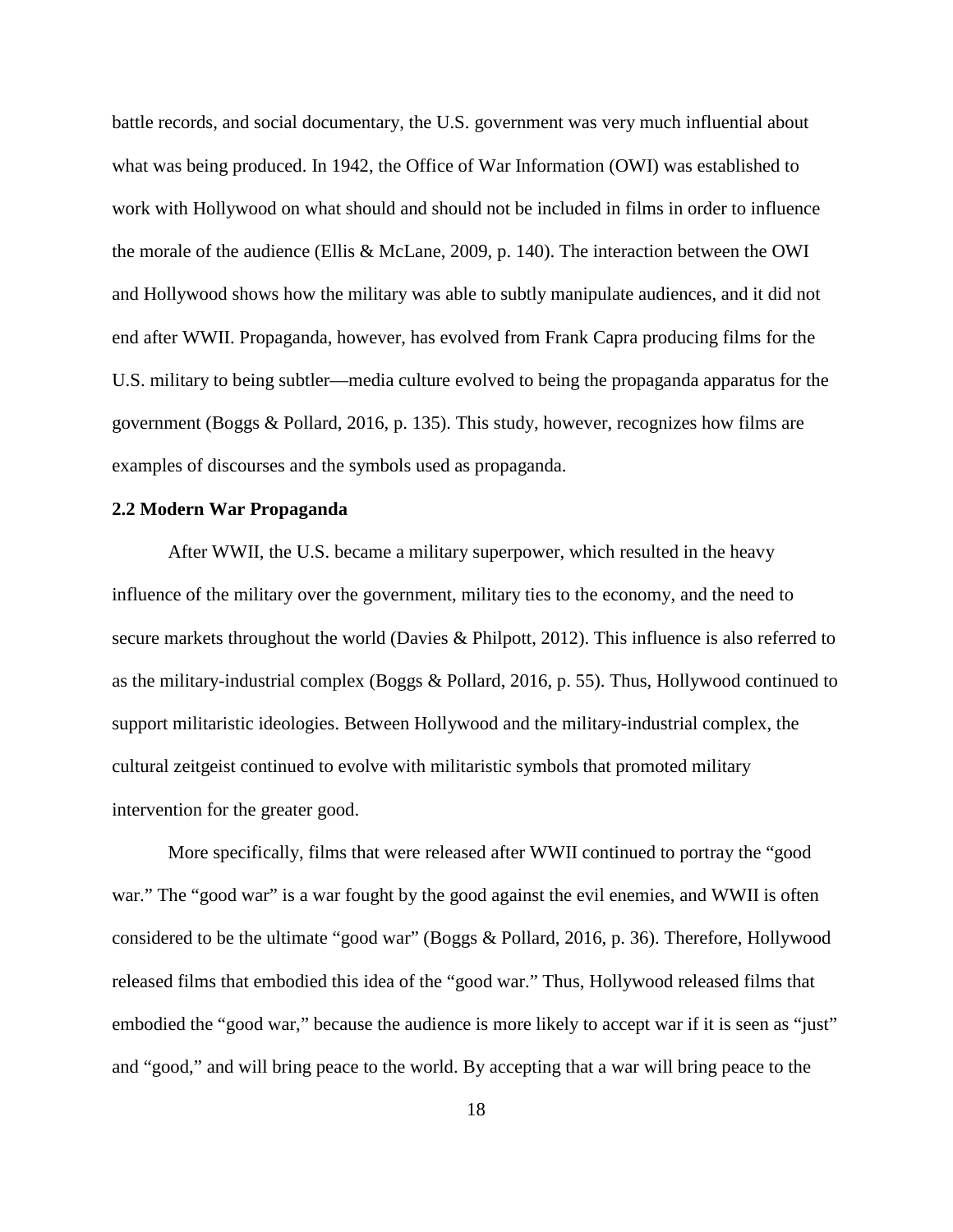battle records, and social documentary, the U.S. government was very much influential about what was being produced. In 1942, the Office of War Information (OWI) was established to work with Hollywood on what should and should not be included in films in order to influence the morale of the audience (Ellis & McLane, 2009, p. 140). The interaction between the OWI and Hollywood shows how the military was able to subtly manipulate audiences, and it did not end after WWII. Propaganda, however, has evolved from Frank Capra producing films for the U.S. military to being subtler—media culture evolved to being the propaganda apparatus for the government (Boggs & Pollard, 2016, p. 135). This study, however, recognizes how films are examples of discourses and the symbols used as propaganda.

### 2.2 Modern War Propaganda

After WWII, the U.S. became a military superpower, which resulted in the heavy influence of the military over the government, military ties to the economy, and the need to secure markets throughout the world (Davies & Philpott, 2012). This influence is also referred to as the military-industrial complex (Boggs & Pollard, 2016, p. 55). Thus, Hollywood continued to support militaristic ideologies. Between Hollywood and the military-industrial complex, the cultural zeitgeist continued to evolve with militaristic symbols that promoted military intervention for the greater good.

More specifically, films that were released after WWII continued to portray the "good war." The "good war" is a war fought by the good against the evil enemies, and WWII is often considered to be the ultimate "good war" (Boggs & Pollard, 2016, p. 36). Therefore, Hollywood released films that embodied this idea of the "good war." Thus, Hollywood released films that embodied the "good war," because the audience is more likely to accept war if it is seen as "just" and "good," and will bring peace to the world. By accepting that a war will bring peace to the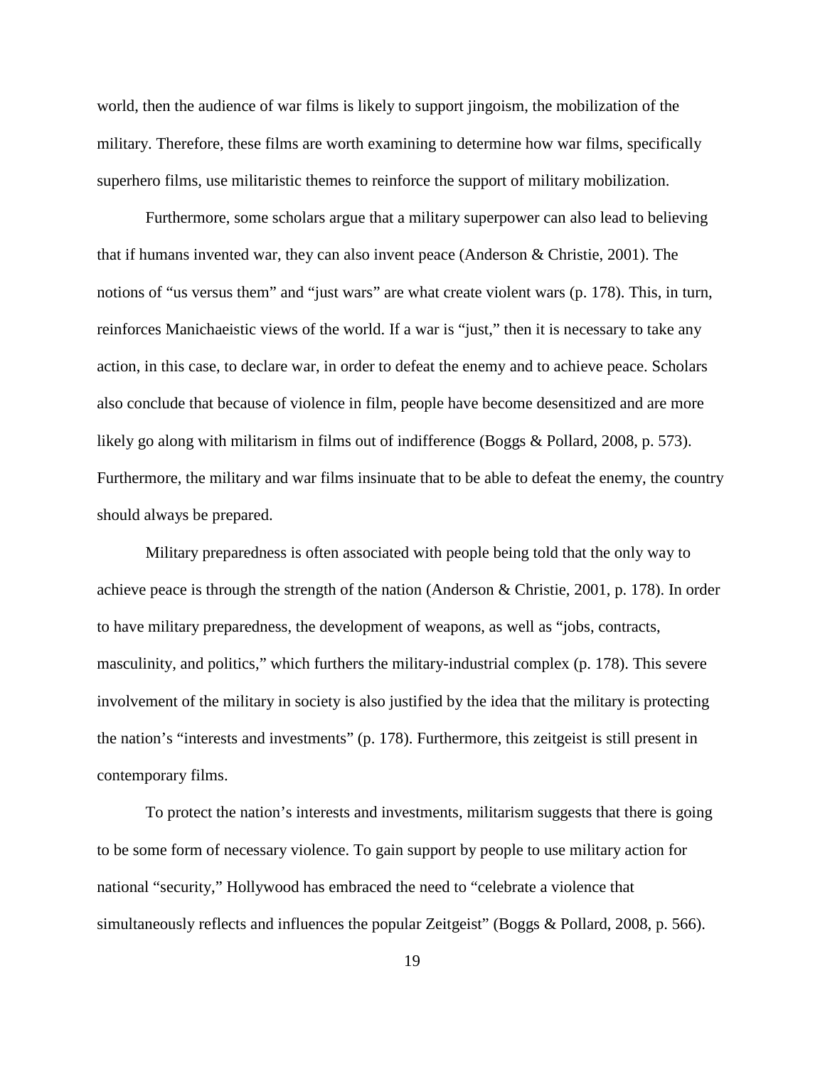world, then the audience of war films is likely to support jingoism, the mobilization of the military. Therefore, these films are worth examining to determine how war films, specifically superhero films, use militaristic themes to reinforce the support of military mobilization.

Furthermore, some scholars argue that a military superpower can also lead to believing that if humans invented war, they can also invent peace (Anderson & Christie, 2001). The notions of "us versus them" and "just wars" are what create violent wars (p. 178). This, in turn, reinforces Manichaeistic views of the world. If a war is "just," then it is necessary to take any action, in this case, to declare war, in order to defeat the enemy and to achieve peace. Scholars also conclude that because of violence in film, people have become desensitized and are more likely go along with militarism in films out of indifference (Boggs & Pollard, 2008, p. 573). Furthermore, the military and war films insinuate that to be able to defeat the enemy, the country should always be prepared.

Military preparedness is often associated with people being told that the only way to achieve peace is through the strength of the nation (Anderson & Christie, 2001, p. 178). In order to have military preparedness, the development of weapons, as well as "jobs, contracts, masculinity, and politics," which furthers the military-industrial complex (p. 178). This severe involvement of the military in society is also justified by the idea that the military is protecting the nation's "interests and investments" (p. 178). Furthermore, this zeitgeist is still present in contemporary films.

To protect the nation's interests and investments, militarism suggests that there is going to be some form of necessary violence. To gain support by people to use military action for national "security," Hollywood has embraced the need to "celebrate a violence that simultaneously reflects and influences the popular Zeitgeist" (Boggs & Pollard, 2008, p. 566).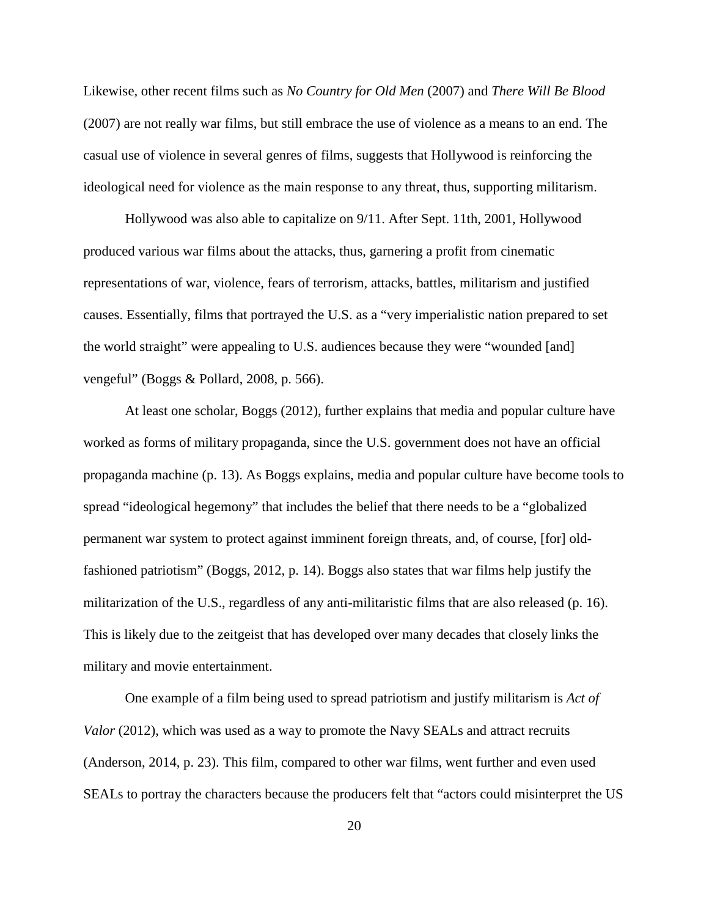Likewise, other recent films such as *No Country for Old Men* (2007) and *There Will Be Blood* (2007) are not really war films, but still embrace the use of violence as a means to an end. The casual use of violence in several genres of films, suggests that Hollywood is reinforcing the ideological need for violence as the main response to any threat, thus, supporting militarism.

Hollywood was also able to capitalize on 9/11. After Sept. 11th, 2001, Hollywood produced various war films about the attacks, thus, garnering a profit from cinematic representations of war, violence, fears of terrorism, attacks, battles, militarism and justified causes. Essentially, films that portrayed the U.S. as a "very imperialistic nation prepared to set the world straight" were appealing to U.S. audiences because they were "wounded [and] vengeful" (Boggs & Pollard, 2008, p. 566).

At least one scholar, Boggs (2012), further explains that media and popular culture have worked as forms of military propaganda, since the U.S. government does not have an official propaganda machine (p. 13). As Boggs explains, media and popular culture have become tools to spread "ideological hegemony" that includes the belief that there needs to be a "globalized permanent war system to protect against imminent foreign threats, and, of course, [for] old-fashioned patriotism" (Boggs, 2012, p. 14). Boggs also states that war films help justify the militarization of the U.S., regardless of any anti-militaristic films that are also released (p. 16). This is likely due to the zeitgeist that has developed over many decades that closely links the military and movie entertainment.

One example of a film being used to spread patriotism and justify militarism is *Act of Valor* (2012), which was used as a way to promote the Navy SEALs and attract recruits (Anderson, 2014, p. 23). This film, compared to other war films, went further and even used SEALs to portray the characters because the producers felt that "actors could misinterpret the US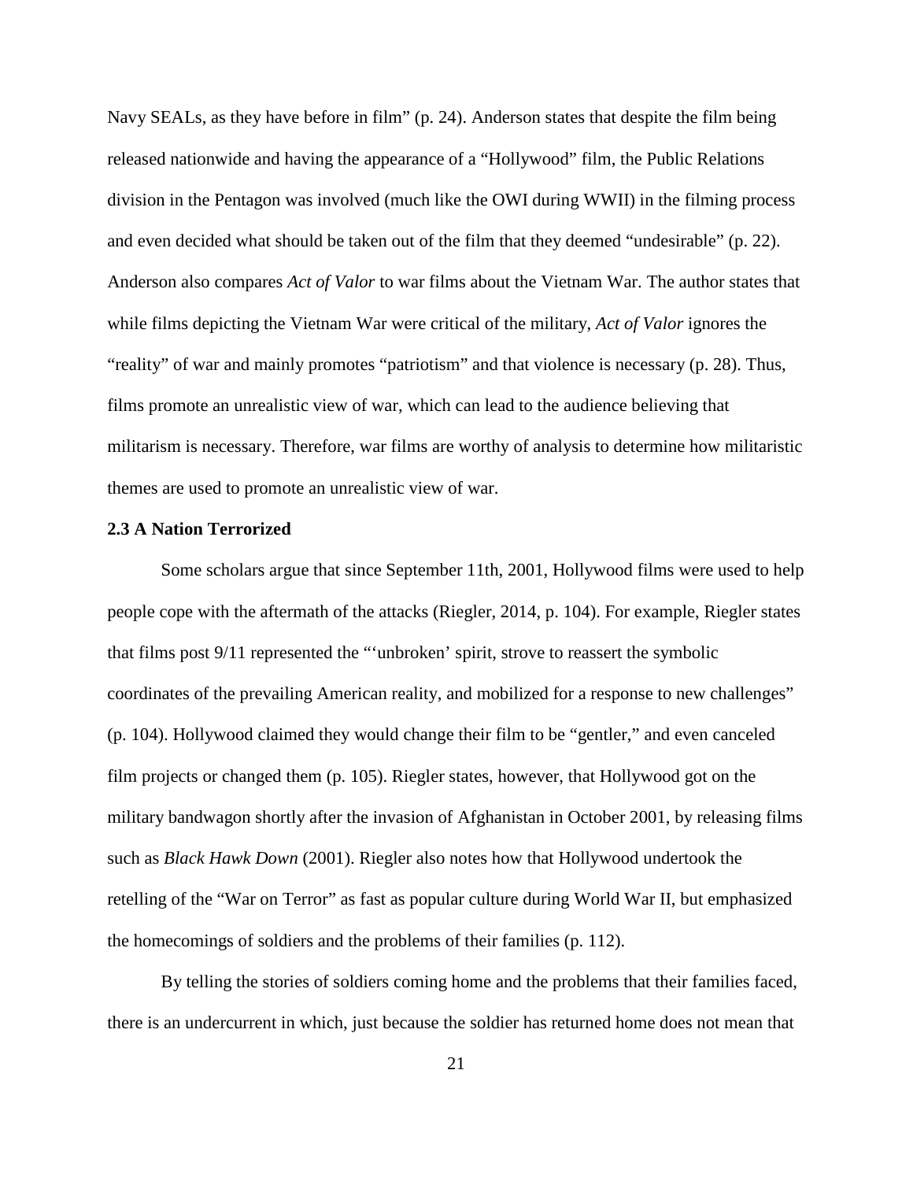Navy SEALs, as they have before in film" (p. 24). Anderson states that despite the film being released nationwide and having the appearance of a "Hollywood" film, the Public Relations division in the Pentagon was involved (much like the OWI during WWII) in the filming process and even decided what should be taken out of the film that they deemed "undesirable" (p. 22). Anderson also compares *Act of Valor* to war films about the Vietnam War. The author states that while films depicting the Vietnam War were critical of the military, *Act of Valor* ignores the "reality" of war and mainly promotes "patriotism" and that violence is necessary (p. 28). Thus, films promote an unrealistic view of war, which can lead to the audience believing that militarism is necessary. Therefore, war films are worthy of analysis to determine how militaristic themes are used to promote an unrealistic view of war.

### 2.3 A Nation Terrorized

Some scholars argue that since September 11th, 2001, Hollywood films were used to help people cope with the aftermath of the attacks (Riegler, 2014, p. 104). For example, Riegler states that films post 9/11 represented the "'unbroken' spirit, strove to reassert the symbolic coordinates of the prevailing American reality, and mobilized for a response to new challenges" (p. 104). Hollywood claimed they would change their film to be "gentler," and even canceled film projects or changed them (p. 105). Riegler states, however, that Hollywood got on the military bandwagon shortly after the invasion of Afghanistan in October 2001, by releasing films such as *Black Hawk Down* (2001). Riegler also notes how that Hollywood undertook the retelling of the "War on Terror" as fast as popular culture during World War II, but emphasized the homecomings of soldiers and the problems of their families (p. 112).

By telling the stories of soldiers coming home and the problems that their families faced, there is an undercurrent in which, just because the soldier has returned home does not mean that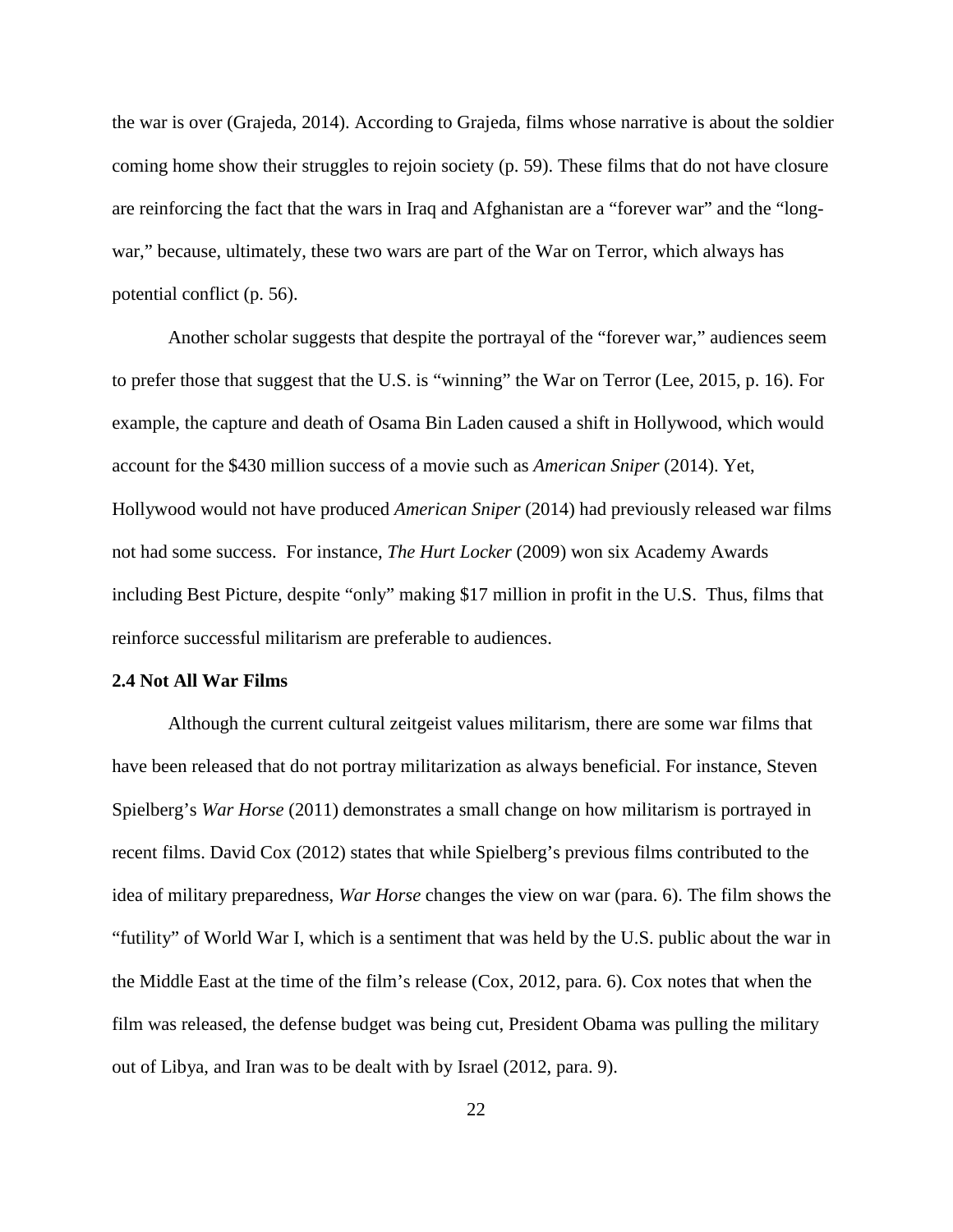the war is over (Grajeda, 2014). According to Grajeda, films whose narrative is about the soldier coming home show their struggles to rejoin society (p. 59). These films that do not have closure are reinforcing the fact that the wars in Iraq and Afghanistan are a "forever war" and the "long-war," because, ultimately, these two wars are part of the War on Terror, which always has potential conflict (p. 56).

Another scholar suggests that despite the portrayal of the "forever war," audiences seem to prefer those that suggest that the U.S. is "winning" the War on Terror (Lee, 2015, p. 16). For example, the capture and death of Osama Bin Laden caused a shift in Hollywood, which would account for the $430 million success of a movie such as *American Sniper* (2014). Yet, Hollywood would not have produced *American Sniper* (2014) had previously released war films not had some success. For instance, *The Hurt Locker* (2009) won six Academy Awards including Best Picture, despite "only" making $17 million in profit in the U.S. Thus, films that reinforce successful militarism are preferable to audiences.

**2.4 Not All War Films**

Although the current cultural zeitgeist values militarism, there are some war films that have been released that do not portray militarization as always beneficial. For instance, Steven Spielberg's *War Horse* (2011) demonstrates a small change on how militarism is portrayed in recent films. David Cox (2012) states that while Spielberg's previous films contributed to the idea of military preparedness, *War Horse* changes the view on war (para. 6). The film shows the "futility" of World War I, which is a sentiment that was held by the U.S. public about the war in the Middle East at the time of the film's release (Cox, 2012, para. 6). Cox notes that when the film was released, the defense budget was being cut, President Obama was pulling the military out of Libya, and Iran was to be dealt with by Israel (2012, para. 9).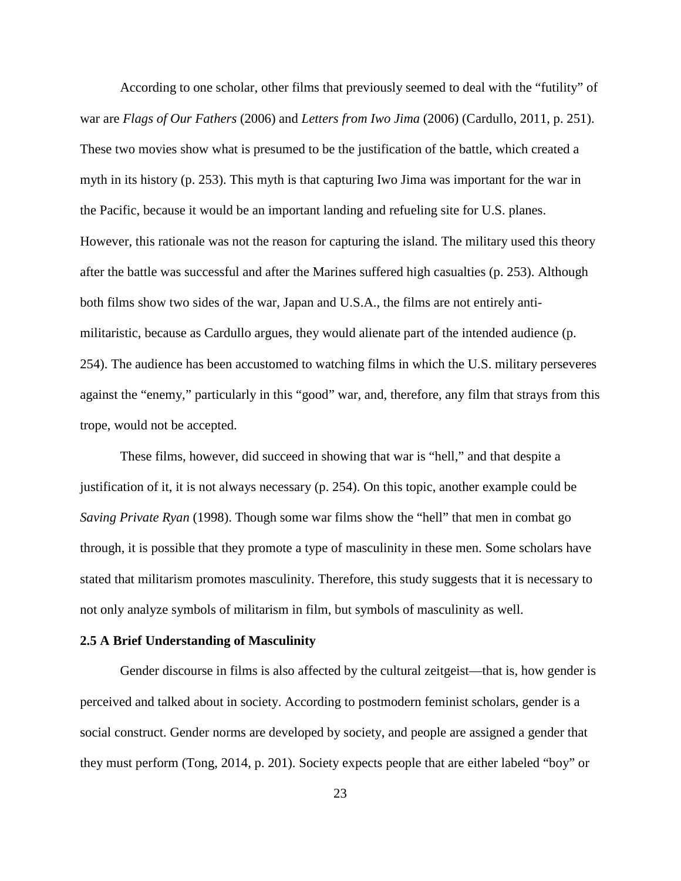According to one scholar, other films that previously seemed to deal with the "futility" of war are *Flags of Our Fathers* (2006) and *Letters from Iwo Jima* (2006) (Cardullo, 2011, p. 251). These two movies show what is presumed to be the justification of the battle, which created a myth in its history (p. 253). This myth is that capturing Iwo Jima was important for the war in the Pacific, because it would be an important landing and refueling site for U.S. planes. However, this rationale was not the reason for capturing the island. The military used this theory after the battle was successful and after the Marines suffered high casualties (p. 253). Although both films show two sides of the war, Japan and U.S.A., the films are not entirely anti-militaristic, because as Cardullo argues, they would alienate part of the intended audience (p. 254). The audience has been accustomed to watching films in which the U.S. military perseveres against the "enemy," particularly in this "good" war, and, therefore, any film that strays from this trope, would not be accepted.

These films, however, did succeed in showing that war is "hell," and that despite a justification of it, it is not always necessary (p. 254). On this topic, another example could be *Saving Private Ryan* (1998). Though some war films show the "hell" that men in combat go through, it is possible that they promote a type of masculinity in these men. Some scholars have stated that militarism promotes masculinity. Therefore, this study suggests that it is necessary to not only analyze symbols of militarism in film, but symbols of masculinity as well.

### 2.5 A Brief Understanding of Masculinity

Gender discourse in films is also affected by the cultural zeitgeist—that is, how gender is perceived and talked about in society. According to postmodern feminist scholars, gender is a social construct. Gender norms are developed by society, and people are assigned a gender that they must perform (Tong, 2014, p. 201). Society expects people that are either labeled "boy" or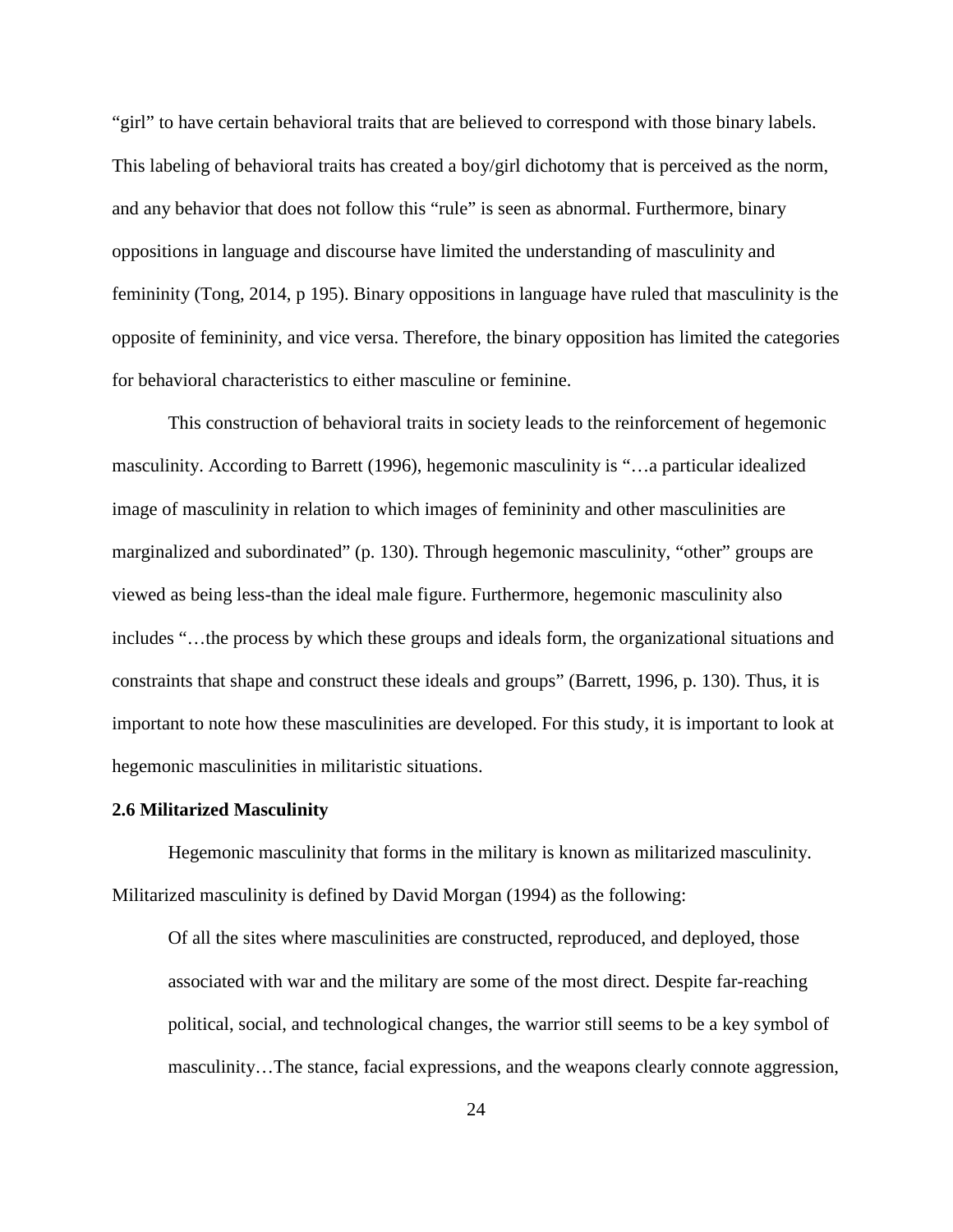"girl" to have certain behavioral traits that are believed to correspond with those binary labels. This labeling of behavioral traits has created a boy/girl dichotomy that is perceived as the norm, and any behavior that does not follow this "rule" is seen as abnormal. Furthermore, binary oppositions in language and discourse have limited the understanding of masculinity and femininity (Tong, 2014, p 195). Binary oppositions in language have ruled that masculinity is the opposite of femininity, and vice versa. Therefore, the binary opposition has limited the categories for behavioral characteristics to either masculine or feminine.

This construction of behavioral traits in society leads to the reinforcement of hegemonic masculinity. According to Barrett (1996), hegemonic masculinity is "…a particular idealized image of masculinity in relation to which images of femininity and other masculinities are marginalized and subordinated" (p. 130). Through hegemonic masculinity, "other" groups are viewed as being less-than the ideal male figure. Furthermore, hegemonic masculinity also includes "…the process by which these groups and ideals form, the organizational situations and constraints that shape and construct these ideals and groups" (Barrett, 1996, p. 130). Thus, it is important to note how these masculinities are developed. For this study, it is important to look at hegemonic masculinities in militaristic situations.

### 2.6 Militarized Masculinity

Hegemonic masculinity that forms in the military is known as militarized masculinity. Militarized masculinity is defined by David Morgan (1994) as the following:

> Of all the sites where masculinities are constructed, reproduced, and deployed, those associated with war and the military are some of the most direct. Despite far-reaching political, social, and technological changes, the warrior still seems to be a key symbol of masculinity…The stance, facial expressions, and the weapons clearly connote aggression,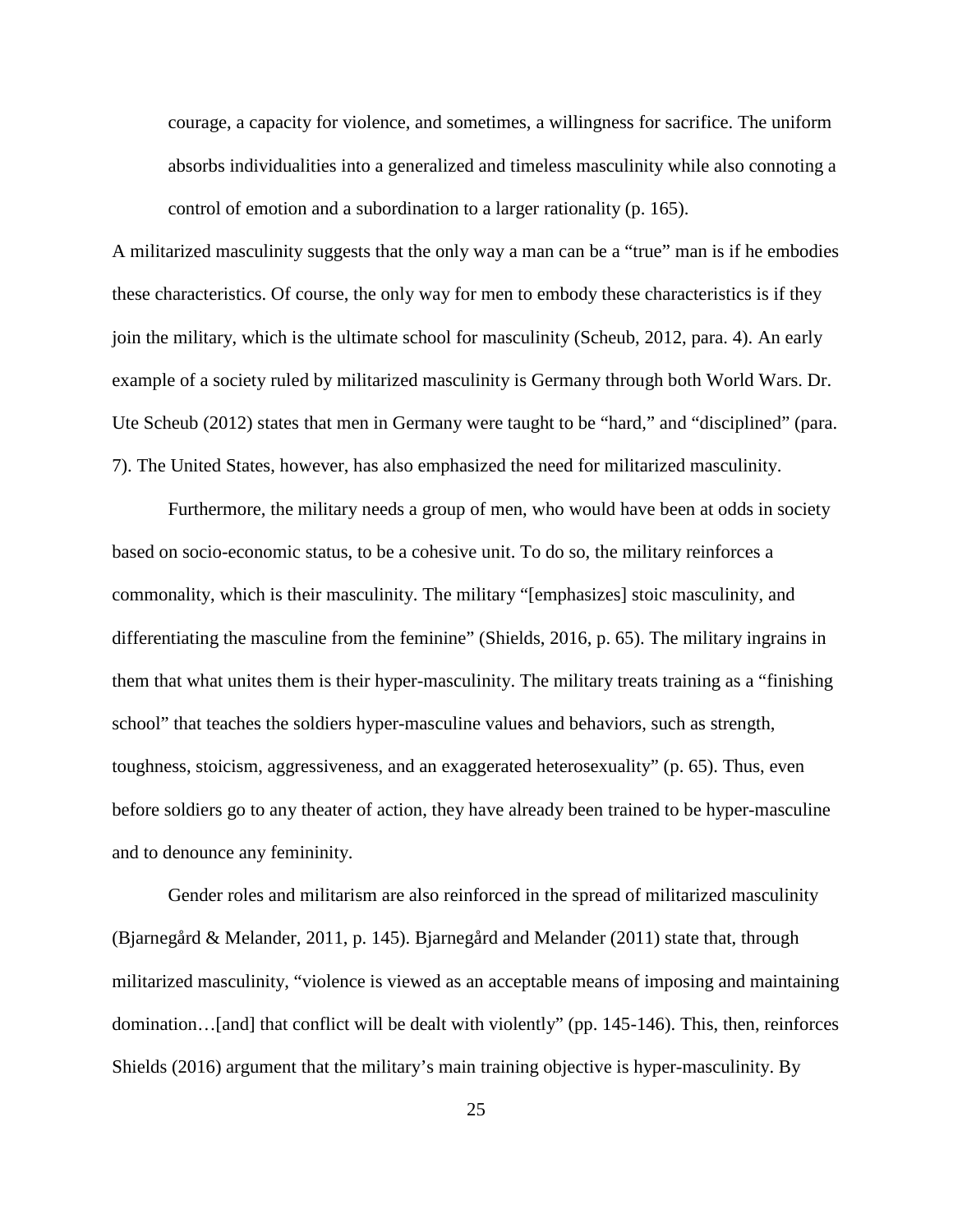> courage, a capacity for violence, and sometimes, a willingness for sacrifice. The uniform absorbs individualities into a generalized and timeless masculinity while also connoting a control of emotion and a subordination to a larger rationality (p. 165).

A militarized masculinity suggests that the only way a man can be a "true" man is if he embodies these characteristics. Of course, the only way for men to embody these characteristics is if they join the military, which is the ultimate school for masculinity (Scheub, 2012, para. 4). An early example of a society ruled by militarized masculinity is Germany through both World Wars. Dr. Ute Scheub (2012) states that men in Germany were taught to be "hard," and "disciplined" (para. 7). The United States, however, has also emphasized the need for militarized masculinity.

Furthermore, the military needs a group of men, who would have been at odds in society based on socio-economic status, to be a cohesive unit. To do so, the military reinforces a commonality, which is their masculinity. The military "[emphasizes] stoic masculinity, and differentiating the masculine from the feminine" (Shields, 2016, p. 65). The military ingrains in them that what unites them is their hyper-masculinity. The military treats training as a "finishing school" that teaches the soldiers hyper-masculine values and behaviors, such as strength, toughness, stoicism, aggressiveness, and an exaggerated heterosexuality" (p. 65). Thus, even before soldiers go to any theater of action, they have already been trained to be hyper-masculine and to denounce any femininity.

Gender roles and militarism are also reinforced in the spread of militarized masculinity (Bjarnegård & Melander, 2011, p. 145). Bjarnegård and Melander (2011) state that, through militarized masculinity, "violence is viewed as an acceptable means of imposing and maintaining domination…[and] that conflict will be dealt with violently" (pp. 145-146). This, then, reinforces Shields (2016) argument that the military's main training objective is hyper-masculinity. By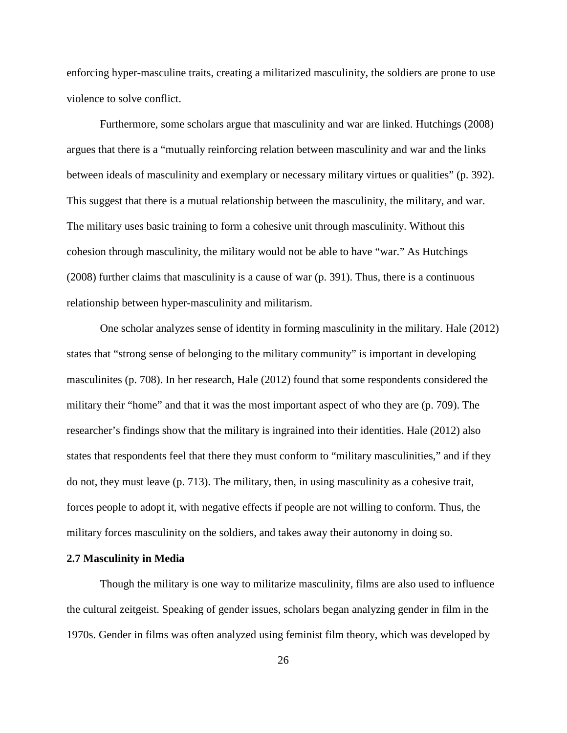enforcing hyper-masculine traits, creating a militarized masculinity, the soldiers are prone to use violence to solve conflict.

Furthermore, some scholars argue that masculinity and war are linked. Hutchings (2008) argues that there is a "mutually reinforcing relation between masculinity and war and the links between ideals of masculinity and exemplary or necessary military virtues or qualities" (p. 392). This suggest that there is a mutual relationship between the masculinity, the military, and war. The military uses basic training to form a cohesive unit through masculinity. Without this cohesion through masculinity, the military would not be able to have "war." As Hutchings (2008) further claims that masculinity is a cause of war (p. 391). Thus, there is a continuous relationship between hyper-masculinity and militarism.

One scholar analyzes sense of identity in forming masculinity in the military. Hale (2012) states that "strong sense of belonging to the military community" is important in developing masculinites (p. 708). In her research, Hale (2012) found that some respondents considered the military their "home" and that it was the most important aspect of who they are (p. 709). The researcher's findings show that the military is ingrained into their identities. Hale (2012) also states that respondents feel that there they must conform to "military masculinities," and if they do not, they must leave (p. 713). The military, then, in using masculinity as a cohesive trait, forces people to adopt it, with negative effects if people are not willing to conform. Thus, the military forces masculinity on the soldiers, and takes away their autonomy in doing so.

### 2.7 Masculinity in Media

Though the military is one way to militarize masculinity, films are also used to influence the cultural zeitgeist. Speaking of gender issues, scholars began analyzing gender in film in the 1970s. Gender in films was often analyzed using feminist film theory, which was developed by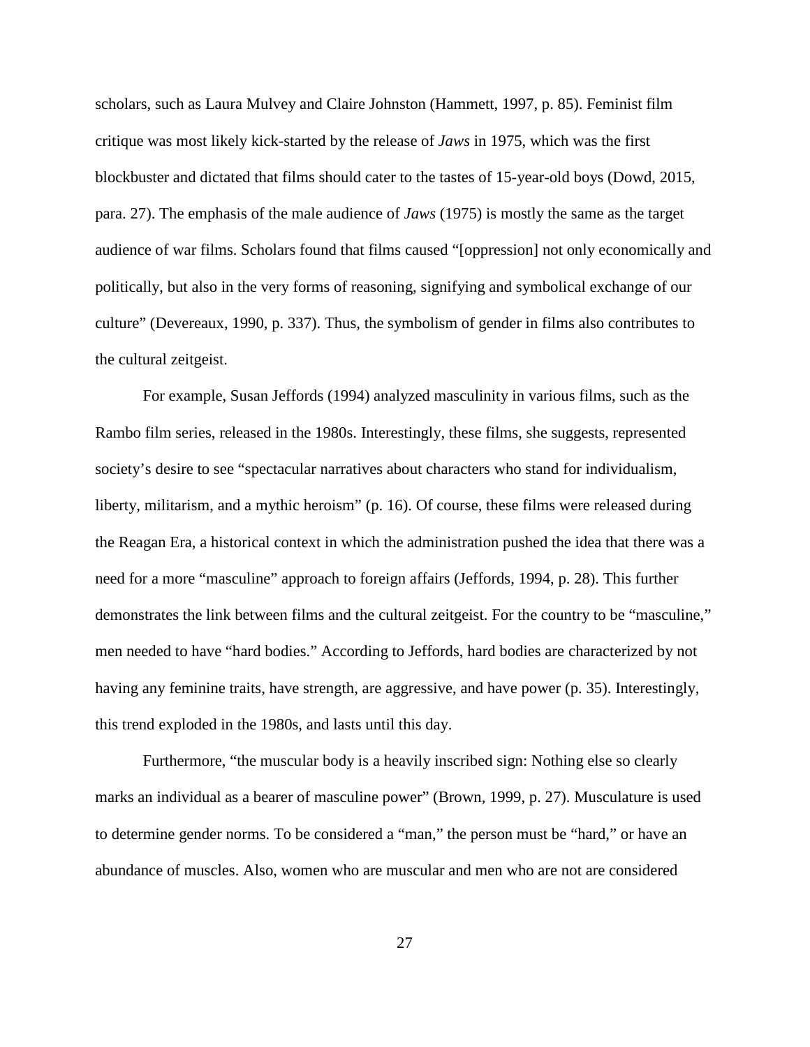scholars, such as Laura Mulvey and Claire Johnston (Hammett, 1997, p. 85). Feminist film critique was most likely kick-started by the release of *Jaws* in 1975, which was the first blockbuster and dictated that films should cater to the tastes of 15-year-old boys (Dowd, 2015, para. 27). The emphasis of the male audience of *Jaws* (1975) is mostly the same as the target audience of war films. Scholars found that films caused "[oppression] not only economically and politically, but also in the very forms of reasoning, signifying and symbolical exchange of our culture" (Devereaux, 1990, p. 337). Thus, the symbolism of gender in films also contributes to the cultural zeitgeist.

For example, Susan Jeffords (1994) analyzed masculinity in various films, such as the Rambo film series, released in the 1980s. Interestingly, these films, she suggests, represented society's desire to see "spectacular narratives about characters who stand for individualism, liberty, militarism, and a mythic heroism" (p. 16). Of course, these films were released during the Reagan Era, a historical context in which the administration pushed the idea that there was a need for a more "masculine" approach to foreign affairs (Jeffords, 1994, p. 28). This further demonstrates the link between films and the cultural zeitgeist. For the country to be "masculine," men needed to have "hard bodies." According to Jeffords, hard bodies are characterized by not having any feminine traits, have strength, are aggressive, and have power (p. 35). Interestingly, this trend exploded in the 1980s, and lasts until this day.

Furthermore, "the muscular body is a heavily inscribed sign: Nothing else so clearly marks an individual as a bearer of masculine power" (Brown, 1999, p. 27). Musculature is used to determine gender norms. To be considered a "man," the person must be "hard," or have an abundance of muscles. Also, women who are muscular and men who are not are considered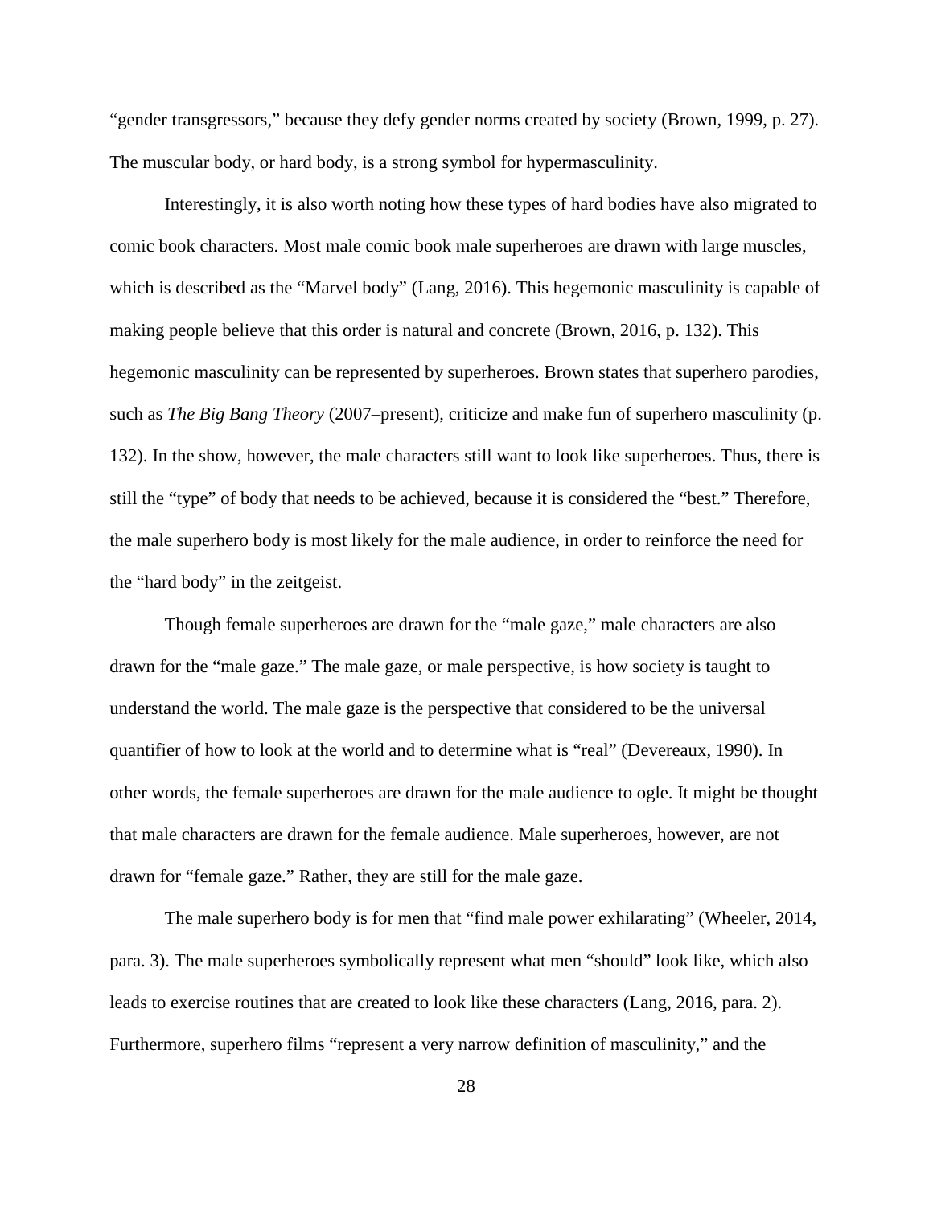"gender transgressors," because they defy gender norms created by society (Brown, 1999, p. 27). The muscular body, or hard body, is a strong symbol for hypermasculinity.

Interestingly, it is also worth noting how these types of hard bodies have also migrated to comic book characters. Most male comic book male superheroes are drawn with large muscles, which is described as the "Marvel body" (Lang, 2016). This hegemonic masculinity is capable of making people believe that this order is natural and concrete (Brown, 2016, p. 132). This hegemonic masculinity can be represented by superheroes. Brown states that superhero parodies, such as *The Big Bang Theory* (2007–present), criticize and make fun of superhero masculinity (p. 132). In the show, however, the male characters still want to look like superheroes. Thus, there is still the "type" of body that needs to be achieved, because it is considered the "best." Therefore, the male superhero body is most likely for the male audience, in order to reinforce the need for the "hard body" in the zeitgeist.

Though female superheroes are drawn for the "male gaze," male characters are also drawn for the "male gaze." The male gaze, or male perspective, is how society is taught to understand the world. The male gaze is the perspective that considered to be the universal quantifier of how to look at the world and to determine what is "real" (Devereaux, 1990). In other words, the female superheroes are drawn for the male audience to ogle. It might be thought that male characters are drawn for the female audience. Male superheroes, however, are not drawn for "female gaze." Rather, they are still for the male gaze.

The male superhero body is for men that "find male power exhilarating" (Wheeler, 2014, para. 3). The male superheroes symbolically represent what men "should" look like, which also leads to exercise routines that are created to look like these characters (Lang, 2016, para. 2). Furthermore, superhero films "represent a very narrow definition of masculinity," and the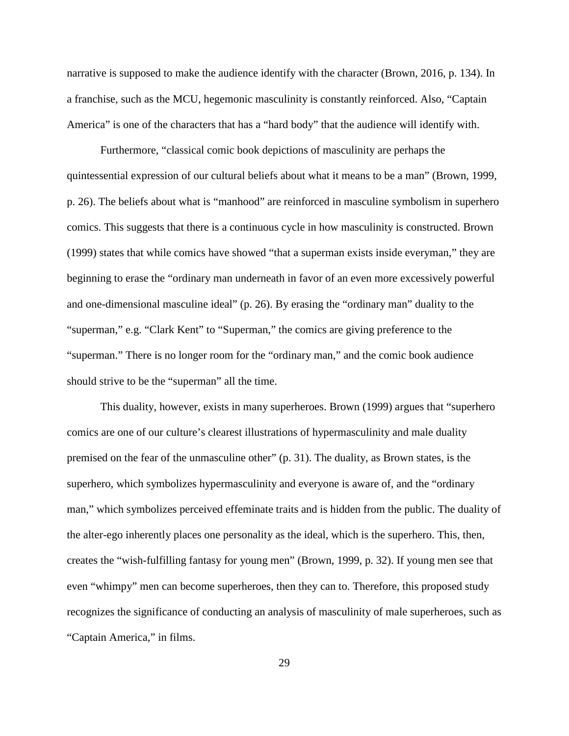narrative is supposed to make the audience identify with the character (Brown, 2016, p. 134). In a franchise, such as the MCU, hegemonic masculinity is constantly reinforced. Also, "Captain America" is one of the characters that has a "hard body" that the audience will identify with.

Furthermore, "classical comic book depictions of masculinity are perhaps the quintessential expression of our cultural beliefs about what it means to be a man" (Brown, 1999, p. 26). The beliefs about what is "manhood" are reinforced in masculine symbolism in superhero comics. This suggests that there is a continuous cycle in how masculinity is constructed. Brown (1999) states that while comics have showed "that a superman exists inside everyman," they are beginning to erase the "ordinary man underneath in favor of an even more excessively powerful and one-dimensional masculine ideal" (p. 26). By erasing the "ordinary man" duality to the "superman," e.g. "Clark Kent" to "Superman," the comics are giving preference to the "superman." There is no longer room for the "ordinary man," and the comic book audience should strive to be the "superman" all the time.

This duality, however, exists in many superheroes. Brown (1999) argues that "superhero comics are one of our culture's clearest illustrations of hypermasculinity and male duality premised on the fear of the unmasculine other" (p. 31). The duality, as Brown states, is the superhero, which symbolizes hypermasculinity and everyone is aware of, and the "ordinary man," which symbolizes perceived effeminate traits and is hidden from the public. The duality of the alter-ego inherently places one personality as the ideal, which is the superhero. This, then, creates the "wish-fulfilling fantasy for young men" (Brown, 1999, p. 32). If young men see that even "whimpy" men can become superheroes, then they can to. Therefore, this proposed study recognizes the significance of conducting an analysis of masculinity of male superheroes, such as "Captain America," in films.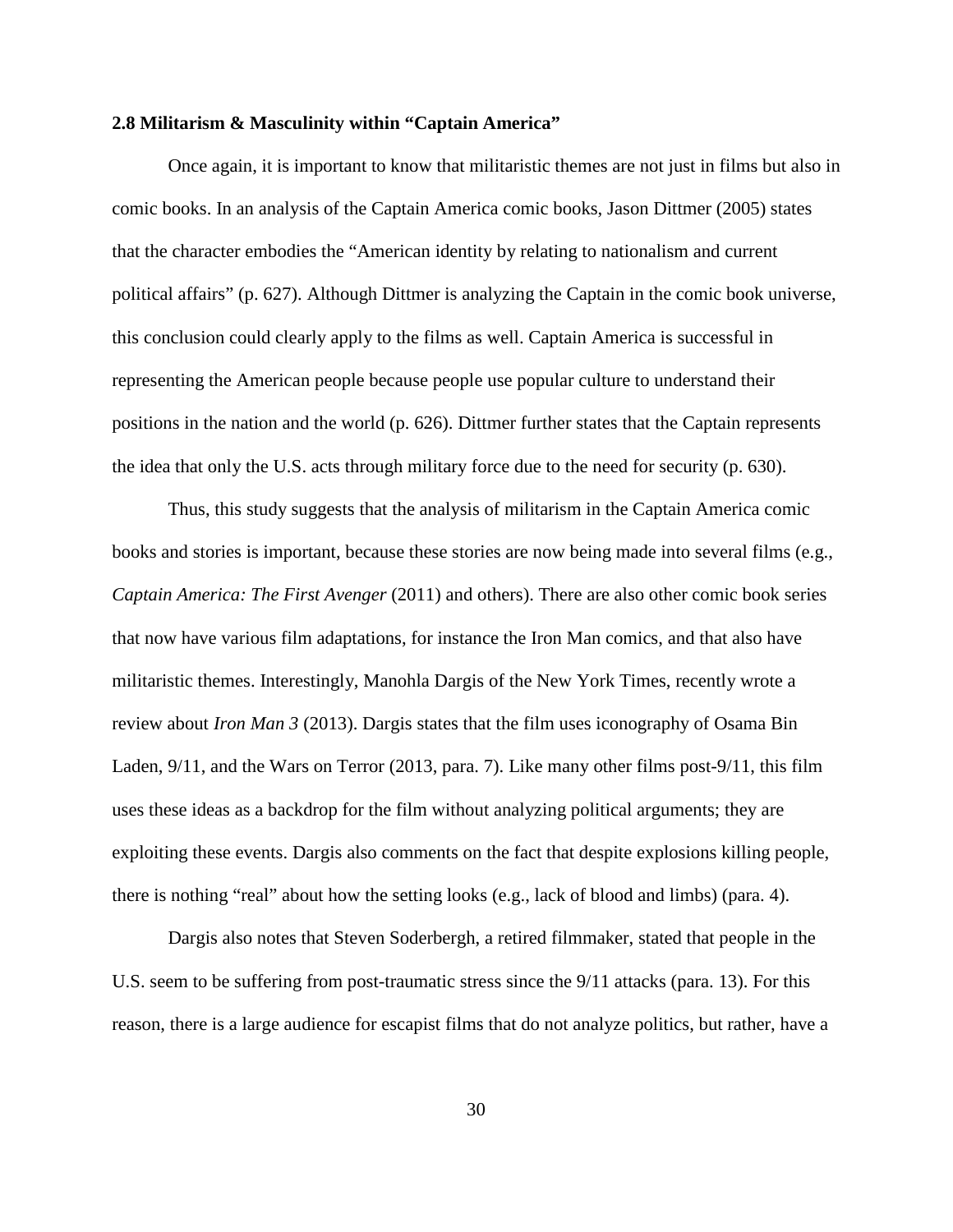### 2.8 Militarism & Masculinity within "Captain America"

Once again, it is important to know that militaristic themes are not just in films but also in comic books. In an analysis of the Captain America comic books, Jason Dittmer (2005) states that the character embodies the "American identity by relating to nationalism and current political affairs" (p. 627). Although Dittmer is analyzing the Captain in the comic book universe, this conclusion could clearly apply to the films as well. Captain America is successful in representing the American people because people use popular culture to understand their positions in the nation and the world (p. 626). Dittmer further states that the Captain represents the idea that only the U.S. acts through military force due to the need for security (p. 630).

Thus, this study suggests that the analysis of militarism in the Captain America comic books and stories is important, because these stories are now being made into several films (e.g., *Captain America: The First Avenger* (2011) and others). There are also other comic book series that now have various film adaptations, for instance the Iron Man comics, and that also have militaristic themes. Interestingly, Manohla Dargis of the New York Times, recently wrote a review about *Iron Man 3* (2013). Dargis states that the film uses iconography of Osama Bin Laden, 9/11, and the Wars on Terror (2013, para. 7). Like many other films post-9/11, this film uses these ideas as a backdrop for the film without analyzing political arguments; they are exploiting these events. Dargis also comments on the fact that despite explosions killing people, there is nothing "real" about how the setting looks (e.g., lack of blood and limbs) (para. 4).

Dargis also notes that Steven Soderbergh, a retired filmmaker, stated that people in the U.S. seem to be suffering from post-traumatic stress since the 9/11 attacks (para. 13). For this reason, there is a large audience for escapist films that do not analyze politics, but rather, have a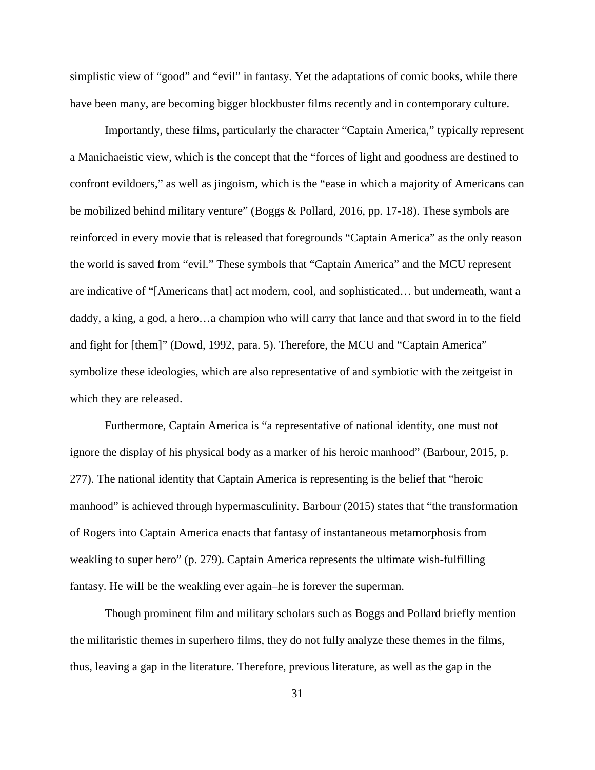simplistic view of "good" and "evil" in fantasy. Yet the adaptations of comic books, while there have been many, are becoming bigger blockbuster films recently and in contemporary culture.

Importantly, these films, particularly the character "Captain America," typically represent a Manichaeistic view, which is the concept that the "forces of light and goodness are destined to confront evildoers," as well as jingoism, which is the "ease in which a majority of Americans can be mobilized behind military venture" (Boggs & Pollard, 2016, pp. 17-18). These symbols are reinforced in every movie that is released that foregrounds "Captain America" as the only reason the world is saved from "evil." These symbols that "Captain America" and the MCU represent are indicative of "[Americans that] act modern, cool, and sophisticated… but underneath, want a daddy, a king, a god, a hero…a champion who will carry that lance and that sword in to the field and fight for [them]" (Dowd, 1992, para. 5). Therefore, the MCU and "Captain America" symbolize these ideologies, which are also representative of and symbiotic with the zeitgeist in which they are released.

Furthermore, Captain America is "a representative of national identity, one must not ignore the display of his physical body as a marker of his heroic manhood" (Barbour, 2015, p. 277). The national identity that Captain America is representing is the belief that "heroic manhood" is achieved through hypermasculinity. Barbour (2015) states that "the transformation of Rogers into Captain America enacts that fantasy of instantaneous metamorphosis from weakling to super hero" (p. 279). Captain America represents the ultimate wish-fulfilling fantasy. He will be the weakling ever again–he is forever the superman.

Though prominent film and military scholars such as Boggs and Pollard briefly mention the militaristic themes in superhero films, they do not fully analyze these themes in the films, thus, leaving a gap in the literature. Therefore, previous literature, as well as the gap in the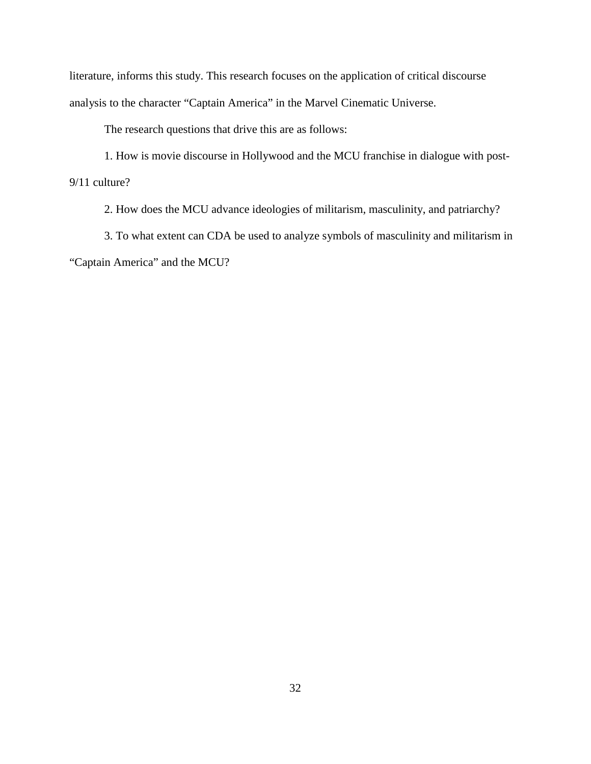literature, informs this study. This research focuses on the application of critical discourse analysis to the character “Captain America” in the Marvel Cinematic Universe.

The research questions that drive this are as follows:

1. How is movie discourse in Hollywood and the MCU franchise in dialogue with post-9/11 culture?

2. How does the MCU advance ideologies of militarism, masculinity, and patriarchy?

3. To what extent can CDA be used to analyze symbols of masculinity and militarism in “Captain America” and the MCU?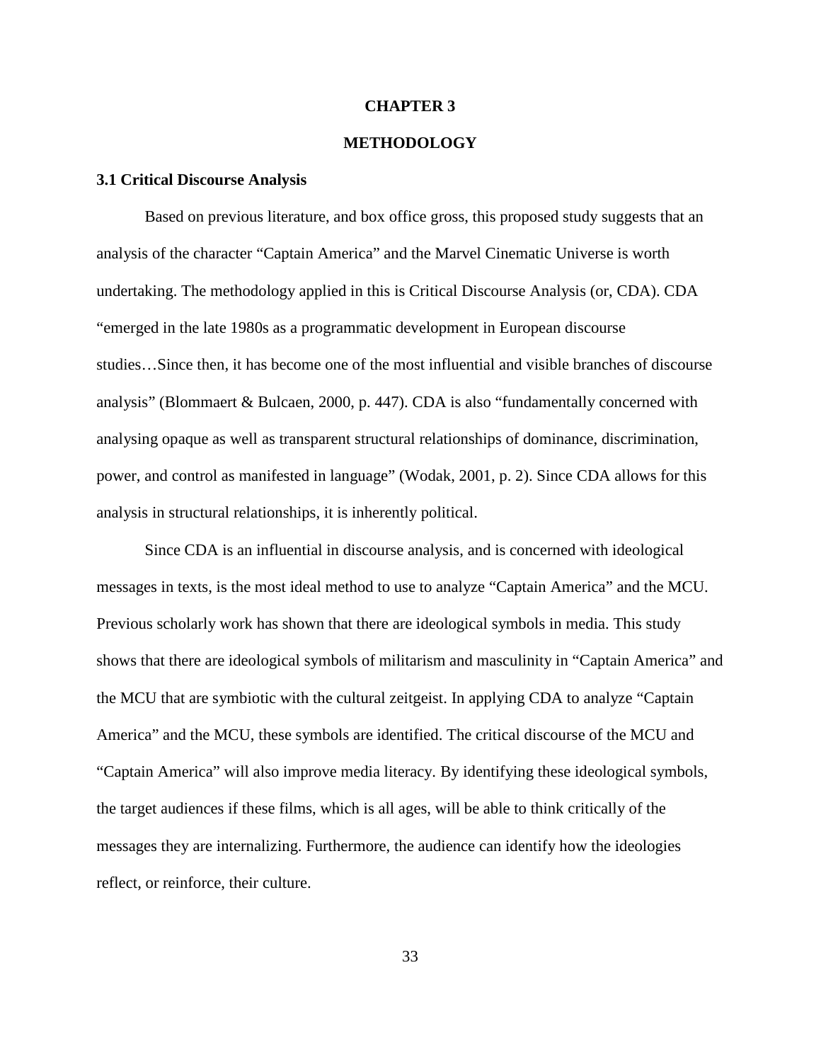# CHAPTER 3

# METHODOLOGY

### 3.1 Critical Discourse Analysis

Based on previous literature, and box office gross, this proposed study suggests that an analysis of the character "Captain America" and the Marvel Cinematic Universe is worth undertaking. The methodology applied in this is Critical Discourse Analysis (or, CDA). CDA "emerged in the late 1980s as a programmatic development in European discourse studies…Since then, it has become one of the most influential and visible branches of discourse analysis" (Blommaert & Bulcaen, 2000, p. 447). CDA is also "fundamentally concerned with analysing opaque as well as transparent structural relationships of dominance, discrimination, power, and control as manifested in language" (Wodak, 2001, p. 2). Since CDA allows for this analysis in structural relationships, it is inherently political.

Since CDA is an influential in discourse analysis, and is concerned with ideological messages in texts, is the most ideal method to use to analyze "Captain America" and the MCU. Previous scholarly work has shown that there are ideological symbols in media. This study shows that there are ideological symbols of militarism and masculinity in "Captain America" and the MCU that are symbiotic with the cultural zeitgeist. In applying CDA to analyze "Captain America" and the MCU, these symbols are identified. The critical discourse of the MCU and "Captain America" will also improve media literacy. By identifying these ideological symbols, the target audiences if these films, which is all ages, will be able to think critically of the messages they are internalizing. Furthermore, the audience can identify how the ideologies reflect, or reinforce, their culture.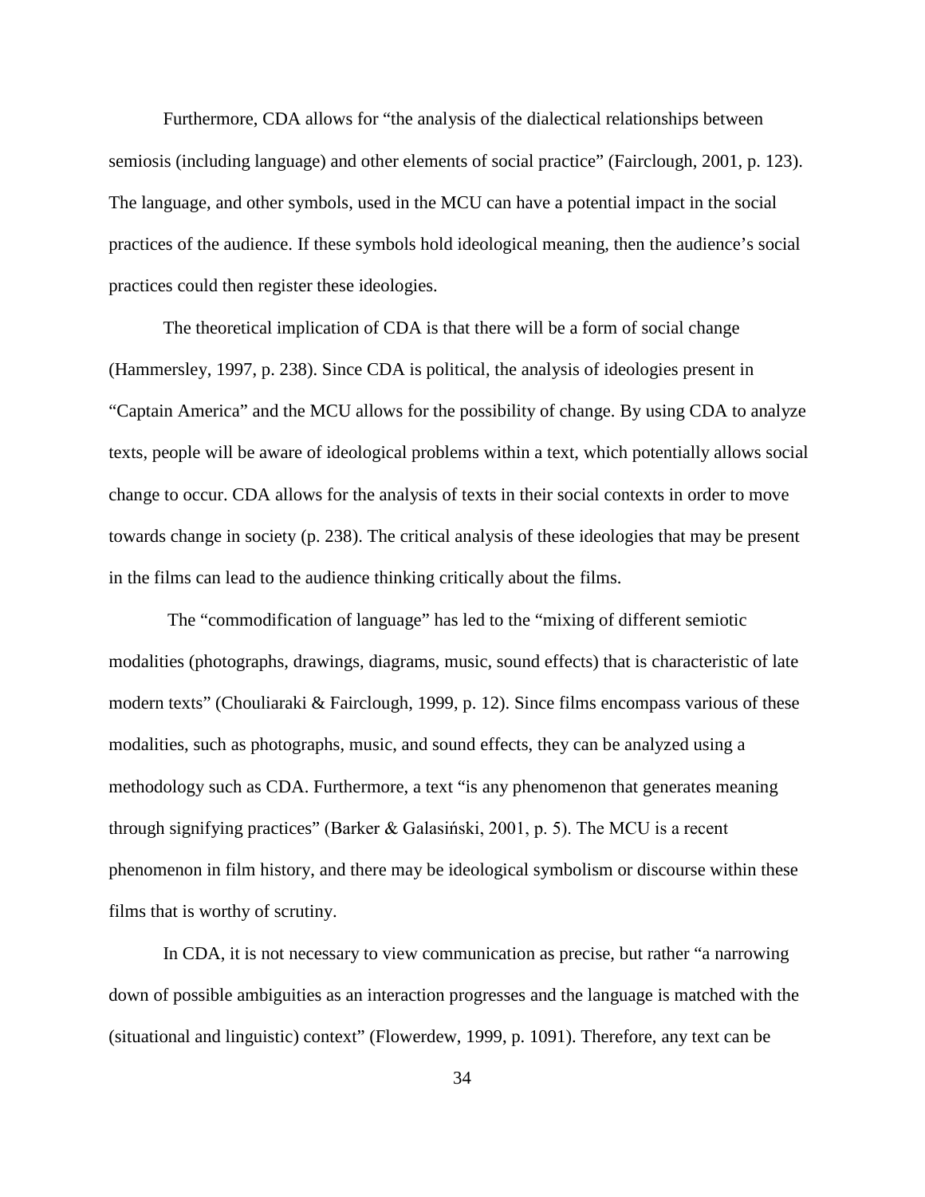Furthermore, CDA allows for "the analysis of the dialectical relationships between semiosis (including language) and other elements of social practice" (Fairclough, 2001, p. 123). The language, and other symbols, used in the MCU can have a potential impact in the social practices of the audience. If these symbols hold ideological meaning, then the audience's social practices could then register these ideologies.

The theoretical implication of CDA is that there will be a form of social change (Hammersley, 1997, p. 238). Since CDA is political, the analysis of ideologies present in "Captain America" and the MCU allows for the possibility of change. By using CDA to analyze texts, people will be aware of ideological problems within a text, which potentially allows social change to occur. CDA allows for the analysis of texts in their social contexts in order to move towards change in society (p. 238). The critical analysis of these ideologies that may be present in the films can lead to the audience thinking critically about the films.

The "commodification of language" has led to the "mixing of different semiotic modalities (photographs, drawings, diagrams, music, sound effects) that is characteristic of late modern texts" (Chouliaraki & Fairclough, 1999, p. 12). Since films encompass various of these modalities, such as photographs, music, and sound effects, they can be analyzed using a methodology such as CDA. Furthermore, a text "is any phenomenon that generates meaning through signifying practices" (Barker & Galasiński, 2001, p. 5). The MCU is a recent phenomenon in film history, and there may be ideological symbolism or discourse within these films that is worthy of scrutiny.

In CDA, it is not necessary to view communication as precise, but rather "a narrowing down of possible ambiguities as an interaction progresses and the language is matched with the (situational and linguistic) context" (Flowerdew, 1999, p. 1091). Therefore, any text can be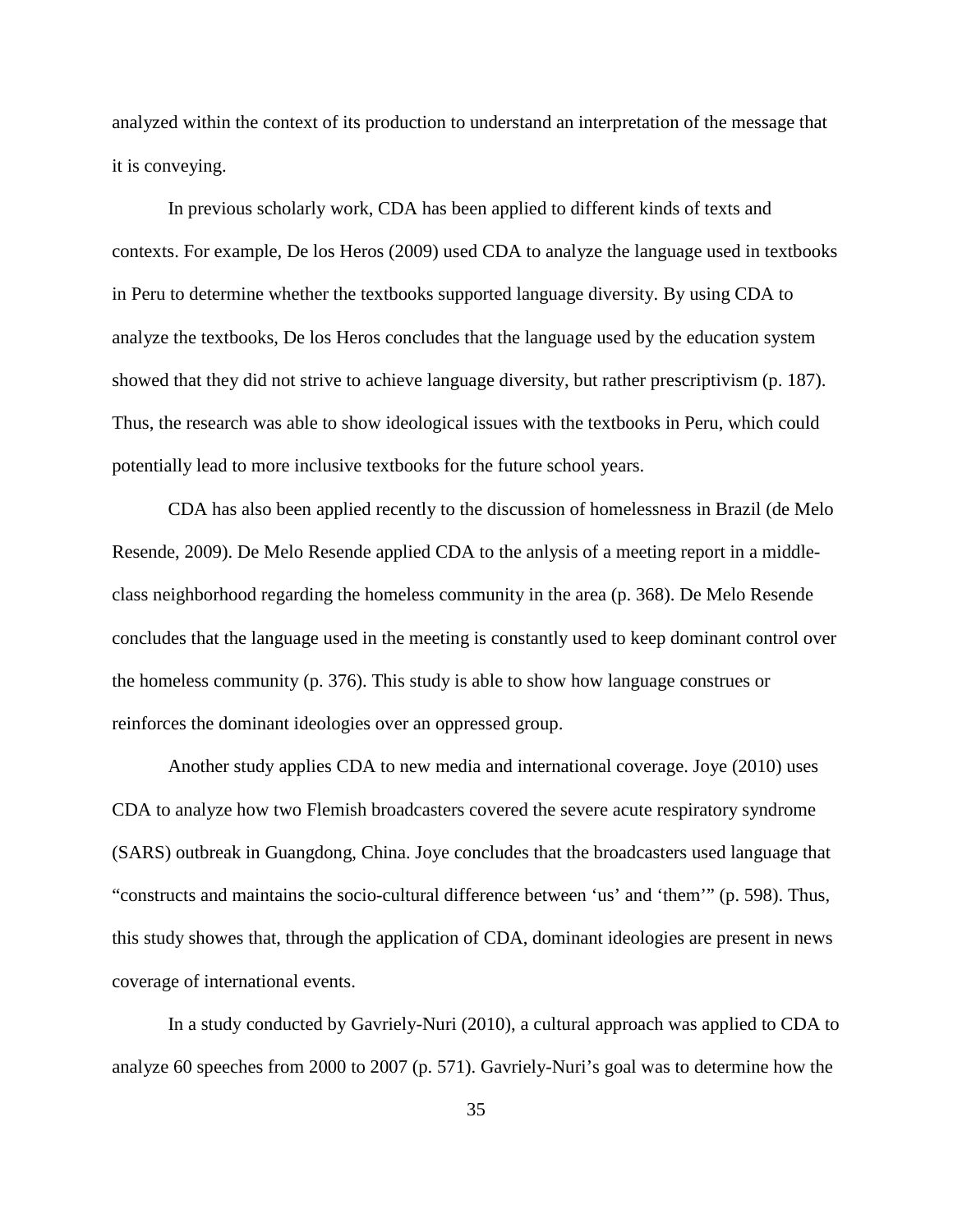analyzed within the context of its production to understand an interpretation of the message that it is conveying.

In previous scholarly work, CDA has been applied to different kinds of texts and contexts. For example, De los Heros (2009) used CDA to analyze the language used in textbooks in Peru to determine whether the textbooks supported language diversity. By using CDA to analyze the textbooks, De los Heros concludes that the language used by the education system showed that they did not strive to achieve language diversity, but rather prescriptivism (p. 187). Thus, the research was able to show ideological issues with the textbooks in Peru, which could potentially lead to more inclusive textbooks for the future school years.

CDA has also been applied recently to the discussion of homelessness in Brazil (de Melo Resende, 2009). De Melo Resende applied CDA to the anlysis of a meeting report in a middle-class neighborhood regarding the homeless community in the area (p. 368). De Melo Resende concludes that the language used in the meeting is constantly used to keep dominant control over the homeless community (p. 376). This study is able to show how language construes or reinforces the dominant ideologies over an oppressed group.

Another study applies CDA to new media and international coverage. Joye (2010) uses CDA to analyze how two Flemish broadcasters covered the severe acute respiratory syndrome (SARS) outbreak in Guangdong, China. Joye concludes that the broadcasters used language that "constructs and maintains the socio-cultural difference between 'us' and 'them'" (p. 598). Thus, this study showes that, through the application of CDA, dominant ideologies are present in news coverage of international events.

In a study conducted by Gavriely-Nuri (2010), a cultural approach was applied to CDA to analyze 60 speeches from 2000 to 2007 (p. 571). Gavriely-Nuri's goal was to determine how the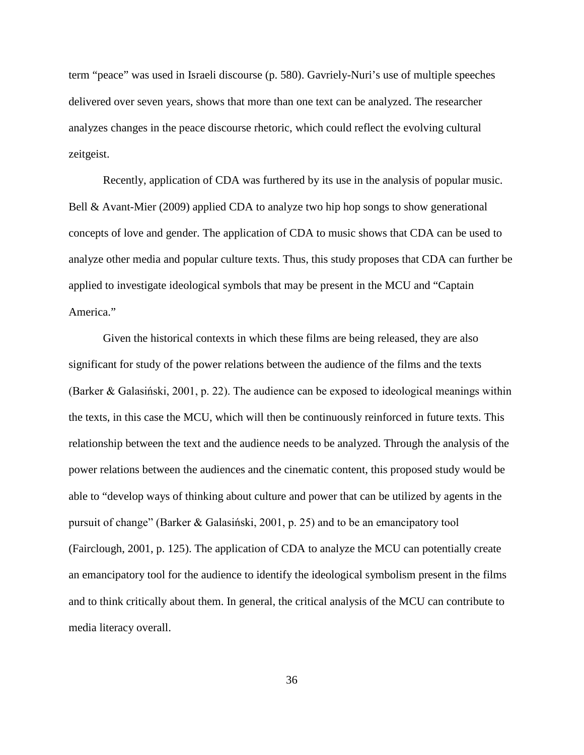term "peace" was used in Israeli discourse (p. 580). Gavriely-Nuri's use of multiple speeches delivered over seven years, shows that more than one text can be analyzed. The researcher analyzes changes in the peace discourse rhetoric, which could reflect the evolving cultural zeitgeist.

Recently, application of CDA was furthered by its use in the analysis of popular music. Bell & Avant-Mier (2009) applied CDA to analyze two hip hop songs to show generational concepts of love and gender. The application of CDA to music shows that CDA can be used to analyze other media and popular culture texts. Thus, this study proposes that CDA can further be applied to investigate ideological symbols that may be present in the MCU and "Captain America."

Given the historical contexts in which these films are being released, they are also significant for study of the power relations between the audience of the films and the texts (Barker & Galasiński, 2001, p. 22). The audience can be exposed to ideological meanings within the texts, in this case the MCU, which will then be continuously reinforced in future texts. This relationship between the text and the audience needs to be analyzed. Through the analysis of the power relations between the audiences and the cinematic content, this proposed study would be able to "develop ways of thinking about culture and power that can be utilized by agents in the pursuit of change" (Barker & Galasiński, 2001, p. 25) and to be an emancipatory tool (Fairclough, 2001, p. 125). The application of CDA to analyze the MCU can potentially create an emancipatory tool for the audience to identify the ideological symbolism present in the films and to think critically about them. In general, the critical analysis of the MCU can contribute to media literacy overall.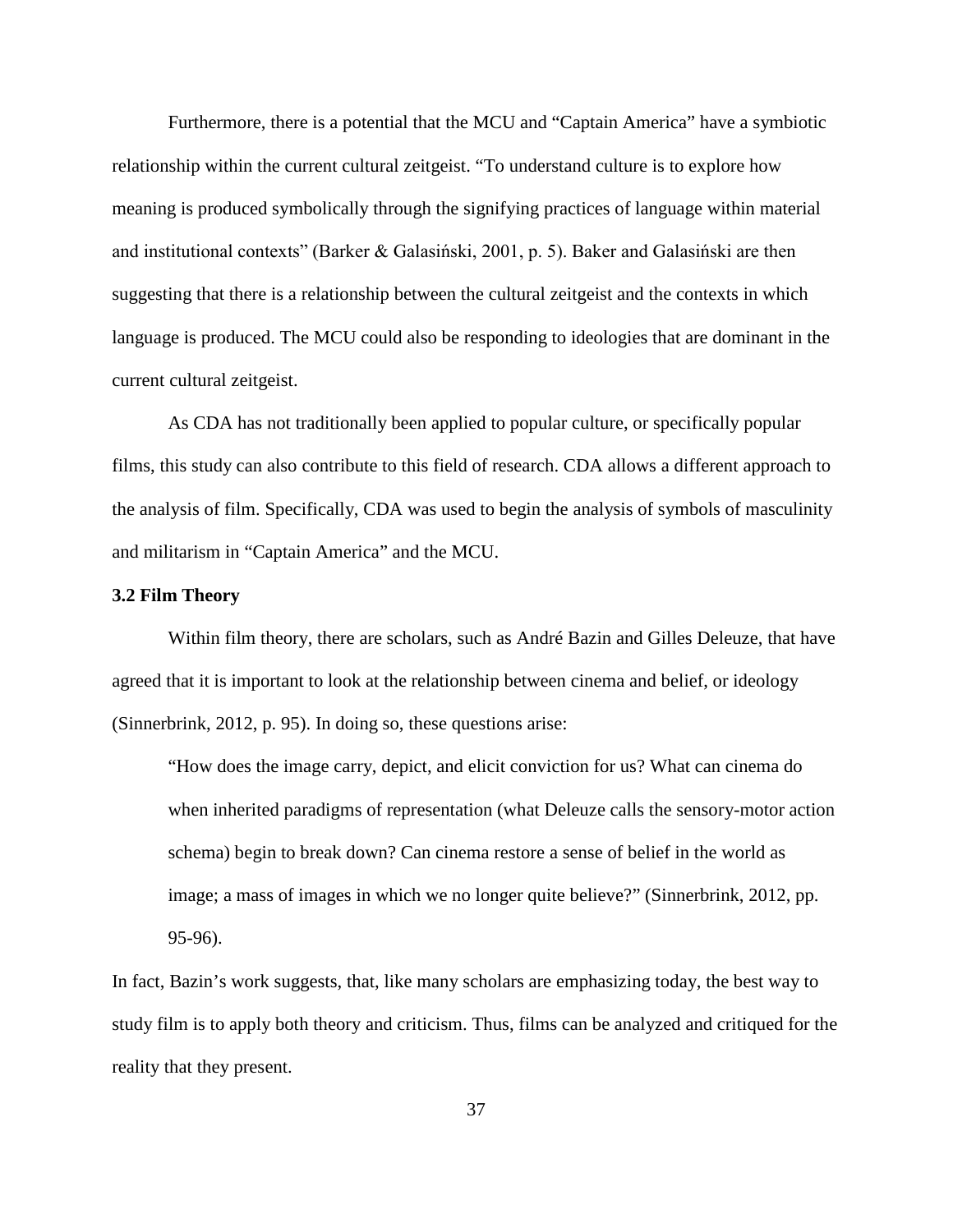Furthermore, there is a potential that the MCU and "Captain America" have a symbiotic relationship within the current cultural zeitgeist. "To understand culture is to explore how meaning is produced symbolically through the signifying practices of language within material and institutional contexts" (Barker & Galasiński, 2001, p. 5). Baker and Galasiński are then suggesting that there is a relationship between the cultural zeitgeist and the contexts in which language is produced. The MCU could also be responding to ideologies that are dominant in the current cultural zeitgeist.

As CDA has not traditionally been applied to popular culture, or specifically popular films, this study can also contribute to this field of research. CDA allows a different approach to the analysis of film. Specifically, CDA was used to begin the analysis of symbols of masculinity and militarism in "Captain America" and the MCU.

### 3.2 Film Theory

Within film theory, there are scholars, such as André Bazin and Gilles Deleuze, that have agreed that it is important to look at the relationship between cinema and belief, or ideology (Sinnerbrink, 2012, p. 95). In doing so, these questions arise:

> "How does the image carry, depict, and elicit conviction for us? What can cinema do when inherited paradigms of representation (what Deleuze calls the sensory-motor action schema) begin to break down? Can cinema restore a sense of belief in the world as image; a mass of images in which we no longer quite believe?" (Sinnerbrink, 2012, pp. 95-96).

In fact, Bazin's work suggests, that, like many scholars are emphasizing today, the best way to study film is to apply both theory and criticism. Thus, films can be analyzed and critiqued for the reality that they present.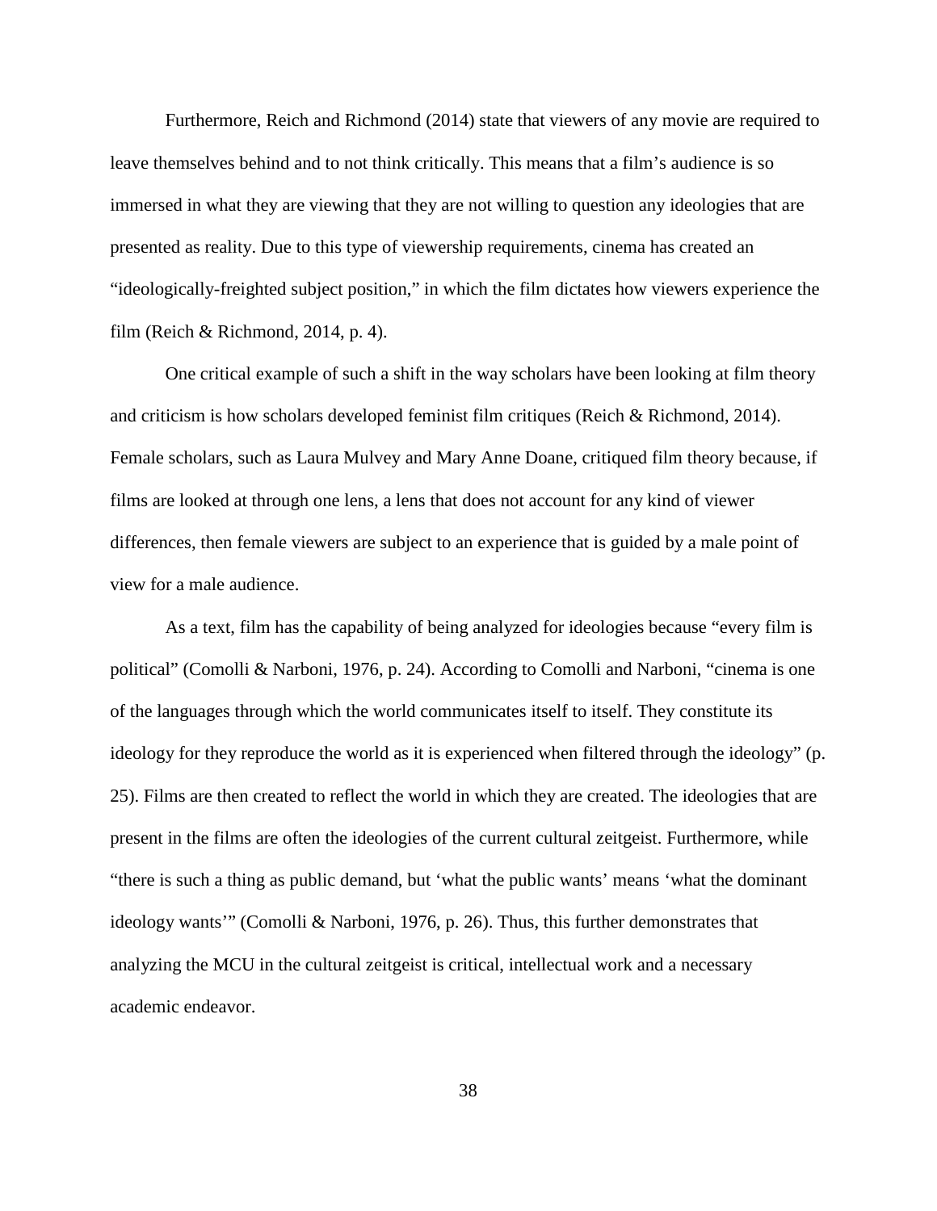Furthermore, Reich and Richmond (2014) state that viewers of any movie are required to leave themselves behind and to not think critically. This means that a film's audience is so immersed in what they are viewing that they are not willing to question any ideologies that are presented as reality. Due to this type of viewership requirements, cinema has created an "ideologically-freighted subject position," in which the film dictates how viewers experience the film (Reich & Richmond, 2014, p. 4).

One critical example of such a shift in the way scholars have been looking at film theory and criticism is how scholars developed feminist film critiques (Reich & Richmond, 2014). Female scholars, such as Laura Mulvey and Mary Anne Doane, critiqued film theory because, if films are looked at through one lens, a lens that does not account for any kind of viewer differences, then female viewers are subject to an experience that is guided by a male point of view for a male audience.

As a text, film has the capability of being analyzed for ideologies because "every film is political" (Comolli & Narboni, 1976, p. 24). According to Comolli and Narboni, "cinema is one of the languages through which the world communicates itself to itself. They constitute its ideology for they reproduce the world as it is experienced when filtered through the ideology" (p. 25). Films are then created to reflect the world in which they are created. The ideologies that are present in the films are often the ideologies of the current cultural zeitgeist. Furthermore, while "there is such a thing as public demand, but 'what the public wants' means 'what the dominant ideology wants'" (Comolli & Narboni, 1976, p. 26). Thus, this further demonstrates that analyzing the MCU in the cultural zeitgeist is critical, intellectual work and a necessary academic endeavor.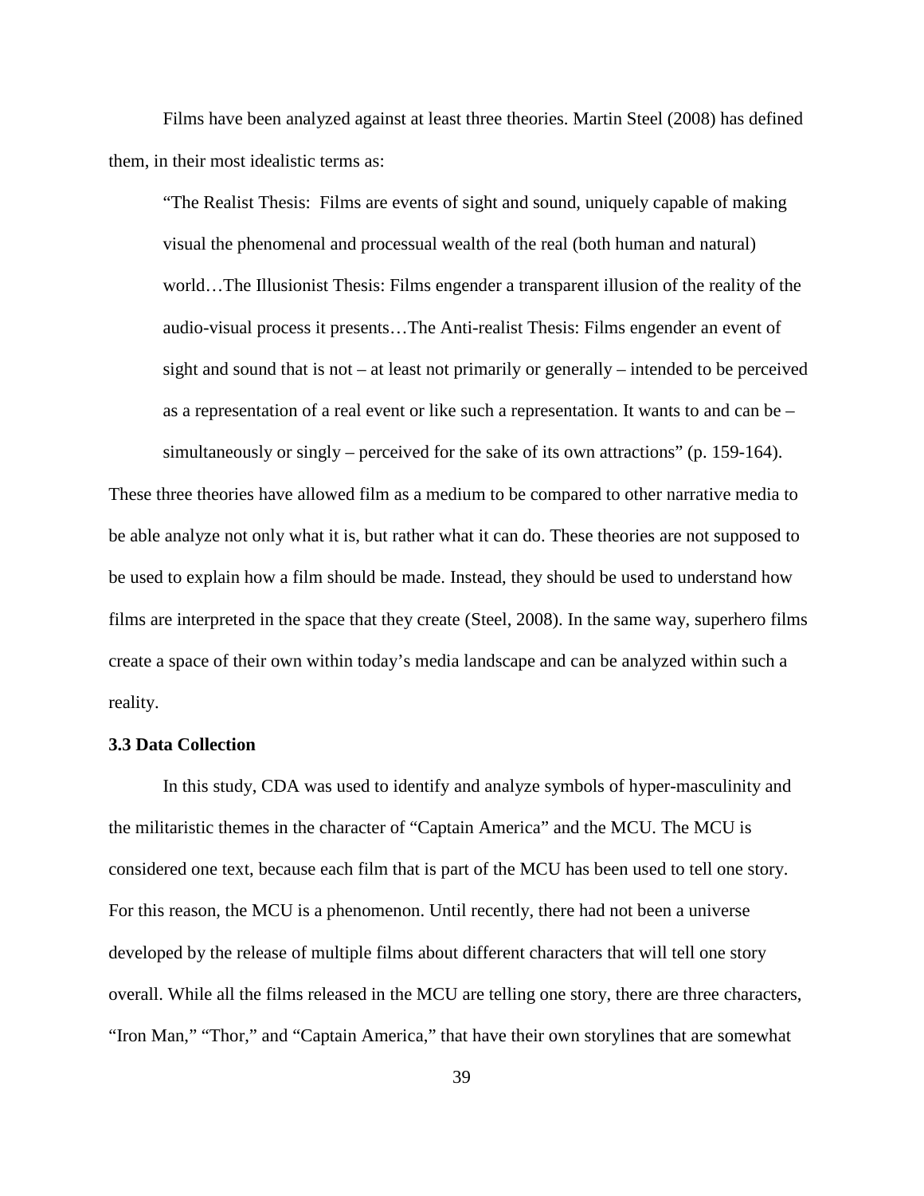Films have been analyzed against at least three theories. Martin Steel (2008) has defined them, in their most idealistic terms as:

> "The Realist Thesis: Films are events of sight and sound, uniquely capable of making visual the phenomenal and processual wealth of the real (both human and natural) world…The Illusionist Thesis: Films engender a transparent illusion of the reality of the audio-visual process it presents…The Anti-realist Thesis: Films engender an event of sight and sound that is not – at least not primarily or generally – intended to be perceived as a representation of a real event or like such a representation. It wants to and can be – simultaneously or singly – perceived for the sake of its own attractions" (p. 159-164).

These three theories have allowed film as a medium to be compared to other narrative media to be able analyze not only what it is, but rather what it can do. These theories are not supposed to be used to explain how a film should be made. Instead, they should be used to understand how films are interpreted in the space that they create (Steel, 2008). In the same way, superhero films create a space of their own within today's media landscape and can be analyzed within such a reality.

**3.3 Data Collection**

In this study, CDA was used to identify and analyze symbols of hyper-masculinity and the militaristic themes in the character of "Captain America" and the MCU. The MCU is considered one text, because each film that is part of the MCU has been used to tell one story. For this reason, the MCU is a phenomenon. Until recently, there had not been a universe developed by the release of multiple films about different characters that will tell one story overall. While all the films released in the MCU are telling one story, there are three characters, "Iron Man," "Thor," and "Captain America," that have their own storylines that are somewhat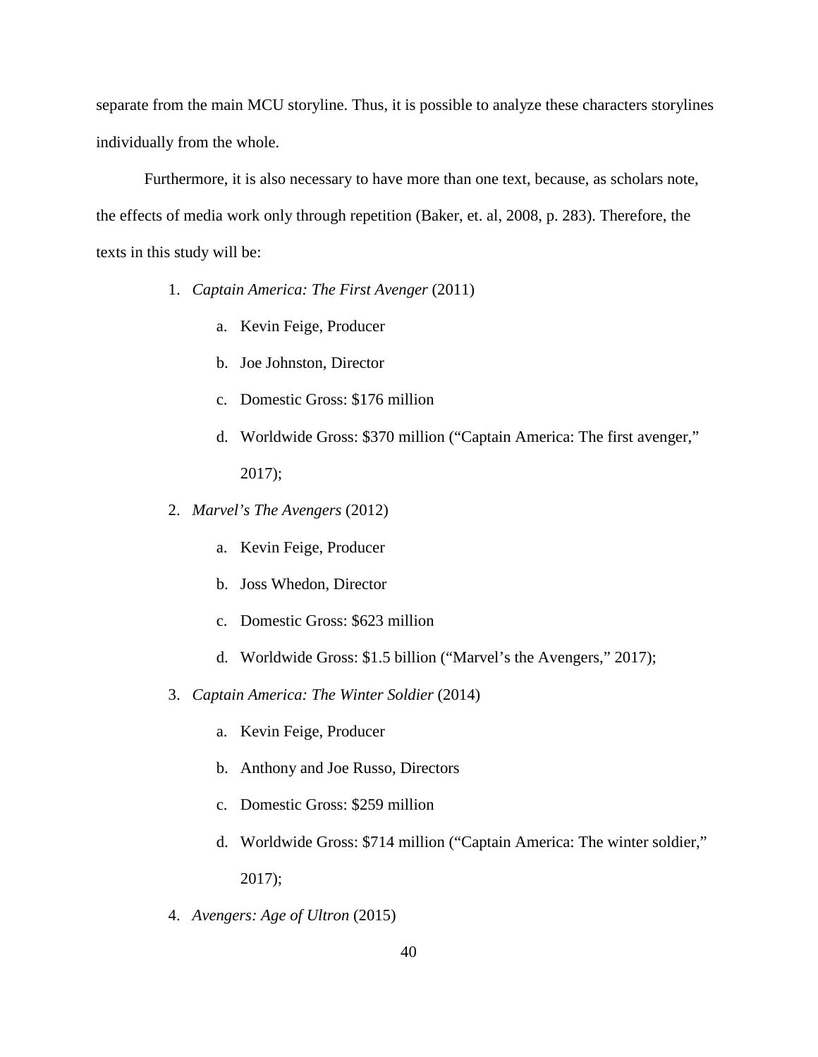separate from the main MCU storyline. Thus, it is possible to analyze these characters storylines individually from the whole.

Furthermore, it is also necessary to have more than one text, because, as scholars note, the effects of media work only through repetition (Baker, et. al, 2008, p. 283). Therefore, the texts in this study will be:

1. *Captain America: The First Avenger* (2011)
    a. Kevin Feige, Producer
    b. Joe Johnston, Director
    c. Domestic Gross: $176 million
    d. Worldwide Gross: $370 million ("Captain America: The first avenger," 2017);
2. *Marvel's The Avengers* (2012)
    a. Kevin Feige, Producer
    b. Joss Whedon, Director
    c. Domestic Gross: $623 million
    d. Worldwide Gross: $1.5 billion ("Marvel's the Avengers," 2017);
3. *Captain America: The Winter Soldier* (2014)
    a. Kevin Feige, Producer
    b. Anthony and Joe Russo, Directors
    c. Domestic Gross: $259 million
    d. Worldwide Gross: $714 million ("Captain America: The winter soldier," 2017);
4. *Avengers: Age of Ultron* (2015)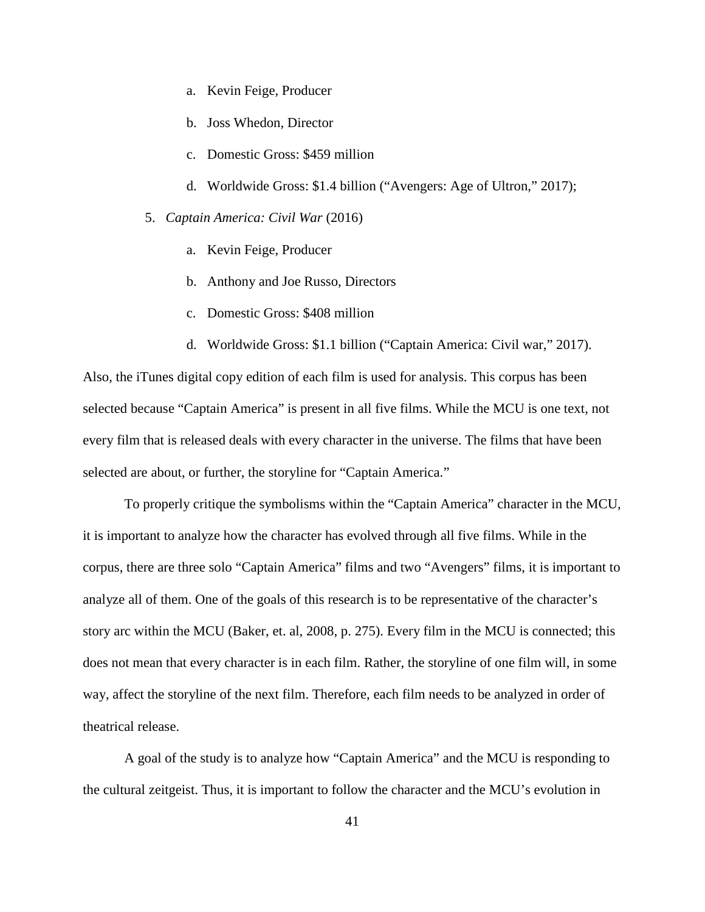a. Kevin Feige, Producer

   b. Joss Whedon, Director

   c. Domestic Gross: $459 million

   d. Worldwide Gross: $1.4 billion ("Avengers: Age of Ultron," 2017);

5. *Captain America: Civil War* (2016)

   a. Kevin Feige, Producer

   b. Anthony and Joe Russo, Directors

   c. Domestic Gross: $408 million

   d. Worldwide Gross: $1.1 billion ("Captain America: Civil war," 2017).

Also, the iTunes digital copy edition of each film is used for analysis. This corpus has been selected because "Captain America" is present in all five films. While the MCU is one text, not every film that is released deals with every character in the universe. The films that have been selected are about, or further, the storyline for "Captain America."

To properly critique the symbolisms within the "Captain America" character in the MCU, it is important to analyze how the character has evolved through all five films. While in the corpus, there are three solo "Captain America" films and two "Avengers" films, it is important to analyze all of them. One of the goals of this research is to be representative of the character's story arc within the MCU (Baker, et. al, 2008, p. 275). Every film in the MCU is connected; this does not mean that every character is in each film. Rather, the storyline of one film will, in some way, affect the storyline of the next film. Therefore, each film needs to be analyzed in order of theatrical release.

A goal of the study is to analyze how "Captain America" and the MCU is responding to the cultural zeitgeist. Thus, it is important to follow the character and the MCU's evolution in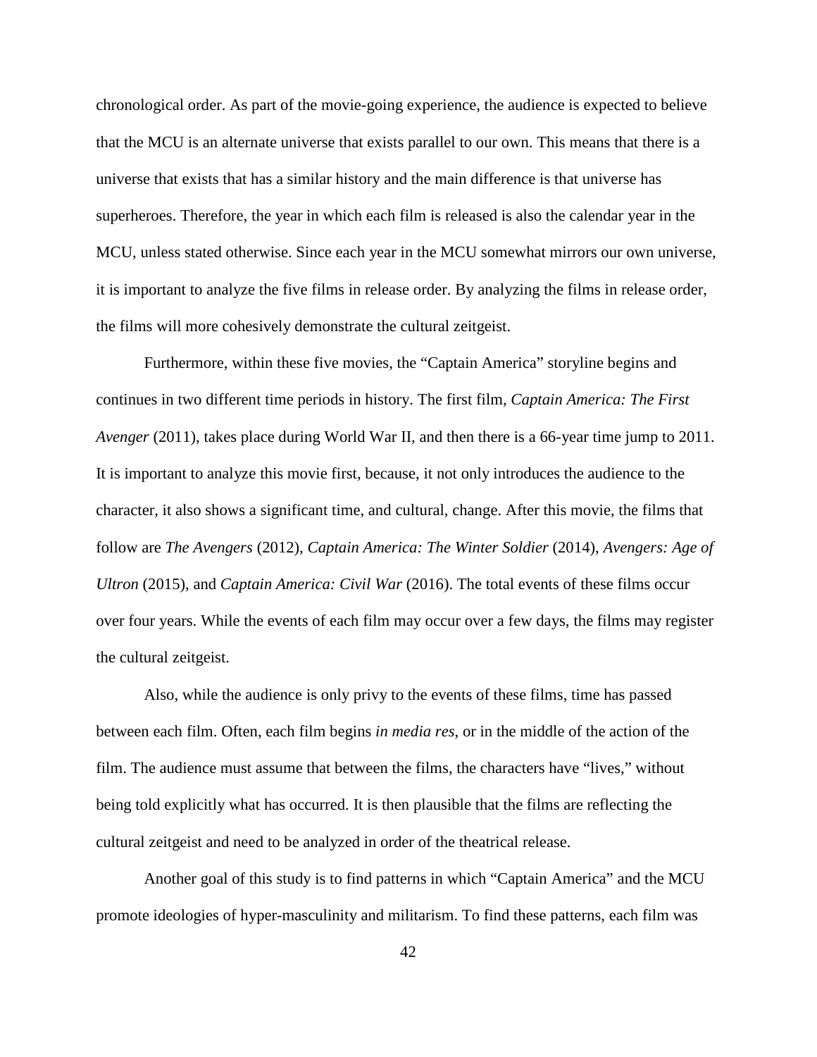chronological order. As part of the movie-going experience, the audience is expected to believe that the MCU is an alternate universe that exists parallel to our own. This means that there is a universe that exists that has a similar history and the main difference is that universe has superheroes. Therefore, the year in which each film is released is also the calendar year in the MCU, unless stated otherwise. Since each year in the MCU somewhat mirrors our own universe, it is important to analyze the five films in release order. By analyzing the films in release order, the films will more cohesively demonstrate the cultural zeitgeist.

Furthermore, within these five movies, the "Captain America" storyline begins and continues in two different time periods in history. The first film, *Captain America: The First Avenger* (2011), takes place during World War II, and then there is a 66-year time jump to 2011. It is important to analyze this movie first, because, it not only introduces the audience to the character, it also shows a significant time, and cultural, change. After this movie, the films that follow are *The Avengers* (2012), *Captain America: The Winter Soldier* (2014), *Avengers: Age of Ultron* (2015), and *Captain America: Civil War* (2016). The total events of these films occur over four years. While the events of each film may occur over a few days, the films may register the cultural zeitgeist.

Also, while the audience is only privy to the events of these films, time has passed between each film. Often, each film begins *in media res*, or in the middle of the action of the film. The audience must assume that between the films, the characters have "lives," without being told explicitly what has occurred. It is then plausible that the films are reflecting the cultural zeitgeist and need to be analyzed in order of the theatrical release.

Another goal of this study is to find patterns in which "Captain America" and the MCU promote ideologies of hyper-masculinity and militarism. To find these patterns, each film was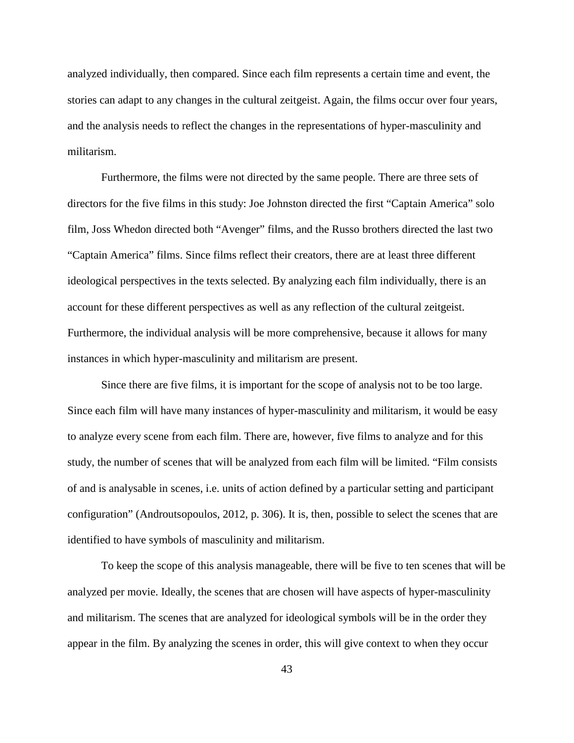analyzed individually, then compared. Since each film represents a certain time and event, the stories can adapt to any changes in the cultural zeitgeist. Again, the films occur over four years, and the analysis needs to reflect the changes in the representations of hyper-masculinity and militarism.

Furthermore, the films were not directed by the same people. There are three sets of directors for the five films in this study: Joe Johnston directed the first "Captain America" solo film, Joss Whedon directed both "Avenger" films, and the Russo brothers directed the last two "Captain America" films. Since films reflect their creators, there are at least three different ideological perspectives in the texts selected. By analyzing each film individually, there is an account for these different perspectives as well as any reflection of the cultural zeitgeist. Furthermore, the individual analysis will be more comprehensive, because it allows for many instances in which hyper-masculinity and militarism are present.

Since there are five films, it is important for the scope of analysis not to be too large. Since each film will have many instances of hyper-masculinity and militarism, it would be easy to analyze every scene from each film. There are, however, five films to analyze and for this study, the number of scenes that will be analyzed from each film will be limited. "Film consists of and is analysable in scenes, i.e. units of action defined by a particular setting and participant configuration" (Androutsopoulos, 2012, p. 306). It is, then, possible to select the scenes that are identified to have symbols of masculinity and militarism.

To keep the scope of this analysis manageable, there will be five to ten scenes that will be analyzed per movie. Ideally, the scenes that are chosen will have aspects of hyper-masculinity and militarism. The scenes that are analyzed for ideological symbols will be in the order they appear in the film. By analyzing the scenes in order, this will give context to when they occur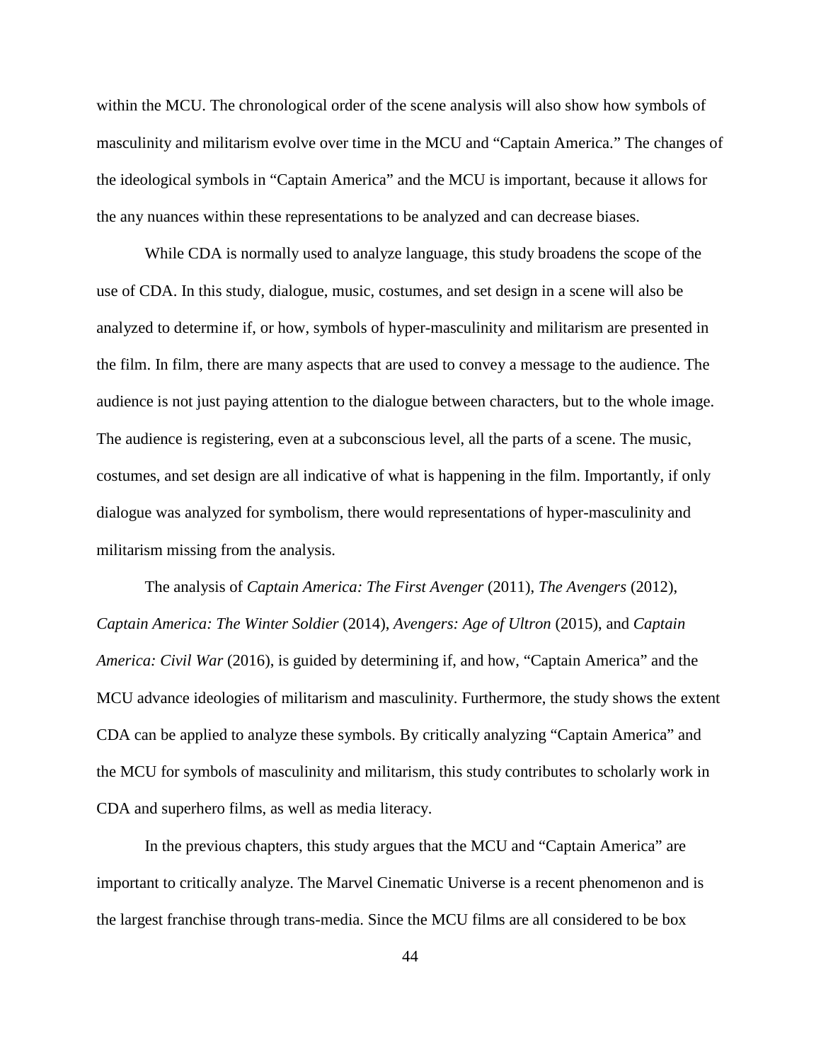within the MCU. The chronological order of the scene analysis will also show how symbols of masculinity and militarism evolve over time in the MCU and "Captain America." The changes of the ideological symbols in "Captain America" and the MCU is important, because it allows for the any nuances within these representations to be analyzed and can decrease biases.

While CDA is normally used to analyze language, this study broadens the scope of the use of CDA. In this study, dialogue, music, costumes, and set design in a scene will also be analyzed to determine if, or how, symbols of hyper-masculinity and militarism are presented in the film. In film, there are many aspects that are used to convey a message to the audience. The audience is not just paying attention to the dialogue between characters, but to the whole image. The audience is registering, even at a subconscious level, all the parts of a scene. The music, costumes, and set design are all indicative of what is happening in the film. Importantly, if only dialogue was analyzed for symbolism, there would representations of hyper-masculinity and militarism missing from the analysis.

The analysis of *Captain America: The First Avenger* (2011), *The Avengers* (2012), *Captain America: The Winter Soldier* (2014), *Avengers: Age of Ultron* (2015), and *Captain America: Civil War* (2016), is guided by determining if, and how, "Captain America" and the MCU advance ideologies of militarism and masculinity. Furthermore, the study shows the extent CDA can be applied to analyze these symbols. By critically analyzing "Captain America" and the MCU for symbols of masculinity and militarism, this study contributes to scholarly work in CDA and superhero films, as well as media literacy.

In the previous chapters, this study argues that the MCU and "Captain America" are important to critically analyze. The Marvel Cinematic Universe is a recent phenomenon and is the largest franchise through trans-media. Since the MCU films are all considered to be box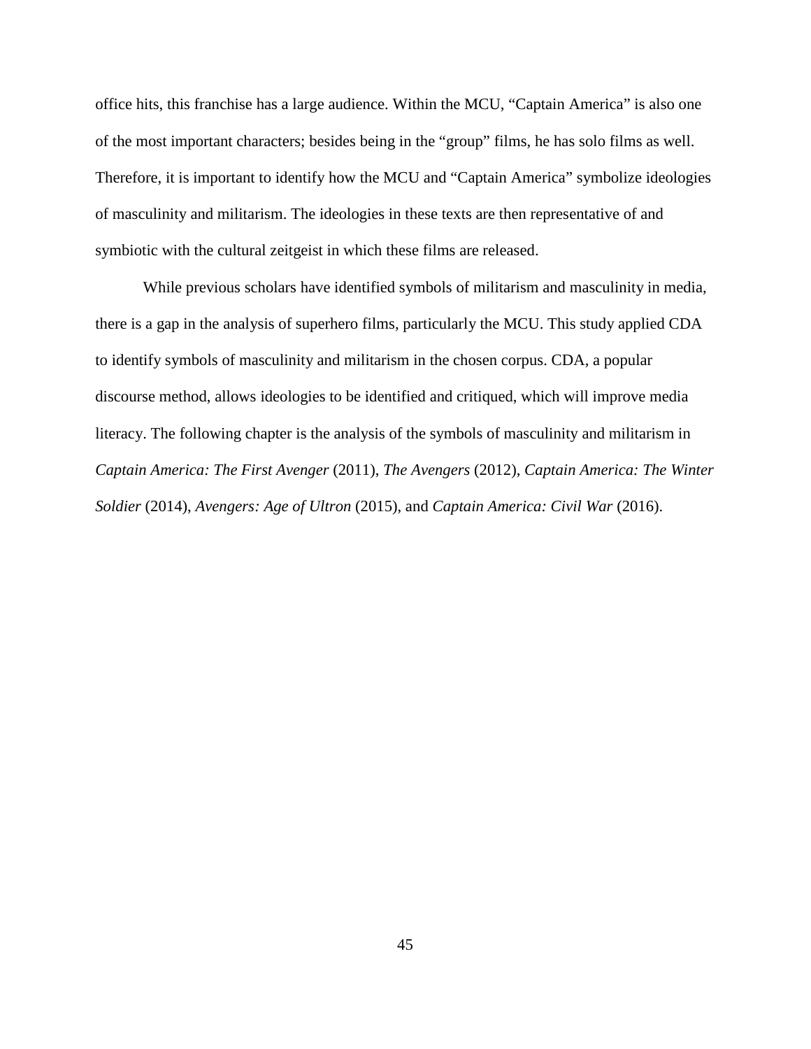office hits, this franchise has a large audience. Within the MCU, "Captain America" is also one of the most important characters; besides being in the "group" films, he has solo films as well. Therefore, it is important to identify how the MCU and "Captain America" symbolize ideologies of masculinity and militarism. The ideologies in these texts are then representative of and symbiotic with the cultural zeitgeist in which these films are released.

While previous scholars have identified symbols of militarism and masculinity in media, there is a gap in the analysis of superhero films, particularly the MCU. This study applied CDA to identify symbols of masculinity and militarism in the chosen corpus. CDA, a popular discourse method, allows ideologies to be identified and critiqued, which will improve media literacy. The following chapter is the analysis of the symbols of masculinity and militarism in *Captain America: The First Avenger* (2011), *The Avengers* (2012), *Captain America: The Winter Soldier* (2014), *Avengers: Age of Ultron* (2015), and *Captain America: Civil War* (2016).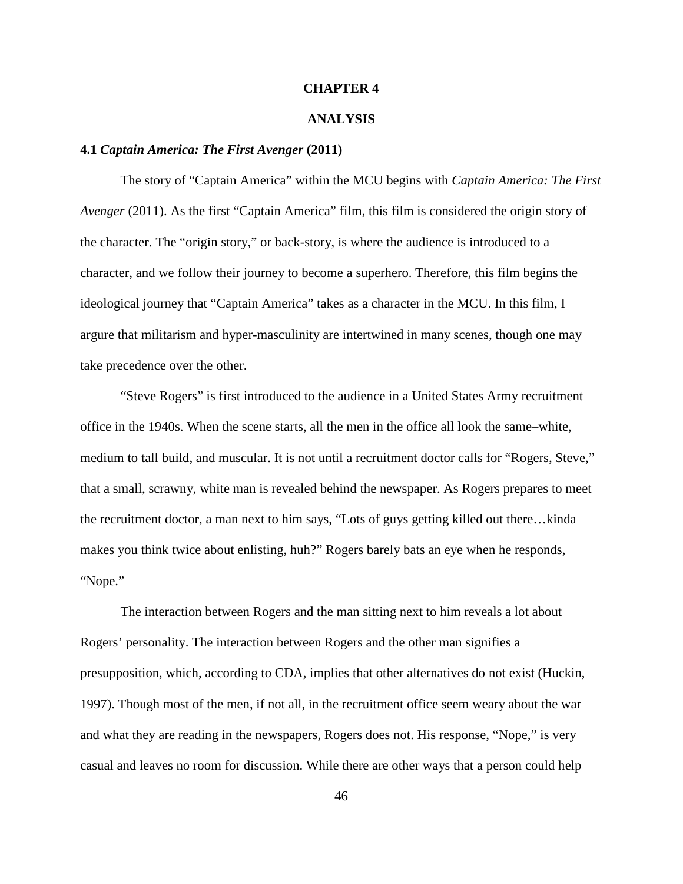# CHAPTER 4

# ANALYSIS

## 4.1 *Captain America: The First Avenger* (2011)

The story of "Captain America" within the MCU begins with *Captain America: The First Avenger* (2011). As the first "Captain America" film, this film is considered the origin story of the character. The "origin story," or back-story, is where the audience is introduced to a character, and we follow their journey to become a superhero. Therefore, this film begins the ideological journey that "Captain America" takes as a character in the MCU. In this film, I argure that militarism and hyper-masculinity are intertwined in many scenes, though one may take precedence over the other.

"Steve Rogers" is first introduced to the audience in a United States Army recruitment office in the 1940s. When the scene starts, all the men in the office all look the same–white, medium to tall build, and muscular. It is not until a recruitment doctor calls for "Rogers, Steve," that a small, scrawny, white man is revealed behind the newspaper. As Rogers prepares to meet the recruitment doctor, a man next to him says, "Lots of guys getting killed out there…kinda makes you think twice about enlisting, huh?" Rogers barely bats an eye when he responds, "Nope."

The interaction between Rogers and the man sitting next to him reveals a lot about Rogers' personality. The interaction between Rogers and the other man signifies a presupposition, which, according to CDA, implies that other alternatives do not exist (Huckin, 1997). Though most of the men, if not all, in the recruitment office seem weary about the war and what they are reading in the newspapers, Rogers does not. His response, "Nope," is very casual and leaves no room for discussion. While there are other ways that a person could help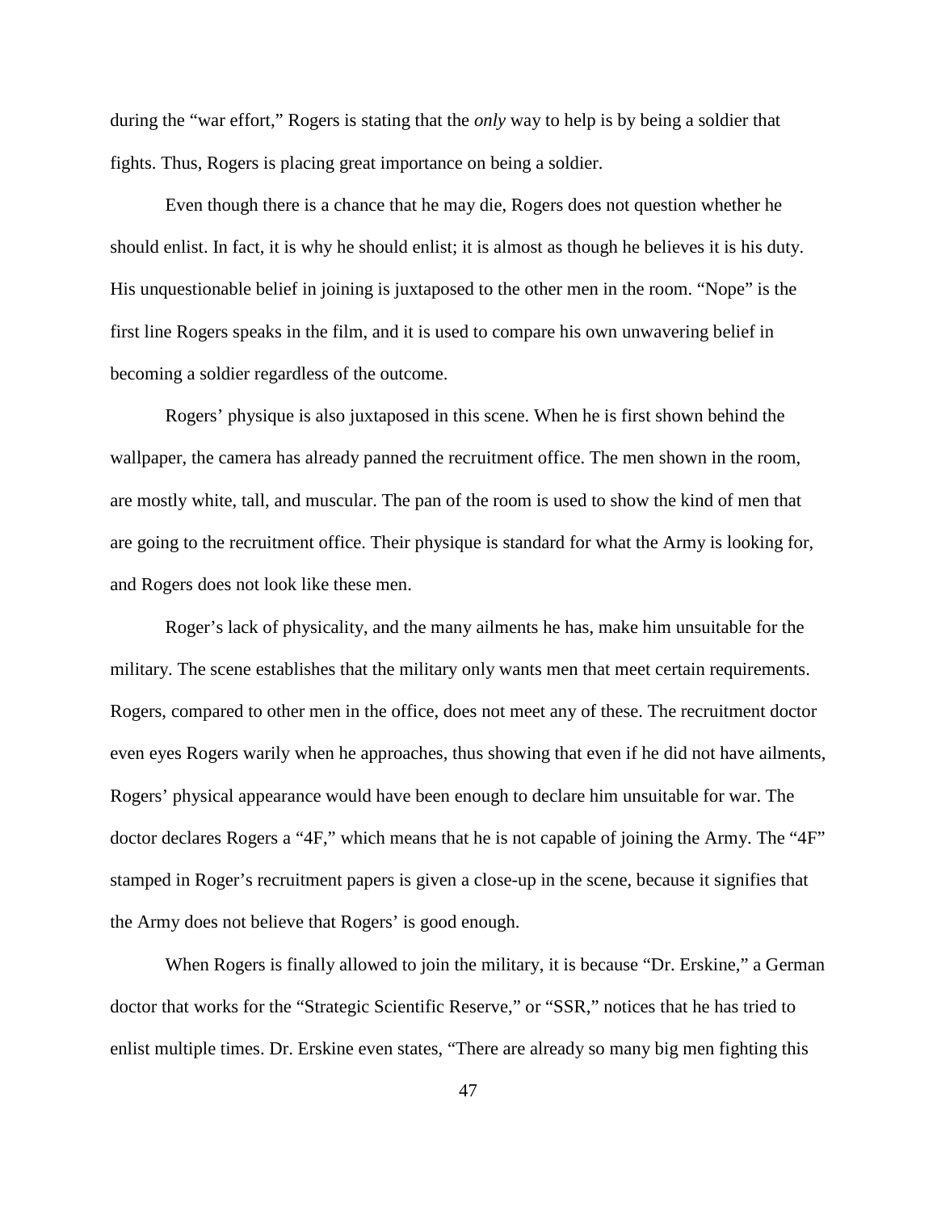during the "war effort," Rogers is stating that the *only* way to help is by being a soldier that fights. Thus, Rogers is placing great importance on being a soldier.

Even though there is a chance that he may die, Rogers does not question whether he should enlist. In fact, it is why he should enlist; it is almost as though he believes it is his duty. His unquestionable belief in joining is juxtaposed to the other men in the room. "Nope" is the first line Rogers speaks in the film, and it is used to compare his own unwavering belief in becoming a soldier regardless of the outcome.

Rogers' physique is also juxtaposed in this scene. When he is first shown behind the wallpaper, the camera has already panned the recruitment office. The men shown in the room, are mostly white, tall, and muscular. The pan of the room is used to show the kind of men that are going to the recruitment office. Their physique is standard for what the Army is looking for, and Rogers does not look like these men.

Roger's lack of physicality, and the many ailments he has, make him unsuitable for the military. The scene establishes that the military only wants men that meet certain requirements. Rogers, compared to other men in the office, does not meet any of these. The recruitment doctor even eyes Rogers warily when he approaches, thus showing that even if he did not have ailments, Rogers' physical appearance would have been enough to declare him unsuitable for war. The doctor declares Rogers a "4F," which means that he is not capable of joining the Army. The "4F" stamped in Roger's recruitment papers is given a close-up in the scene, because it signifies that the Army does not believe that Rogers' is good enough.

When Rogers is finally allowed to join the military, it is because "Dr. Erskine," a German doctor that works for the "Strategic Scientific Reserve," or "SSR," notices that he has tried to enlist multiple times. Dr. Erskine even states, "There are already so many big men fighting this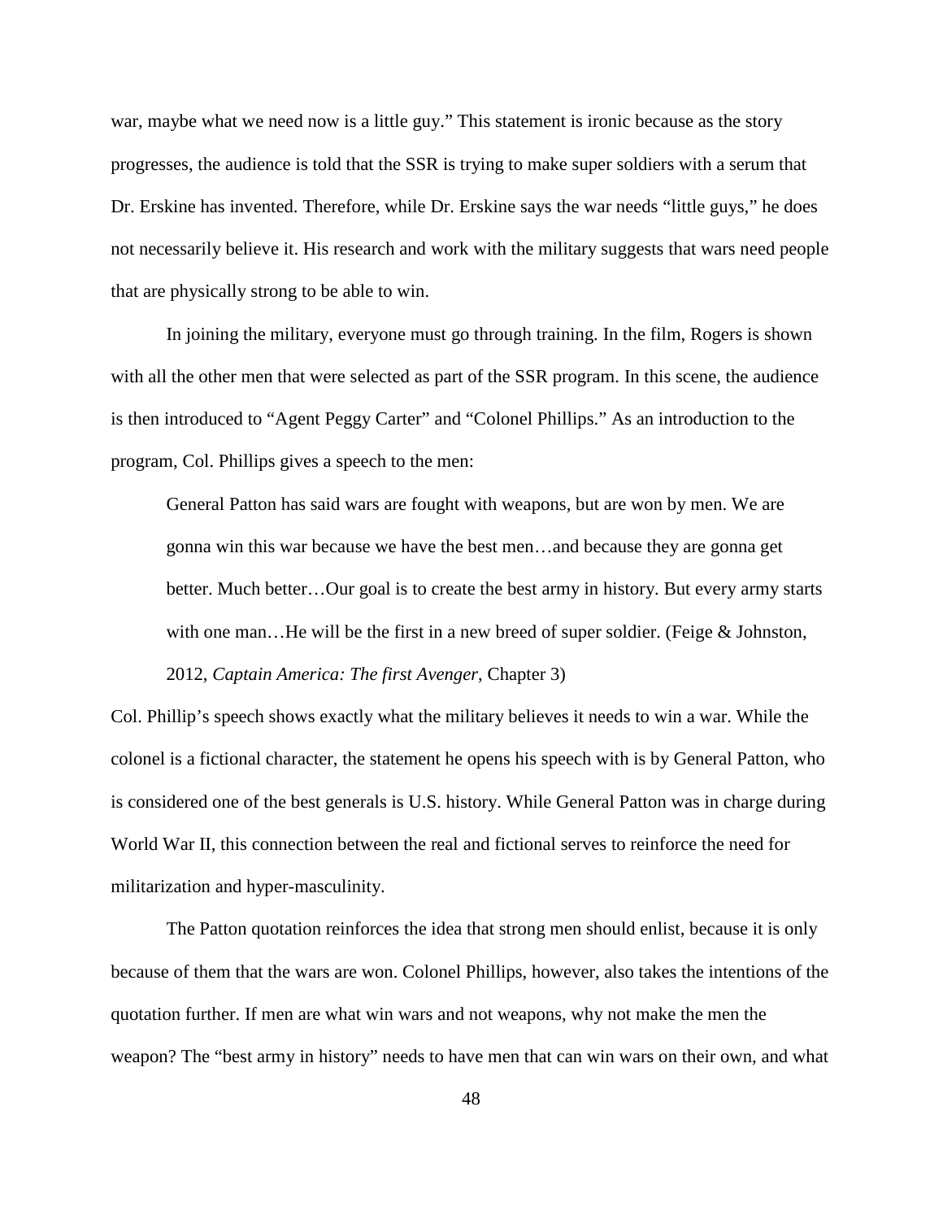war, maybe what we need now is a little guy." This statement is ironic because as the story progresses, the audience is told that the SSR is trying to make super soldiers with a serum that Dr. Erskine has invented. Therefore, while Dr. Erskine says the war needs "little guys," he does not necessarily believe it. His research and work with the military suggests that wars need people that are physically strong to be able to win.

In joining the military, everyone must go through training. In the film, Rogers is shown with all the other men that were selected as part of the SSR program. In this scene, the audience is then introduced to "Agent Peggy Carter" and "Colonel Phillips." As an introduction to the program, Col. Phillips gives a speech to the men:

> General Patton has said wars are fought with weapons, but are won by men. We are gonna win this war because we have the best men…and because they are gonna get better. Much better…Our goal is to create the best army in history. But every army starts with one man…He will be the first in a new breed of super soldier. (Feige & Johnston, 2012, *Captain America: The first Avenger*, Chapter 3)

Col. Phillip's speech shows exactly what the military believes it needs to win a war. While the colonel is a fictional character, the statement he opens his speech with is by General Patton, who is considered one of the best generals is U.S. history. While General Patton was in charge during World War II, this connection between the real and fictional serves to reinforce the need for militarization and hyper-masculinity.

The Patton quotation reinforces the idea that strong men should enlist, because it is only because of them that the wars are won. Colonel Phillips, however, also takes the intentions of the quotation further. If men are what win wars and not weapons, why not make the men the weapon? The "best army in history" needs to have men that can win wars on their own, and what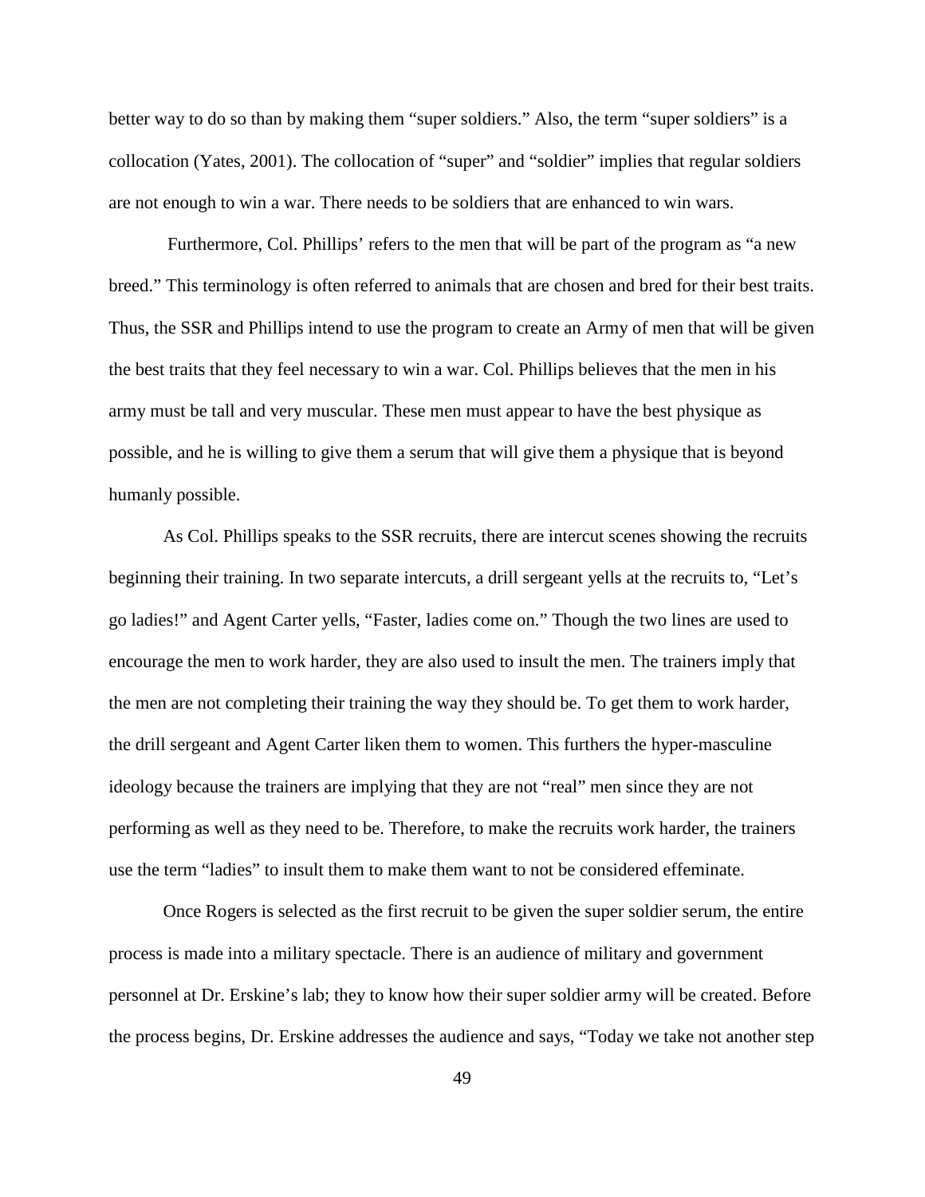better way to do so than by making them “super soldiers.” Also, the term “super soldiers” is a collocation (Yates, 2001). The collocation of “super” and “soldier” implies that regular soldiers are not enough to win a war. There needs to be soldiers that are enhanced to win wars.

Furthermore, Col. Phillips’ refers to the men that will be part of the program as “a new breed.” This terminology is often referred to animals that are chosen and bred for their best traits. Thus, the SSR and Phillips intend to use the program to create an Army of men that will be given the best traits that they feel necessary to win a war. Col. Phillips believes that the men in his army must be tall and very muscular. These men must appear to have the best physique as possible, and he is willing to give them a serum that will give them a physique that is beyond humanly possible.

As Col. Phillips speaks to the SSR recruits, there are intercut scenes showing the recruits beginning their training. In two separate intercuts, a drill sergeant yells at the recruits to, “Let’s go ladies!” and Agent Carter yells, “Faster, ladies come on.” Though the two lines are used to encourage the men to work harder, they are also used to insult the men. The trainers imply that the men are not completing their training the way they should be. To get them to work harder, the drill sergeant and Agent Carter liken them to women. This furthers the hyper-masculine ideology because the trainers are implying that they are not “real” men since they are not performing as well as they need to be. Therefore, to make the recruits work harder, the trainers use the term “ladies” to insult them to make them want to not be considered effeminate.

Once Rogers is selected as the first recruit to be given the super soldier serum, the entire process is made into a military spectacle. There is an audience of military and government personnel at Dr. Erskine’s lab; they to know how their super soldier army will be created. Before the process begins, Dr. Erskine addresses the audience and says, “Today we take not another step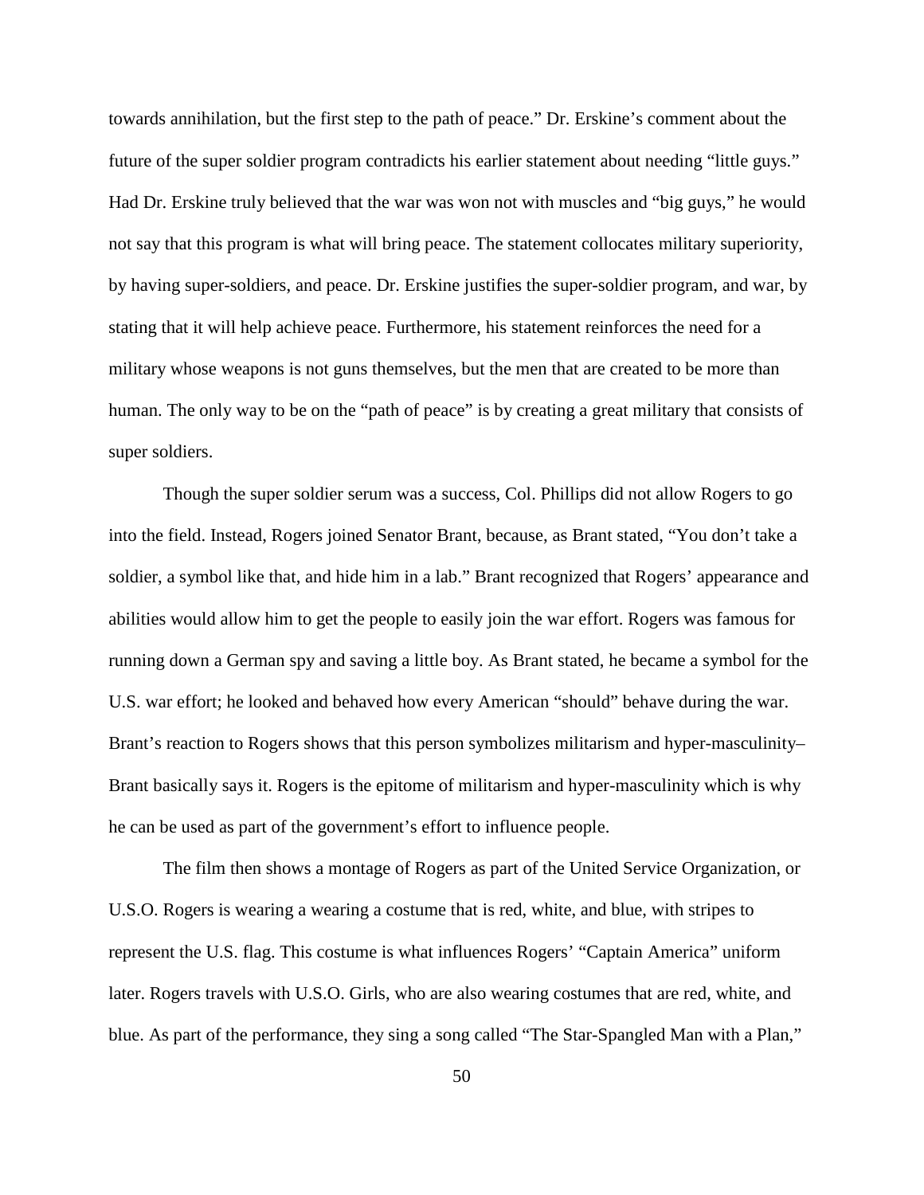towards annihilation, but the first step to the path of peace." Dr. Erskine's comment about the future of the super soldier program contradicts his earlier statement about needing "little guys." Had Dr. Erskine truly believed that the war was won not with muscles and "big guys," he would not say that this program is what will bring peace. The statement collocates military superiority, by having super-soldiers, and peace. Dr. Erskine justifies the super-soldier program, and war, by stating that it will help achieve peace. Furthermore, his statement reinforces the need for a military whose weapons is not guns themselves, but the men that are created to be more than human. The only way to be on the "path of peace" is by creating a great military that consists of super soldiers.

Though the super soldier serum was a success, Col. Phillips did not allow Rogers to go into the field. Instead, Rogers joined Senator Brant, because, as Brant stated, "You don't take a soldier, a symbol like that, and hide him in a lab." Brant recognized that Rogers' appearance and abilities would allow him to get the people to easily join the war effort. Rogers was famous for running down a German spy and saving a little boy. As Brant stated, he became a symbol for the U.S. war effort; he looked and behaved how every American "should" behave during the war. Brant's reaction to Rogers shows that this person symbolizes militarism and hyper-masculinity– Brant basically says it. Rogers is the epitome of militarism and hyper-masculinity which is why he can be used as part of the government's effort to influence people.

The film then shows a montage of Rogers as part of the United Service Organization, or U.S.O. Rogers is wearing a wearing a costume that is red, white, and blue, with stripes to represent the U.S. flag. This costume is what influences Rogers' "Captain America" uniform later. Rogers travels with U.S.O. Girls, who are also wearing costumes that are red, white, and blue. As part of the performance, they sing a song called "The Star-Spangled Man with a Plan,"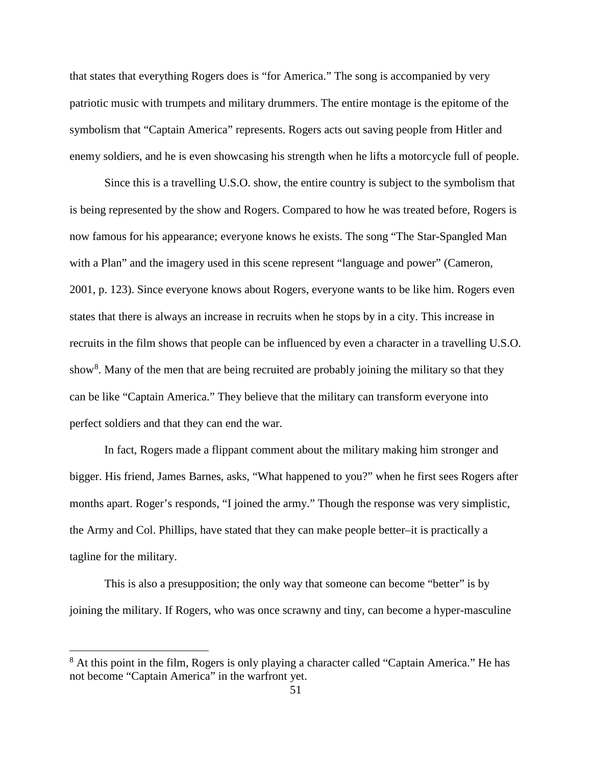that states that everything Rogers does is “for America.” The song is accompanied by very patriotic music with trumpets and military drummers. The entire montage is the epitome of the symbolism that “Captain America” represents. Rogers acts out saving people from Hitler and enemy soldiers, and he is even showcasing his strength when he lifts a motorcycle full of people.

Since this is a travelling U.S.O. show, the entire country is subject to the symbolism that is being represented by the show and Rogers. Compared to how he was treated before, Rogers is now famous for his appearance; everyone knows he exists. The song “The Star-Spangled Man with a Plan” and the imagery used in this scene represent “language and power” (Cameron, 2001, p. 123). Since everyone knows about Rogers, everyone wants to be like him. Rogers even states that there is always an increase in recruits when he stops by in a city. This increase in recruits in the film shows that people can be influenced by even a character in a travelling U.S.O. show[8]. Many of the men that are being recruited are probably joining the military so that they can be like “Captain America.” They believe that the military can transform everyone into perfect soldiers and that they can end the war.

In fact, Rogers made a flippant comment about the military making him stronger and bigger. His friend, James Barnes, asks, “What happened to you?” when he first sees Rogers after months apart. Roger’s responds, “I joined the army.” Though the response was very simplistic, the Army and Col. Phillips, have stated that they can make people better–it is practically a tagline for the military.

This is also a presupposition; the only way that someone can become “better” is by joining the military. If Rogers, who was once scrawny and tiny, can become a hyper-masculine

[8] At this point in the film, Rogers is only playing a character called “Captain America.” He has not become “Captain America” in the warfront yet.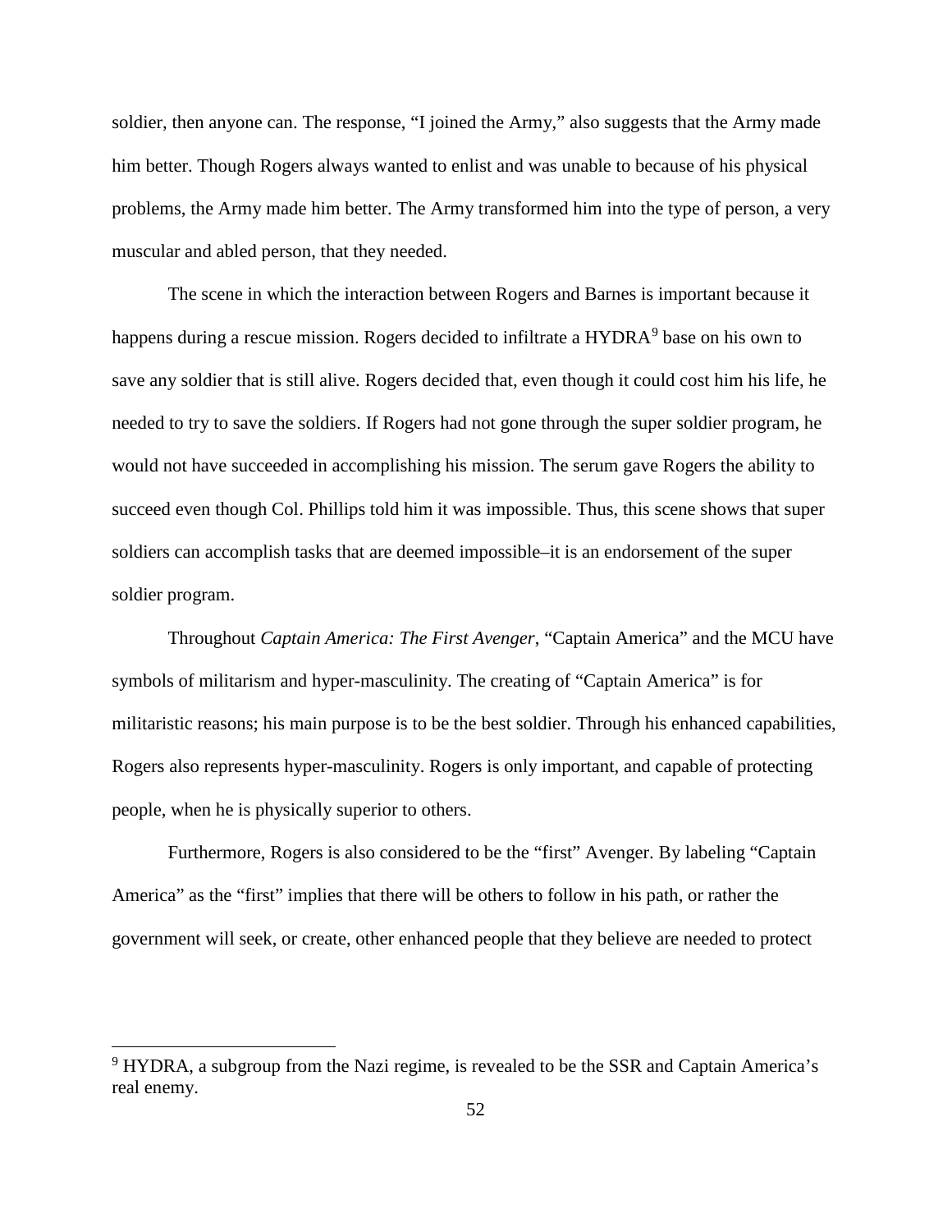soldier, then anyone can. The response, "I joined the Army," also suggests that the Army made him better. Though Rogers always wanted to enlist and was unable to because of his physical problems, the Army made him better. The Army transformed him into the type of person, a very muscular and abled person, that they needed.

The scene in which the interaction between Rogers and Barnes is important because it happens during a rescue mission. Rogers decided to infiltrate a HYDRA[9] base on his own to save any soldier that is still alive. Rogers decided that, even though it could cost him his life, he needed to try to save the soldiers. If Rogers had not gone through the super soldier program, he would not have succeeded in accomplishing his mission. The serum gave Rogers the ability to succeed even though Col. Phillips told him it was impossible. Thus, this scene shows that super soldiers can accomplish tasks that are deemed impossible–it is an endorsement of the super soldier program.

Throughout *Captain America: The First Avenger*, "Captain America" and the MCU have symbols of militarism and hyper-masculinity. The creating of "Captain America" is for militaristic reasons; his main purpose is to be the best soldier. Through his enhanced capabilities, Rogers also represents hyper-masculinity. Rogers is only important, and capable of protecting people, when he is physically superior to others.

Furthermore, Rogers is also considered to be the "first" Avenger. By labeling "Captain America" as the "first" implies that there will be others to follow in his path, or rather the government will seek, or create, other enhanced people that they believe are needed to protect

---

[9] HYDRA, a subgroup from the Nazi regime, is revealed to be the SSR and Captain America's real enemy.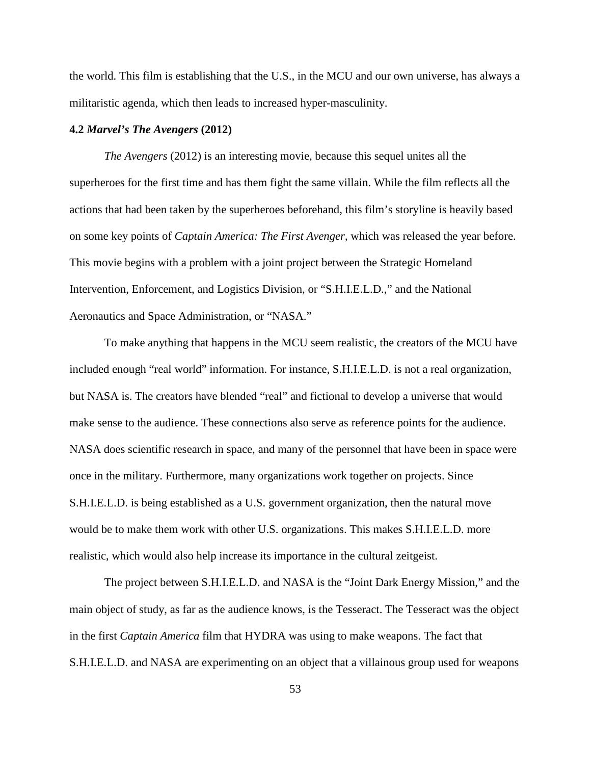the world. This film is establishing that the U.S., in the MCU and our own universe, has always a militaristic agenda, which then leads to increased hyper-masculinity.

### 4.2 *Marvel's The Avengers* (2012)

*The Avengers* (2012) is an interesting movie, because this sequel unites all the superheroes for the first time and has them fight the same villain. While the film reflects all the actions that had been taken by the superheroes beforehand, this film's storyline is heavily based on some key points of *Captain America: The First Avenger*, which was released the year before. This movie begins with a problem with a joint project between the Strategic Homeland Intervention, Enforcement, and Logistics Division, or "S.H.I.E.L.D.," and the National Aeronautics and Space Administration, or "NASA."

To make anything that happens in the MCU seem realistic, the creators of the MCU have included enough "real world" information. For instance, S.H.I.E.L.D. is not a real organization, but NASA is. The creators have blended "real" and fictional to develop a universe that would make sense to the audience. These connections also serve as reference points for the audience. NASA does scientific research in space, and many of the personnel that have been in space were once in the military. Furthermore, many organizations work together on projects. Since S.H.I.E.L.D. is being established as a U.S. government organization, then the natural move would be to make them work with other U.S. organizations. This makes S.H.I.E.L.D. more realistic, which would also help increase its importance in the cultural zeitgeist.

The project between S.H.I.E.L.D. and NASA is the "Joint Dark Energy Mission," and the main object of study, as far as the audience knows, is the Tesseract. The Tesseract was the object in the first *Captain America* film that HYDRA was using to make weapons. The fact that S.H.I.E.L.D. and NASA are experimenting on an object that a villainous group used for weapons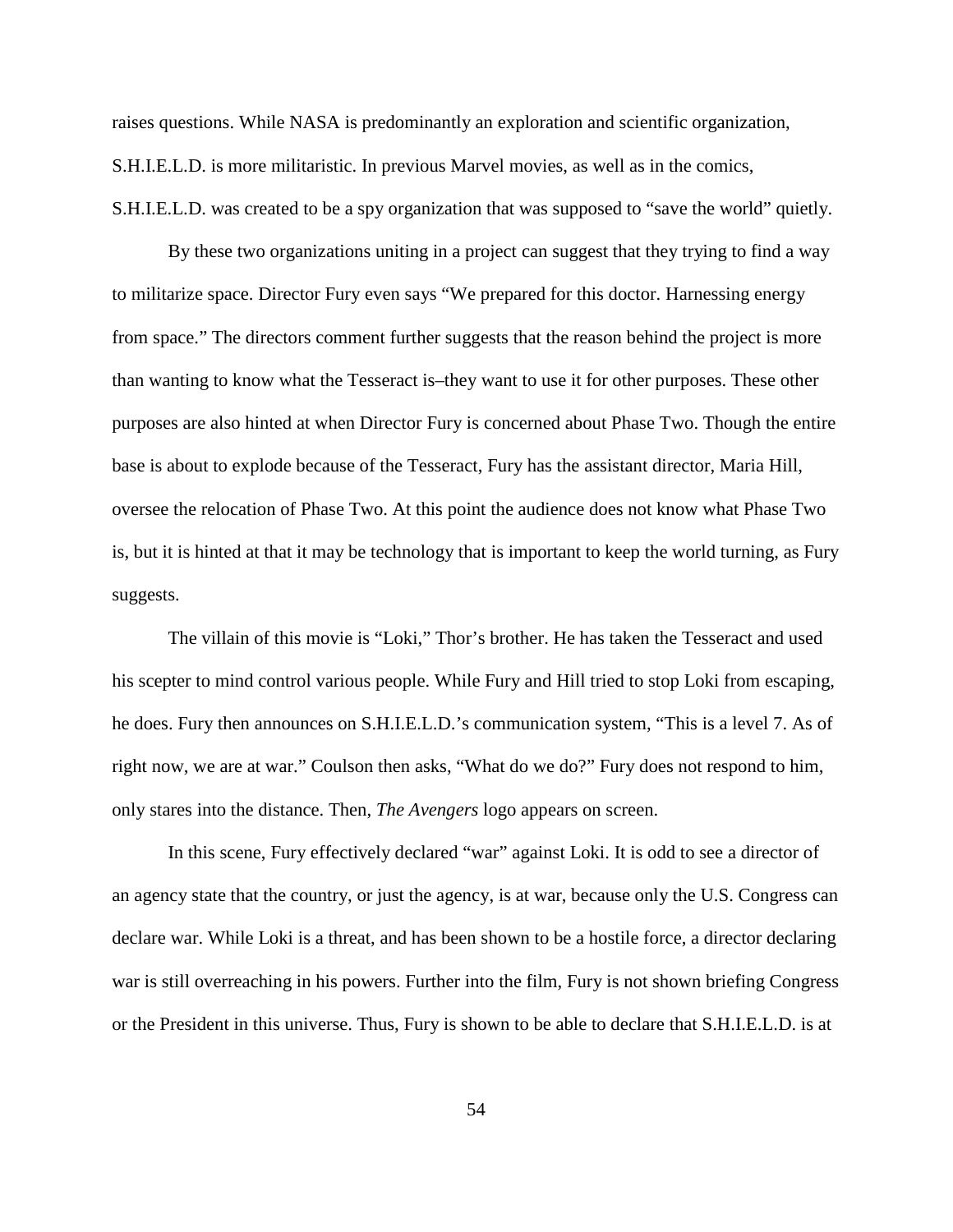raises questions. While NASA is predominantly an exploration and scientific organization, S.H.I.E.L.D. is more militaristic. In previous Marvel movies, as well as in the comics, S.H.I.E.L.D. was created to be a spy organization that was supposed to "save the world" quietly.

By these two organizations uniting in a project can suggest that they trying to find a way to militarize space. Director Fury even says "We prepared for this doctor. Harnessing energy from space." The directors comment further suggests that the reason behind the project is more than wanting to know what the Tesseract is–they want to use it for other purposes. These other purposes are also hinted at when Director Fury is concerned about Phase Two. Though the entire base is about to explode because of the Tesseract, Fury has the assistant director, Maria Hill, oversee the relocation of Phase Two. At this point the audience does not know what Phase Two is, but it is hinted at that it may be technology that is important to keep the world turning, as Fury suggests.

The villain of this movie is "Loki," Thor's brother. He has taken the Tesseract and used his scepter to mind control various people. While Fury and Hill tried to stop Loki from escaping, he does. Fury then announces on S.H.I.E.L.D.'s communication system, "This is a level 7. As of right now, we are at war." Coulson then asks, "What do we do?" Fury does not respond to him, only stares into the distance. Then, *The Avengers* logo appears on screen.

In this scene, Fury effectively declared "war" against Loki. It is odd to see a director of an agency state that the country, or just the agency, is at war, because only the U.S. Congress can declare war. While Loki is a threat, and has been shown to be a hostile force, a director declaring war is still overreaching in his powers. Further into the film, Fury is not shown briefing Congress or the President in this universe. Thus, Fury is shown to be able to declare that S.H.I.E.L.D. is at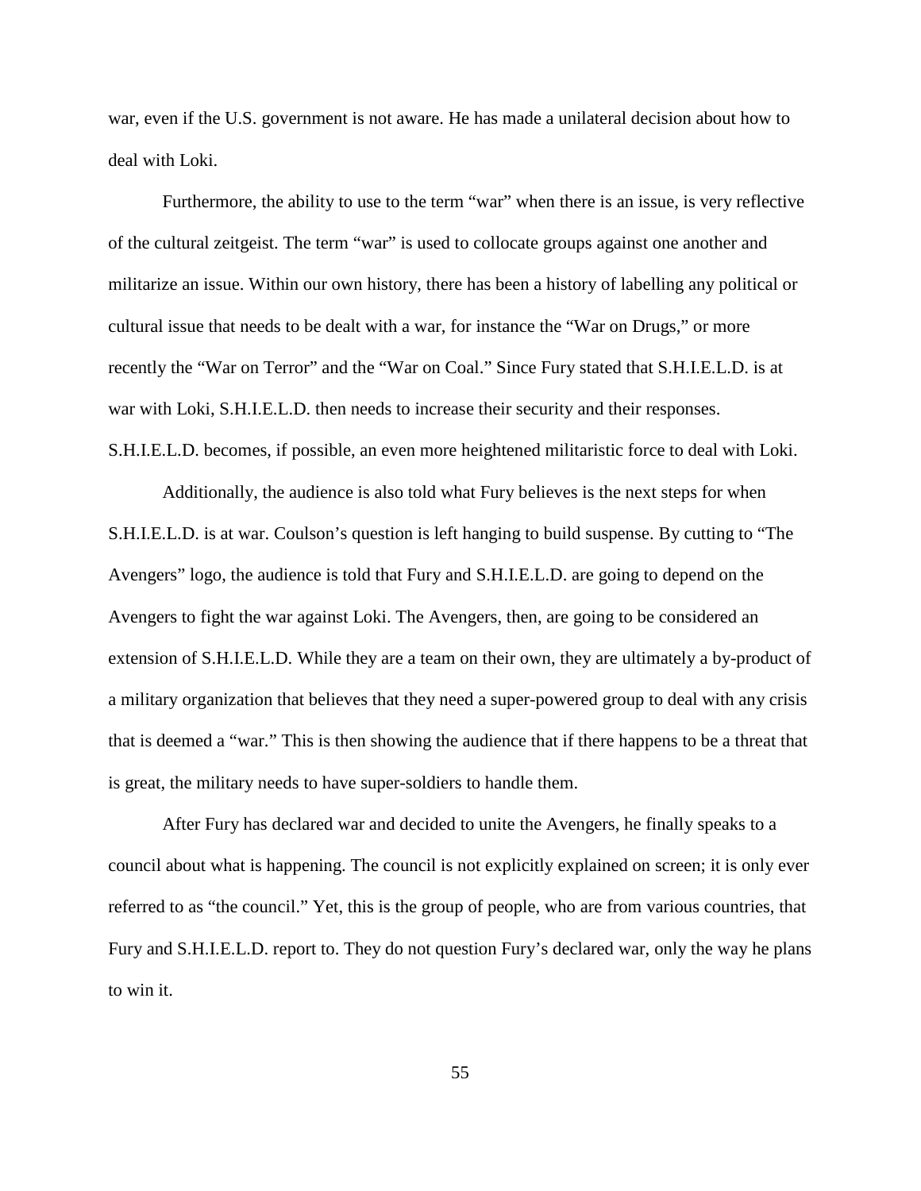war, even if the U.S. government is not aware. He has made a unilateral decision about how to deal with Loki.

Furthermore, the ability to use to the term "war" when there is an issue, is very reflective of the cultural zeitgeist. The term "war" is used to collocate groups against one another and militarize an issue. Within our own history, there has been a history of labelling any political or cultural issue that needs to be dealt with a war, for instance the "War on Drugs," or more recently the "War on Terror" and the "War on Coal." Since Fury stated that S.H.I.E.L.D. is at war with Loki, S.H.I.E.L.D. then needs to increase their security and their responses. S.H.I.E.L.D. becomes, if possible, an even more heightened militaristic force to deal with Loki.

Additionally, the audience is also told what Fury believes is the next steps for when S.H.I.E.L.D. is at war. Coulson's question is left hanging to build suspense. By cutting to "The Avengers" logo, the audience is told that Fury and S.H.I.E.L.D. are going to depend on the Avengers to fight the war against Loki. The Avengers, then, are going to be considered an extension of S.H.I.E.L.D. While they are a team on their own, they are ultimately a by-product of a military organization that believes that they need a super-powered group to deal with any crisis that is deemed a "war." This is then showing the audience that if there happens to be a threat that is great, the military needs to have super-soldiers to handle them.

After Fury has declared war and decided to unite the Avengers, he finally speaks to a council about what is happening. The council is not explicitly explained on screen; it is only ever referred to as "the council." Yet, this is the group of people, who are from various countries, that Fury and S.H.I.E.L.D. report to. They do not question Fury's declared war, only the way he plans to win it.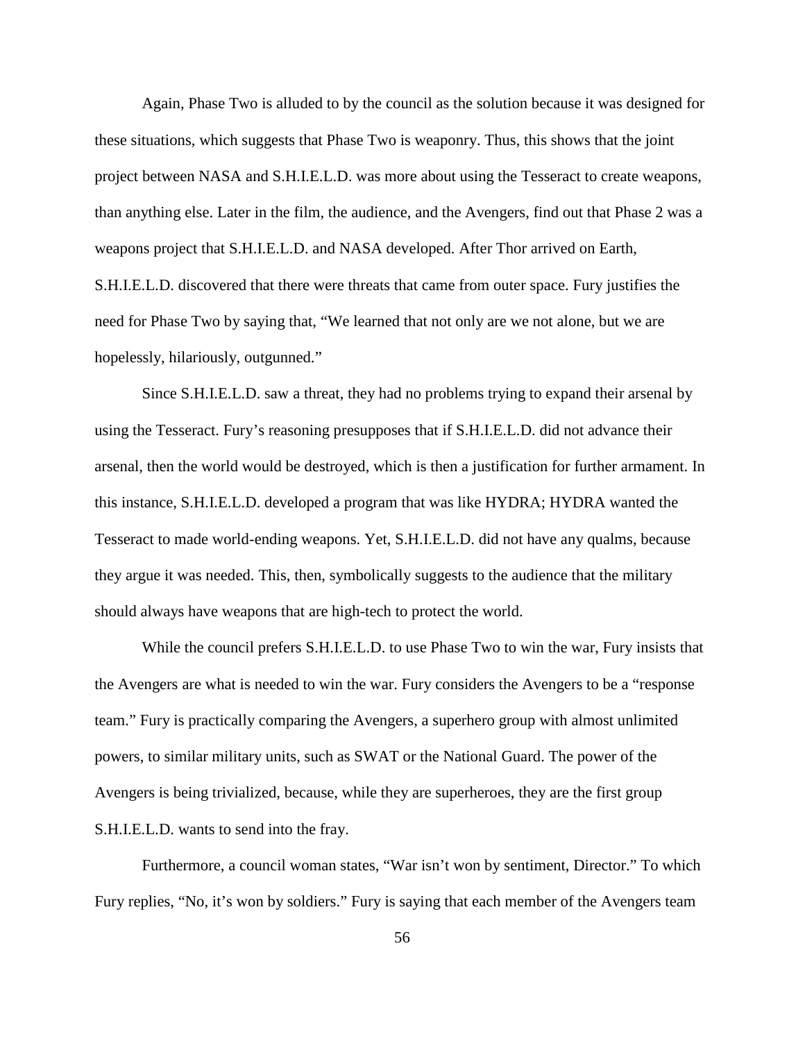Again, Phase Two is alluded to by the council as the solution because it was designed for these situations, which suggests that Phase Two is weaponry. Thus, this shows that the joint project between NASA and S.H.I.E.L.D. was more about using the Tesseract to create weapons, than anything else. Later in the film, the audience, and the Avengers, find out that Phase 2 was a weapons project that S.H.I.E.L.D. and NASA developed. After Thor arrived on Earth, S.H.I.E.L.D. discovered that there were threats that came from outer space. Fury justifies the need for Phase Two by saying that, "We learned that not only are we not alone, but we are hopelessly, hilariously, outgunned."

Since S.H.I.E.L.D. saw a threat, they had no problems trying to expand their arsenal by using the Tesseract. Fury's reasoning presupposes that if S.H.I.E.L.D. did not advance their arsenal, then the world would be destroyed, which is then a justification for further armament. In this instance, S.H.I.E.L.D. developed a program that was like HYDRA; HYDRA wanted the Tesseract to made world-ending weapons. Yet, S.H.I.E.L.D. did not have any qualms, because they argue it was needed. This, then, symbolically suggests to the audience that the military should always have weapons that are high-tech to protect the world.

While the council prefers S.H.I.E.L.D. to use Phase Two to win the war, Fury insists that the Avengers are what is needed to win the war. Fury considers the Avengers to be a "response team." Fury is practically comparing the Avengers, a superhero group with almost unlimited powers, to similar military units, such as SWAT or the National Guard. The power of the Avengers is being trivialized, because, while they are superheroes, they are the first group S.H.I.E.L.D. wants to send into the fray.

Furthermore, a council woman states, "War isn't won by sentiment, Director." To which Fury replies, "No, it's won by soldiers." Fury is saying that each member of the Avengers team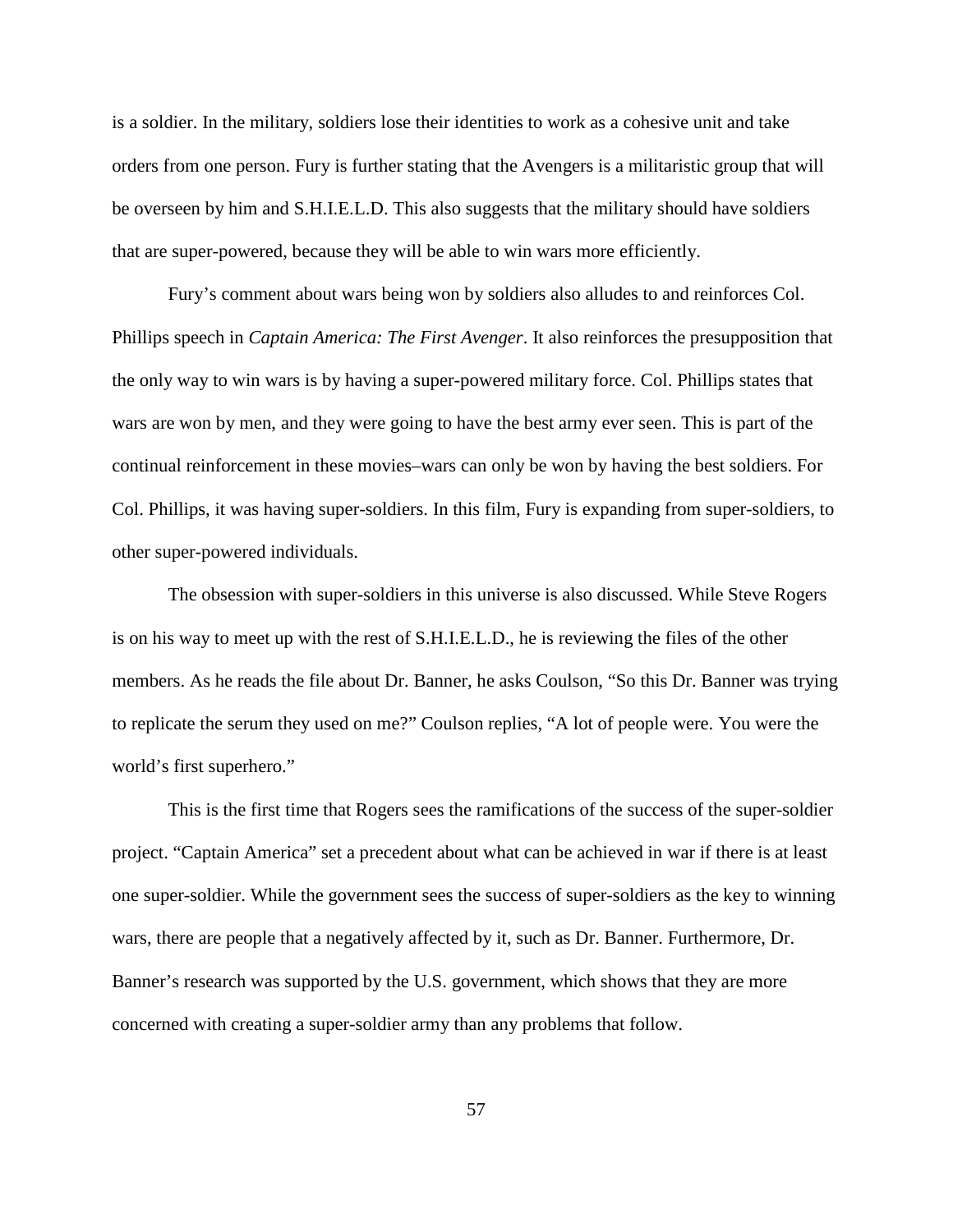is a soldier. In the military, soldiers lose their identities to work as a cohesive unit and take orders from one person. Fury is further stating that the Avengers is a militaristic group that will be overseen by him and S.H.I.E.L.D. This also suggests that the military should have soldiers that are super-powered, because they will be able to win wars more efficiently.

Fury's comment about wars being won by soldiers also alludes to and reinforces Col. Phillips speech in *Captain America: The First Avenger*. It also reinforces the presupposition that the only way to win wars is by having a super-powered military force. Col. Phillips states that wars are won by men, and they were going to have the best army ever seen. This is part of the continual reinforcement in these movies–wars can only be won by having the best soldiers. For Col. Phillips, it was having super-soldiers. In this film, Fury is expanding from super-soldiers, to other super-powered individuals.

The obsession with super-soldiers in this universe is also discussed. While Steve Rogers is on his way to meet up with the rest of S.H.I.E.L.D., he is reviewing the files of the other members. As he reads the file about Dr. Banner, he asks Coulson, "So this Dr. Banner was trying to replicate the serum they used on me?" Coulson replies, "A lot of people were. You were the world's first superhero."

This is the first time that Rogers sees the ramifications of the success of the super-soldier project. "Captain America" set a precedent about what can be achieved in war if there is at least one super-soldier. While the government sees the success of super-soldiers as the key to winning wars, there are people that a negatively affected by it, such as Dr. Banner. Furthermore, Dr. Banner's research was supported by the U.S. government, which shows that they are more concerned with creating a super-soldier army than any problems that follow.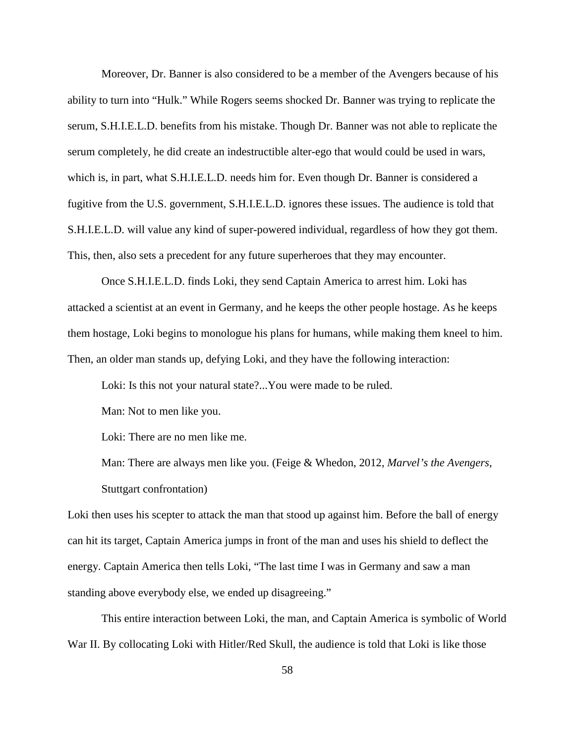Moreover, Dr. Banner is also considered to be a member of the Avengers because of his ability to turn into "Hulk." While Rogers seems shocked Dr. Banner was trying to replicate the serum, S.H.I.E.L.D. benefits from his mistake. Though Dr. Banner was not able to replicate the serum completely, he did create an indestructible alter-ego that would could be used in wars, which is, in part, what S.H.I.E.L.D. needs him for. Even though Dr. Banner is considered a fugitive from the U.S. government, S.H.I.E.L.D. ignores these issues. The audience is told that S.H.I.E.L.D. will value any kind of super-powered individual, regardless of how they got them. This, then, also sets a precedent for any future superheroes that they may encounter.

Once S.H.I.E.L.D. finds Loki, they send Captain America to arrest him. Loki has attacked a scientist at an event in Germany, and he keeps the other people hostage. As he keeps them hostage, Loki begins to monologue his plans for humans, while making them kneel to him. Then, an older man stands up, defying Loki, and they have the following interaction:

> Loki: Is this not your natural state?...You were made to be ruled.
>
> Man: Not to men like you.
>
> Loki: There are no men like me.
>
> Man: There are always men like you. (Feige & Whedon, 2012, *Marvel's the Avengers*, Stuttgart confrontation)

Loki then uses his scepter to attack the man that stood up against him. Before the ball of energy can hit its target, Captain America jumps in front of the man and uses his shield to deflect the energy. Captain America then tells Loki, "The last time I was in Germany and saw a man standing above everybody else, we ended up disagreeing."

This entire interaction between Loki, the man, and Captain America is symbolic of World War II. By collocating Loki with Hitler/Red Skull, the audience is told that Loki is like those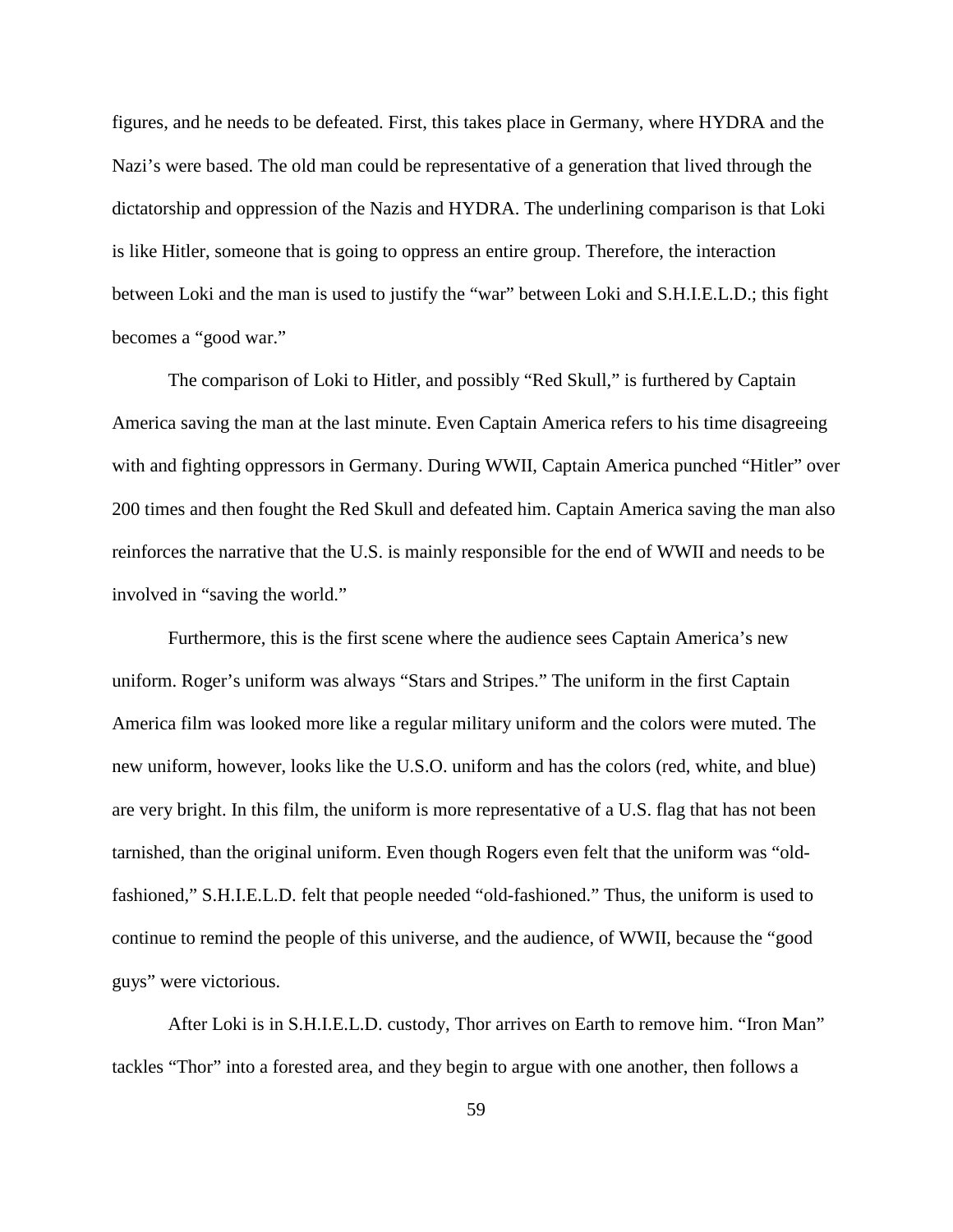figures, and he needs to be defeated. First, this takes place in Germany, where HYDRA and the Nazi's were based. The old man could be representative of a generation that lived through the dictatorship and oppression of the Nazis and HYDRA. The underlining comparison is that Loki is like Hitler, someone that is going to oppress an entire group. Therefore, the interaction between Loki and the man is used to justify the "war" between Loki and S.H.I.E.L.D.; this fight becomes a "good war."

The comparison of Loki to Hitler, and possibly "Red Skull," is furthered by Captain America saving the man at the last minute. Even Captain America refers to his time disagreeing with and fighting oppressors in Germany. During WWII, Captain America punched "Hitler" over 200 times and then fought the Red Skull and defeated him. Captain America saving the man also reinforces the narrative that the U.S. is mainly responsible for the end of WWII and needs to be involved in "saving the world."

Furthermore, this is the first scene where the audience sees Captain America's new uniform. Roger's uniform was always "Stars and Stripes." The uniform in the first Captain America film was looked more like a regular military uniform and the colors were muted. The new uniform, however, looks like the U.S.O. uniform and has the colors (red, white, and blue) are very bright. In this film, the uniform is more representative of a U.S. flag that has not been tarnished, than the original uniform. Even though Rogers even felt that the uniform was "old-fashioned," S.H.I.E.L.D. felt that people needed "old-fashioned." Thus, the uniform is used to continue to remind the people of this universe, and the audience, of WWII, because the "good guys" were victorious.

After Loki is in S.H.I.E.L.D. custody, Thor arrives on Earth to remove him. "Iron Man" tackles "Thor" into a forested area, and they begin to argue with one another, then follows a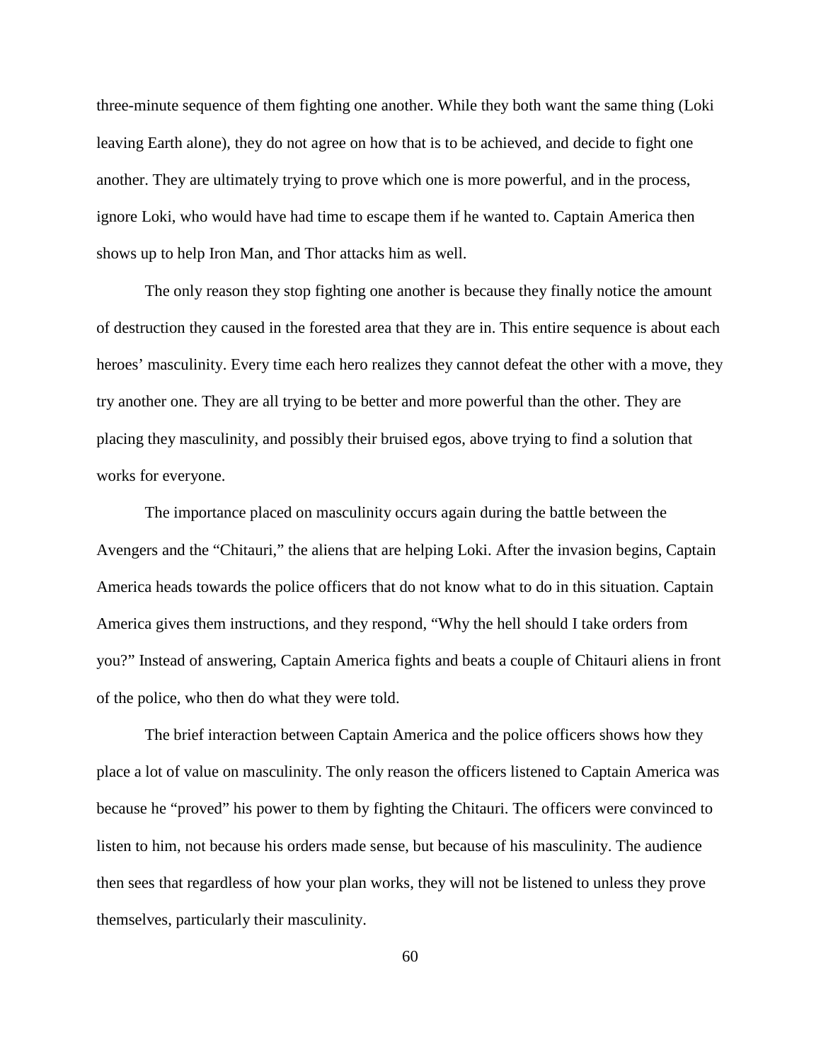three-minute sequence of them fighting one another. While they both want the same thing (Loki leaving Earth alone), they do not agree on how that is to be achieved, and decide to fight one another. They are ultimately trying to prove which one is more powerful, and in the process, ignore Loki, who would have had time to escape them if he wanted to. Captain America then shows up to help Iron Man, and Thor attacks him as well.

The only reason they stop fighting one another is because they finally notice the amount of destruction they caused in the forested area that they are in. This entire sequence is about each heroes' masculinity. Every time each hero realizes they cannot defeat the other with a move, they try another one. They are all trying to be better and more powerful than the other. They are placing they masculinity, and possibly their bruised egos, above trying to find a solution that works for everyone.

The importance placed on masculinity occurs again during the battle between the Avengers and the "Chitauri," the aliens that are helping Loki. After the invasion begins, Captain America heads towards the police officers that do not know what to do in this situation. Captain America gives them instructions, and they respond, "Why the hell should I take orders from you?" Instead of answering, Captain America fights and beats a couple of Chitauri aliens in front of the police, who then do what they were told.

The brief interaction between Captain America and the police officers shows how they place a lot of value on masculinity. The only reason the officers listened to Captain America was because he "proved" his power to them by fighting the Chitauri. The officers were convinced to listen to him, not because his orders made sense, but because of his masculinity. The audience then sees that regardless of how your plan works, they will not be listened to unless they prove themselves, particularly their masculinity.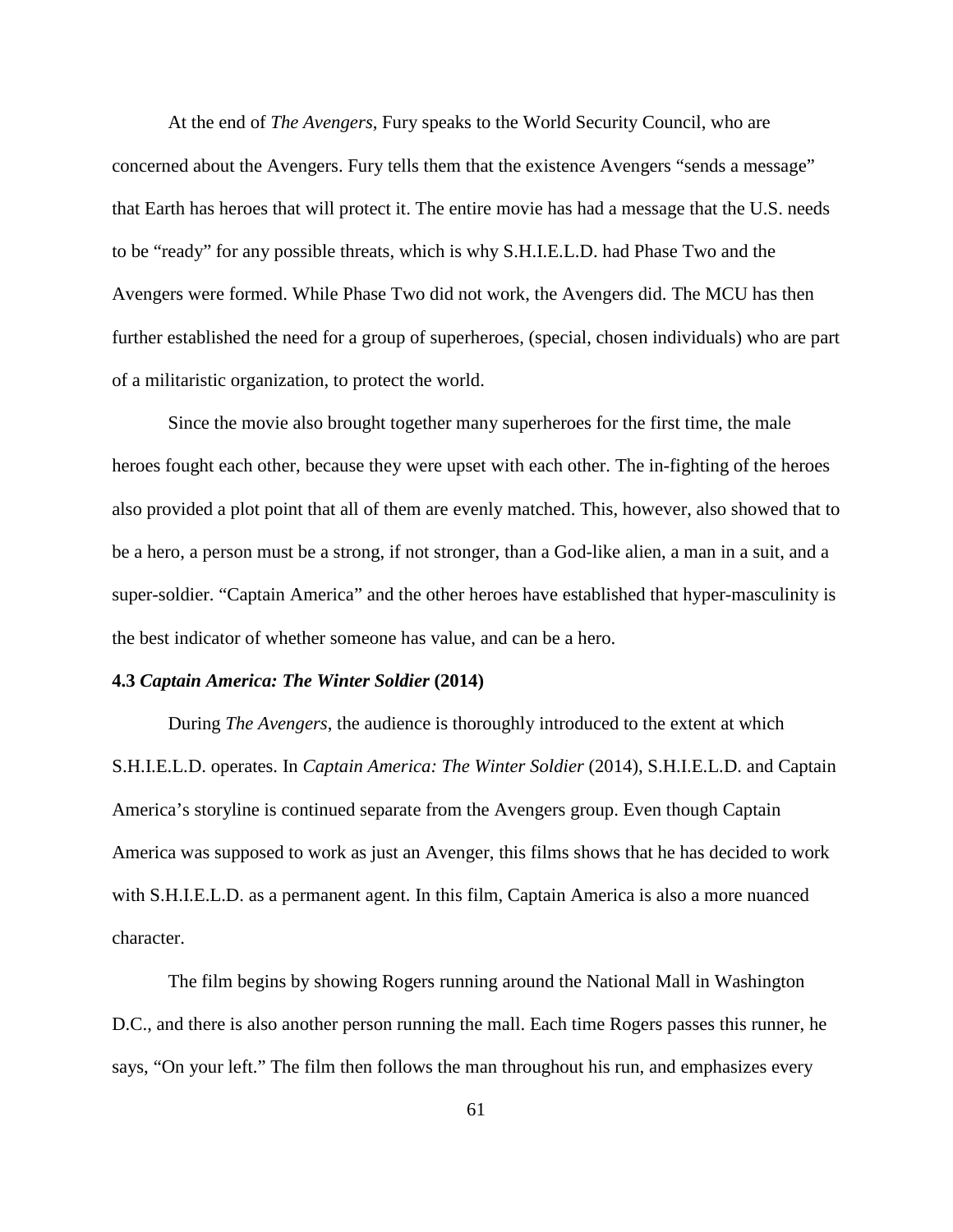At the end of *The Avengers*, Fury speaks to the World Security Council, who are concerned about the Avengers. Fury tells them that the existence Avengers "sends a message" that Earth has heroes that will protect it. The entire movie has had a message that the U.S. needs to be "ready" for any possible threats, which is why S.H.I.E.L.D. had Phase Two and the Avengers were formed. While Phase Two did not work, the Avengers did. The MCU has then further established the need for a group of superheroes, (special, chosen individuals) who are part of a militaristic organization, to protect the world.

Since the movie also brought together many superheroes for the first time, the male heroes fought each other, because they were upset with each other. The in-fighting of the heroes also provided a plot point that all of them are evenly matched. This, however, also showed that to be a hero, a person must be a strong, if not stronger, than a God-like alien, a man in a suit, and a super-soldier. "Captain America" and the other heroes have established that hyper-masculinity is the best indicator of whether someone has value, and can be a hero.

### 4.3 *Captain America: The Winter Soldier* (2014)

During *The Avengers*, the audience is thoroughly introduced to the extent at which S.H.I.E.L.D. operates. In *Captain America: The Winter Soldier* (2014), S.H.I.E.L.D. and Captain America's storyline is continued separate from the Avengers group. Even though Captain America was supposed to work as just an Avenger, this films shows that he has decided to work with S.H.I.E.L.D. as a permanent agent. In this film, Captain America is also a more nuanced character.

The film begins by showing Rogers running around the National Mall in Washington D.C., and there is also another person running the mall. Each time Rogers passes this runner, he says, "On your left." The film then follows the man throughout his run, and emphasizes every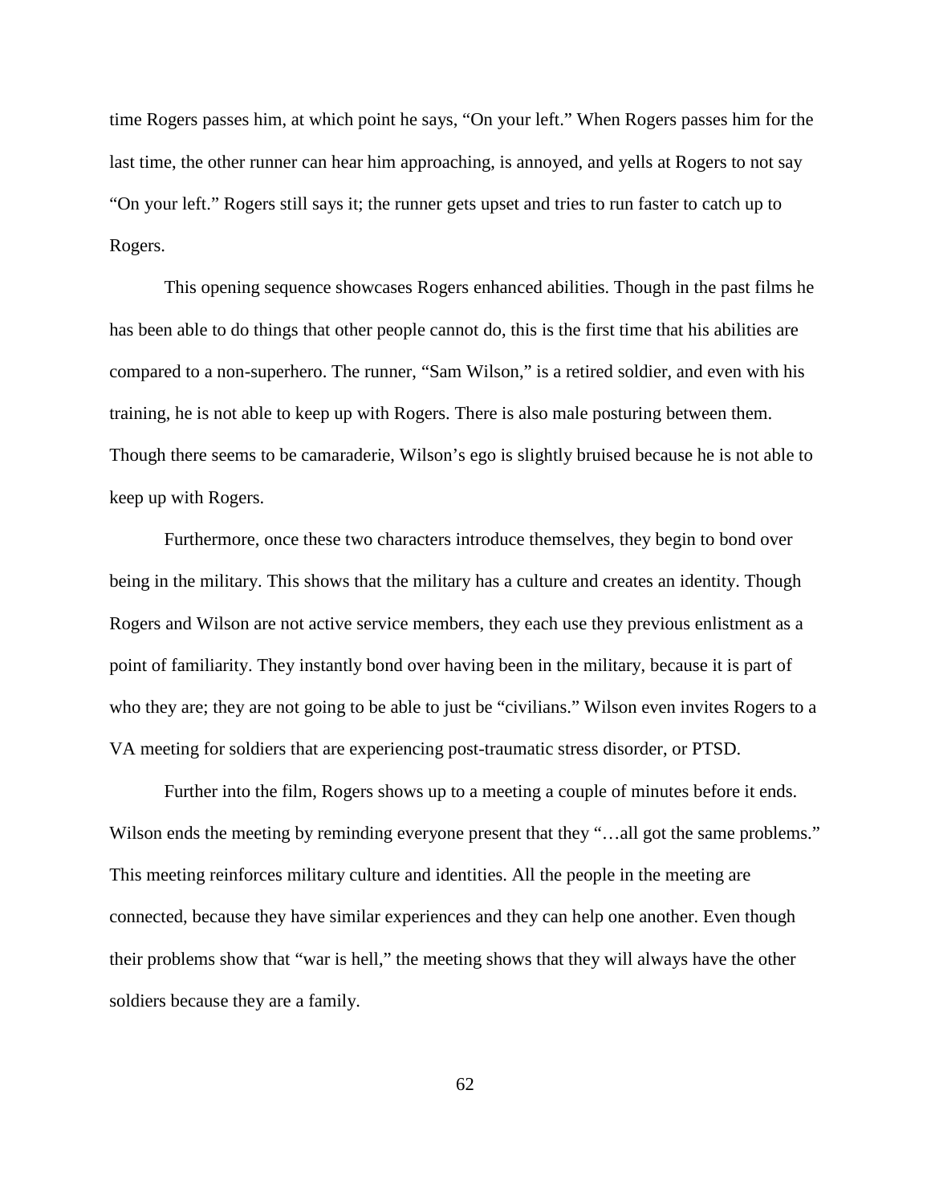time Rogers passes him, at which point he says, "On your left." When Rogers passes him for the last time, the other runner can hear him approaching, is annoyed, and yells at Rogers to not say "On your left." Rogers still says it; the runner gets upset and tries to run faster to catch up to Rogers.

This opening sequence showcases Rogers enhanced abilities. Though in the past films he has been able to do things that other people cannot do, this is the first time that his abilities are compared to a non-superhero. The runner, "Sam Wilson," is a retired soldier, and even with his training, he is not able to keep up with Rogers. There is also male posturing between them. Though there seems to be camaraderie, Wilson's ego is slightly bruised because he is not able to keep up with Rogers.

Furthermore, once these two characters introduce themselves, they begin to bond over being in the military. This shows that the military has a culture and creates an identity. Though Rogers and Wilson are not active service members, they each use they previous enlistment as a point of familiarity. They instantly bond over having been in the military, because it is part of who they are; they are not going to be able to just be "civilians." Wilson even invites Rogers to a VA meeting for soldiers that are experiencing post-traumatic stress disorder, or PTSD.

Further into the film, Rogers shows up to a meeting a couple of minutes before it ends. Wilson ends the meeting by reminding everyone present that they "…all got the same problems." This meeting reinforces military culture and identities. All the people in the meeting are connected, because they have similar experiences and they can help one another. Even though their problems show that "war is hell," the meeting shows that they will always have the other soldiers because they are a family.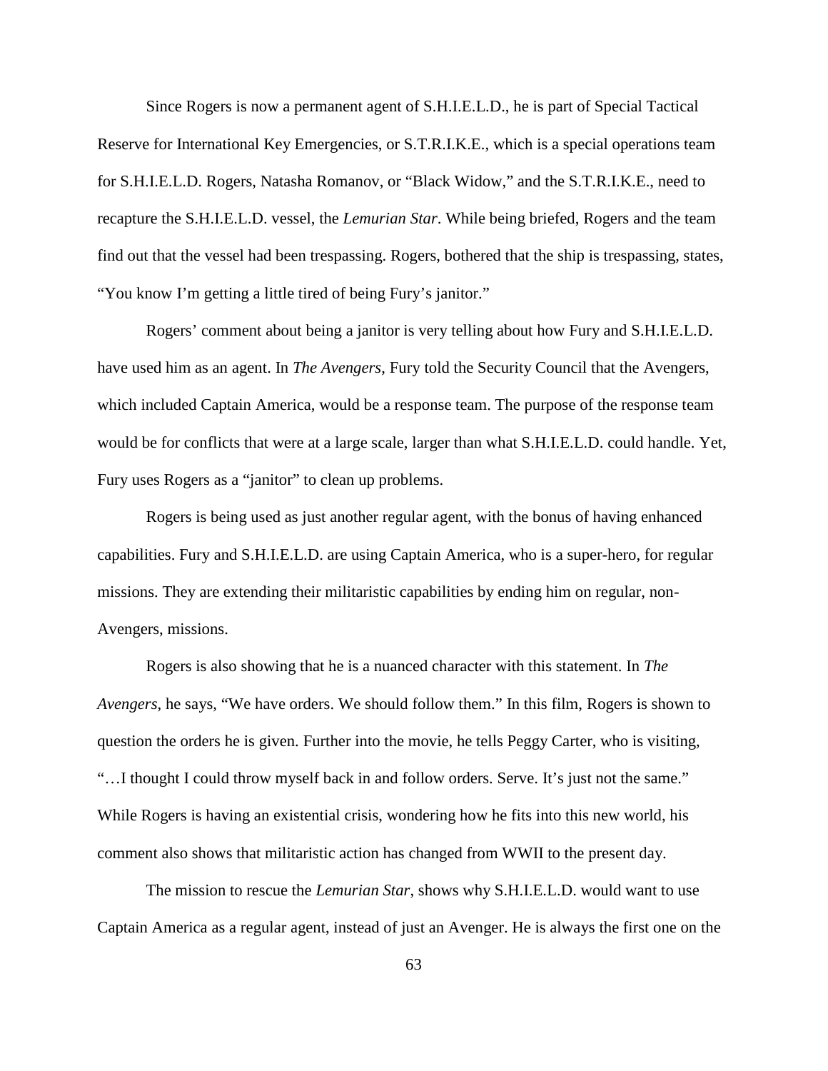Since Rogers is now a permanent agent of S.H.I.E.L.D., he is part of Special Tactical Reserve for International Key Emergencies, or S.T.R.I.K.E., which is a special operations team for S.H.I.E.L.D. Rogers, Natasha Romanov, or “Black Widow,” and the S.T.R.I.K.E., need to recapture the S.H.I.E.L.D. vessel, the *Lemurian Star*. While being briefed, Rogers and the team find out that the vessel had been trespassing. Rogers, bothered that the ship is trespassing, states, “You know I’m getting a little tired of being Fury’s janitor.”

Rogers’ comment about being a janitor is very telling about how Fury and S.H.I.E.L.D. have used him as an agent. In *The Avengers*, Fury told the Security Council that the Avengers, which included Captain America, would be a response team. The purpose of the response team would be for conflicts that were at a large scale, larger than what S.H.I.E.L.D. could handle. Yet, Fury uses Rogers as a “janitor” to clean up problems.

Rogers is being used as just another regular agent, with the bonus of having enhanced capabilities. Fury and S.H.I.E.L.D. are using Captain America, who is a super-hero, for regular missions. They are extending their militaristic capabilities by ending him on regular, non-Avengers, missions.

Rogers is also showing that he is a nuanced character with this statement. In *The Avengers*, he says, “We have orders. We should follow them.” In this film, Rogers is shown to question the orders he is given. Further into the movie, he tells Peggy Carter, who is visiting, “…I thought I could throw myself back in and follow orders. Serve. It’s just not the same.” While Rogers is having an existential crisis, wondering how he fits into this new world, his comment also shows that militaristic action has changed from WWII to the present day.

The mission to rescue the *Lemurian Star*, shows why S.H.I.E.L.D. would want to use Captain America as a regular agent, instead of just an Avenger. He is always the first one on the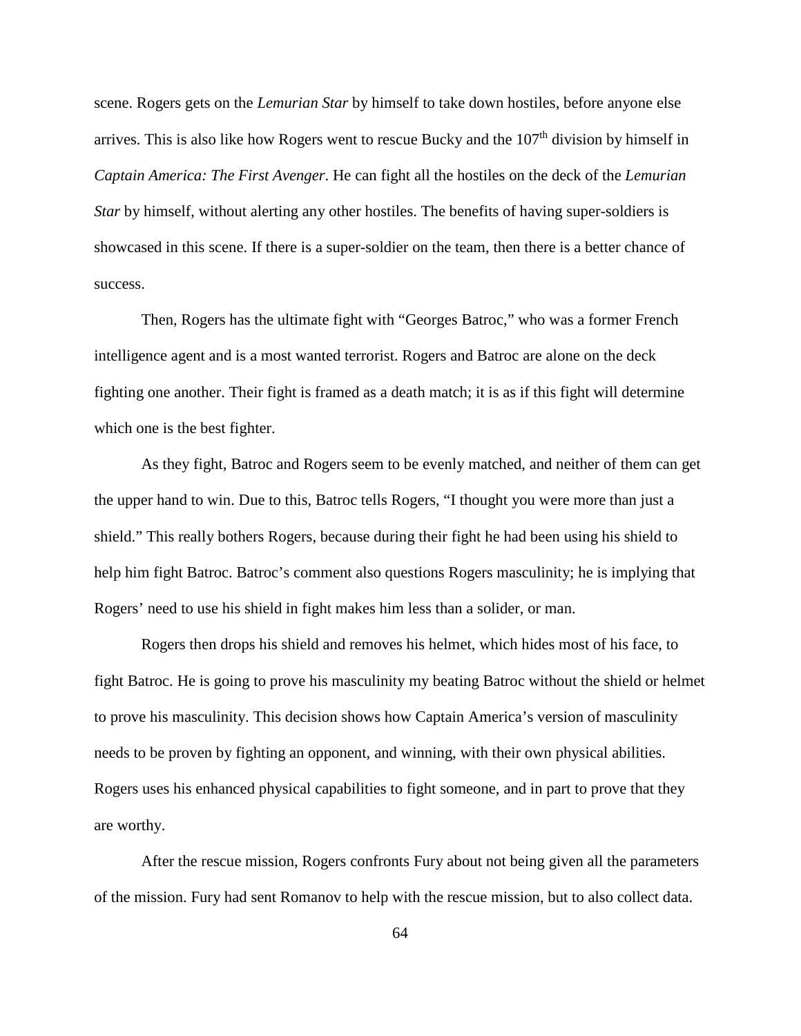scene. Rogers gets on the *Lemurian Star* by himself to take down hostiles, before anyone else arrives. This is also like how Rogers went to rescue Bucky and the 107th division by himself in *Captain America: The First Avenger*. He can fight all the hostiles on the deck of the *Lemurian Star* by himself, without alerting any other hostiles. The benefits of having super-soldiers is showcased in this scene. If there is a super-soldier on the team, then there is a better chance of success.

Then, Rogers has the ultimate fight with "Georges Batroc," who was a former French intelligence agent and is a most wanted terrorist. Rogers and Batroc are alone on the deck fighting one another. Their fight is framed as a death match; it is as if this fight will determine which one is the best fighter.

As they fight, Batroc and Rogers seem to be evenly matched, and neither of them can get the upper hand to win. Due to this, Batroc tells Rogers, "I thought you were more than just a shield." This really bothers Rogers, because during their fight he had been using his shield to help him fight Batroc. Batroc's comment also questions Rogers masculinity; he is implying that Rogers' need to use his shield in fight makes him less than a solider, or man.

Rogers then drops his shield and removes his helmet, which hides most of his face, to fight Batroc. He is going to prove his masculinity my beating Batroc without the shield or helmet to prove his masculinity. This decision shows how Captain America's version of masculinity needs to be proven by fighting an opponent, and winning, with their own physical abilities. Rogers uses his enhanced physical capabilities to fight someone, and in part to prove that they are worthy.

After the rescue mission, Rogers confronts Fury about not being given all the parameters of the mission. Fury had sent Romanov to help with the rescue mission, but to also collect data.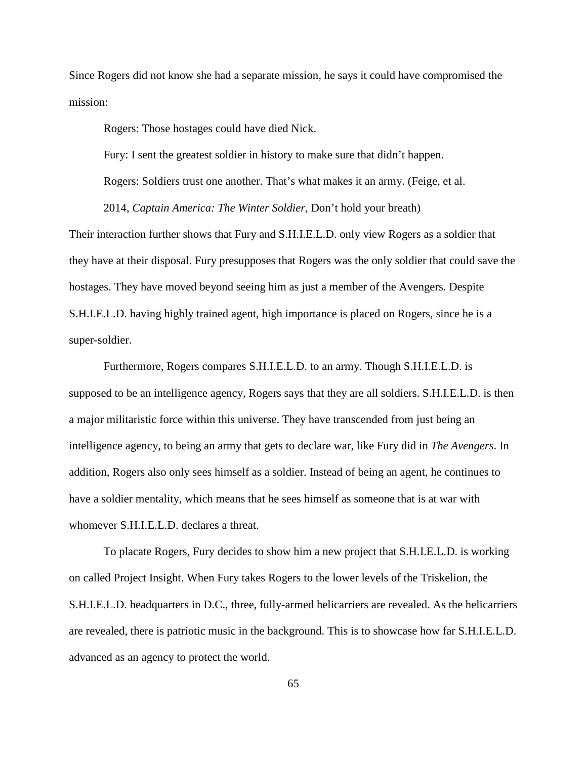Since Rogers did not know she had a separate mission, he says it could have compromised the mission:

> Rogers: Those hostages could have died Nick.
>
> Fury: I sent the greatest soldier in history to make sure that didn't happen.
>
> Rogers: Soldiers trust one another. That's what makes it an army. (Feige, et al. 2014, *Captain America: The Winter Soldier*, Don't hold your breath)

Their interaction further shows that Fury and S.H.I.E.L.D. only view Rogers as a soldier that they have at their disposal. Fury presupposes that Rogers was the only soldier that could save the hostages. They have moved beyond seeing him as just a member of the Avengers. Despite S.H.I.E.L.D. having highly trained agent, high importance is placed on Rogers, since he is a super-soldier.

Furthermore, Rogers compares S.H.I.E.L.D. to an army. Though S.H.I.E.L.D. is supposed to be an intelligence agency, Rogers says that they are all soldiers. S.H.I.E.L.D. is then a major militaristic force within this universe. They have transcended from just being an intelligence agency, to being an army that gets to declare war, like Fury did in *The Avengers*. In addition, Rogers also only sees himself as a soldier. Instead of being an agent, he continues to have a soldier mentality, which means that he sees himself as someone that is at war with whomever S.H.I.E.L.D. declares a threat.

To placate Rogers, Fury decides to show him a new project that S.H.I.E.L.D. is working on called Project Insight. When Fury takes Rogers to the lower levels of the Triskelion, the S.H.I.E.L.D. headquarters in D.C., three, fully-armed helicarriers are revealed. As the helicarriers are revealed, there is patriotic music in the background. This is to showcase how far S.H.I.E.L.D. advanced as an agency to protect the world.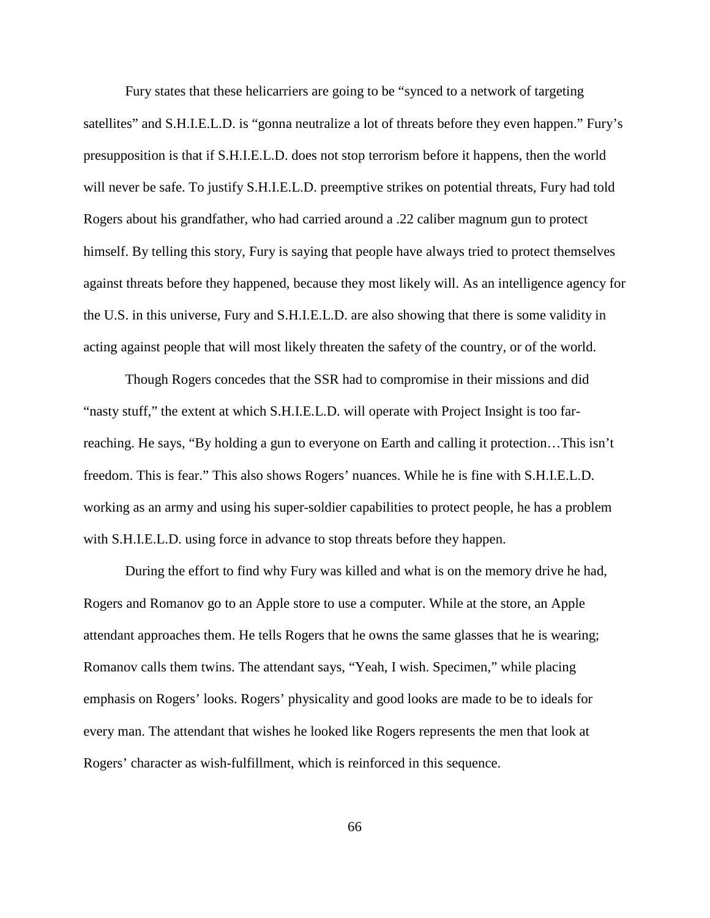Fury states that these helicarriers are going to be "synced to a network of targeting satellites" and S.H.I.E.L.D. is "gonna neutralize a lot of threats before they even happen." Fury's presupposition is that if S.H.I.E.L.D. does not stop terrorism before it happens, then the world will never be safe. To justify S.H.I.E.L.D. preemptive strikes on potential threats, Fury had told Rogers about his grandfather, who had carried around a .22 caliber magnum gun to protect himself. By telling this story, Fury is saying that people have always tried to protect themselves against threats before they happened, because they most likely will. As an intelligence agency for the U.S. in this universe, Fury and S.H.I.E.L.D. are also showing that there is some validity in acting against people that will most likely threaten the safety of the country, or of the world.

Though Rogers concedes that the SSR had to compromise in their missions and did "nasty stuff," the extent at which S.H.I.E.L.D. will operate with Project Insight is too far-reaching. He says, "By holding a gun to everyone on Earth and calling it protection…This isn't freedom. This is fear." This also shows Rogers' nuances. While he is fine with S.H.I.E.L.D. working as an army and using his super-soldier capabilities to protect people, he has a problem with S.H.I.E.L.D. using force in advance to stop threats before they happen.

During the effort to find why Fury was killed and what is on the memory drive he had, Rogers and Romanov go to an Apple store to use a computer. While at the store, an Apple attendant approaches them. He tells Rogers that he owns the same glasses that he is wearing; Romanov calls them twins. The attendant says, "Yeah, I wish. Specimen," while placing emphasis on Rogers' looks. Rogers' physicality and good looks are made to be to ideals for every man. The attendant that wishes he looked like Rogers represents the men that look at Rogers' character as wish-fulfillment, which is reinforced in this sequence.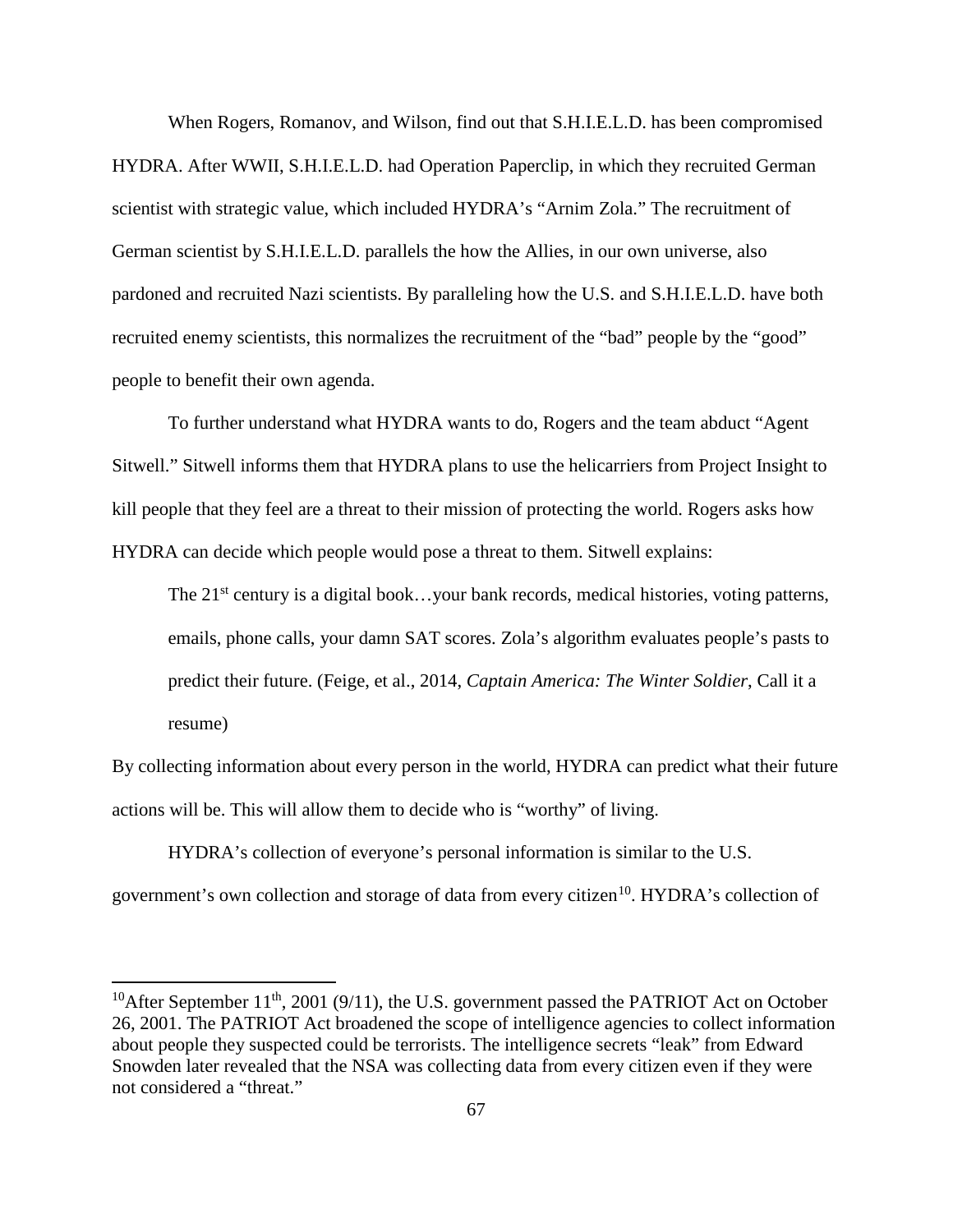When Rogers, Romanov, and Wilson, find out that S.H.I.E.L.D. has been compromised HYDRA. After WWII, S.H.I.E.L.D. had Operation Paperclip, in which they recruited German scientist with strategic value, which included HYDRA's "Arnim Zola." The recruitment of German scientist by S.H.I.E.L.D. parallels the how the Allies, in our own universe, also pardoned and recruited Nazi scientists. By paralleling how the U.S. and S.H.I.E.L.D. have both recruited enemy scientists, this normalizes the recruitment of the "bad" people by the "good" people to benefit their own agenda.

To further understand what HYDRA wants to do, Rogers and the team abduct "Agent Sitwell." Sitwell informs them that HYDRA plans to use the helicarriers from Project Insight to kill people that they feel are a threat to their mission of protecting the world. Rogers asks how HYDRA can decide which people would pose a threat to them. Sitwell explains:

> The 21st century is a digital book…your bank records, medical histories, voting patterns, emails, phone calls, your damn SAT scores. Zola's algorithm evaluates people's pasts to predict their future. (Feige, et al., 2014, *Captain America: The Winter Soldier*, Call it a resume)

By collecting information about every person in the world, HYDRA can predict what their future actions will be. This will allow them to decide who is "worthy" of living.

HYDRA's collection of everyone's personal information is similar to the U.S. government's own collection and storage of data from every citizen[10]. HYDRA's collection of

[10] After September 11th, 2001 (9/11), the U.S. government passed the PATRIOT Act on October 26, 2001. The PATRIOT Act broadened the scope of intelligence agencies to collect information about people they suspected could be terrorists. The intelligence secrets "leak" from Edward Snowden later revealed that the NSA was collecting data from every citizen even if they were not considered a "threat."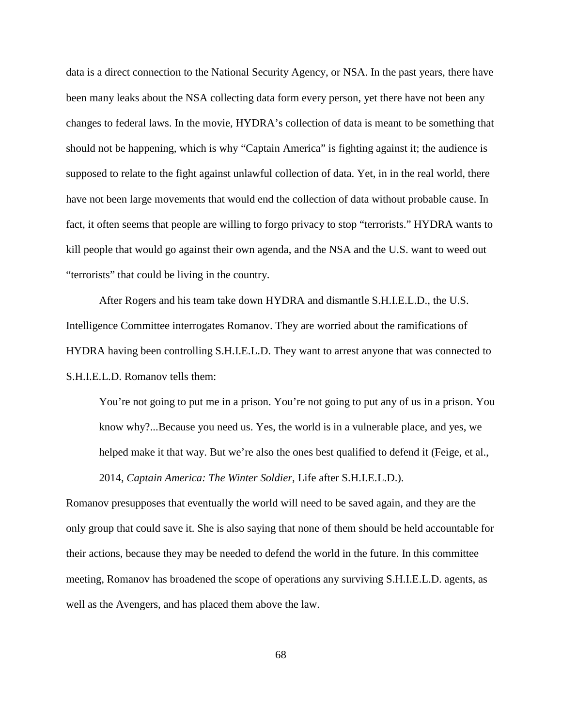data is a direct connection to the National Security Agency, or NSA. In the past years, there have been many leaks about the NSA collecting data form every person, yet there have not been any changes to federal laws. In the movie, HYDRA's collection of data is meant to be something that should not be happening, which is why "Captain America" is fighting against it; the audience is supposed to relate to the fight against unlawful collection of data. Yet, in in the real world, there have not been large movements that would end the collection of data without probable cause. In fact, it often seems that people are willing to forgo privacy to stop "terrorists." HYDRA wants to kill people that would go against their own agenda, and the NSA and the U.S. want to weed out "terrorists" that could be living in the country.

After Rogers and his team take down HYDRA and dismantle S.H.I.E.L.D., the U.S. Intelligence Committee interrogates Romanov. They are worried about the ramifications of HYDRA having been controlling S.H.I.E.L.D. They want to arrest anyone that was connected to S.H.I.E.L.D. Romanov tells them:

> You're not going to put me in a prison. You're not going to put any of us in a prison. You know why?...Because you need us. Yes, the world is in a vulnerable place, and yes, we helped make it that way. But we're also the ones best qualified to defend it (Feige, et al., 2014, *Captain America: The Winter Soldier*, Life after S.H.I.E.L.D.).

Romanov presupposes that eventually the world will need to be saved again, and they are the only group that could save it. She is also saying that none of them should be held accountable for their actions, because they may be needed to defend the world in the future. In this committee meeting, Romanov has broadened the scope of operations any surviving S.H.I.E.L.D. agents, as well as the Avengers, and has placed them above the law.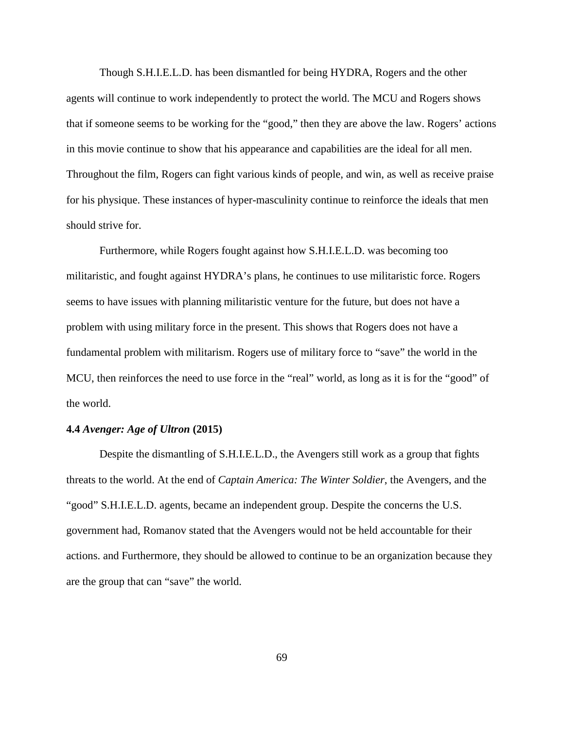Though S.H.I.E.L.D. has been dismantled for being HYDRA, Rogers and the other agents will continue to work independently to protect the world. The MCU and Rogers shows that if someone seems to be working for the "good," then they are above the law. Rogers' actions in this movie continue to show that his appearance and capabilities are the ideal for all men. Throughout the film, Rogers can fight various kinds of people, and win, as well as receive praise for his physique. These instances of hyper-masculinity continue to reinforce the ideals that men should strive for.

Furthermore, while Rogers fought against how S.H.I.E.L.D. was becoming too militaristic, and fought against HYDRA's plans, he continues to use militaristic force. Rogers seems to have issues with planning militaristic venture for the future, but does not have a problem with using military force in the present. This shows that Rogers does not have a fundamental problem with militarism. Rogers use of military force to "save" the world in the MCU, then reinforces the need to use force in the "real" world, as long as it is for the "good" of the world.

### 4.4 *Avenger: Age of Ultron* (2015)

Despite the dismantling of S.H.I.E.L.D., the Avengers still work as a group that fights threats to the world. At the end of *Captain America: The Winter Soldier*, the Avengers, and the "good" S.H.I.E.L.D. agents, became an independent group. Despite the concerns the U.S. government had, Romanov stated that the Avengers would not be held accountable for their actions. and Furthermore, they should be allowed to continue to be an organization because they are the group that can "save" the world.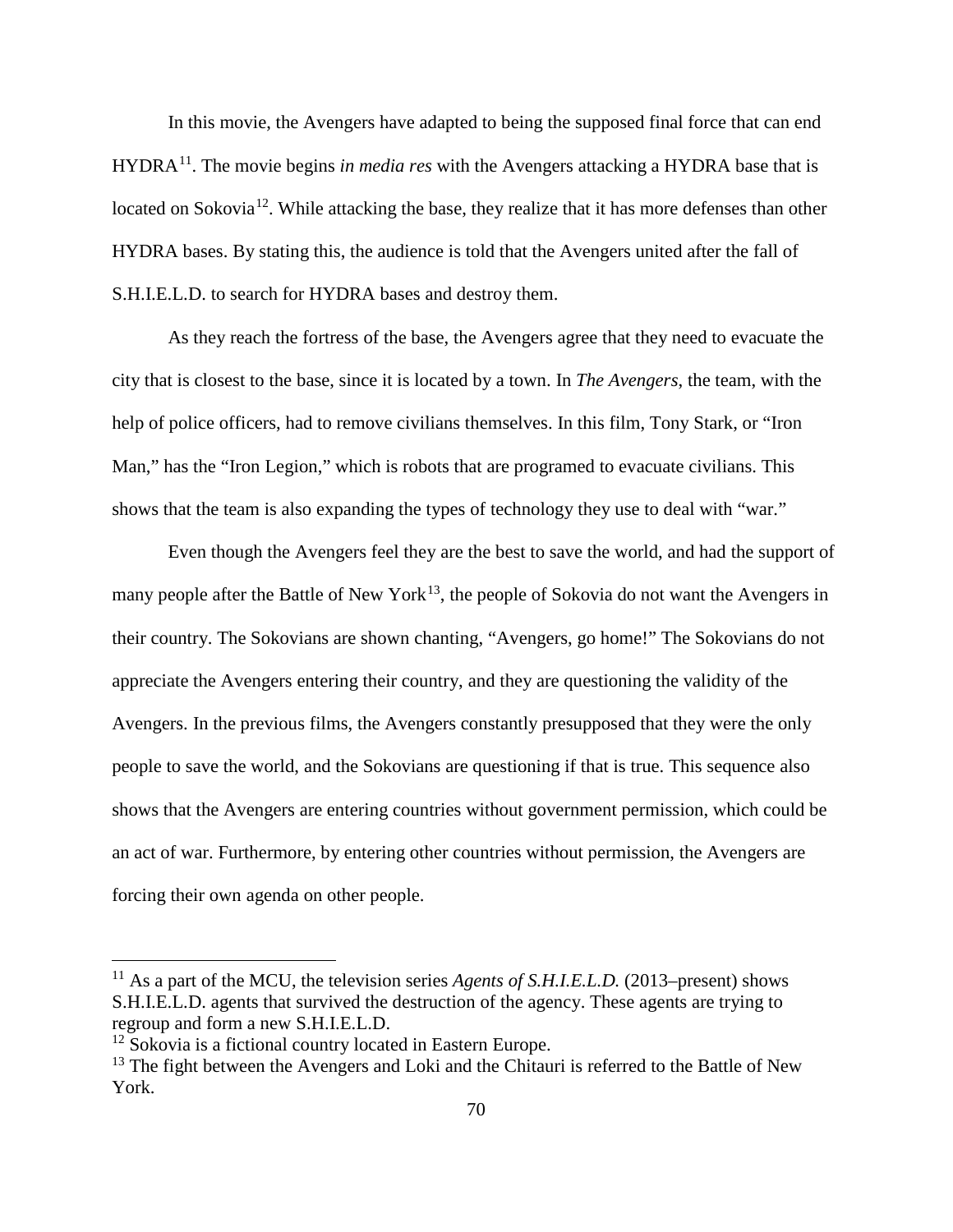In this movie, the Avengers have adapted to being the supposed final force that can end HYDRA[11]. The movie begins *in media res* with the Avengers attacking a HYDRA base that is located on Sokovia[12]. While attacking the base, they realize that it has more defenses than other HYDRA bases. By stating this, the audience is told that the Avengers united after the fall of S.H.I.E.L.D. to search for HYDRA bases and destroy them.

As they reach the fortress of the base, the Avengers agree that they need to evacuate the city that is closest to the base, since it is located by a town. In *The Avengers*, the team, with the help of police officers, had to remove civilians themselves. In this film, Tony Stark, or "Iron Man," has the "Iron Legion," which is robots that are programed to evacuate civilians. This shows that the team is also expanding the types of technology they use to deal with "war."

Even though the Avengers feel they are the best to save the world, and had the support of many people after the Battle of New York[13], the people of Sokovia do not want the Avengers in their country. The Sokovians are shown chanting, "Avengers, go home!" The Sokovians do not appreciate the Avengers entering their country, and they are questioning the validity of the Avengers. In the previous films, the Avengers constantly presupposed that they were the only people to save the world, and the Sokovians are questioning if that is true. This sequence also shows that the Avengers are entering countries without government permission, which could be an act of war. Furthermore, by entering other countries without permission, the Avengers are forcing their own agenda on other people.

---

[11] As a part of the MCU, the television series *Agents of S.H.I.E.L.D.* (2013–present) shows S.H.I.E.L.D. agents that survived the destruction of the agency. These agents are trying to regroup and form a new S.H.I.E.L.D.

[12] Sokovia is a fictional country located in Eastern Europe.

[13] The fight between the Avengers and Loki and the Chitauri is referred to the Battle of New York.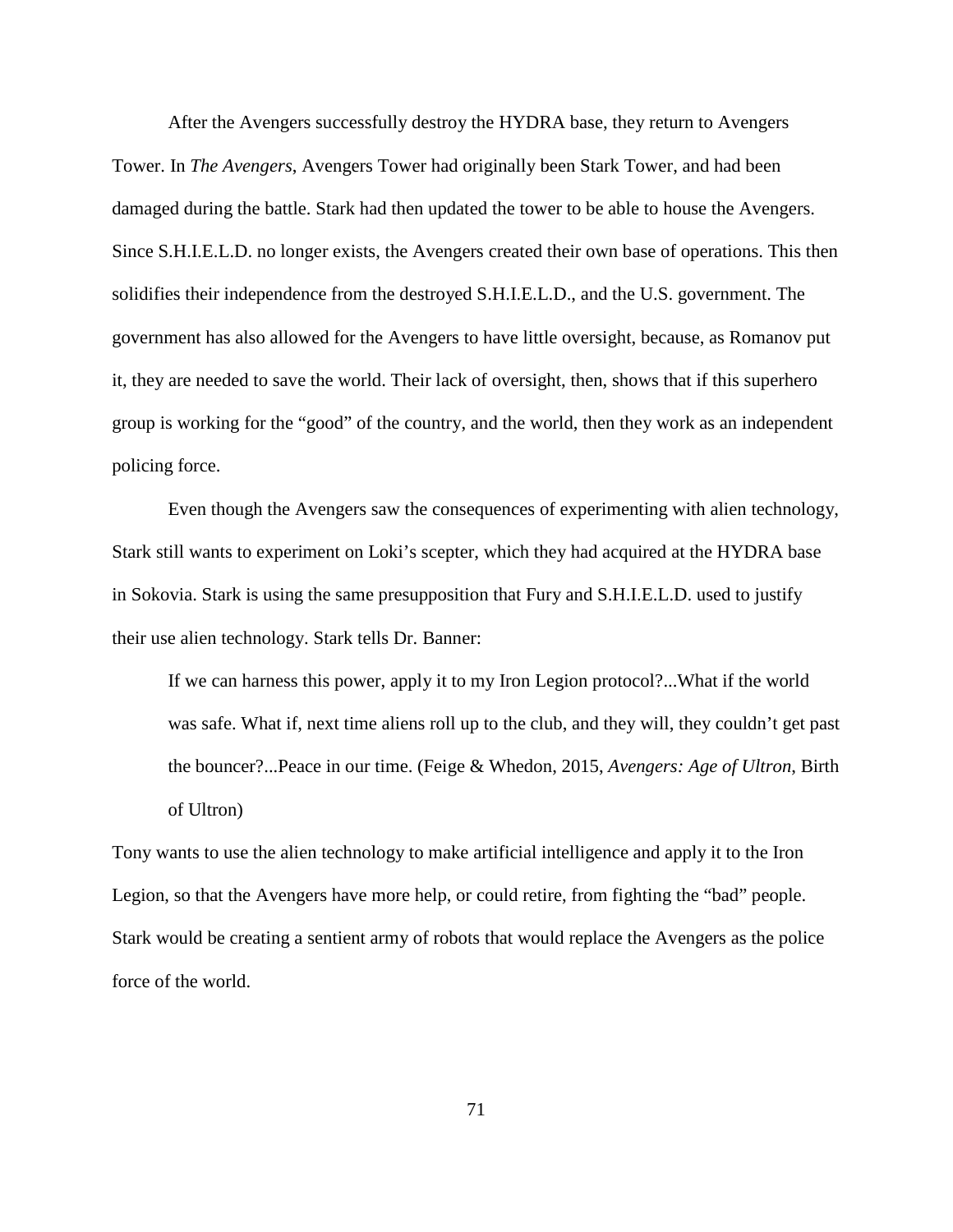After the Avengers successfully destroy the HYDRA base, they return to Avengers Tower. In *The Avengers*, Avengers Tower had originally been Stark Tower, and had been damaged during the battle. Stark had then updated the tower to be able to house the Avengers. Since S.H.I.E.L.D. no longer exists, the Avengers created their own base of operations. This then solidifies their independence from the destroyed S.H.I.E.L.D., and the U.S. government. The government has also allowed for the Avengers to have little oversight, because, as Romanov put it, they are needed to save the world. Their lack of oversight, then, shows that if this superhero group is working for the "good" of the country, and the world, then they work as an independent policing force.

Even though the Avengers saw the consequences of experimenting with alien technology, Stark still wants to experiment on Loki's scepter, which they had acquired at the HYDRA base in Sokovia. Stark is using the same presupposition that Fury and S.H.I.E.L.D. used to justify their use alien technology. Stark tells Dr. Banner:

> If we can harness this power, apply it to my Iron Legion protocol?...What if the world was safe. What if, next time aliens roll up to the club, and they will, they couldn't get past the bouncer?...Peace in our time. (Feige & Whedon, 2015, *Avengers: Age of Ultron*, Birth of Ultron)

Tony wants to use the alien technology to make artificial intelligence and apply it to the Iron Legion, so that the Avengers have more help, or could retire, from fighting the "bad" people. Stark would be creating a sentient army of robots that would replace the Avengers as the police force of the world.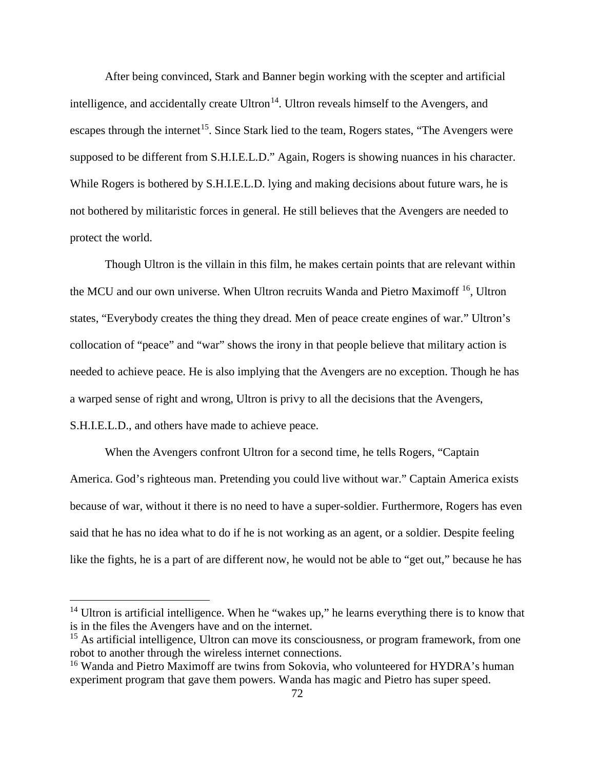After being convinced, Stark and Banner begin working with the scepter and artificial intelligence, and accidentally create Ultron[14]. Ultron reveals himself to the Avengers, and escapes through the internet[15]. Since Stark lied to the team, Rogers states, “The Avengers were supposed to be different from S.H.I.E.L.D.” Again, Rogers is showing nuances in his character. While Rogers is bothered by S.H.I.E.L.D. lying and making decisions about future wars, he is not bothered by militaristic forces in general. He still believes that the Avengers are needed to protect the world.

Though Ultron is the villain in this film, he makes certain points that are relevant within the MCU and our own universe. When Ultron recruits Wanda and Pietro Maximoff [16], Ultron states, “Everybody creates the thing they dread. Men of peace create engines of war.” Ultron’s collocation of “peace” and “war” shows the irony in that people believe that military action is needed to achieve peace. He is also implying that the Avengers are no exception. Though he has a warped sense of right and wrong, Ultron is privy to all the decisions that the Avengers, S.H.I.E.L.D., and others have made to achieve peace.

When the Avengers confront Ultron for a second time, he tells Rogers, “Captain America. God’s righteous man. Pretending you could live without war.” Captain America exists because of war, without it there is no need to have a super-soldier. Furthermore, Rogers has even said that he has no idea what to do if he is not working as an agent, or a soldier. Despite feeling like the fights, he is a part of are different now, he would not be able to “get out,” because he has

---

[14] Ultron is artificial intelligence. When he “wakes up,” he learns everything there is to know that is in the files the Avengers have and on the internet.

[15] As artificial intelligence, Ultron can move its consciousness, or program framework, from one robot to another through the wireless internet connections.

[16] Wanda and Pietro Maximoff are twins from Sokovia, who volunteered for HYDRA’s human experiment program that gave them powers. Wanda has magic and Pietro has super speed.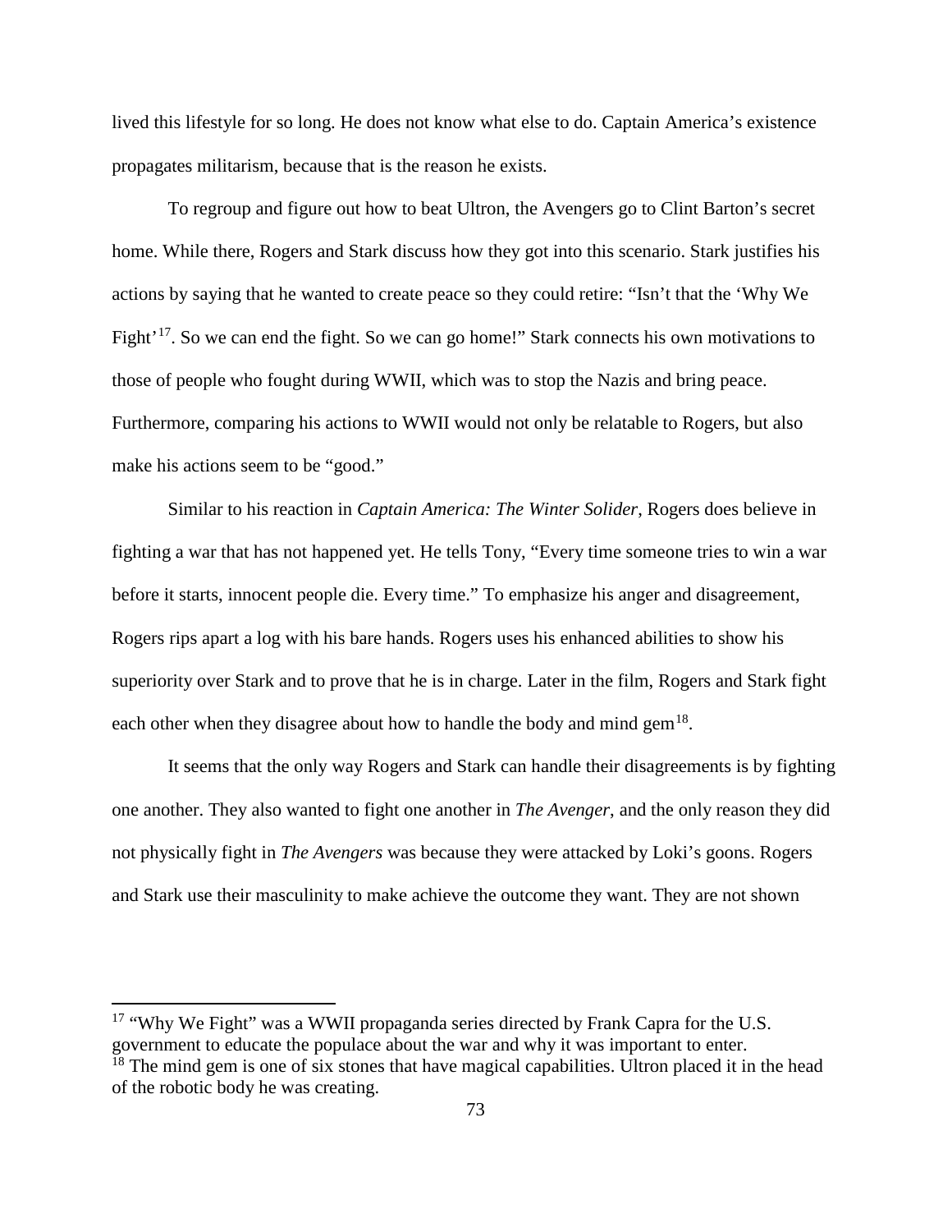lived this lifestyle for so long. He does not know what else to do. Captain America's existence propagates militarism, because that is the reason he exists.

To regroup and figure out how to beat Ultron, the Avengers go to Clint Barton's secret home. While there, Rogers and Stark discuss how they got into this scenario. Stark justifies his actions by saying that he wanted to create peace so they could retire: "Isn't that the 'Why We Fight'[17]. So we can end the fight. So we can go home!" Stark connects his own motivations to those of people who fought during WWII, which was to stop the Nazis and bring peace. Furthermore, comparing his actions to WWII would not only be relatable to Rogers, but also make his actions seem to be "good."

Similar to his reaction in *Captain America: The Winter Solider*, Rogers does believe in fighting a war that has not happened yet. He tells Tony, "Every time someone tries to win a war before it starts, innocent people die. Every time." To emphasize his anger and disagreement, Rogers rips apart a log with his bare hands. Rogers uses his enhanced abilities to show his superiority over Stark and to prove that he is in charge. Later in the film, Rogers and Stark fight each other when they disagree about how to handle the body and mind gem[18].

It seems that the only way Rogers and Stark can handle their disagreements is by fighting one another. They also wanted to fight one another in *The Avenger*, and the only reason they did not physically fight in *The Avengers* was because they were attacked by Loki's goons. Rogers and Stark use their masculinity to make achieve the outcome they want. They are not shown

[17] "Why We Fight" was a WWII propaganda series directed by Frank Capra for the U.S. government to educate the populace about the war and why it was important to enter.

[18] The mind gem is one of six stones that have magical capabilities. Ultron placed it in the head of the robotic body he was creating.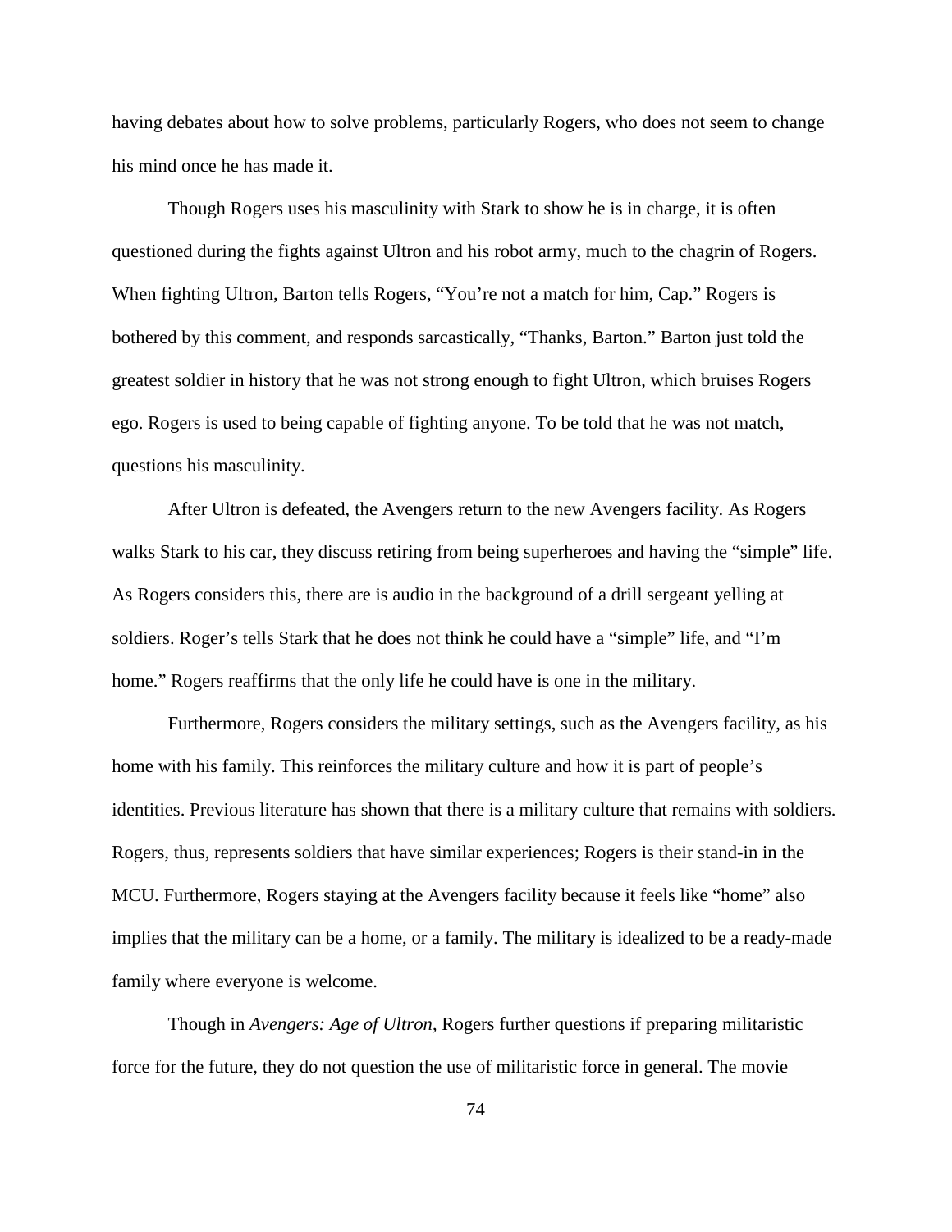having debates about how to solve problems, particularly Rogers, who does not seem to change his mind once he has made it.

Though Rogers uses his masculinity with Stark to show he is in charge, it is often questioned during the fights against Ultron and his robot army, much to the chagrin of Rogers. When fighting Ultron, Barton tells Rogers, "You're not a match for him, Cap." Rogers is bothered by this comment, and responds sarcastically, "Thanks, Barton." Barton just told the greatest soldier in history that he was not strong enough to fight Ultron, which bruises Rogers ego. Rogers is used to being capable of fighting anyone. To be told that he was not match, questions his masculinity.

After Ultron is defeated, the Avengers return to the new Avengers facility. As Rogers walks Stark to his car, they discuss retiring from being superheroes and having the "simple" life. As Rogers considers this, there are is audio in the background of a drill sergeant yelling at soldiers. Roger's tells Stark that he does not think he could have a "simple" life, and "I'm home." Rogers reaffirms that the only life he could have is one in the military.

Furthermore, Rogers considers the military settings, such as the Avengers facility, as his home with his family. This reinforces the military culture and how it is part of people's identities. Previous literature has shown that there is a military culture that remains with soldiers. Rogers, thus, represents soldiers that have similar experiences; Rogers is their stand-in in the MCU. Furthermore, Rogers staying at the Avengers facility because it feels like "home" also implies that the military can be a home, or a family. The military is idealized to be a ready-made family where everyone is welcome.

Though in *Avengers: Age of Ultron*, Rogers further questions if preparing militaristic force for the future, they do not question the use of militaristic force in general. The movie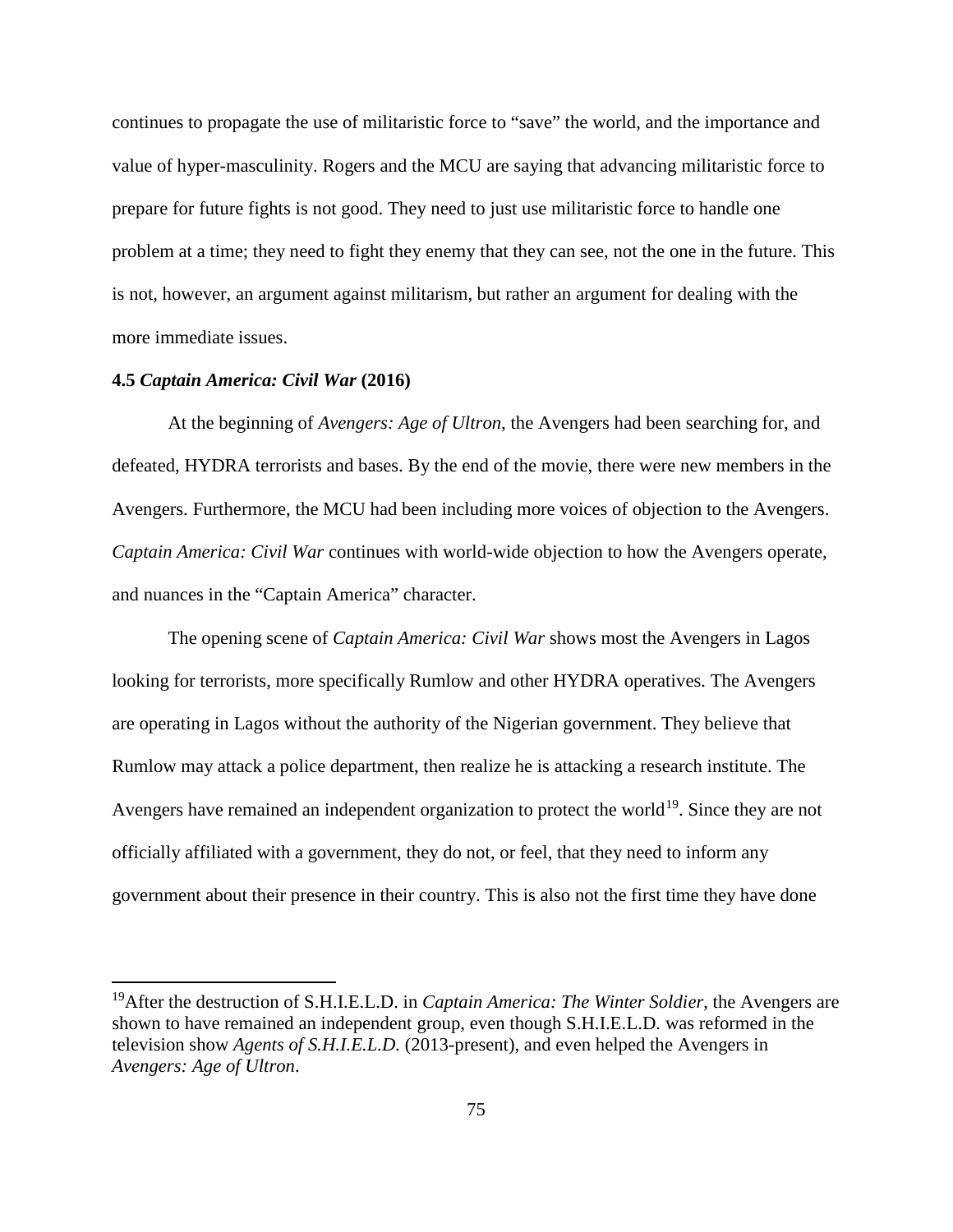continues to propagate the use of militaristic force to "save" the world, and the importance and value of hyper-masculinity. Rogers and the MCU are saying that advancing militaristic force to prepare for future fights is not good. They need to just use militaristic force to handle one problem at a time; they need to fight they enemy that they can see, not the one in the future. This is not, however, an argument against militarism, but rather an argument for dealing with the more immediate issues.

### 4.5 *Captain America: Civil War* (2016)

At the beginning of *Avengers: Age of Ultron*, the Avengers had been searching for, and defeated, HYDRA terrorists and bases. By the end of the movie, there were new members in the Avengers. Furthermore, the MCU had been including more voices of objection to the Avengers. *Captain America: Civil War* continues with world-wide objection to how the Avengers operate, and nuances in the "Captain America" character.

The opening scene of *Captain America: Civil War* shows most the Avengers in Lagos looking for terrorists, more specifically Rumlow and other HYDRA operatives. The Avengers are operating in Lagos without the authority of the Nigerian government. They believe that Rumlow may attack a police department, then realize he is attacking a research institute. The Avengers have remained an independent organization to protect the world[19]. Since they are not officially affiliated with a government, they do not, or feel, that they need to inform any government about their presence in their country. This is also not the first time they have done

[19]After the destruction of S.H.I.E.L.D. in *Captain America: The Winter Soldier*, the Avengers are shown to have remained an independent group, even though S.H.I.E.L.D. was reformed in the television show *Agents of S.H.I.E.L.D.* (2013-present), and even helped the Avengers in *Avengers: Age of Ultron*.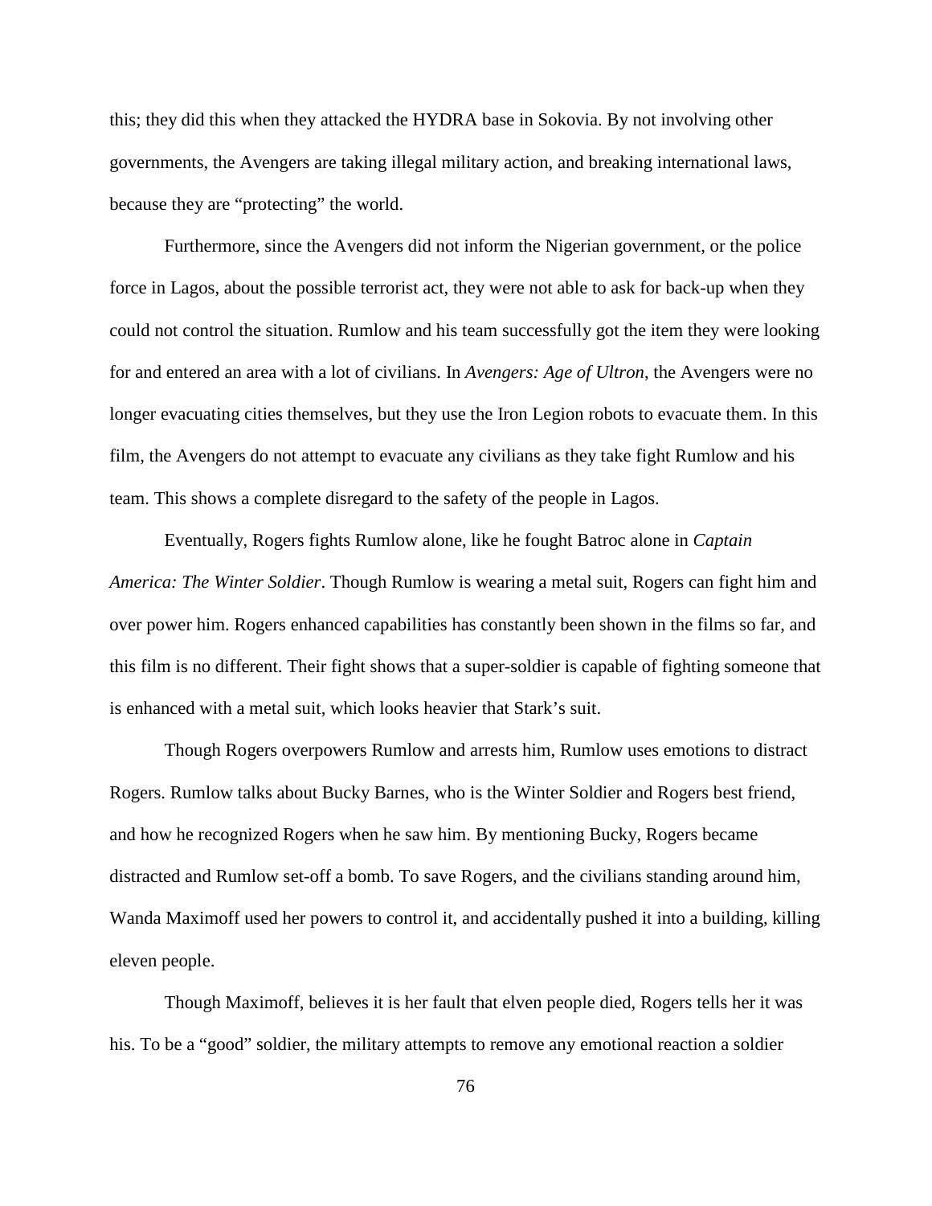this; they did this when they attacked the HYDRA base in Sokovia. By not involving other governments, the Avengers are taking illegal military action, and breaking international laws, because they are "protecting" the world.

Furthermore, since the Avengers did not inform the Nigerian government, or the police force in Lagos, about the possible terrorist act, they were not able to ask for back-up when they could not control the situation. Rumlow and his team successfully got the item they were looking for and entered an area with a lot of civilians. In *Avengers: Age of Ultron*, the Avengers were no longer evacuating cities themselves, but they use the Iron Legion robots to evacuate them. In this film, the Avengers do not attempt to evacuate any civilians as they take fight Rumlow and his team. This shows a complete disregard to the safety of the people in Lagos.

Eventually, Rogers fights Rumlow alone, like he fought Batroc alone in *Captain America: The Winter Soldier*. Though Rumlow is wearing a metal suit, Rogers can fight him and over power him. Rogers enhanced capabilities has constantly been shown in the films so far, and this film is no different. Their fight shows that a super-soldier is capable of fighting someone that is enhanced with a metal suit, which looks heavier that Stark's suit.

Though Rogers overpowers Rumlow and arrests him, Rumlow uses emotions to distract Rogers. Rumlow talks about Bucky Barnes, who is the Winter Soldier and Rogers best friend, and how he recognized Rogers when he saw him. By mentioning Bucky, Rogers became distracted and Rumlow set-off a bomb. To save Rogers, and the civilians standing around him, Wanda Maximoff used her powers to control it, and accidentally pushed it into a building, killing eleven people.

Though Maximoff, believes it is her fault that elven people died, Rogers tells her it was his. To be a "good" soldier, the military attempts to remove any emotional reaction a soldier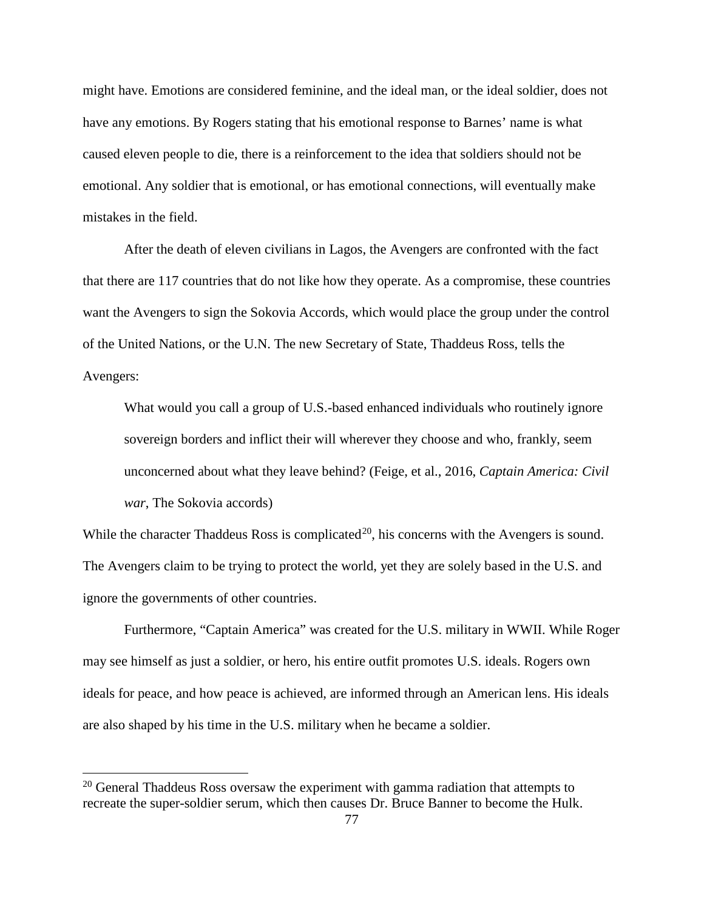might have. Emotions are considered feminine, and the ideal man, or the ideal soldier, does not have any emotions. By Rogers stating that his emotional response to Barnes' name is what caused eleven people to die, there is a reinforcement to the idea that soldiers should not be emotional. Any soldier that is emotional, or has emotional connections, will eventually make mistakes in the field.

After the death of eleven civilians in Lagos, the Avengers are confronted with the fact that there are 117 countries that do not like how they operate. As a compromise, these countries want the Avengers to sign the Sokovia Accords, which would place the group under the control of the United Nations, or the U.N. The new Secretary of State, Thaddeus Ross, tells the Avengers:

> What would you call a group of U.S.-based enhanced individuals who routinely ignore sovereign borders and inflict their will wherever they choose and who, frankly, seem unconcerned about what they leave behind? (Feige, et al., 2016, *Captain America: Civil war*, The Sokovia accords)

While the character Thaddeus Ross is complicated[20], his concerns with the Avengers is sound. The Avengers claim to be trying to protect the world, yet they are solely based in the U.S. and ignore the governments of other countries.

Furthermore, "Captain America" was created for the U.S. military in WWII. While Roger may see himself as just a soldier, or hero, his entire outfit promotes U.S. ideals. Rogers own ideals for peace, and how peace is achieved, are informed through an American lens. His ideals are also shaped by his time in the U.S. military when he became a soldier.

[20] General Thaddeus Ross oversaw the experiment with gamma radiation that attempts to recreate the super-soldier serum, which then causes Dr. Bruce Banner to become the Hulk.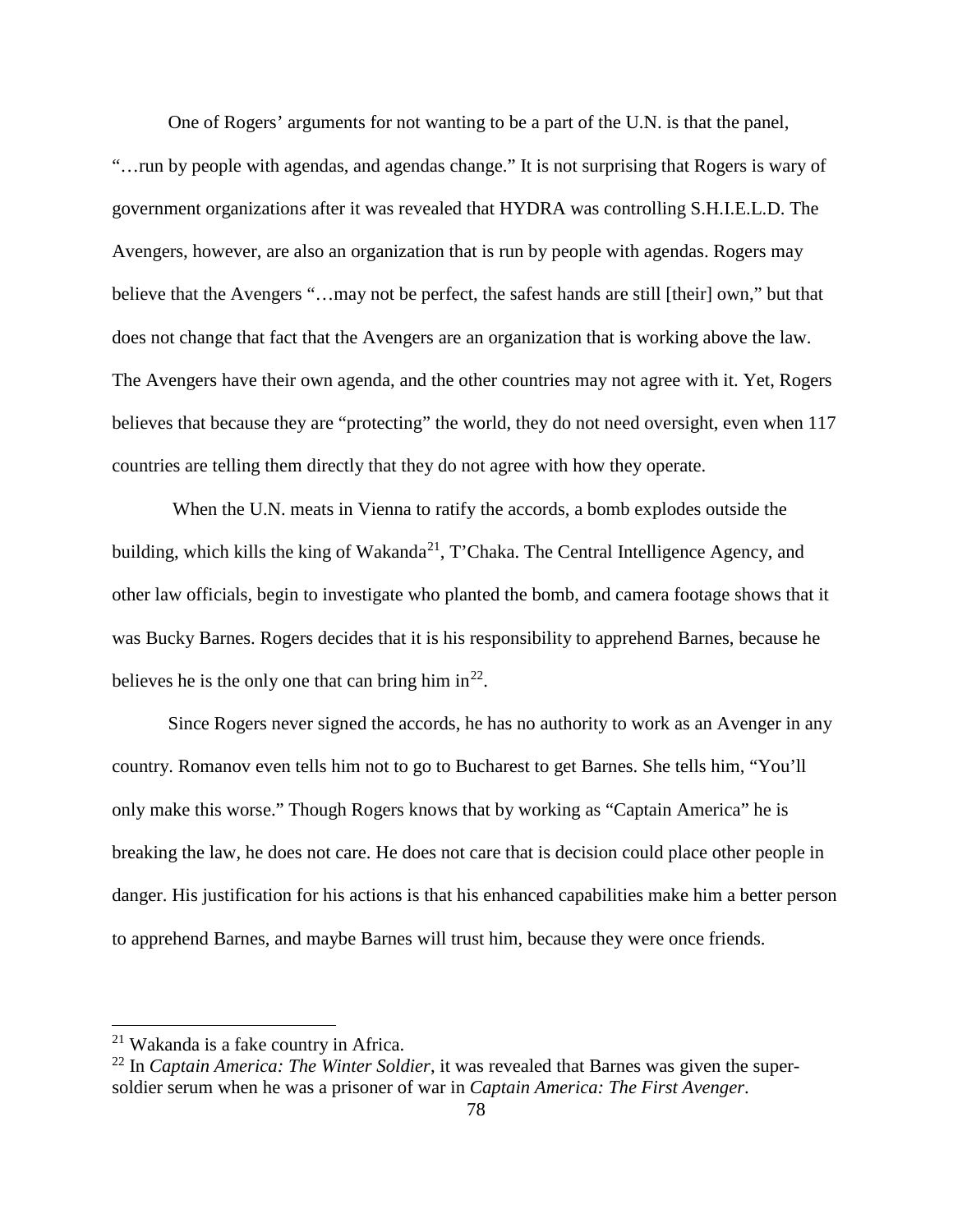One of Rogers' arguments for not wanting to be a part of the U.N. is that the panel, "…run by people with agendas, and agendas change." It is not surprising that Rogers is wary of government organizations after it was revealed that HYDRA was controlling S.H.I.E.L.D. The Avengers, however, are also an organization that is run by people with agendas. Rogers may believe that the Avengers "…may not be perfect, the safest hands are still [their] own," but that does not change that fact that the Avengers are an organization that is working above the law. The Avengers have their own agenda, and the other countries may not agree with it. Yet, Rogers believes that because they are "protecting" the world, they do not need oversight, even when 117 countries are telling them directly that they do not agree with how they operate.

When the U.N. meats in Vienna to ratify the accords, a bomb explodes outside the building, which kills the king of Wakanda[21], T'Chaka. The Central Intelligence Agency, and other law officials, begin to investigate who planted the bomb, and camera footage shows that it was Bucky Barnes. Rogers decides that it is his responsibility to apprehend Barnes, because he believes he is the only one that can bring him in[22].

Since Rogers never signed the accords, he has no authority to work as an Avenger in any country. Romanov even tells him not to go to Bucharest to get Barnes. She tells him, "You'll only make this worse." Though Rogers knows that by working as "Captain America" he is breaking the law, he does not care. He does not care that is decision could place other people in danger. His justification for his actions is that his enhanced capabilities make him a better person to apprehend Barnes, and maybe Barnes will trust him, because they were once friends.

---

[21] Wakanda is a fake country in Africa.

[22] In *Captain America: The Winter Soldier*, it was revealed that Barnes was given the super-soldier serum when he was a prisoner of war in *Captain America: The First Avenger*.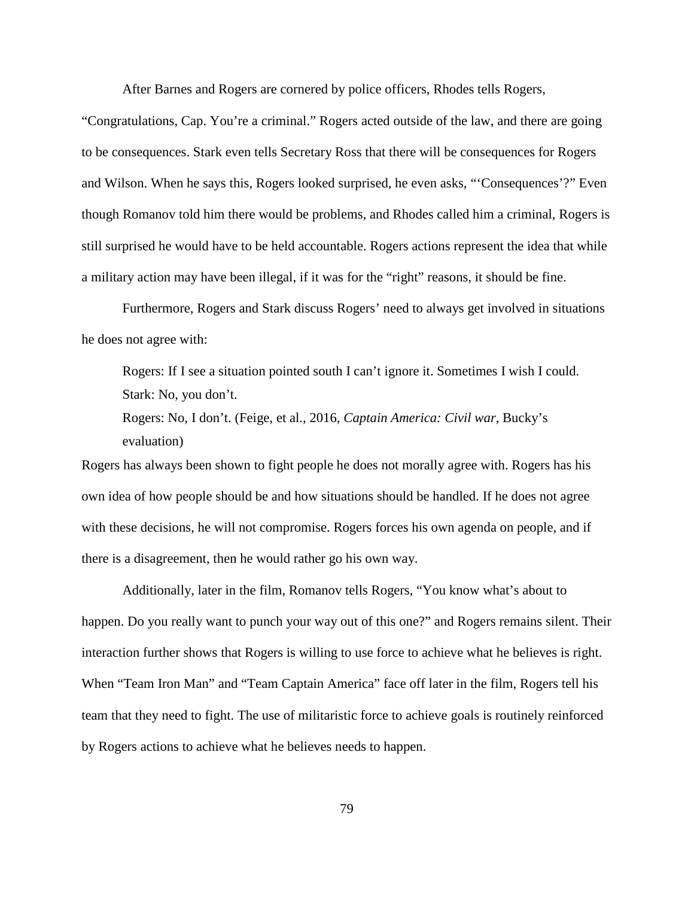After Barnes and Rogers are cornered by police officers, Rhodes tells Rogers, "Congratulations, Cap. You're a criminal." Rogers acted outside of the law, and there are going to be consequences. Stark even tells Secretary Ross that there will be consequences for Rogers and Wilson. When he says this, Rogers looked surprised, he even asks, "'Consequences'?" Even though Romanov told him there would be problems, and Rhodes called him a criminal, Rogers is still surprised he would have to be held accountable. Rogers actions represent the idea that while a military action may have been illegal, if it was for the "right" reasons, it should be fine.

Furthermore, Rogers and Stark discuss Rogers' need to always get involved in situations he does not agree with:

> Rogers: If I see a situation pointed south I can't ignore it. Sometimes I wish I could.
> Stark: No, you don't.
> Rogers: No, I don't. (Feige, et al., 2016, *Captain America: Civil war*, Bucky's evaluation)

Rogers has always been shown to fight people he does not morally agree with. Rogers has his own idea of how people should be and how situations should be handled. If he does not agree with these decisions, he will not compromise. Rogers forces his own agenda on people, and if there is a disagreement, then he would rather go his own way.

Additionally, later in the film, Romanov tells Rogers, "You know what's about to happen. Do you really want to punch your way out of this one?" and Rogers remains silent. Their interaction further shows that Rogers is willing to use force to achieve what he believes is right. When "Team Iron Man" and "Team Captain America" face off later in the film, Rogers tell his team that they need to fight. The use of militaristic force to achieve goals is routinely reinforced by Rogers actions to achieve what he believes needs to happen.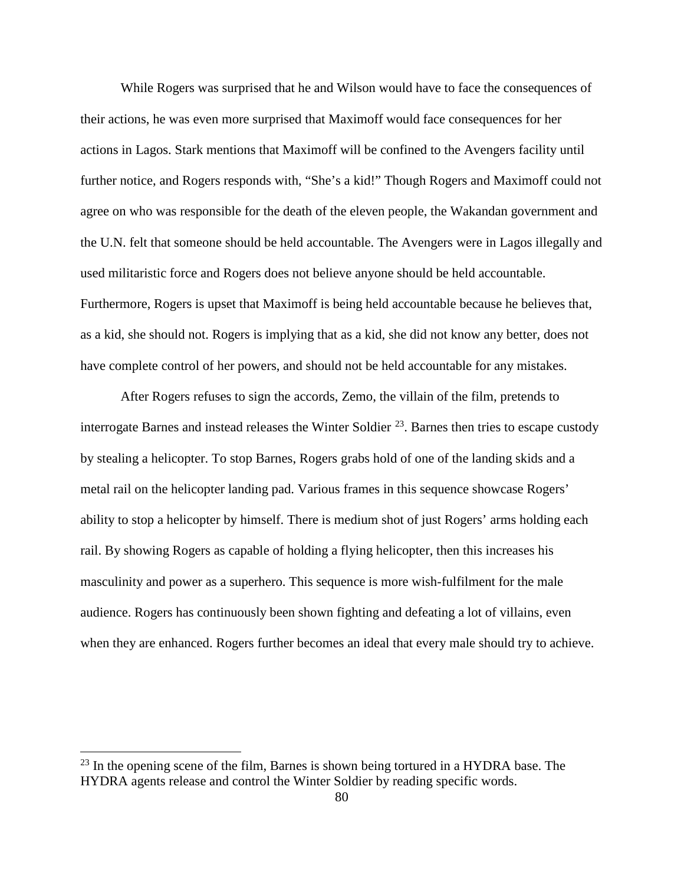While Rogers was surprised that he and Wilson would have to face the consequences of their actions, he was even more surprised that Maximoff would face consequences for her actions in Lagos. Stark mentions that Maximoff will be confined to the Avengers facility until further notice, and Rogers responds with, “She’s a kid!” Though Rogers and Maximoff could not agree on who was responsible for the death of the eleven people, the Wakandan government and the U.N. felt that someone should be held accountable. The Avengers were in Lagos illegally and used militaristic force and Rogers does not believe anyone should be held accountable. Furthermore, Rogers is upset that Maximoff is being held accountable because he believes that, as a kid, she should not. Rogers is implying that as a kid, she did not know any better, does not have complete control of her powers, and should not be held accountable for any mistakes.

After Rogers refuses to sign the accords, Zemo, the villain of the film, pretends to interrogate Barnes and instead releases the Winter Soldier [23]. Barnes then tries to escape custody by stealing a helicopter. To stop Barnes, Rogers grabs hold of one of the landing skids and a metal rail on the helicopter landing pad. Various frames in this sequence showcase Rogers’ ability to stop a helicopter by himself. There is medium shot of just Rogers’ arms holding each rail. By showing Rogers as capable of holding a flying helicopter, then this increases his masculinity and power as a superhero. This sequence is more wish-fulfilment for the male audience. Rogers has continuously been shown fighting and defeating a lot of villains, even when they are enhanced. Rogers further becomes an ideal that every male should try to achieve.

[23] In the opening scene of the film, Barnes is shown being tortured in a HYDRA base. The HYDRA agents release and control the Winter Soldier by reading specific words.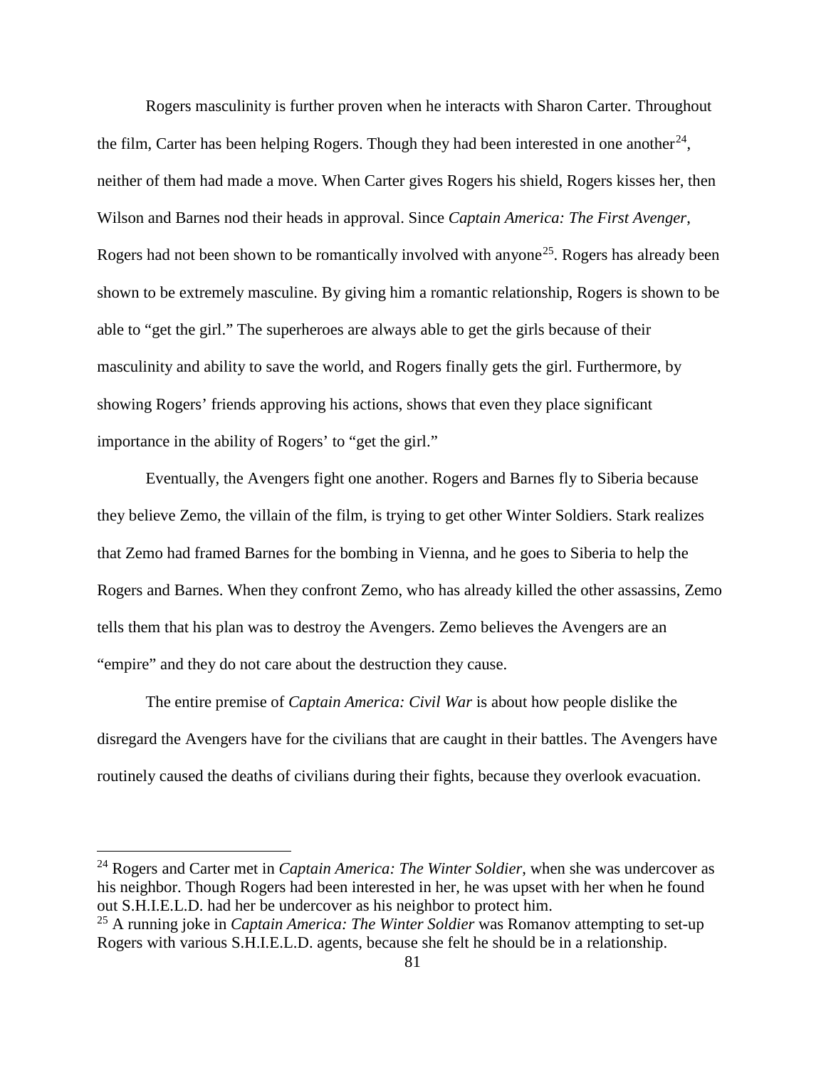Rogers masculinity is further proven when he interacts with Sharon Carter. Throughout the film, Carter has been helping Rogers. Though they had been interested in one another[24], neither of them had made a move. When Carter gives Rogers his shield, Rogers kisses her, then Wilson and Barnes nod their heads in approval. Since *Captain America: The First Avenger*, Rogers had not been shown to be romantically involved with anyone[25]. Rogers has already been shown to be extremely masculine. By giving him a romantic relationship, Rogers is shown to be able to "get the girl." The superheroes are always able to get the girls because of their masculinity and ability to save the world, and Rogers finally gets the girl. Furthermore, by showing Rogers' friends approving his actions, shows that even they place significant importance in the ability of Rogers' to "get the girl."

Eventually, the Avengers fight one another. Rogers and Barnes fly to Siberia because they believe Zemo, the villain of the film, is trying to get other Winter Soldiers. Stark realizes that Zemo had framed Barnes for the bombing in Vienna, and he goes to Siberia to help the Rogers and Barnes. When they confront Zemo, who has already killed the other assassins, Zemo tells them that his plan was to destroy the Avengers. Zemo believes the Avengers are an "empire" and they do not care about the destruction they cause.

The entire premise of *Captain America: Civil War* is about how people dislike the disregard the Avengers have for the civilians that are caught in their battles. The Avengers have routinely caused the deaths of civilians during their fights, because they overlook evacuation.

---

[24] Rogers and Carter met in *Captain America: The Winter Soldier*, when she was undercover as his neighbor. Though Rogers had been interested in her, he was upset with her when he found out S.H.I.E.L.D. had her be undercover as his neighbor to protect him.

[25] A running joke in *Captain America: The Winter Soldier* was Romanov attempting to set-up Rogers with various S.H.I.E.L.D. agents, because she felt he should be in a relationship.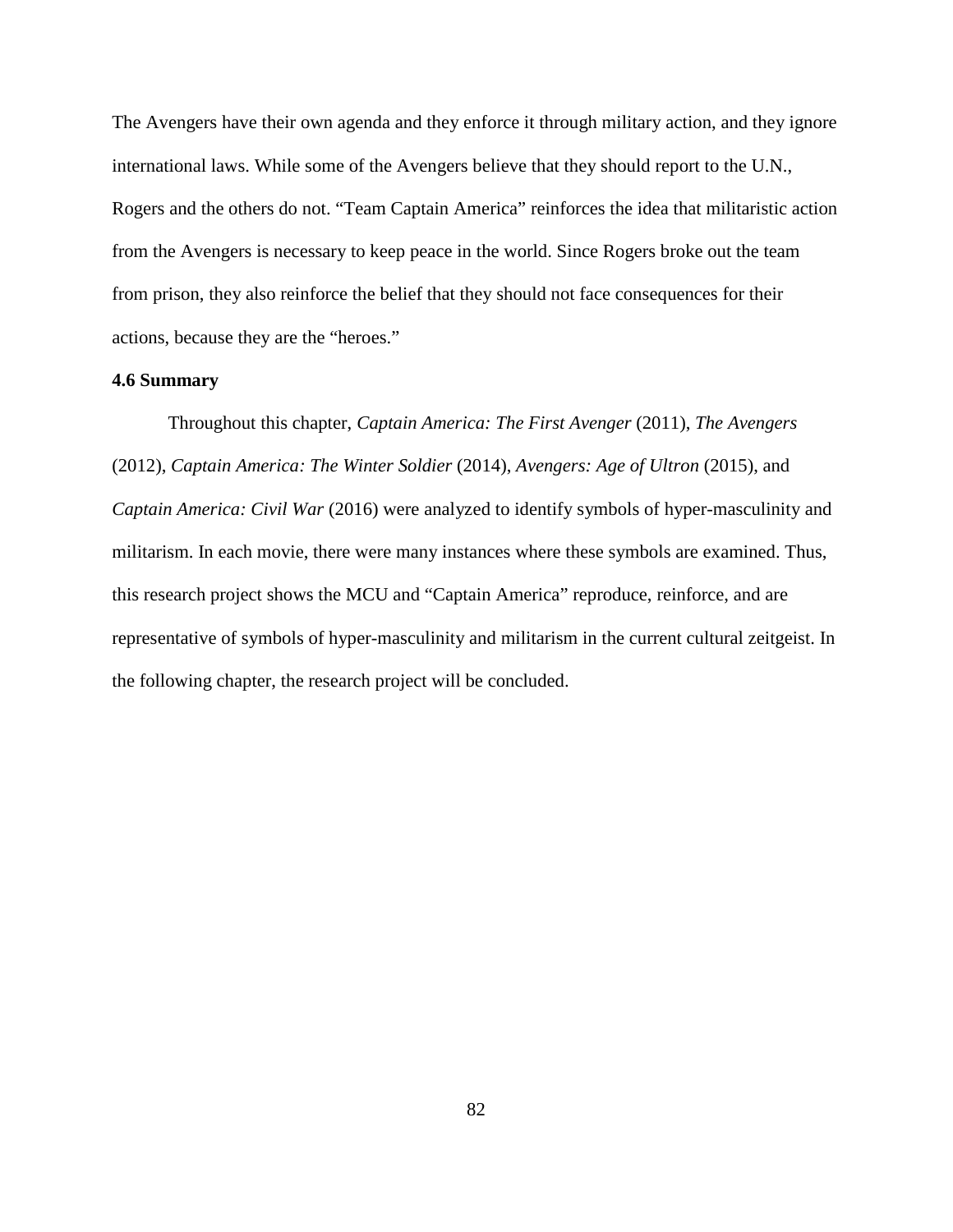The Avengers have their own agenda and they enforce it through military action, and they ignore international laws. While some of the Avengers believe that they should report to the U.N., Rogers and the others do not. "Team Captain America" reinforces the idea that militaristic action from the Avengers is necessary to keep peace in the world. Since Rogers broke out the team from prison, they also reinforce the belief that they should not face consequences for their actions, because they are the "heroes."

### 4.6 Summary

Throughout this chapter, *Captain America: The First Avenger* (2011), *The Avengers* (2012), *Captain America: The Winter Soldier* (2014), *Avengers: Age of Ultron* (2015), and *Captain America: Civil War* (2016) were analyzed to identify symbols of hyper-masculinity and militarism. In each movie, there were many instances where these symbols are examined. Thus, this research project shows the MCU and "Captain America" reproduce, reinforce, and are representative of symbols of hyper-masculinity and militarism in the current cultural zeitgeist. In the following chapter, the research project will be concluded.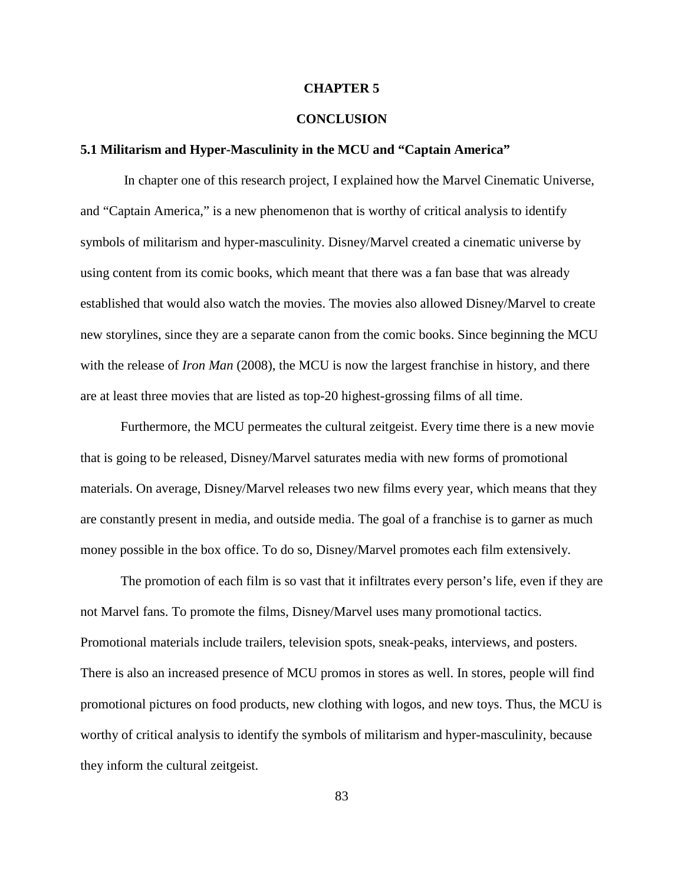# CHAPTER 5

# CONCLUSION

### 5.1 Militarism and Hyper-Masculinity in the MCU and "Captain America"

In chapter one of this research project, I explained how the Marvel Cinematic Universe, and "Captain America," is a new phenomenon that is worthy of critical analysis to identify symbols of militarism and hyper-masculinity. Disney/Marvel created a cinematic universe by using content from its comic books, which meant that there was a fan base that was already established that would also watch the movies. The movies also allowed Disney/Marvel to create new storylines, since they are a separate canon from the comic books. Since beginning the MCU with the release of *Iron Man* (2008), the MCU is now the largest franchise in history, and there are at least three movies that are listed as top-20 highest-grossing films of all time.

Furthermore, the MCU permeates the cultural zeitgeist. Every time there is a new movie that is going to be released, Disney/Marvel saturates media with new forms of promotional materials. On average, Disney/Marvel releases two new films every year, which means that they are constantly present in media, and outside media. The goal of a franchise is to garner as much money possible in the box office. To do so, Disney/Marvel promotes each film extensively.

The promotion of each film is so vast that it infiltrates every person's life, even if they are not Marvel fans. To promote the films, Disney/Marvel uses many promotional tactics. Promotional materials include trailers, television spots, sneak-peaks, interviews, and posters. There is also an increased presence of MCU promos in stores as well. In stores, people will find promotional pictures on food products, new clothing with logos, and new toys. Thus, the MCU is worthy of critical analysis to identify the symbols of militarism and hyper-masculinity, because they inform the cultural zeitgeist.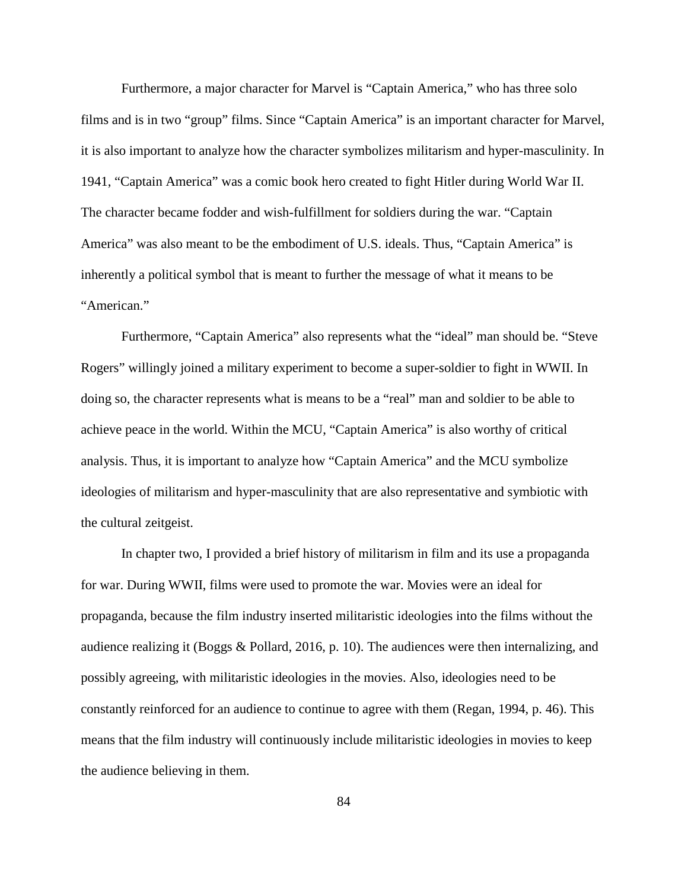Furthermore, a major character for Marvel is "Captain America," who has three solo films and is in two "group" films. Since "Captain America" is an important character for Marvel, it is also important to analyze how the character symbolizes militarism and hyper-masculinity. In 1941, "Captain America" was a comic book hero created to fight Hitler during World War II. The character became fodder and wish-fulfillment for soldiers during the war. "Captain America" was also meant to be the embodiment of U.S. ideals. Thus, "Captain America" is inherently a political symbol that is meant to further the message of what it means to be "American."

Furthermore, "Captain America" also represents what the "ideal" man should be. "Steve Rogers" willingly joined a military experiment to become a super-soldier to fight in WWII. In doing so, the character represents what is means to be a "real" man and soldier to be able to achieve peace in the world. Within the MCU, "Captain America" is also worthy of critical analysis. Thus, it is important to analyze how "Captain America" and the MCU symbolize ideologies of militarism and hyper-masculinity that are also representative and symbiotic with the cultural zeitgeist.

In chapter two, I provided a brief history of militarism in film and its use a propaganda for war. During WWII, films were used to promote the war. Movies were an ideal for propaganda, because the film industry inserted militaristic ideologies into the films without the audience realizing it (Boggs & Pollard, 2016, p. 10). The audiences were then internalizing, and possibly agreeing, with militaristic ideologies in the movies. Also, ideologies need to be constantly reinforced for an audience to continue to agree with them (Regan, 1994, p. 46). This means that the film industry will continuously include militaristic ideologies in movies to keep the audience believing in them.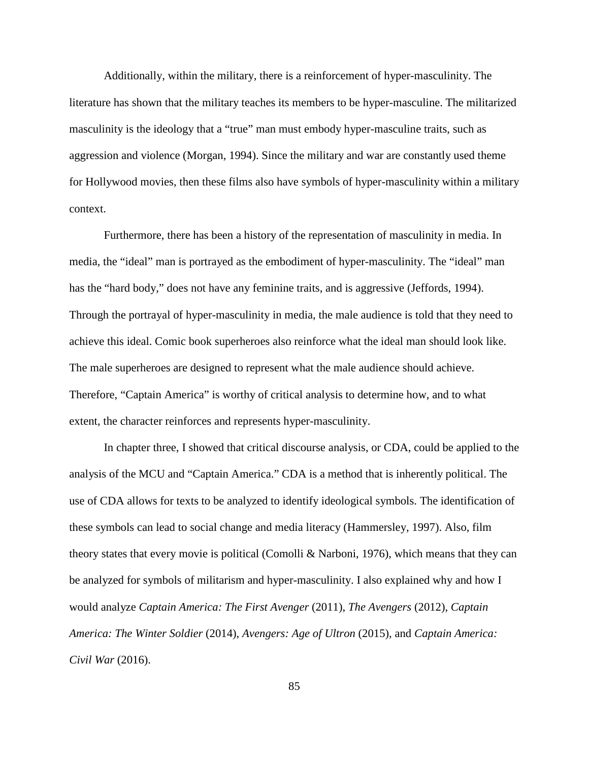Additionally, within the military, there is a reinforcement of hyper-masculinity. The literature has shown that the military teaches its members to be hyper-masculine. The militarized masculinity is the ideology that a "true" man must embody hyper-masculine traits, such as aggression and violence (Morgan, 1994). Since the military and war are constantly used theme for Hollywood movies, then these films also have symbols of hyper-masculinity within a military context.

Furthermore, there has been a history of the representation of masculinity in media. In media, the "ideal" man is portrayed as the embodiment of hyper-masculinity. The "ideal" man has the "hard body," does not have any feminine traits, and is aggressive (Jeffords, 1994). Through the portrayal of hyper-masculinity in media, the male audience is told that they need to achieve this ideal. Comic book superheroes also reinforce what the ideal man should look like. The male superheroes are designed to represent what the male audience should achieve. Therefore, "Captain America" is worthy of critical analysis to determine how, and to what extent, the character reinforces and represents hyper-masculinity.

In chapter three, I showed that critical discourse analysis, or CDA, could be applied to the analysis of the MCU and "Captain America." CDA is a method that is inherently political. The use of CDA allows for texts to be analyzed to identify ideological symbols. The identification of these symbols can lead to social change and media literacy (Hammersley, 1997). Also, film theory states that every movie is political (Comolli & Narboni, 1976), which means that they can be analyzed for symbols of militarism and hyper-masculinity. I also explained why and how I would analyze *Captain America: The First Avenger* (2011), *The Avengers* (2012), *Captain America: The Winter Soldier* (2014), *Avengers: Age of Ultron* (2015), and *Captain America: Civil War* (2016).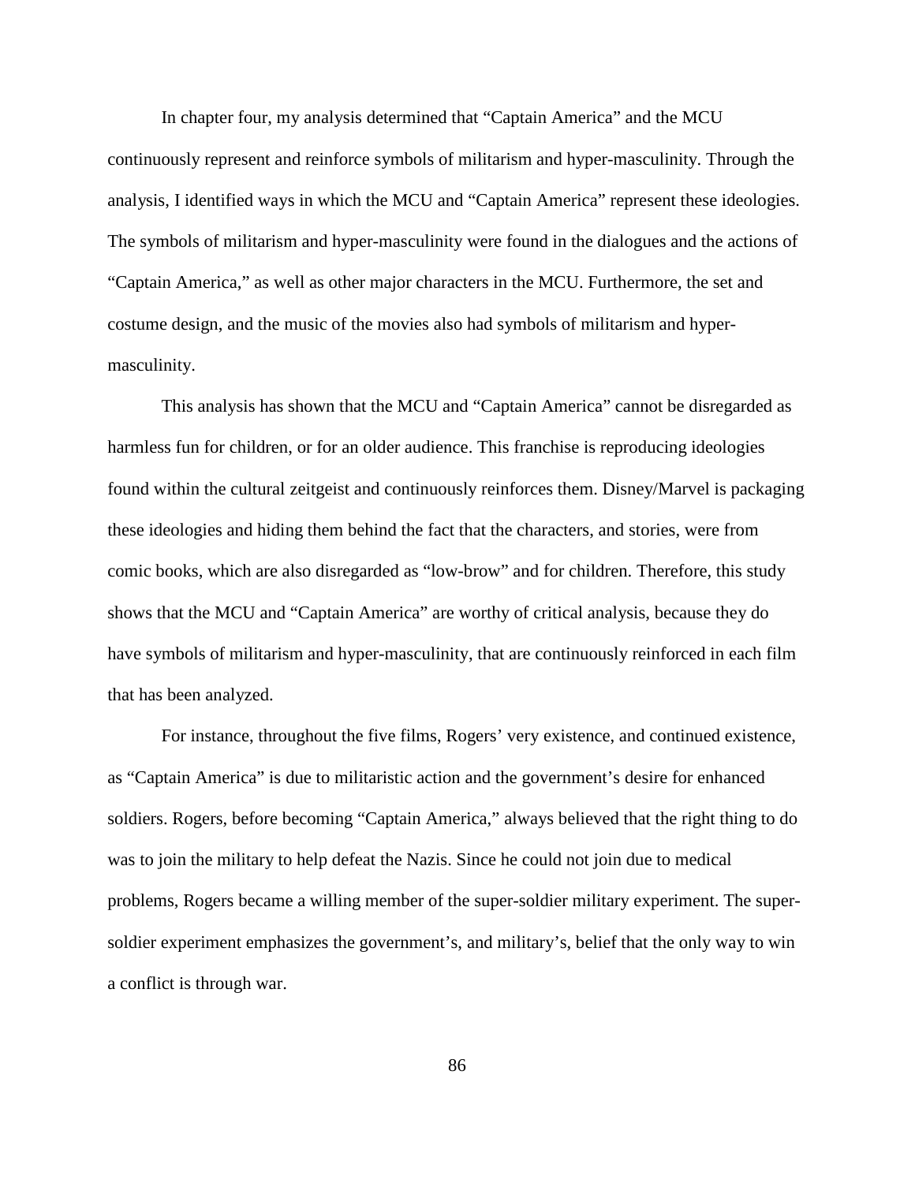In chapter four, my analysis determined that "Captain America" and the MCU continuously represent and reinforce symbols of militarism and hyper-masculinity. Through the analysis, I identified ways in which the MCU and "Captain America" represent these ideologies. The symbols of militarism and hyper-masculinity were found in the dialogues and the actions of "Captain America," as well as other major characters in the MCU. Furthermore, the set and costume design, and the music of the movies also had symbols of militarism and hyper-masculinity.

This analysis has shown that the MCU and "Captain America" cannot be disregarded as harmless fun for children, or for an older audience. This franchise is reproducing ideologies found within the cultural zeitgeist and continuously reinforces them. Disney/Marvel is packaging these ideologies and hiding them behind the fact that the characters, and stories, were from comic books, which are also disregarded as "low-brow" and for children. Therefore, this study shows that the MCU and "Captain America" are worthy of critical analysis, because they do have symbols of militarism and hyper-masculinity, that are continuously reinforced in each film that has been analyzed.

For instance, throughout the five films, Rogers' very existence, and continued existence, as "Captain America" is due to militaristic action and the government's desire for enhanced soldiers. Rogers, before becoming "Captain America," always believed that the right thing to do was to join the military to help defeat the Nazis. Since he could not join due to medical problems, Rogers became a willing member of the super-soldier military experiment. The super-soldier experiment emphasizes the government's, and military's, belief that the only way to win a conflict is through war.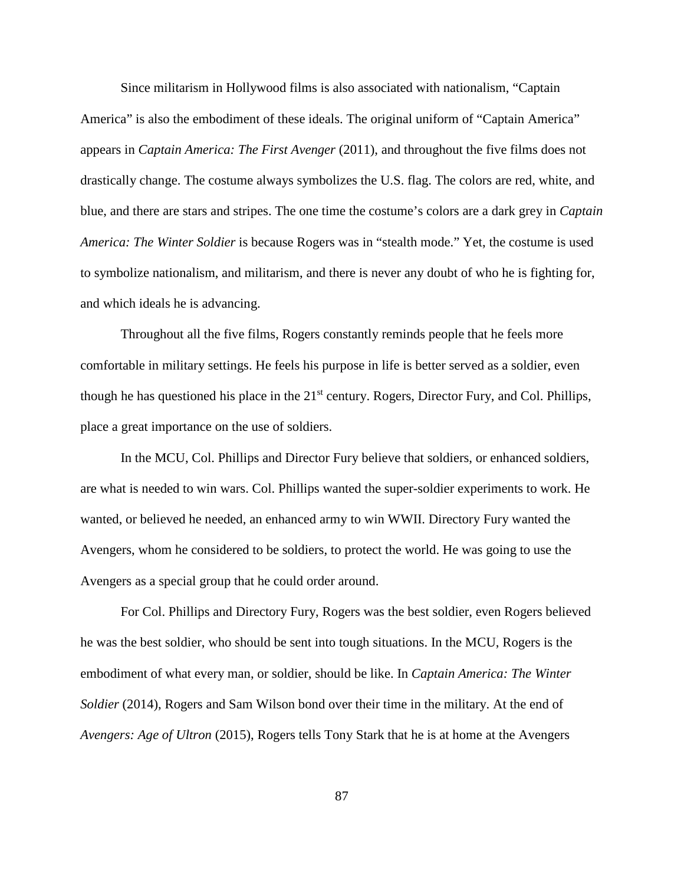Since militarism in Hollywood films is also associated with nationalism, "Captain America" is also the embodiment of these ideals. The original uniform of "Captain America" appears in *Captain America: The First Avenger* (2011), and throughout the five films does not drastically change. The costume always symbolizes the U.S. flag. The colors are red, white, and blue, and there are stars and stripes. The one time the costume's colors are a dark grey in *Captain America: The Winter Soldier* is because Rogers was in "stealth mode." Yet, the costume is used to symbolize nationalism, and militarism, and there is never any doubt of who he is fighting for, and which ideals he is advancing.

Throughout all the five films, Rogers constantly reminds people that he feels more comfortable in military settings. He feels his purpose in life is better served as a soldier, even though he has questioned his place in the 21st century. Rogers, Director Fury, and Col. Phillips, place a great importance on the use of soldiers.

In the MCU, Col. Phillips and Director Fury believe that soldiers, or enhanced soldiers, are what is needed to win wars. Col. Phillips wanted the super-soldier experiments to work. He wanted, or believed he needed, an enhanced army to win WWII. Directory Fury wanted the Avengers, whom he considered to be soldiers, to protect the world. He was going to use the Avengers as a special group that he could order around.

For Col. Phillips and Directory Fury, Rogers was the best soldier, even Rogers believed he was the best soldier, who should be sent into tough situations. In the MCU, Rogers is the embodiment of what every man, or soldier, should be like. In *Captain America: The Winter Soldier* (2014), Rogers and Sam Wilson bond over their time in the military. At the end of *Avengers: Age of Ultron* (2015), Rogers tells Tony Stark that he is at home at the Avengers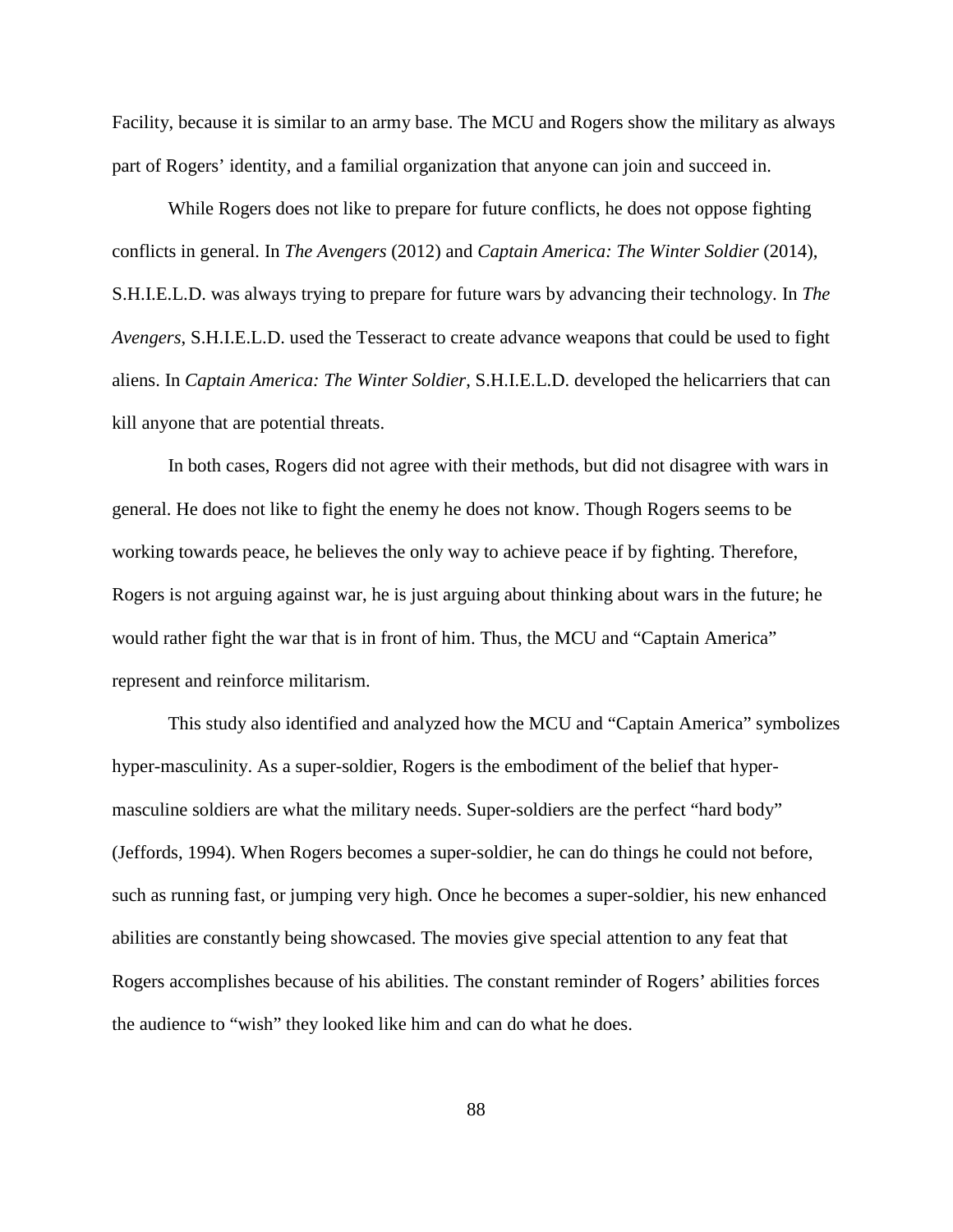Facility, because it is similar to an army base. The MCU and Rogers show the military as always part of Rogers' identity, and a familial organization that anyone can join and succeed in.

While Rogers does not like to prepare for future conflicts, he does not oppose fighting conflicts in general. In *The Avengers* (2012) and *Captain America: The Winter Soldier* (2014), S.H.I.E.L.D. was always trying to prepare for future wars by advancing their technology. In *The Avengers*, S.H.I.E.L.D. used the Tesseract to create advance weapons that could be used to fight aliens. In *Captain America: The Winter Soldier*, S.H.I.E.L.D. developed the helicarriers that can kill anyone that are potential threats.

In both cases, Rogers did not agree with their methods, but did not disagree with wars in general. He does not like to fight the enemy he does not know. Though Rogers seems to be working towards peace, he believes the only way to achieve peace if by fighting. Therefore, Rogers is not arguing against war, he is just arguing about thinking about wars in the future; he would rather fight the war that is in front of him. Thus, the MCU and "Captain America" represent and reinforce militarism.

This study also identified and analyzed how the MCU and "Captain America" symbolizes hyper-masculinity. As a super-soldier, Rogers is the embodiment of the belief that hyper-masculine soldiers are what the military needs. Super-soldiers are the perfect "hard body" (Jeffords, 1994). When Rogers becomes a super-soldier, he can do things he could not before, such as running fast, or jumping very high. Once he becomes a super-soldier, his new enhanced abilities are constantly being showcased. The movies give special attention to any feat that Rogers accomplishes because of his abilities. The constant reminder of Rogers' abilities forces the audience to "wish" they looked like him and can do what he does.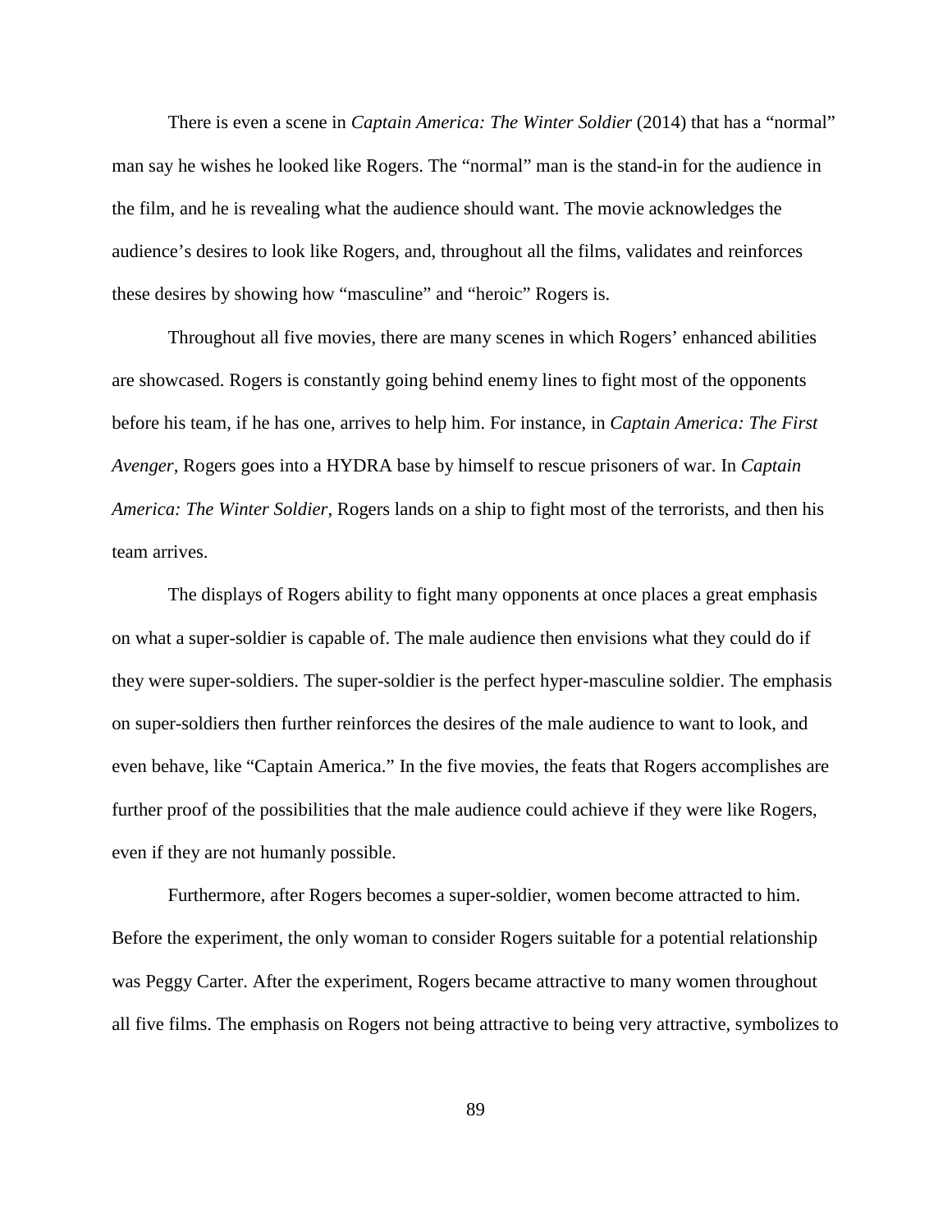There is even a scene in *Captain America: The Winter Soldier* (2014) that has a "normal" man say he wishes he looked like Rogers. The "normal" man is the stand-in for the audience in the film, and he is revealing what the audience should want. The movie acknowledges the audience's desires to look like Rogers, and, throughout all the films, validates and reinforces these desires by showing how "masculine" and "heroic" Rogers is.

Throughout all five movies, there are many scenes in which Rogers' enhanced abilities are showcased. Rogers is constantly going behind enemy lines to fight most of the opponents before his team, if he has one, arrives to help him. For instance, in *Captain America: The First Avenger*, Rogers goes into a HYDRA base by himself to rescue prisoners of war. In *Captain America: The Winter Soldier*, Rogers lands on a ship to fight most of the terrorists, and then his team arrives.

The displays of Rogers ability to fight many opponents at once places a great emphasis on what a super-soldier is capable of. The male audience then envisions what they could do if they were super-soldiers. The super-soldier is the perfect hyper-masculine soldier. The emphasis on super-soldiers then further reinforces the desires of the male audience to want to look, and even behave, like "Captain America." In the five movies, the feats that Rogers accomplishes are further proof of the possibilities that the male audience could achieve if they were like Rogers, even if they are not humanly possible.

Furthermore, after Rogers becomes a super-soldier, women become attracted to him. Before the experiment, the only woman to consider Rogers suitable for a potential relationship was Peggy Carter. After the experiment, Rogers became attractive to many women throughout all five films. The emphasis on Rogers not being attractive to being very attractive, symbolizes to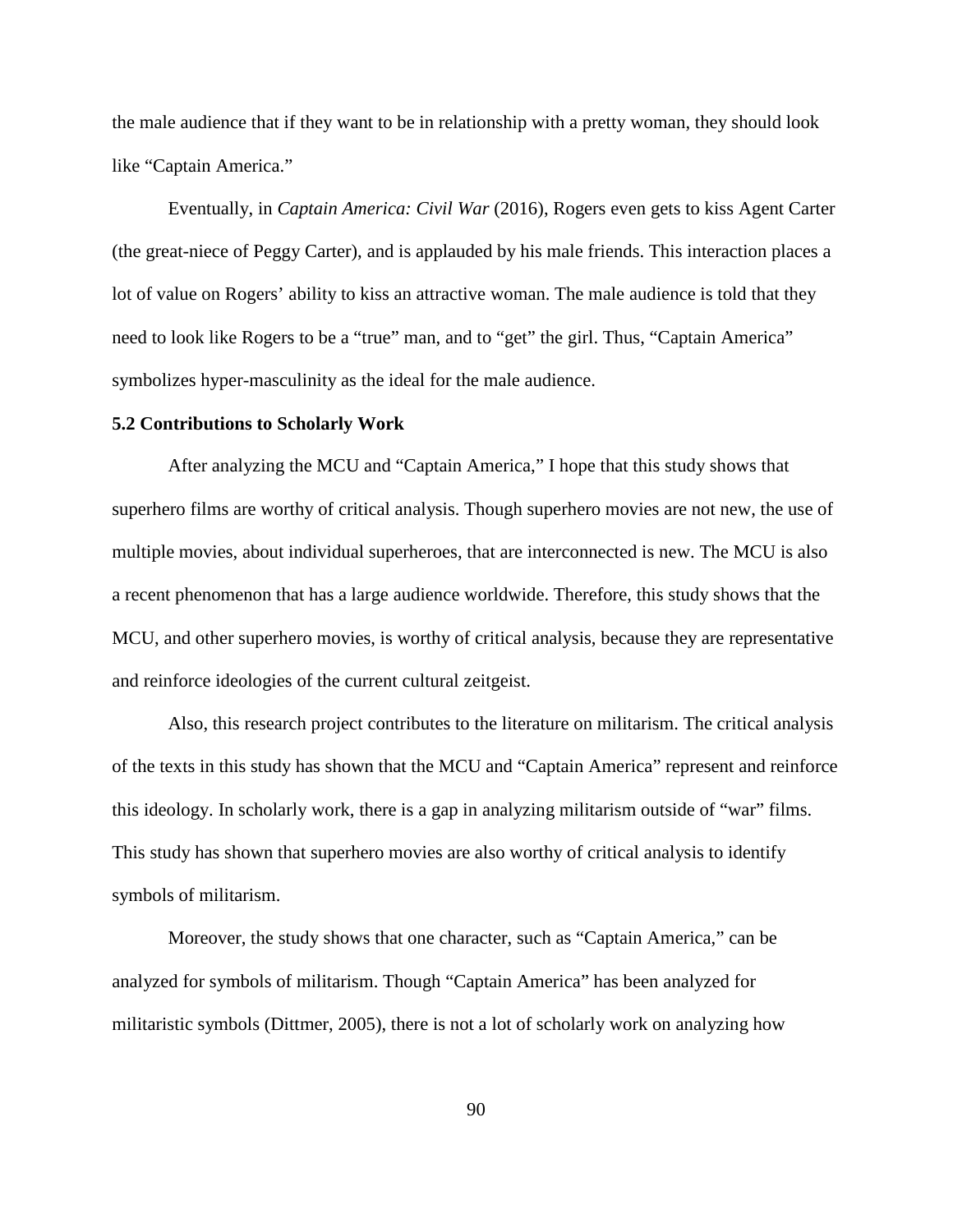the male audience that if they want to be in relationship with a pretty woman, they should look like "Captain America."

Eventually, in *Captain America: Civil War* (2016), Rogers even gets to kiss Agent Carter (the great-niece of Peggy Carter), and is applauded by his male friends. This interaction places a lot of value on Rogers' ability to kiss an attractive woman. The male audience is told that they need to look like Rogers to be a "true" man, and to "get" the girl. Thus, "Captain America" symbolizes hyper-masculinity as the ideal for the male audience.

**5.2 Contributions to Scholarly Work**

After analyzing the MCU and "Captain America," I hope that this study shows that superhero films are worthy of critical analysis. Though superhero movies are not new, the use of multiple movies, about individual superheroes, that are interconnected is new. The MCU is also a recent phenomenon that has a large audience worldwide. Therefore, this study shows that the MCU, and other superhero movies, is worthy of critical analysis, because they are representative and reinforce ideologies of the current cultural zeitgeist.

Also, this research project contributes to the literature on militarism. The critical analysis of the texts in this study has shown that the MCU and "Captain America" represent and reinforce this ideology. In scholarly work, there is a gap in analyzing militarism outside of "war" films. This study has shown that superhero movies are also worthy of critical analysis to identify symbols of militarism.

Moreover, the study shows that one character, such as "Captain America," can be analyzed for symbols of militarism. Though "Captain America" has been analyzed for militaristic symbols (Dittmer, 2005), there is not a lot of scholarly work on analyzing how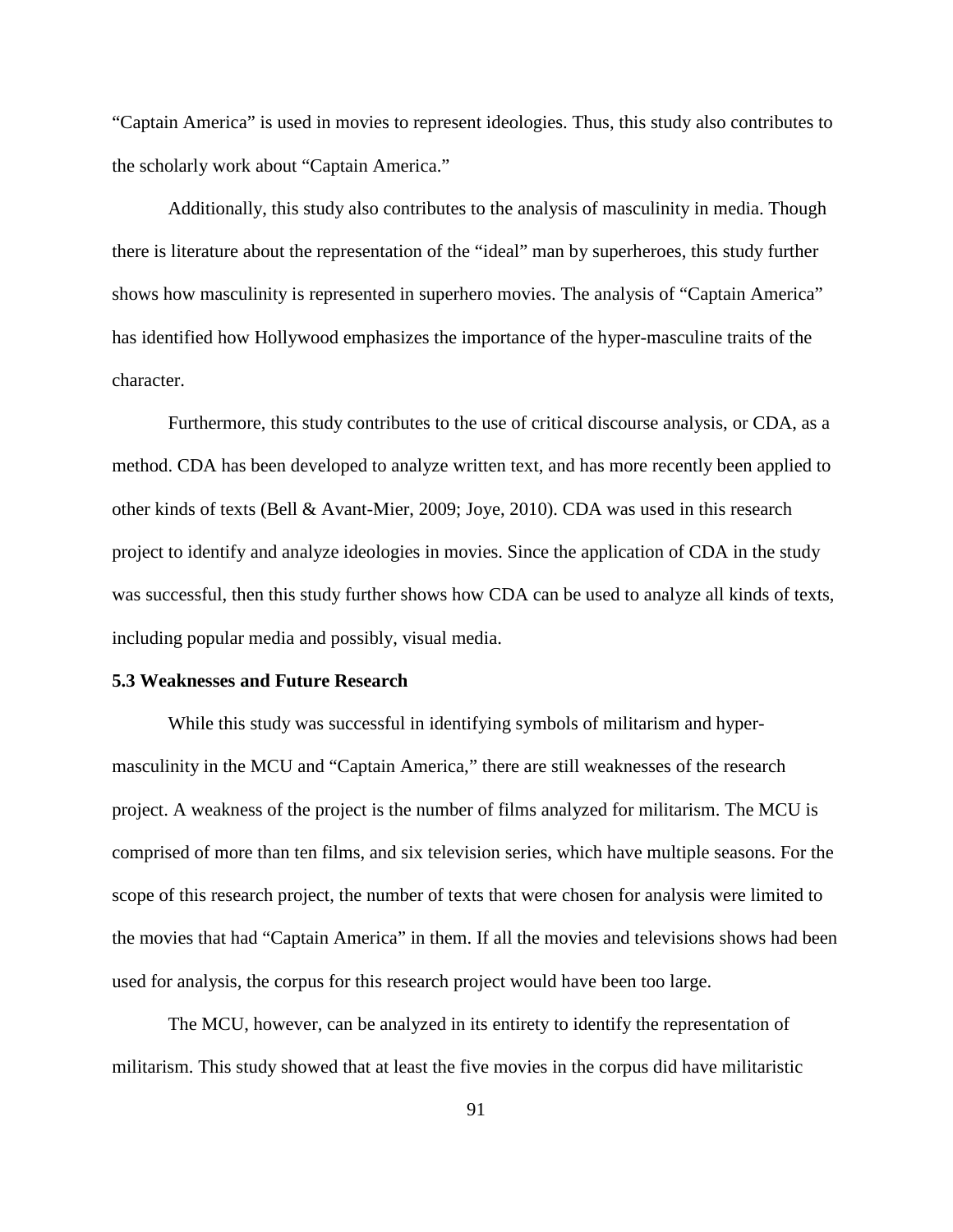"Captain America" is used in movies to represent ideologies. Thus, this study also contributes to the scholarly work about "Captain America."

Additionally, this study also contributes to the analysis of masculinity in media. Though there is literature about the representation of the "ideal" man by superheroes, this study further shows how masculinity is represented in superhero movies. The analysis of "Captain America" has identified how Hollywood emphasizes the importance of the hyper-masculine traits of the character.

Furthermore, this study contributes to the use of critical discourse analysis, or CDA, as a method. CDA has been developed to analyze written text, and has more recently been applied to other kinds of texts (Bell & Avant-Mier, 2009; Joye, 2010). CDA was used in this research project to identify and analyze ideologies in movies. Since the application of CDA in the study was successful, then this study further shows how CDA can be used to analyze all kinds of texts, including popular media and possibly, visual media.

### 5.3 Weaknesses and Future Research

While this study was successful in identifying symbols of militarism and hyper-masculinity in the MCU and "Captain America," there are still weaknesses of the research project. A weakness of the project is the number of films analyzed for militarism. The MCU is comprised of more than ten films, and six television series, which have multiple seasons. For the scope of this research project, the number of texts that were chosen for analysis were limited to the movies that had "Captain America" in them. If all the movies and televisions shows had been used for analysis, the corpus for this research project would have been too large.

The MCU, however, can be analyzed in its entirety to identify the representation of militarism. This study showed that at least the five movies in the corpus did have militaristic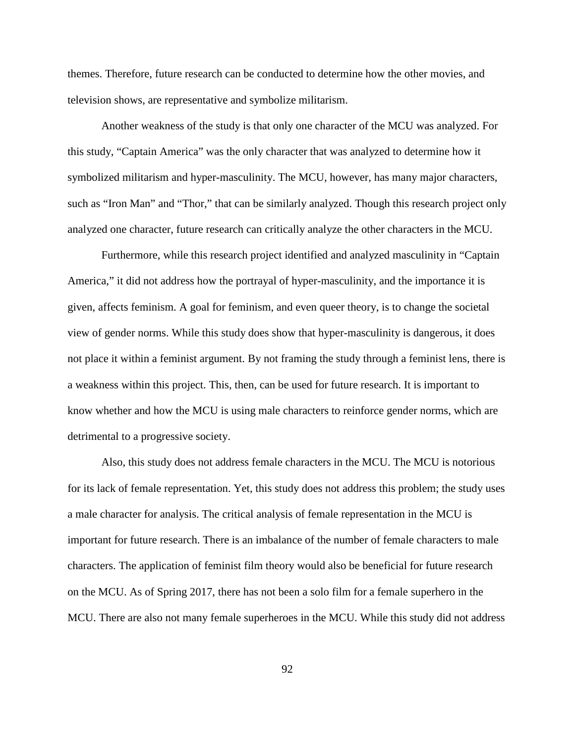themes. Therefore, future research can be conducted to determine how the other movies, and television shows, are representative and symbolize militarism.

Another weakness of the study is that only one character of the MCU was analyzed. For this study, "Captain America" was the only character that was analyzed to determine how it symbolized militarism and hyper-masculinity. The MCU, however, has many major characters, such as "Iron Man" and "Thor," that can be similarly analyzed. Though this research project only analyzed one character, future research can critically analyze the other characters in the MCU.

Furthermore, while this research project identified and analyzed masculinity in "Captain America," it did not address how the portrayal of hyper-masculinity, and the importance it is given, affects feminism. A goal for feminism, and even queer theory, is to change the societal view of gender norms. While this study does show that hyper-masculinity is dangerous, it does not place it within a feminist argument. By not framing the study through a feminist lens, there is a weakness within this project. This, then, can be used for future research. It is important to know whether and how the MCU is using male characters to reinforce gender norms, which are detrimental to a progressive society.

Also, this study does not address female characters in the MCU. The MCU is notorious for its lack of female representation. Yet, this study does not address this problem; the study uses a male character for analysis. The critical analysis of female representation in the MCU is important for future research. There is an imbalance of the number of female characters to male characters. The application of feminist film theory would also be beneficial for future research on the MCU. As of Spring 2017, there has not been a solo film for a female superhero in the MCU. There are also not many female superheroes in the MCU. While this study did not address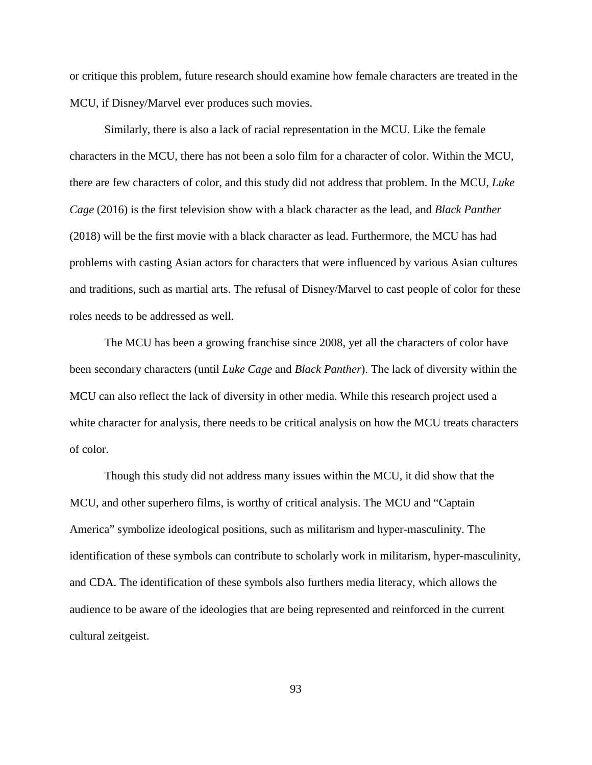or critique this problem, future research should examine how female characters are treated in the MCU, if Disney/Marvel ever produces such movies.

Similarly, there is also a lack of racial representation in the MCU. Like the female characters in the MCU, there has not been a solo film for a character of color. Within the MCU, there are few characters of color, and this study did not address that problem. In the MCU, *Luke Cage* (2016) is the first television show with a black character as the lead, and *Black Panther* (2018) will be the first movie with a black character as lead. Furthermore, the MCU has had problems with casting Asian actors for characters that were influenced by various Asian cultures and traditions, such as martial arts. The refusal of Disney/Marvel to cast people of color for these roles needs to be addressed as well.

The MCU has been a growing franchise since 2008, yet all the characters of color have been secondary characters (until *Luke Cage* and *Black Panther*). The lack of diversity within the MCU can also reflect the lack of diversity in other media. While this research project used a white character for analysis, there needs to be critical analysis on how the MCU treats characters of color.

Though this study did not address many issues within the MCU, it did show that the MCU, and other superhero films, is worthy of critical analysis. The MCU and "Captain America" symbolize ideological positions, such as militarism and hyper-masculinity. The identification of these symbols can contribute to scholarly work in militarism, hyper-masculinity, and CDA. The identification of these symbols also furthers media literacy, which allows the audience to be aware of the ideologies that are being represented and reinforced in the current cultural zeitgeist.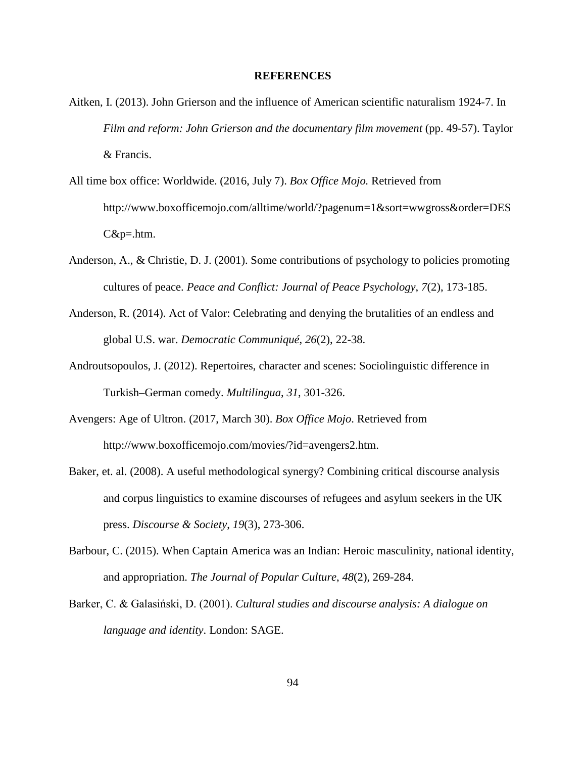**REFERENCES**

Aitken, I. (2013). John Grierson and the influence of American scientific naturalism 1924-7. In *Film and reform: John Grierson and the documentary film movement* (pp. 49-57). Taylor & Francis.

All time box office: Worldwide. (2016, July 7). *Box Office Mojo.* Retrieved from http://www.boxofficemojo.com/alltime/world/?pagenum=1&sort=wwgross&order=DESC&p=.htm.

Anderson, A., & Christie, D. J. (2001). Some contributions of psychology to policies promoting cultures of peace. *Peace and Conflict: Journal of Peace Psychology*, *7*(2), 173-185.

Anderson, R. (2014). Act of Valor: Celebrating and denying the brutalities of an endless and global U.S. war. *Democratic Communiqué*, *26*(2), 22-38.

Androutsopoulos, J. (2012). Repertoires, character and scenes: Sociolinguistic difference in Turkish–German comedy. *Multilingua*, *31*, 301-326.

Avengers: Age of Ultron. (2017, March 30). *Box Office Mojo*. Retrieved from http://www.boxofficemojo.com/movies/?id=avengers2.htm.

Baker, et. al. (2008). A useful methodological synergy? Combining critical discourse analysis and corpus linguistics to examine discourses of refugees and asylum seekers in the UK press. *Discourse & Society*, *19*(3), 273-306.

Barbour, C. (2015). When Captain America was an Indian: Heroic masculinity, national identity, and appropriation. *The Journal of Popular Culture*, *48*(2), 269-284.

Barker, C. & Galasiński, D. (2001). *Cultural studies and discourse analysis: A dialogue on language and identity*. London: SAGE.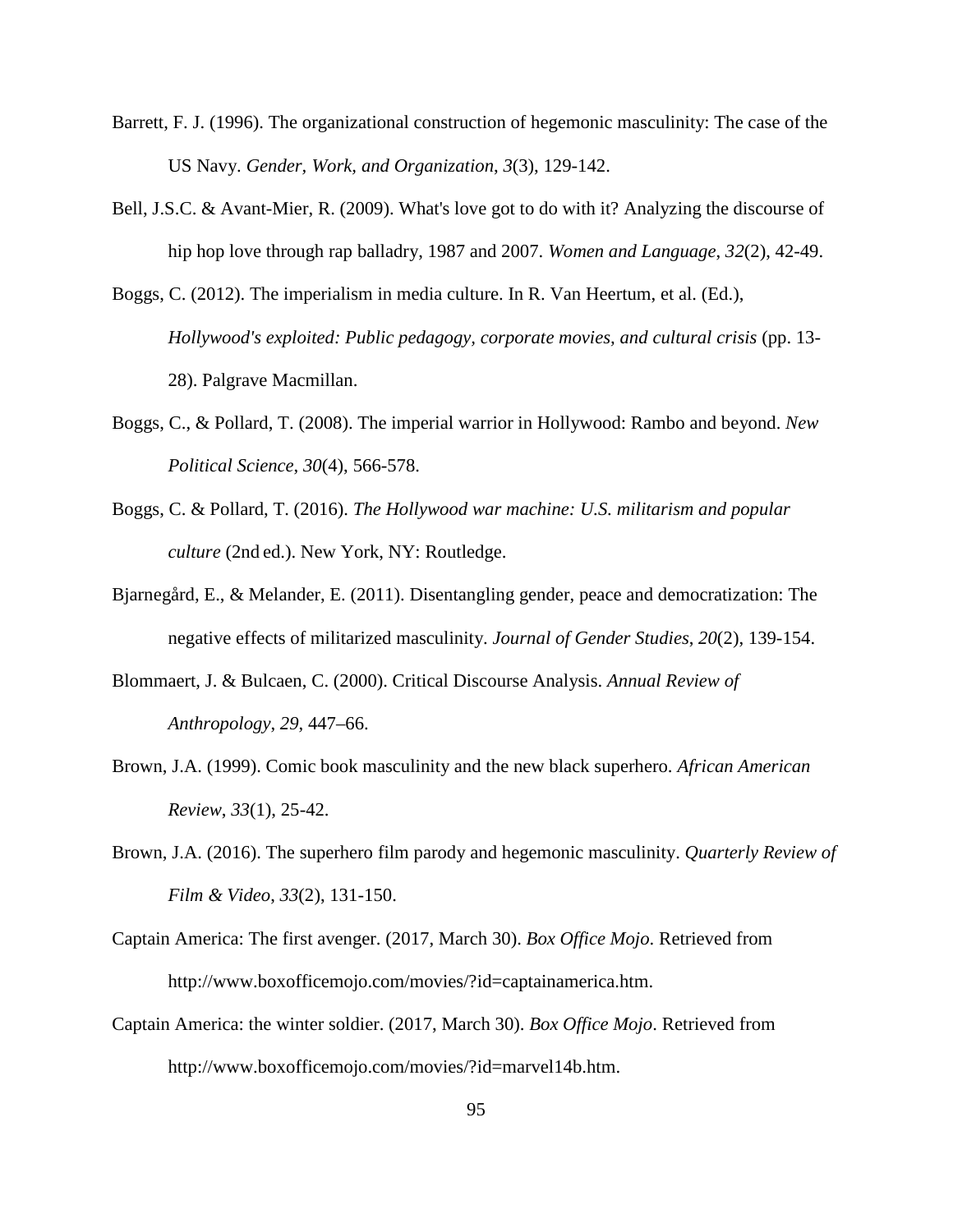Barrett, F. J. (1996). The organizational construction of hegemonic masculinity: The case of the US Navy. *Gender, Work, and Organization*, *3*(3), 129-142.

Bell, J.S.C. & Avant-Mier, R. (2009). What's love got to do with it? Analyzing the discourse of hip hop love through rap balladry, 1987 and 2007. *Women and Language*, *32*(2), 42-49.

Boggs, C. (2012). The imperialism in media culture. In R. Van Heertum, et al. (Ed.), *Hollywood's exploited: Public pedagogy, corporate movies, and cultural crisis* (pp. 13-28). Palgrave Macmillan.

Boggs, C., & Pollard, T. (2008). The imperial warrior in Hollywood: Rambo and beyond. *New Political Science*, *30*(4), 566-578.

Boggs, C. & Pollard, T. (2016). *The Hollywood war machine: U.S. militarism and popular culture* (2nd ed.). New York, NY: Routledge.

Bjarnegård, E., & Melander, E. (2011). Disentangling gender, peace and democratization: The negative effects of militarized masculinity. *Journal of Gender Studies*, *20*(2), 139-154.

Blommaert, J. & Bulcaen, C. (2000). Critical Discourse Analysis. *Annual Review of Anthropology*, *29*, 447–66.

Brown, J.A. (1999). Comic book masculinity and the new black superhero. *African American Review*, *33*(1), 25-42.

Brown, J.A. (2016). The superhero film parody and hegemonic masculinity. *Quarterly Review of Film & Video*, *33*(2), 131-150.

Captain America: The first avenger. (2017, March 30). *Box Office Mojo*. Retrieved from http://www.boxofficemojo.com/movies/?id=captainamerica.htm.

Captain America: the winter soldier. (2017, March 30). *Box Office Mojo*. Retrieved from http://www.boxofficemojo.com/movies/?id=marvel14b.htm.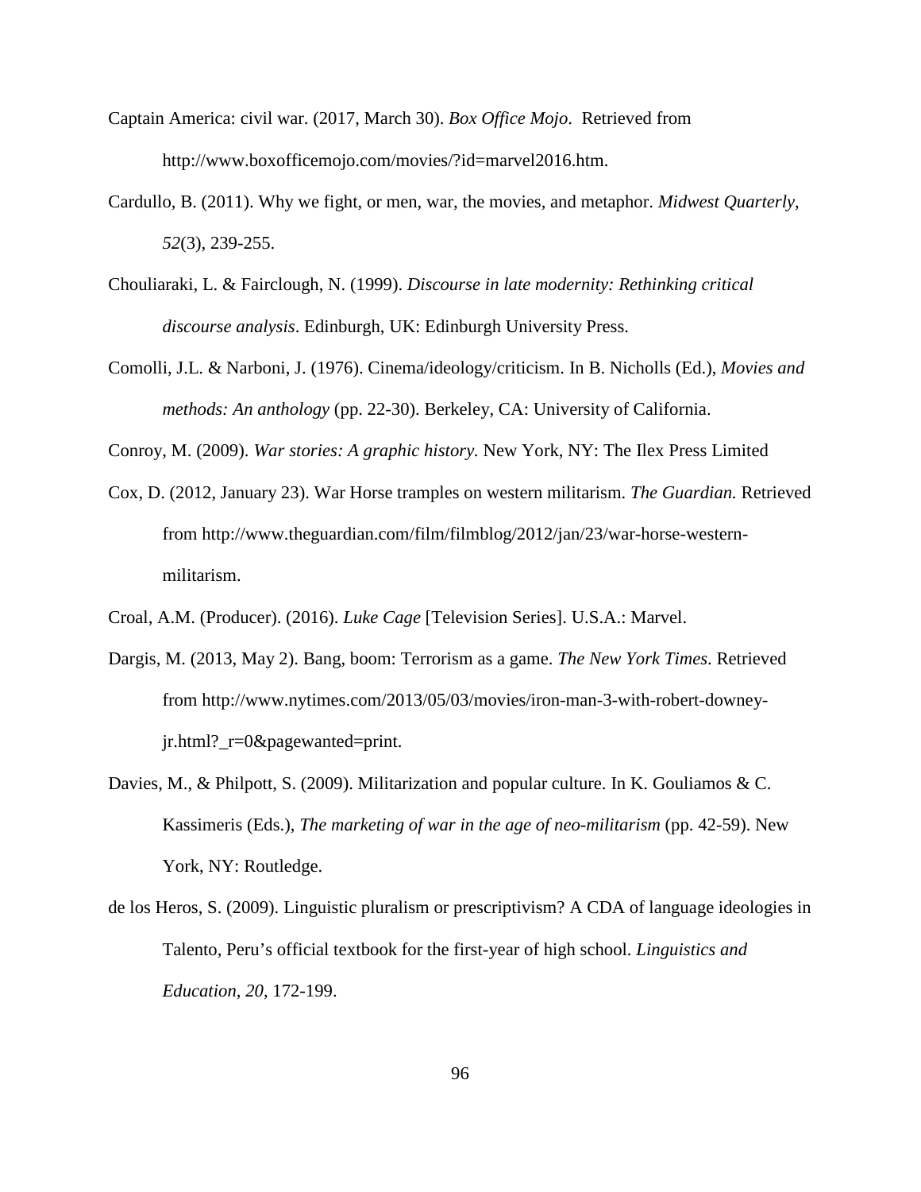Captain America: civil war. (2017, March 30). *Box Office Mojo*. Retrieved from http://www.boxofficemojo.com/movies/?id=marvel2016.htm.

Cardullo, B. (2011). Why we fight, or men, war, the movies, and metaphor. *Midwest Quarterly*, *52*(3), 239-255.

Chouliaraki, L. & Fairclough, N. (1999). *Discourse in late modernity: Rethinking critical discourse analysis*. Edinburgh, UK: Edinburgh University Press.

Comolli, J.L. & Narboni, J. (1976). Cinema/ideology/criticism. In B. Nicholls (Ed.), *Movies and methods: An anthology* (pp. 22-30). Berkeley, CA: University of California.

Conroy, M. (2009). *War stories: A graphic history.* New York, NY: The Ilex Press Limited

Cox, D. (2012, January 23). War Horse tramples on western militarism. *The Guardian.* Retrieved from http://www.theguardian.com/film/filmblog/2012/jan/23/war-horse-western-militarism.

Croal, A.M. (Producer). (2016). *Luke Cage* [Television Series]. U.S.A.: Marvel.

Dargis, M. (2013, May 2). Bang, boom: Terrorism as a game. *The New York Times*. Retrieved from http://www.nytimes.com/2013/05/03/movies/iron-man-3-with-robert-downey-jr.html?_r=0&pagewanted=print.

Davies, M., & Philpott, S. (2009). Militarization and popular culture. In K. Gouliamos & C. Kassimeris (Eds.), *The marketing of war in the age of neo-militarism* (pp. 42-59). New York, NY: Routledge.

de los Heros, S. (2009). Linguistic pluralism or prescriptivism? A CDA of language ideologies in Talento, Peru's official textbook for the first-year of high school. *Linguistics and Education*, *20*, 172-199.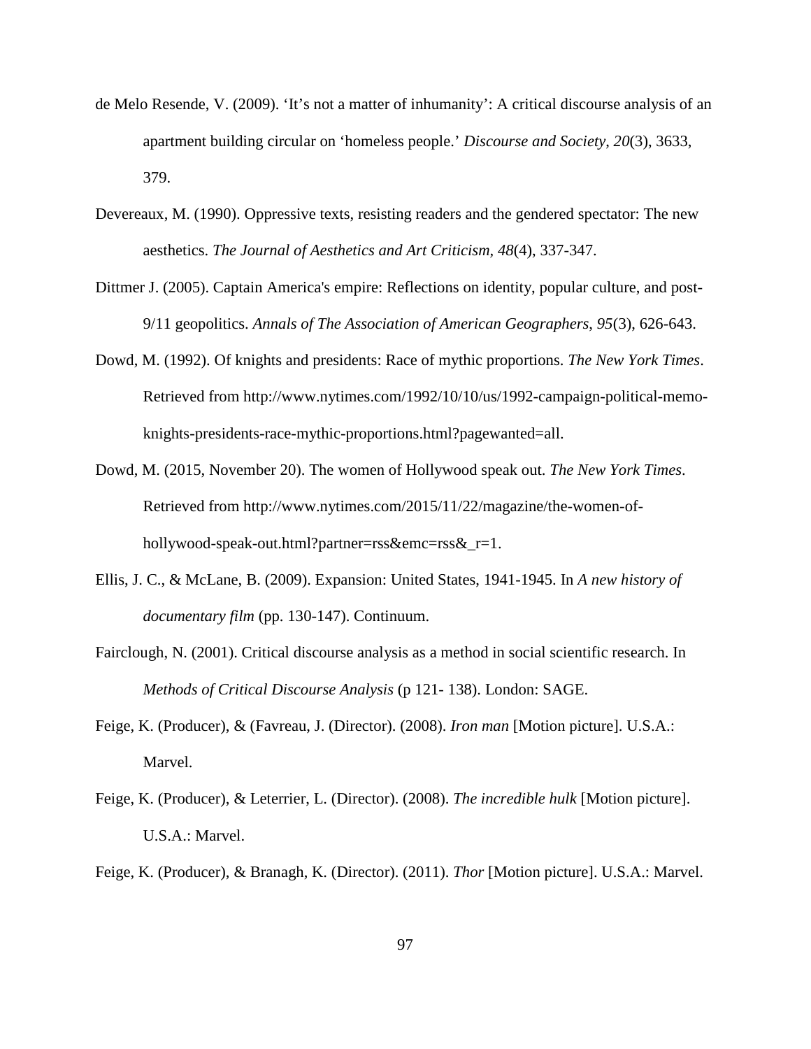de Melo Resende, V. (2009). ‘It’s not a matter of inhumanity’: A critical discourse analysis of an apartment building circular on ‘homeless people.’ *Discourse and Society*, *20*(3), 3633, 379.

Devereaux, M. (1990). Oppressive texts, resisting readers and the gendered spectator: The new aesthetics. *The Journal of Aesthetics and Art Criticism, 48*(4), 337-347.

Dittmer J. (2005). Captain America's empire: Reflections on identity, popular culture, and post-9/11 geopolitics. *Annals of The Association of American Geographers*, *95*(3), 626-643.

Dowd, M. (1992). Of knights and presidents: Race of mythic proportions. *The New York Times*. Retrieved from http://www.nytimes.com/1992/10/10/us/1992-campaign-political-memo-knights-presidents-race-mythic-proportions.html?pagewanted=all.

Dowd, M. (2015, November 20). The women of Hollywood speak out. *The New York Times*. Retrieved from http://www.nytimes.com/2015/11/22/magazine/the-women-of-hollywood-speak-out.html?partner=rss&emc=rss&_r=1.

Ellis, J. C., & McLane, B. (2009). Expansion: United States, 1941-1945. In *A new history of documentary film* (pp. 130-147). Continuum.

Fairclough, N. (2001). Critical discourse analysis as a method in social scientific research. In *Methods of Critical Discourse Analysis* (p 121- 138). London: SAGE.

Feige, K. (Producer), & (Favreau, J. (Director). (2008). *Iron man* [Motion picture]. U.S.A.: Marvel.

Feige, K. (Producer), & Leterrier, L. (Director). (2008). *The incredible hulk* [Motion picture]. U.S.A.: Marvel.

Feige, K. (Producer), & Branagh, K. (Director). (2011). *Thor* [Motion picture]. U.S.A.: Marvel.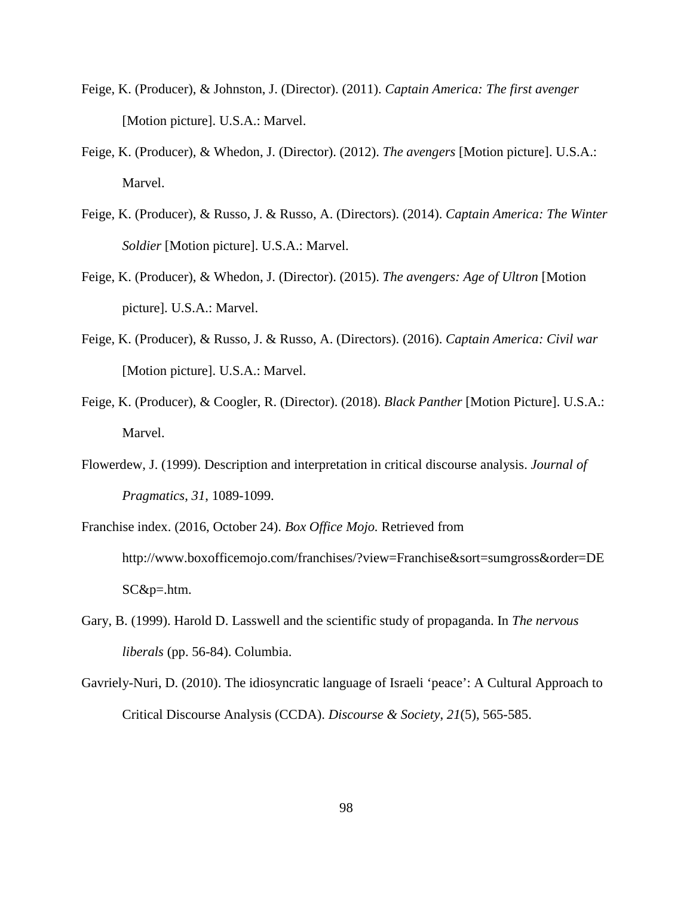Feige, K. (Producer), & Johnston, J. (Director). (2011). *Captain America: The first avenger* [Motion picture]. U.S.A.: Marvel.

Feige, K. (Producer), & Whedon, J. (Director). (2012). *The avengers* [Motion picture]. U.S.A.: Marvel.

Feige, K. (Producer), & Russo, J. & Russo, A. (Directors). (2014). *Captain America: The Winter Soldier* [Motion picture]. U.S.A.: Marvel.

Feige, K. (Producer), & Whedon, J. (Director). (2015). *The avengers: Age of Ultron* [Motion picture]. U.S.A.: Marvel.

Feige, K. (Producer), & Russo, J. & Russo, A. (Directors). (2016). *Captain America: Civil war* [Motion picture]. U.S.A.: Marvel.

Feige, K. (Producer), & Coogler, R. (Director). (2018). *Black Panther* [Motion Picture]. U.S.A.: Marvel.

Flowerdew, J. (1999). Description and interpretation in critical discourse analysis. *Journal of Pragmatics*, *31*, 1089-1099.

Franchise index. (2016, October 24). *Box Office Mojo.* Retrieved from http://www.boxofficemojo.com/franchises/?view=Franchise&sort=sumgross&order=DESC&p=.htm.

Gary, B. (1999). Harold D. Lasswell and the scientific study of propaganda. In *The nervous liberals* (pp. 56-84). Columbia.

Gavriely-Nuri, D. (2010). The idiosyncratic language of Israeli 'peace': A Cultural Approach to Critical Discourse Analysis (CCDA). *Discourse & Society*, *21*(5), 565-585.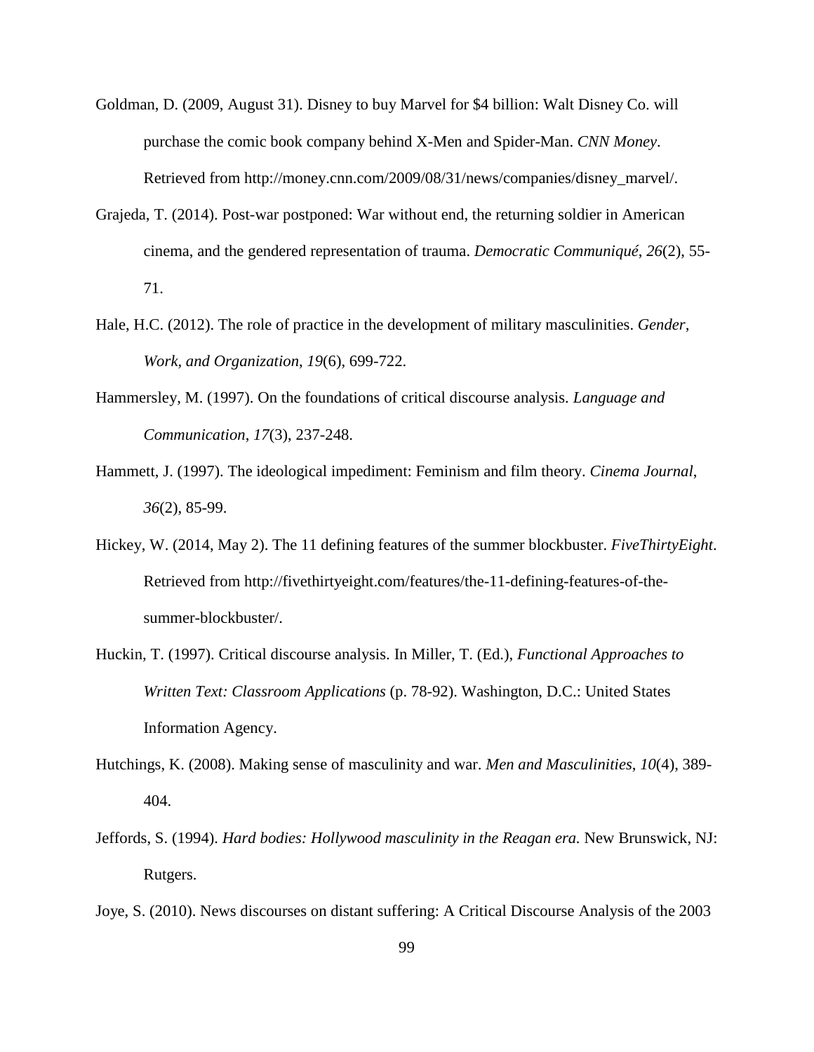Goldman, D. (2009, August 31). Disney to buy Marvel for $4 billion: Walt Disney Co. will purchase the comic book company behind X-Men and Spider-Man. *CNN Money*. Retrieved from http://money.cnn.com/2009/08/31/news/companies/disney_marvel/.

Grajeda, T. (2014). Post-war postponed: War without end, the returning soldier in American cinema, and the gendered representation of trauma. *Democratic Communiqué*, *26*(2), 55-71.

Hale, H.C. (2012). The role of practice in the development of military masculinities. *Gender, Work, and Organization*, *19*(6), 699-722.

Hammersley, M. (1997). On the foundations of critical discourse analysis. *Language and Communication*, *17*(3), 237-248.

Hammett, J. (1997). The ideological impediment: Feminism and film theory. *Cinema Journal*, *36*(2), 85-99.

Hickey, W. (2014, May 2). The 11 defining features of the summer blockbuster. *FiveThirtyEight*. Retrieved from http://fivethirtyeight.com/features/the-11-defining-features-of-the-summer-blockbuster/.

Huckin, T. (1997). Critical discourse analysis. In Miller, T. (Ed.), *Functional Approaches to Written Text: Classroom Applications* (p. 78-92). Washington, D.C.: United States Information Agency.

Hutchings, K. (2008). Making sense of masculinity and war. *Men and Masculinities*, *10*(4), 389-404.

Jeffords, S. (1994). *Hard bodies: Hollywood masculinity in the Reagan era.* New Brunswick, NJ: Rutgers.

Joye, S. (2010). News discourses on distant suffering: A Critical Discourse Analysis of the 2003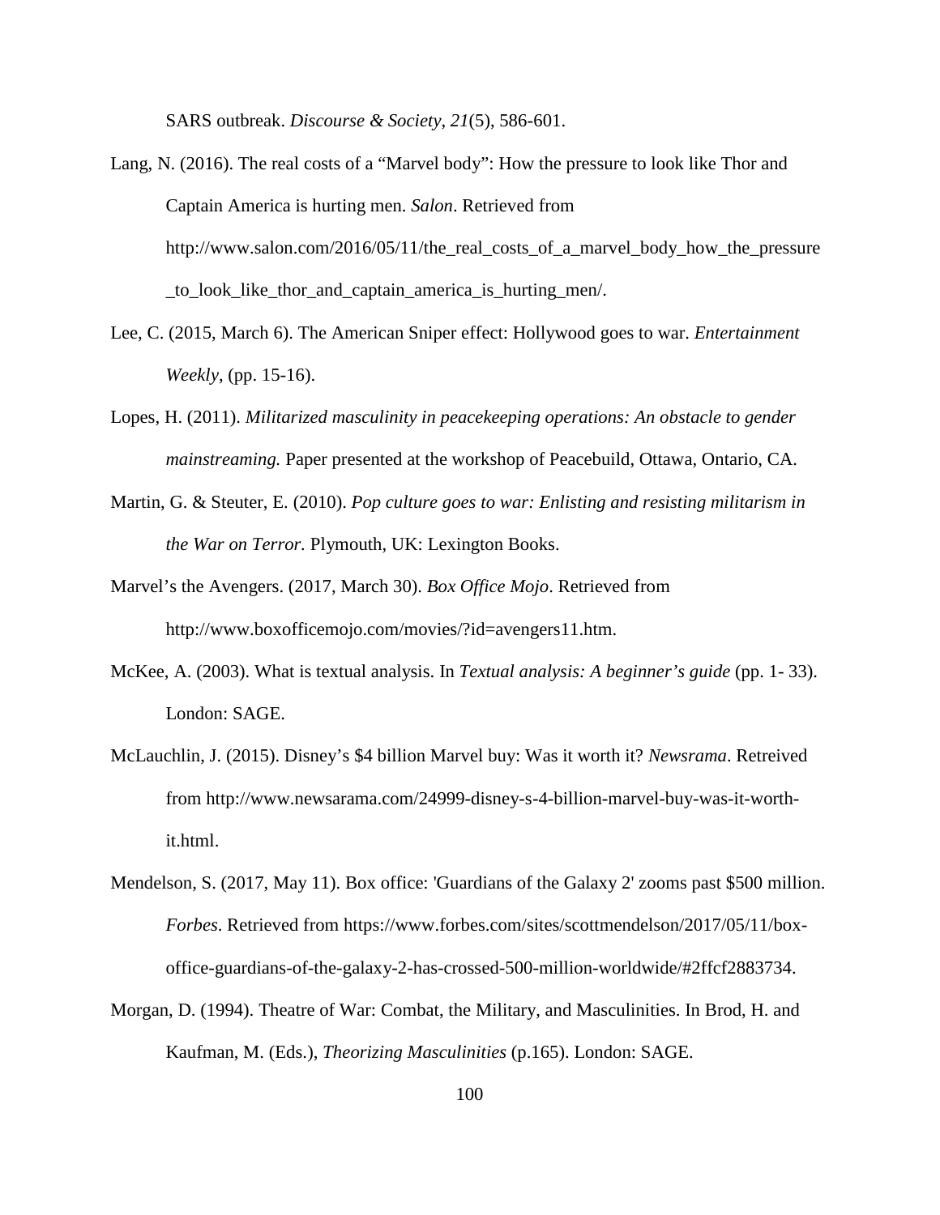SARS outbreak. *Discourse & Society*, *21*(5), 586-601.

Lang, N. (2016). The real costs of a "Marvel body": How the pressure to look like Thor and Captain America is hurting men. *Salon*. Retrieved from http://www.salon.com/2016/05/11/the_real_costs_of_a_marvel_body_how_the_pressure_to_look_like_thor_and_captain_america_is_hurting_men/.

Lee, C. (2015, March 6). The American Sniper effect: Hollywood goes to war. *Entertainment Weekly*, (pp. 15-16).

Lopes, H. (2011). *Militarized masculinity in peacekeeping operations: An obstacle to gender mainstreaming.* Paper presented at the workshop of Peacebuild, Ottawa, Ontario, CA.

Martin, G. & Steuter, E. (2010). *Pop culture goes to war: Enlisting and resisting militarism in the War on Terror*. Plymouth, UK: Lexington Books.

Marvel's the Avengers. (2017, March 30). *Box Office Mojo*. Retrieved from http://www.boxofficemojo.com/movies/?id=avengers11.htm.

McKee, A. (2003). What is textual analysis. In *Textual analysis: A beginner's guide* (pp. 1- 33). London: SAGE.

McLauchlin, J. (2015). Disney's $4 billion Marvel buy: Was it worth it? *Newsrama*. Retreived from http://www.newsarama.com/24999-disney-s-4-billion-marvel-buy-was-it-worth-it.html.

Mendelson, S. (2017, May 11). Box office: 'Guardians of the Galaxy 2' zooms past $500 million. *Forbes*. Retrieved from https://www.forbes.com/sites/scottmendelson/2017/05/11/box-office-guardians-of-the-galaxy-2-has-crossed-500-million-worldwide/#2ffcf2883734.

Morgan, D. (1994). Theatre of War: Combat, the Military, and Masculinities. In Brod, H. and Kaufman, M. (Eds.), *Theorizing Masculinities* (p.165). London: SAGE.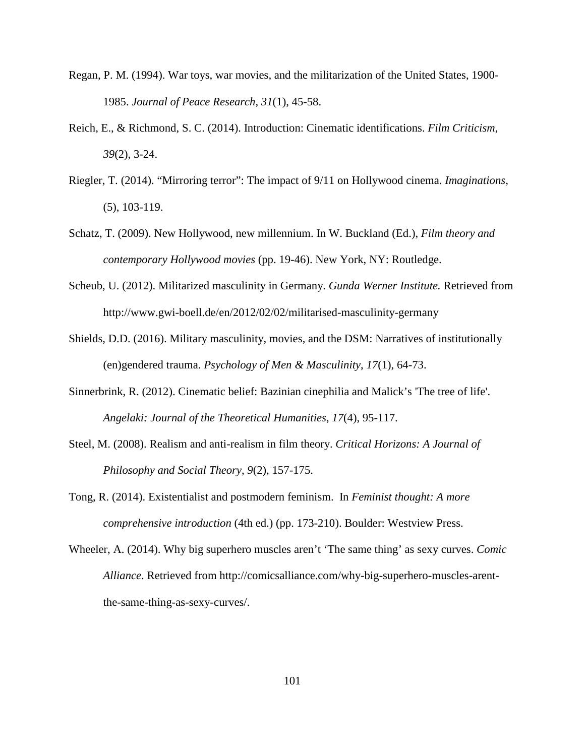Regan, P. M. (1994). War toys, war movies, and the militarization of the United States, 1900-1985. *Journal of Peace Research*, *31*(1), 45-58.

Reich, E., & Richmond, S. C. (2014). Introduction: Cinematic identifications. *Film Criticism*, *39*(2), 3-24.

Riegler, T. (2014). "Mirroring terror": The impact of 9/11 on Hollywood cinema. *Imaginations*, (5), 103-119.

Schatz, T. (2009). New Hollywood, new millennium. In W. Buckland (Ed.), *Film theory and contemporary Hollywood movies* (pp. 19-46). New York, NY: Routledge.

Scheub, U. (2012). Militarized masculinity in Germany. *Gunda Werner Institute.* Retrieved from http://www.gwi-boell.de/en/2012/02/02/militarised-masculinity-germany

Shields, D.D. (2016). Military masculinity, movies, and the DSM: Narratives of institutionally (en)gendered trauma. *Psychology of Men & Masculinity*, *17*(1), 64-73.

Sinnerbrink, R. (2012). Cinematic belief: Bazinian cinephilia and Malick's 'The tree of life'. *Angelaki: Journal of the Theoretical Humanities*, *17*(4), 95-117.

Steel, M. (2008). Realism and anti-realism in film theory. *Critical Horizons: A Journal of Philosophy and Social Theory*, *9*(2), 157-175.

Tong, R. (2014). Existentialist and postmodern feminism. In *Feminist thought: A more comprehensive introduction* (4th ed.) (pp. 173-210). Boulder: Westview Press.

Wheeler, A. (2014). Why big superhero muscles aren't 'The same thing' as sexy curves. *Comic Alliance*. Retrieved from http://comicsalliance.com/why-big-superhero-muscles-arent-the-same-thing-as-sexy-curves/.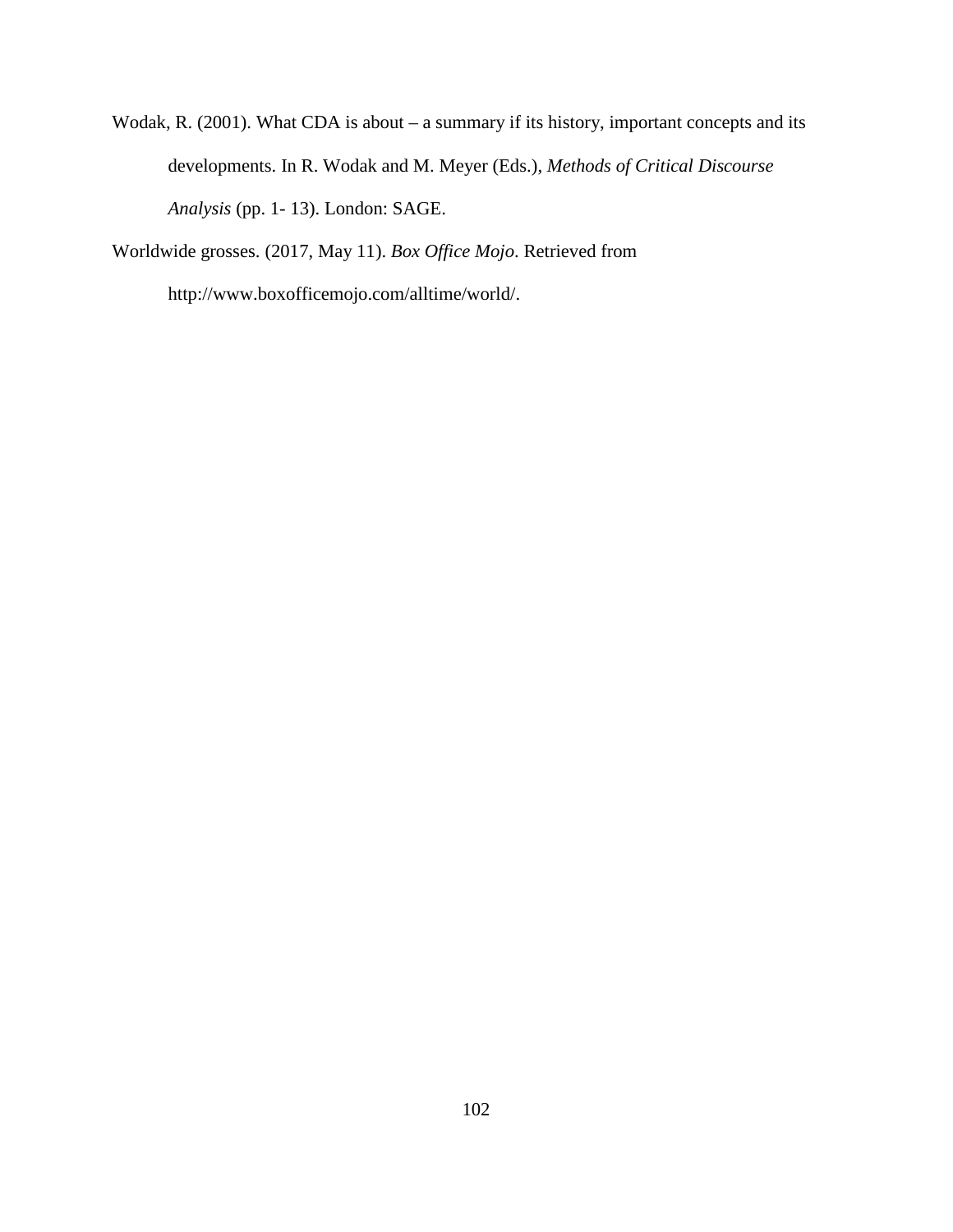Wodak, R. (2001). What CDA is about – a summary if its history, important concepts and its developments. In R. Wodak and M. Meyer (Eds.), *Methods of Critical Discourse Analysis* (pp. 1- 13). London: SAGE.

Worldwide grosses. (2017, May 11). *Box Office Mojo*. Retrieved from http://www.boxofficemojo.com/alltime/world/.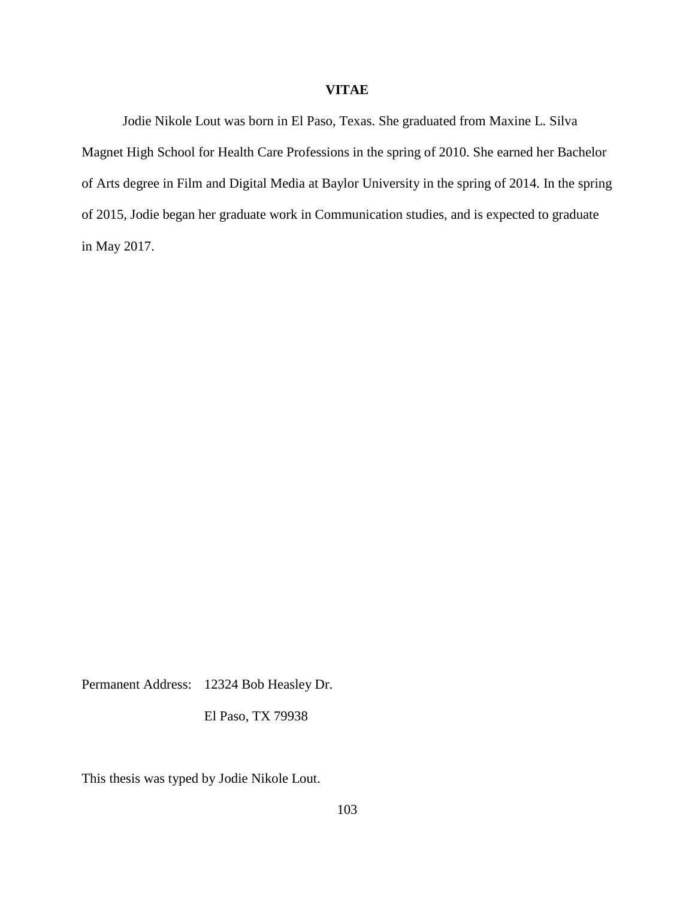## VITAE

Jodie Nikole Lout was born in El Paso, Texas. She graduated from Maxine L. Silva Magnet High School for Health Care Professions in the spring of 2010. She earned her Bachelor of Arts degree in Film and Digital Media at Baylor University in the spring of 2014. In the spring of 2015, Jodie began her graduate work in Communication studies, and is expected to graduate in May 2017.

Permanent Address: 12324 Bob Heasley Dr.

El Paso, TX 79938

This thesis was typed by Jodie Nikole Lout.